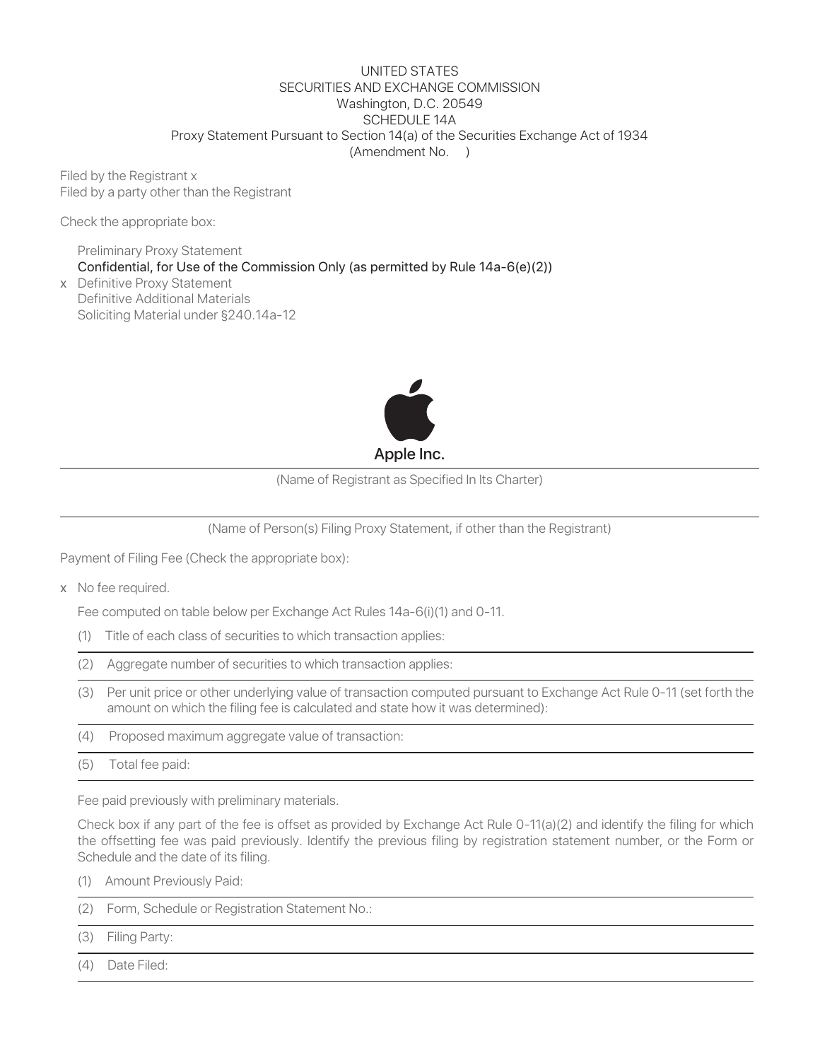UNITED STATES
SECURITIES AND EXCHANGE COMMISSION
Washington, D.C. 20549
SCHEDULE 14A
Proxy Statement Pursuant to Section 14(a) of the Securities Exchange Act of 1934
(Amendment No. )

Filed by the Registrant x
Filed by a party other than the Registrant

Check the appropriate box:

- Preliminary Proxy Statement
- Confidential, for Use of the Commission Only (as permitted by Rule 14a-6(e)(2))
- x Definitive Proxy Statement
- Definitive Additional Materials
- Soliciting Material under §240.14a-12

**Apple Inc.**

(Name of Registrant as Specified In Its Charter)

(Name of Person(s) Filing Proxy Statement, if other than the Registrant)

Payment of Filing Fee (Check the appropriate box):

x No fee required.

Fee computed on table below per Exchange Act Rules 14a-6(i)(1) and 0-11.

(1) Title of each class of securities to which transaction applies:

(2) Aggregate number of securities to which transaction applies:

(3) Per unit price or other underlying value of transaction computed pursuant to Exchange Act Rule 0-11 (set forth the amount on which the filing fee is calculated and state how it was determined):

(4) Proposed maximum aggregate value of transaction:

(5) Total fee paid:

Fee paid previously with preliminary materials.

Check box if any part of the fee is offset as provided by Exchange Act Rule 0-11(a)(2) and identify the filing for which the offsetting fee was paid previously. Identify the previous filing by registration statement number, or the Form or Schedule and the date of its filing.

(1) Amount Previously Paid:

(2) Form, Schedule or Registration Statement No.:

(3) Filing Party:

(4) Date Filed: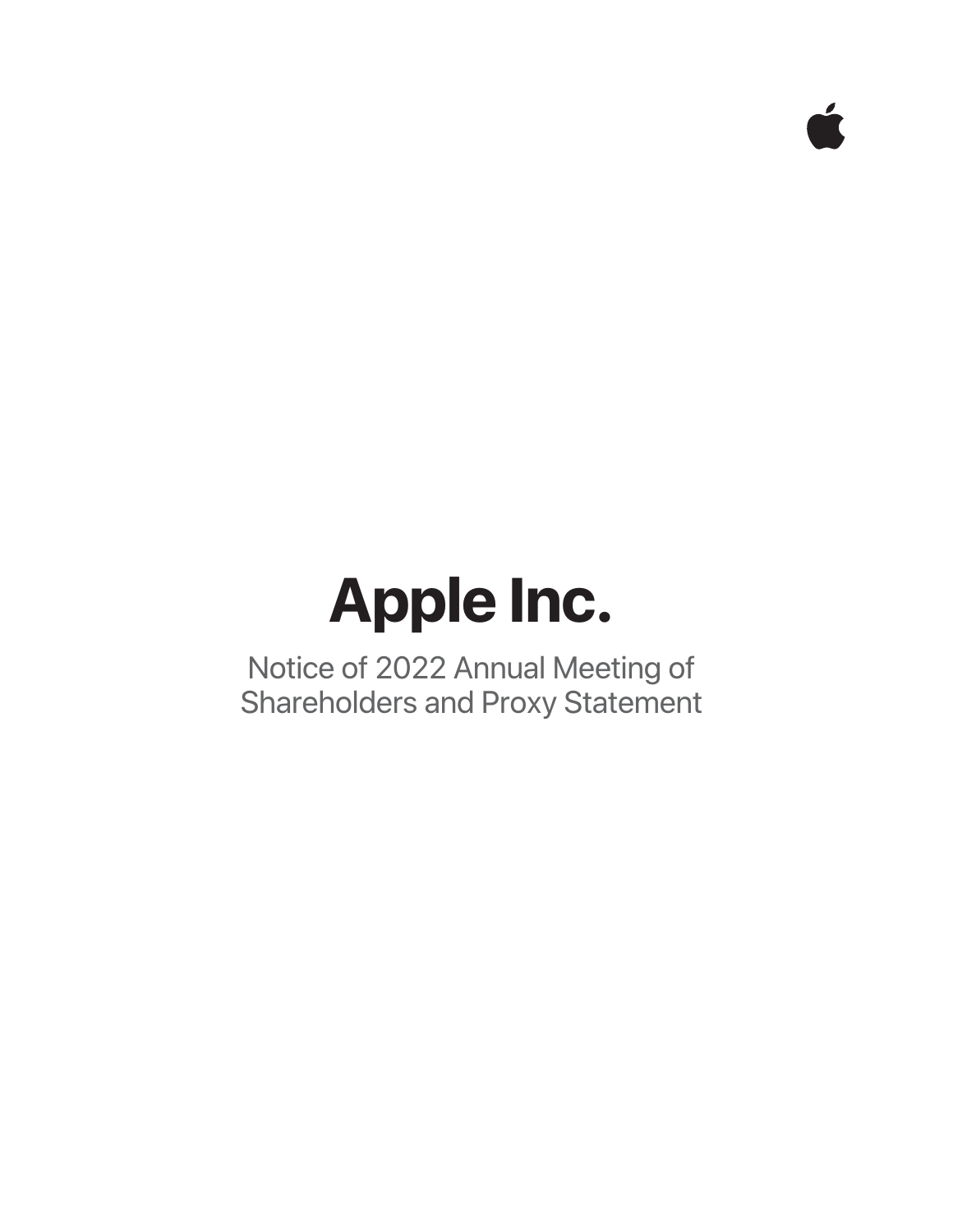# Apple Inc.

Notice of 2022 Annual Meeting of Shareholders and Proxy Statement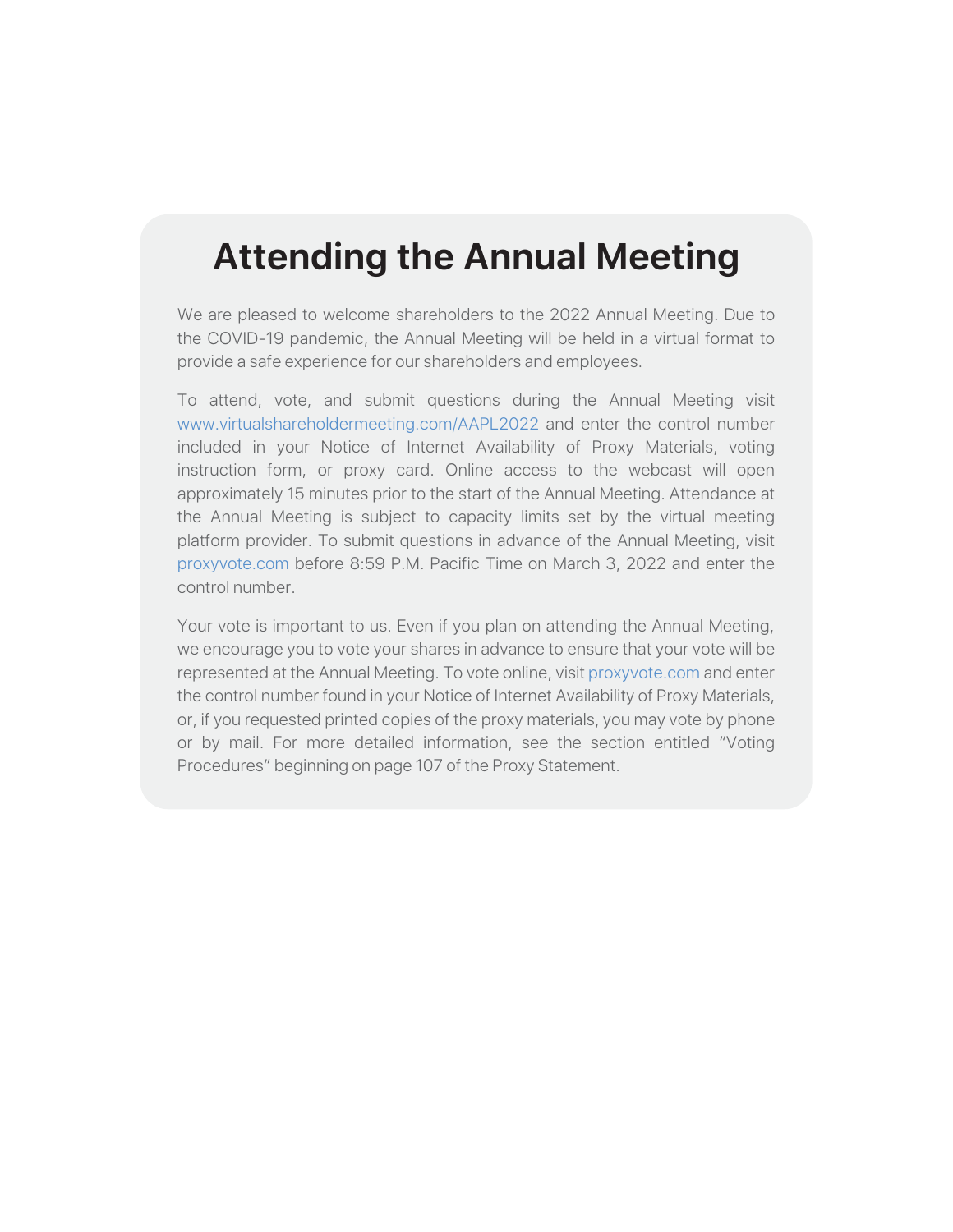# Attending the Annual Meeting

We are pleased to welcome shareholders to the 2022 Annual Meeting. Due to the COVID-19 pandemic, the Annual Meeting will be held in a virtual format to provide a safe experience for our shareholders and employees.

To attend, vote, and submit questions during the Annual Meeting visit www.virtualshareholdermeeting.com/AAPL2022 and enter the control number included in your Notice of Internet Availability of Proxy Materials, voting instruction form, or proxy card. Online access to the webcast will open approximately 15 minutes prior to the start of the Annual Meeting. Attendance at the Annual Meeting is subject to capacity limits set by the virtual meeting platform provider. To submit questions in advance of the Annual Meeting, visit proxyvote.com before 8:59 P.M. Pacific Time on March 3, 2022 and enter the control number.

Your vote is important to us. Even if you plan on attending the Annual Meeting, we encourage you to vote your shares in advance to ensure that your vote will be represented at the Annual Meeting. To vote online, visit proxyvote.com and enter the control number found in your Notice of Internet Availability of Proxy Materials, or, if you requested printed copies of the proxy materials, you may vote by phone or by mail. For more detailed information, see the section entitled "Voting Procedures" beginning on page 107 of the Proxy Statement.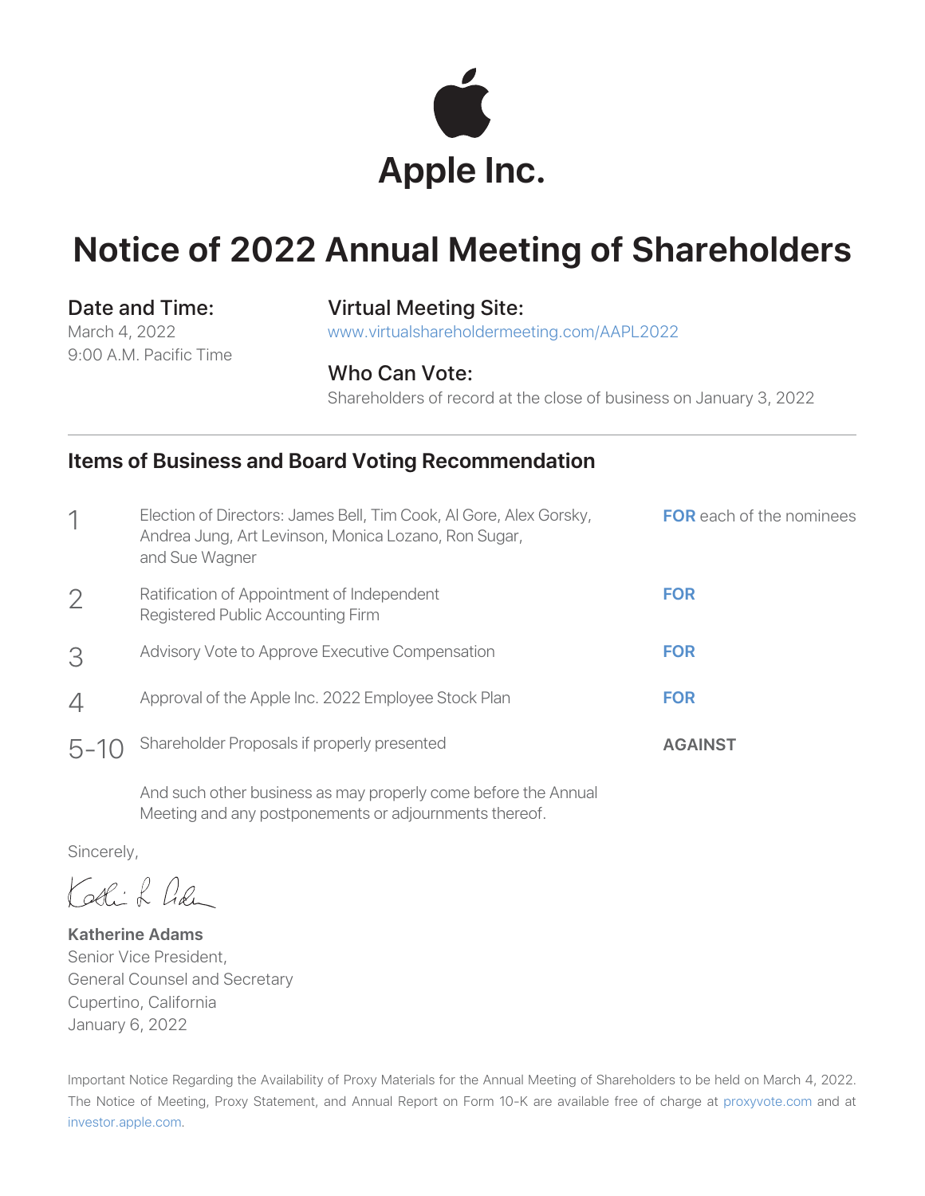# Apple Inc.

# Notice of 2022 Annual Meeting of Shareholders

**Date and Time:**
March 4, 2022
9:00 A.M. Pacific Time

**Virtual Meeting Site:**
www.virtualshareholdermeeting.com/AAPL2022

**Who Can Vote:**
Shareholders of record at the close of business on January 3, 2022

## Items of Business and Board Voting Recommendation

| | | |
|---|---|---|
| 1 | Election of Directors: James Bell, Tim Cook, Al Gore, Alex Gorsky, Andrea Jung, Art Levinson, Monica Lozano, Ron Sugar, and Sue Wagner | **FOR** each of the nominees |
| 2 | Ratification of Appointment of Independent Registered Public Accounting Firm | **FOR** |
| 3 | Advisory Vote to Approve Executive Compensation | **FOR** |
| 4 | Approval of the Apple Inc. 2022 Employee Stock Plan | **FOR** |
| 5-10 | Shareholder Proposals if properly presented | **AGAINST** |

And such other business as may properly come before the Annual Meeting and any postponements or adjournments thereof.

Sincerely,

**Katherine Adams**
Senior Vice President,
General Counsel and Secretary
Cupertino, California
January 6, 2022

Important Notice Regarding the Availability of Proxy Materials for the Annual Meeting of Shareholders to be held on March 4, 2022. The Notice of Meeting, Proxy Statement, and Annual Report on Form 10-K are available free of charge at proxyvote.com and at investor.apple.com.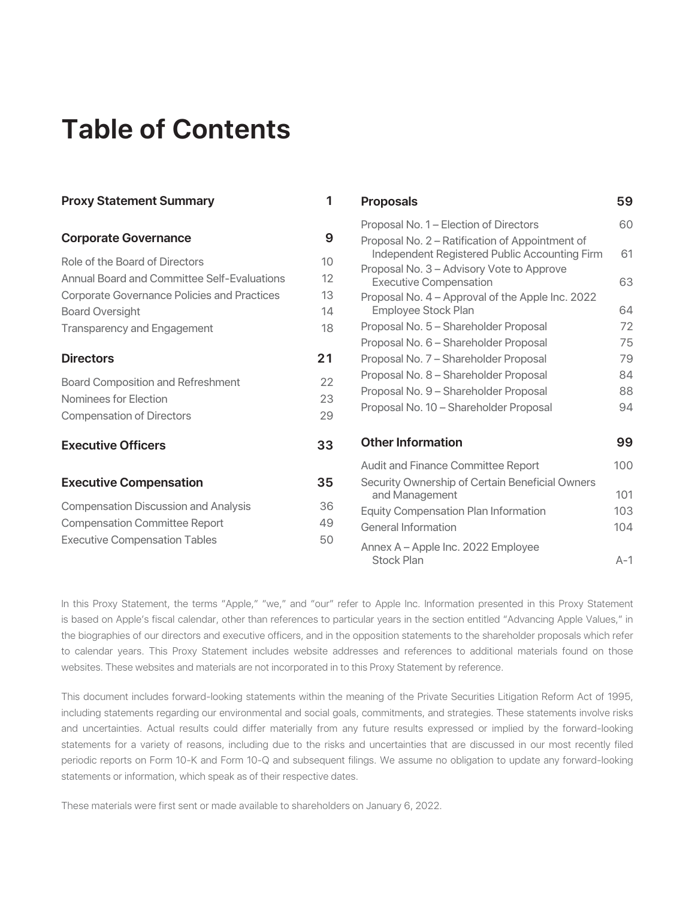# Table of Contents

| Section | Page |
|---|---|
| **Proxy Statement Summary** | **1** |
| **Corporate Governance** | **9** |
| Role of the Board of Directors | 10 |
| Annual Board and Committee Self-Evaluations | 12 |
| Corporate Governance Policies and Practices | 13 |
| Board Oversight | 14 |
| Transparency and Engagement | 18 |
| **Directors** | **21** |
| Board Composition and Refreshment | 22 |
| Nominees for Election | 23 |
| Compensation of Directors | 29 |
| **Executive Officers** | **33** |
| **Executive Compensation** | **35** |
| Compensation Discussion and Analysis | 36 |
| Compensation Committee Report | 49 |
| Executive Compensation Tables | 50 |
| **Proposals** | **59** |
| Proposal No. 1 – Election of Directors | 60 |
| Proposal No. 2 – Ratification of Appointment of Independent Registered Public Accounting Firm | 61 |
| Proposal No. 3 – Advisory Vote to Approve Executive Compensation | 63 |
| Proposal No. 4 – Approval of the Apple Inc. 2022 Employee Stock Plan | 64 |
| Proposal No. 5 – Shareholder Proposal | 72 |
| Proposal No. 6 – Shareholder Proposal | 75 |
| Proposal No. 7 – Shareholder Proposal | 79 |
| Proposal No. 8 – Shareholder Proposal | 84 |
| Proposal No. 9 – Shareholder Proposal | 88 |
| Proposal No. 10 – Shareholder Proposal | 94 |
| **Other Information** | **99** |
| Audit and Finance Committee Report | 100 |
| Security Ownership of Certain Beneficial Owners and Management | 101 |
| Equity Compensation Plan Information | 103 |
| General Information | 104 |
| Annex A – Apple Inc. 2022 Employee Stock Plan | A-1 |

In this Proxy Statement, the terms "Apple," "we," and "our" refer to Apple Inc. Information presented in this Proxy Statement is based on Apple's fiscal calendar, other than references to particular years in the section entitled "Advancing Apple Values," in the biographies of our directors and executive officers, and in the opposition statements to the shareholder proposals which refer to calendar years. This Proxy Statement includes website addresses and references to additional materials found on those websites. These websites and materials are not incorporated in to this Proxy Statement by reference.

This document includes forward-looking statements within the meaning of the Private Securities Litigation Reform Act of 1995, including statements regarding our environmental and social goals, commitments, and strategies. These statements involve risks and uncertainties. Actual results could differ materially from any future results expressed or implied by the forward-looking statements for a variety of reasons, including due to the risks and uncertainties that are discussed in our most recently filed periodic reports on Form 10-K and Form 10-Q and subsequent filings. We assume no obligation to update any forward-looking statements or information, which speak as of their respective dates.

These materials were first sent or made available to shareholders on January 6, 2022.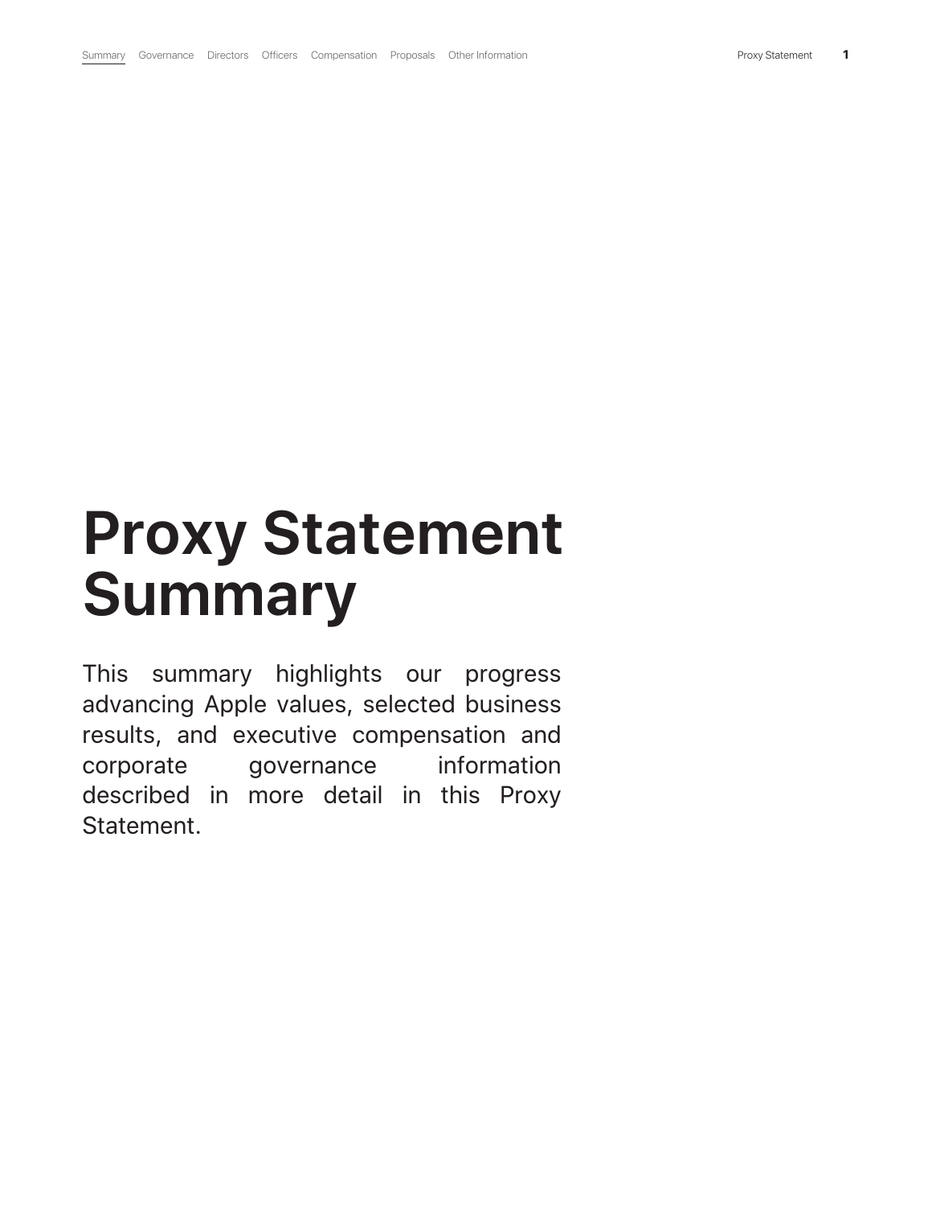# Proxy Statement Summary

This summary highlights our progress advancing Apple values, selected business results, and executive compensation and corporate governance information described in more detail in this Proxy Statement.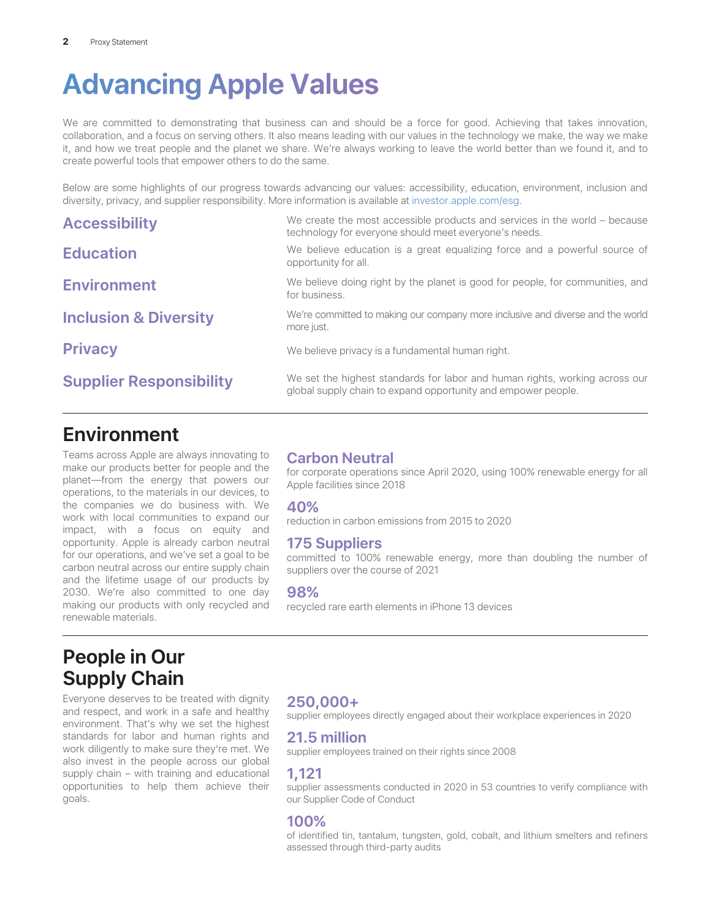# Advancing Apple Values

We are committed to demonstrating that business can and should be a force for good. Achieving that takes innovation, collaboration, and a focus on serving others. It also means leading with our values in the technology we make, the way we make it, and how we treat people and the planet we share. We're always working to leave the world better than we found it, and to create powerful tools that empower others to do the same.

Below are some highlights of our progress towards advancing our values: accessibility, education, environment, inclusion and diversity, privacy, and supplier responsibility. More information is available at investor.apple.com/esg.

| | |
|---|---|
| **Accessibility** | We create the most accessible products and services in the world – because technology for everyone should meet everyone's needs. |
| **Education** | We believe education is a great equalizing force and a powerful source of opportunity for all. |
| **Environment** | We believe doing right by the planet is good for people, for communities, and for business. |
| **Inclusion & Diversity** | We're committed to making our company more inclusive and diverse and the world more just. |
| **Privacy** | We believe privacy is a fundamental human right. |
| **Supplier Responsibility** | We set the highest standards for labor and human rights, working across our global supply chain to expand opportunity and empower people. |

## Environment

Teams across Apple are always innovating to make our products better for people and the planet—from the energy that powers our operations, to the materials in our devices, to the companies we do business with. We work with local communities to expand our impact, with a focus on equity and opportunity. Apple is already carbon neutral for our operations, and we've set a goal to be carbon neutral across our entire supply chain and the lifetime usage of our products by 2030. We're also committed to one day making our products with only recycled and renewable materials.

### Carbon Neutral

for corporate operations since April 2020, using 100% renewable energy for all Apple facilities since 2018

### 40%

reduction in carbon emissions from 2015 to 2020

### 175 Suppliers

committed to 100% renewable energy, more than doubling the number of suppliers over the course of 2021

### 98%

recycled rare earth elements in iPhone 13 devices

## People in Our Supply Chain

Everyone deserves to be treated with dignity and respect, and work in a safe and healthy environment. That's why we set the highest standards for labor and human rights and work diligently to make sure they're met. We also invest in the people across our global supply chain – with training and educational opportunities to help them achieve their goals.

### 250,000+

supplier employees directly engaged about their workplace experiences in 2020

### 21.5 million

supplier employees trained on their rights since 2008

### 1,121

supplier assessments conducted in 2020 in 53 countries to verify compliance with our Supplier Code of Conduct

### 100%

of identified tin, tantalum, tungsten, gold, cobalt, and lithium smelters and refiners assessed through third-party audits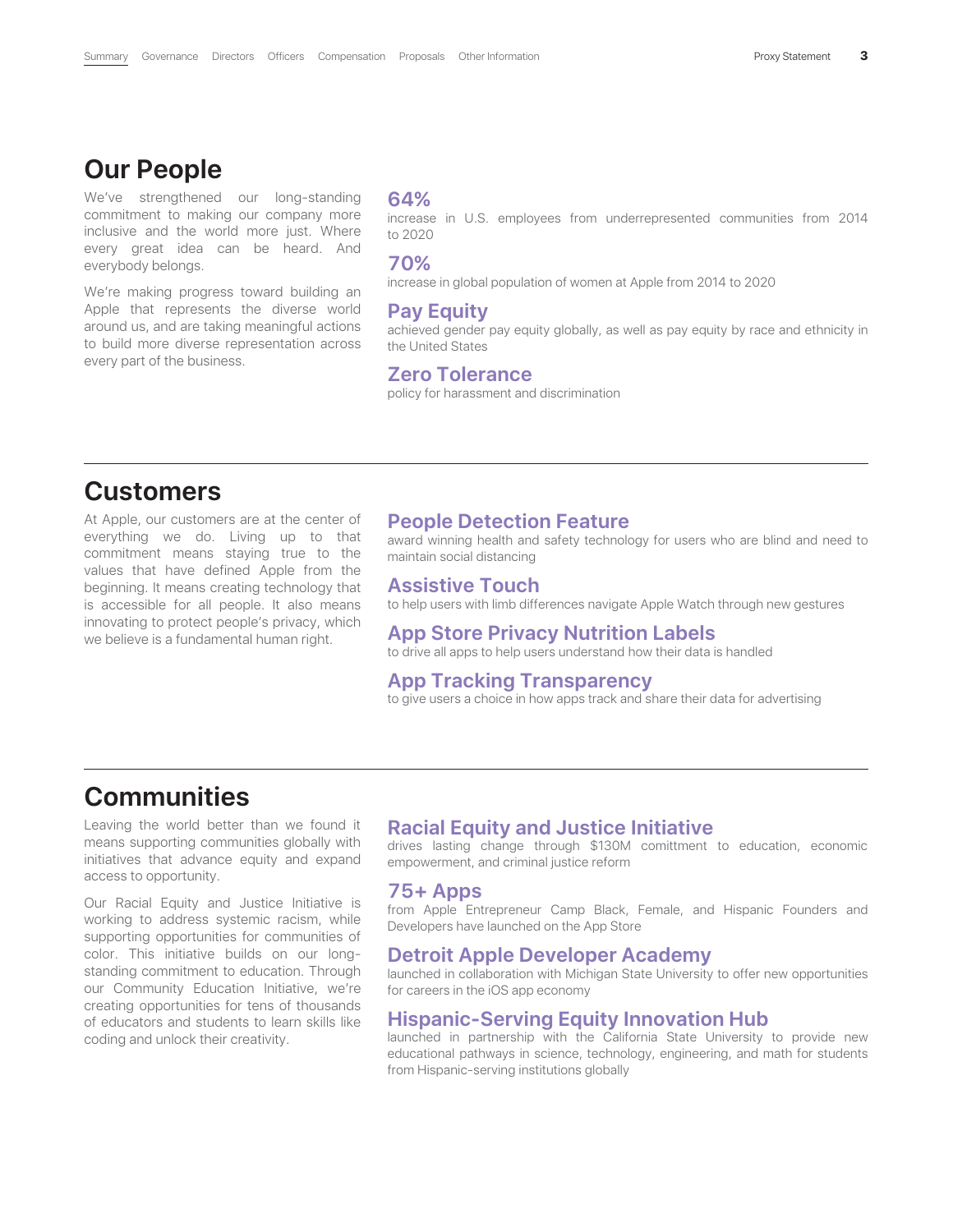## Our People

We've strengthened our long-standing commitment to making our company more inclusive and the world more just. Where every great idea can be heard. And everybody belongs.

We're making progress toward building an Apple that represents the diverse world around us, and are taking meaningful actions to build more diverse representation across every part of the business.

### 64%

increase in U.S. employees from underrepresented communities from 2014 to 2020

### 70%

increase in global population of women at Apple from 2014 to 2020

### Pay Equity

achieved gender pay equity globally, as well as pay equity by race and ethnicity in the United States

### Zero Tolerance

policy for harassment and discrimination

---

## Customers

At Apple, our customers are at the center of everything we do. Living up to that commitment means staying true to the values that have defined Apple from the beginning. It means creating technology that is accessible for all people. It also means innovating to protect people's privacy, which we believe is a fundamental human right.

### People Detection Feature

award winning health and safety technology for users who are blind and need to maintain social distancing

### Assistive Touch

to help users with limb differences navigate Apple Watch through new gestures

### App Store Privacy Nutrition Labels

to drive all apps to help users understand how their data is handled

### App Tracking Transparency

to give users a choice in how apps track and share their data for advertising

---

## Communities

Leaving the world better than we found it means supporting communities globally with initiatives that advance equity and expand access to opportunity.

Our Racial Equity and Justice Initiative is working to address systemic racism, while supporting opportunities for communities of color. This initiative builds on our long-standing commitment to education. Through our Community Education Initiative, we're creating opportunities for tens of thousands of educators and students to learn skills like coding and unlock their creativity.

### Racial Equity and Justice Initiative

drives lasting change through $130M comittment to education, economic empowerment, and criminal justice reform

### 75+ Apps

from Apple Entrepreneur Camp Black, Female, and Hispanic Founders and Developers have launched on the App Store

### Detroit Apple Developer Academy

launched in collaboration with Michigan State University to offer new opportunities for careers in the iOS app economy

### Hispanic-Serving Equity Innovation Hub

launched in partnership with the California State University to provide new educational pathways in science, technology, engineering, and math for students from Hispanic-serving institutions globally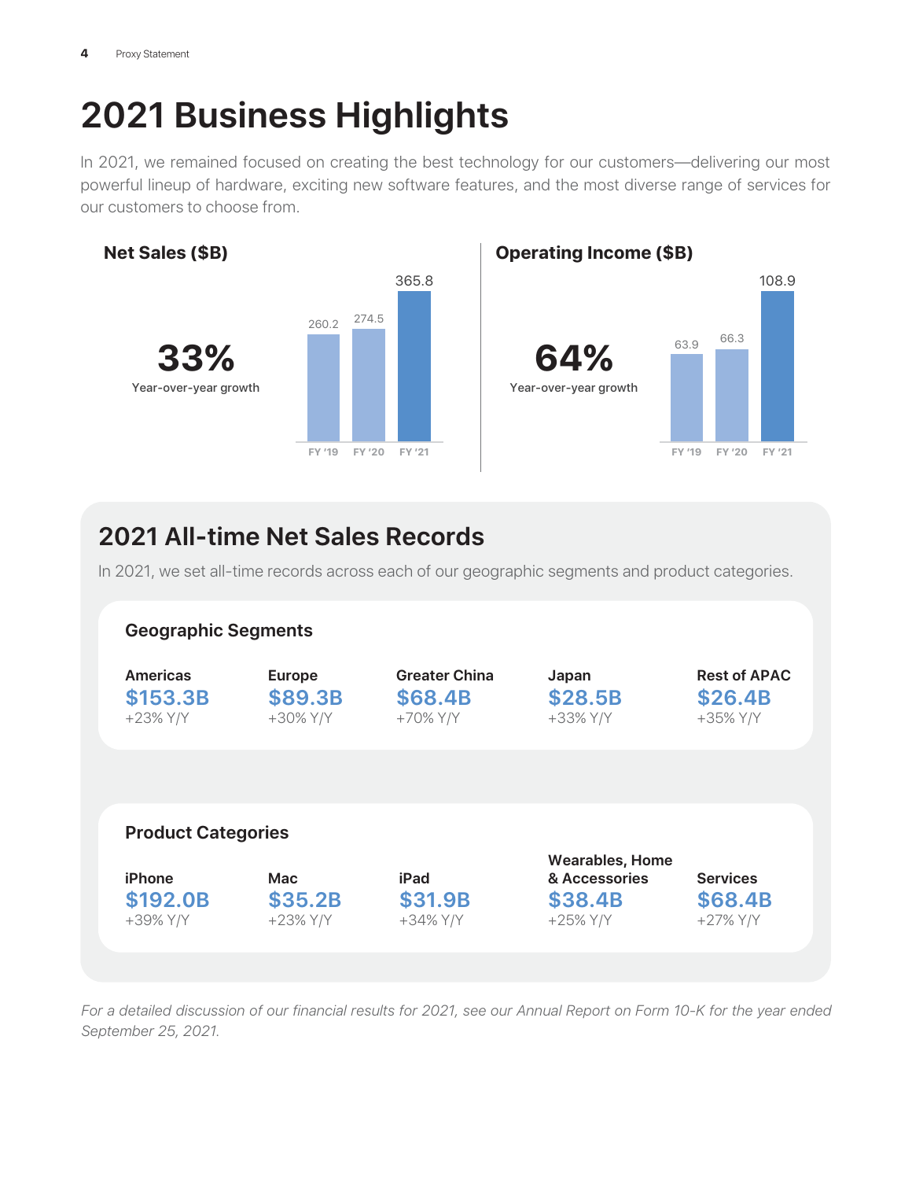# 2021 Business Highlights

In 2021, we remained focused on creating the best technology for our customers—delivering our most powerful lineup of hardware, exciting new software features, and the most diverse range of services for our customers to choose from.

### Net Sales ($B)

**33%**
Year-over-year growth

| FY '19 | FY '20 | FY '21 |
| --- | --- | --- |
| 260.2 | 274.5 | 365.8 |

### Operating Income ($B)

**64%**
Year-over-year growth

| FY '19 | FY '20 | FY '21 |
| --- | --- | --- |
| 63.9 | 66.3 | 108.9 |

## 2021 All-time Net Sales Records

In 2021, we set all-time records across each of our geographic segments and product categories.

### Geographic Segments

| Americas | Europe | Greater China | Japan | Rest of APAC |
| --- | --- | --- | --- | --- |
| $153.3B | $89.3B | $68.4B | $28.5B | $26.4B |
| +23% Y/Y | +30% Y/Y | +70% Y/Y | +33% Y/Y | +35% Y/Y |

### Product Categories

| iPhone | Mac | iPad | Wearables, Home & Accessories | Services |
| --- | --- | --- | --- | --- |
| $192.0B | $35.2B | $31.9B | $38.4B | $68.4B |
| +39% Y/Y | +23% Y/Y | +34% Y/Y | +25% Y/Y | +27% Y/Y |

*For a detailed discussion of our financial results for 2021, see our Annual Report on Form 10-K for the year ended September 25, 2021.*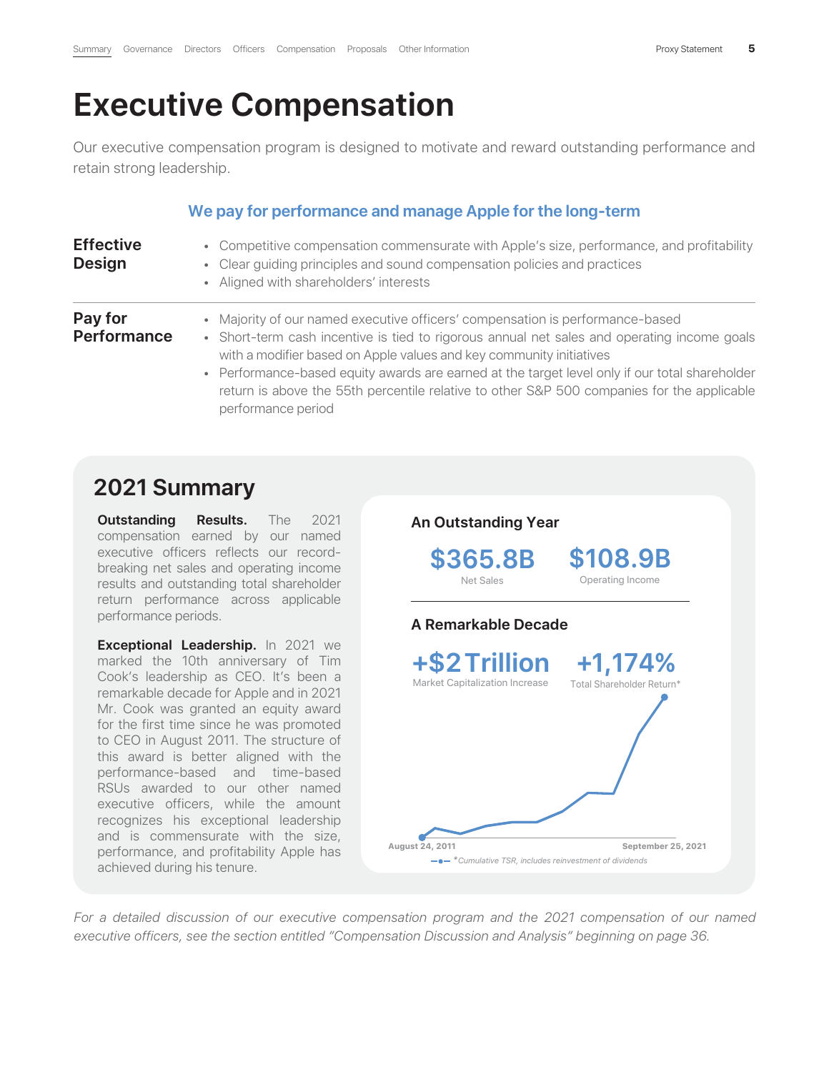# Executive Compensation

Our executive compensation program is designed to motivate and reward outstanding performance and retain strong leadership.

### We pay for performance and manage Apple for the long-term

**Effective Design**

- Competitive compensation commensurate with Apple's size, performance, and profitability
- Clear guiding principles and sound compensation policies and practices
- Aligned with shareholders' interests

**Pay for Performance**

- Majority of our named executive officers' compensation is performance-based
- Short-term cash incentive is tied to rigorous annual net sales and operating income goals with a modifier based on Apple values and key community initiatives
- Performance-based equity awards are earned at the target level only if our total shareholder return is above the 55th percentile relative to other S&P 500 companies for the applicable performance period

## 2021 Summary

**Outstanding Results.** The 2021 compensation earned by our named executive officers reflects our record-breaking net sales and operating income results and outstanding total shareholder return performance across applicable performance periods.

**Exceptional Leadership.** In 2021 we marked the 10th anniversary of Tim Cook's leadership as CEO. It's been a remarkable decade for Apple and in 2021 Mr. Cook was granted an equity award for the first time since he was promoted to CEO in August 2011. The structure of this award is better aligned with the performance-based and time-based RSUs awarded to our other named executive officers, while the amount recognizes his exceptional leadership and is commensurate with the size, performance, and profitability Apple has achieved during his tenure.

**An Outstanding Year**

**$365.8B** Net Sales

**$108.9B** Operating Income

**A Remarkable Decade**

**+$2 Trillion** Market Capitalization Increase

**+1,174%** Total Shareholder Return*

August 24, 2011 — September 25, 2021

*Cumulative TSR, includes reinvestment of dividends

*For a detailed discussion of our executive compensation program and the 2021 compensation of our named executive officers, see the section entitled "Compensation Discussion and Analysis" beginning on page 36.*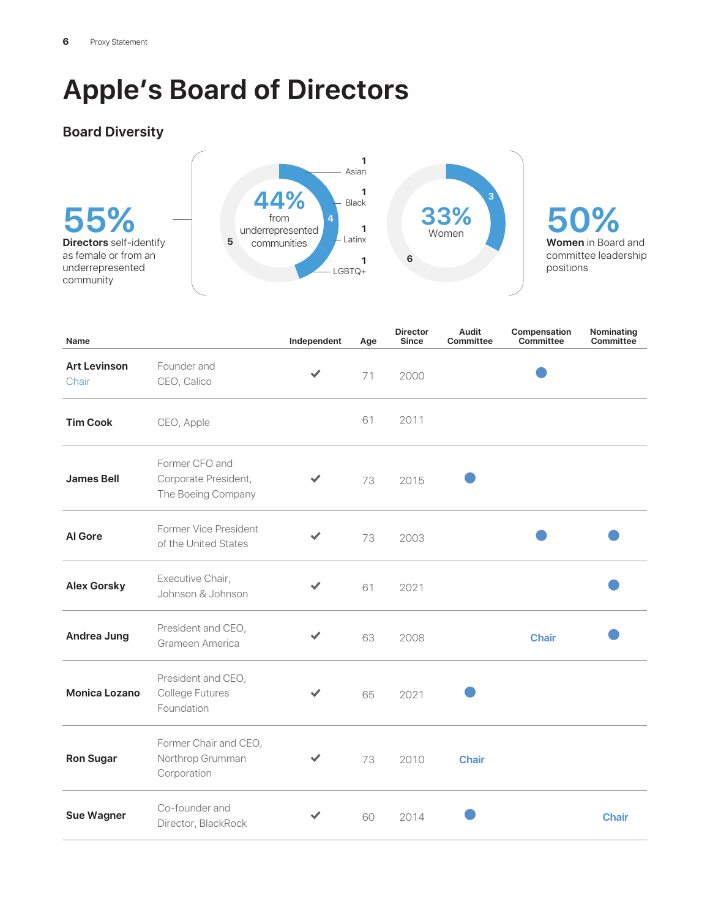# Apple's Board of Directors

## Board Diversity

**55%**
**Directors** self-identify as female or from an underrepresented community

**44%** from underrepresented communities
- 1 Asian
- 1 Black
- 1 Latinx
- 1 LGBTQ+
- 4 / 5

**33%** Women
- 3 / 6

**50%**
**Women** in Board and committee leadership positions

| Name | | Independent | Age | Director Since | Audit Committee | Compensation Committee | Nominating Committee |
|---|---|---|---|---|---|---|---|
| **Art Levinson** Chair | Founder and CEO, Calico | ✔ | 71 | 2000 | | ● | |
| **Tim Cook** | CEO, Apple | | 61 | 2011 | | | |
| **James Bell** | Former CFO and Corporate President, The Boeing Company | ✔ | 73 | 2015 | ● | | |
| **Al Gore** | Former Vice President of the United States | ✔ | 73 | 2003 | | ● | ● |
| **Alex Gorsky** | Executive Chair, Johnson & Johnson | ✔ | 61 | 2021 | | | ● |
| **Andrea Jung** | President and CEO, Grameen America | ✔ | 63 | 2008 | | Chair | ● |
| **Monica Lozano** | President and CEO, College Futures Foundation | ✔ | 65 | 2021 | ● | | |
| **Ron Sugar** | Former Chair and CEO, Northrop Grumman Corporation | ✔ | 73 | 2010 | Chair | | |
| **Sue Wagner** | Co-founder and Director, BlackRock | ✔ | 60 | 2014 | ● | | Chair |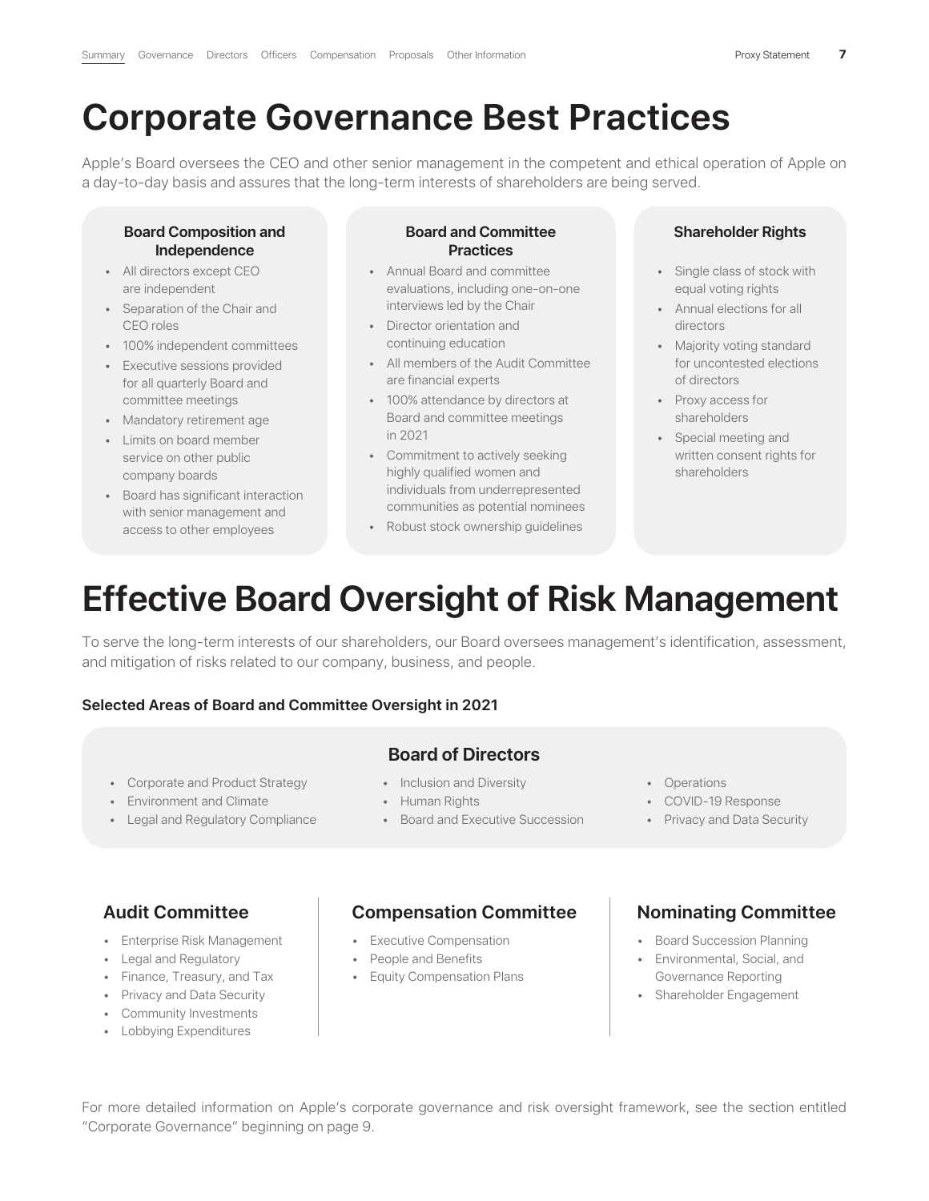# Corporate Governance Best Practices

Apple's Board oversees the CEO and other senior management in the competent and ethical operation of Apple on a day-to-day basis and assures that the long-term interests of shareholders are being served.

### Board Composition and Independence

- All directors except CEO are independent
- Separation of the Chair and CEO roles
- 100% independent committees
- Executive sessions provided for all quarterly Board and committee meetings
- Mandatory retirement age
- Limits on board member service on other public company boards
- Board has significant interaction with senior management and access to other employees

### Board and Committee Practices

- Annual Board and committee evaluations, including one-on-one interviews led by the Chair
- Director orientation and continuing education
- All members of the Audit Committee are financial experts
- 100% attendance by directors at Board and committee meetings in 2021
- Commitment to actively seeking highly qualified women and individuals from underrepresented communities as potential nominees
- Robust stock ownership guidelines

### Shareholder Rights

- Single class of stock with equal voting rights
- Annual elections for all directors
- Majority voting standard for uncontested elections of directors
- Proxy access for shareholders
- Special meeting and written consent rights for shareholders

# Effective Board Oversight of Risk Management

To serve the long-term interests of our shareholders, our Board oversees management's identification, assessment, and mitigation of risks related to our company, business, and people.

**Selected Areas of Board and Committee Oversight in 2021**

### Board of Directors

- Corporate and Product Strategy
- Environment and Climate
- Legal and Regulatory Compliance
- Inclusion and Diversity
- Human Rights
- Board and Executive Succession
- Operations
- COVID-19 Response
- Privacy and Data Security

### Audit Committee

- Enterprise Risk Management
- Legal and Regulatory
- Finance, Treasury, and Tax
- Privacy and Data Security
- Community Investments
- Lobbying Expenditures

### Compensation Committee

- Executive Compensation
- People and Benefits
- Equity Compensation Plans

### Nominating Committee

- Board Succession Planning
- Environmental, Social, and Governance Reporting
- Shareholder Engagement

For more detailed information on Apple's corporate governance and risk oversight framework, see the section entitled "Corporate Governance" beginning on page 9.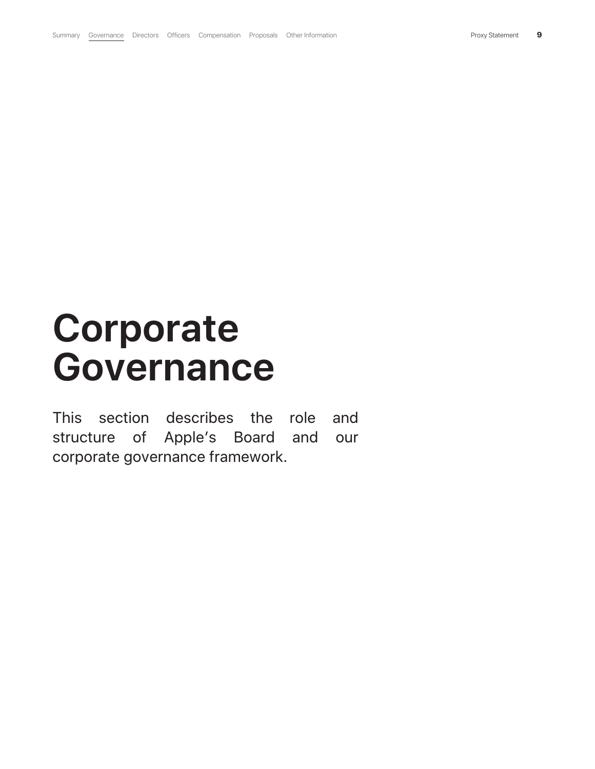# Corporate Governance

This section describes the role and structure of Apple's Board and our corporate governance framework.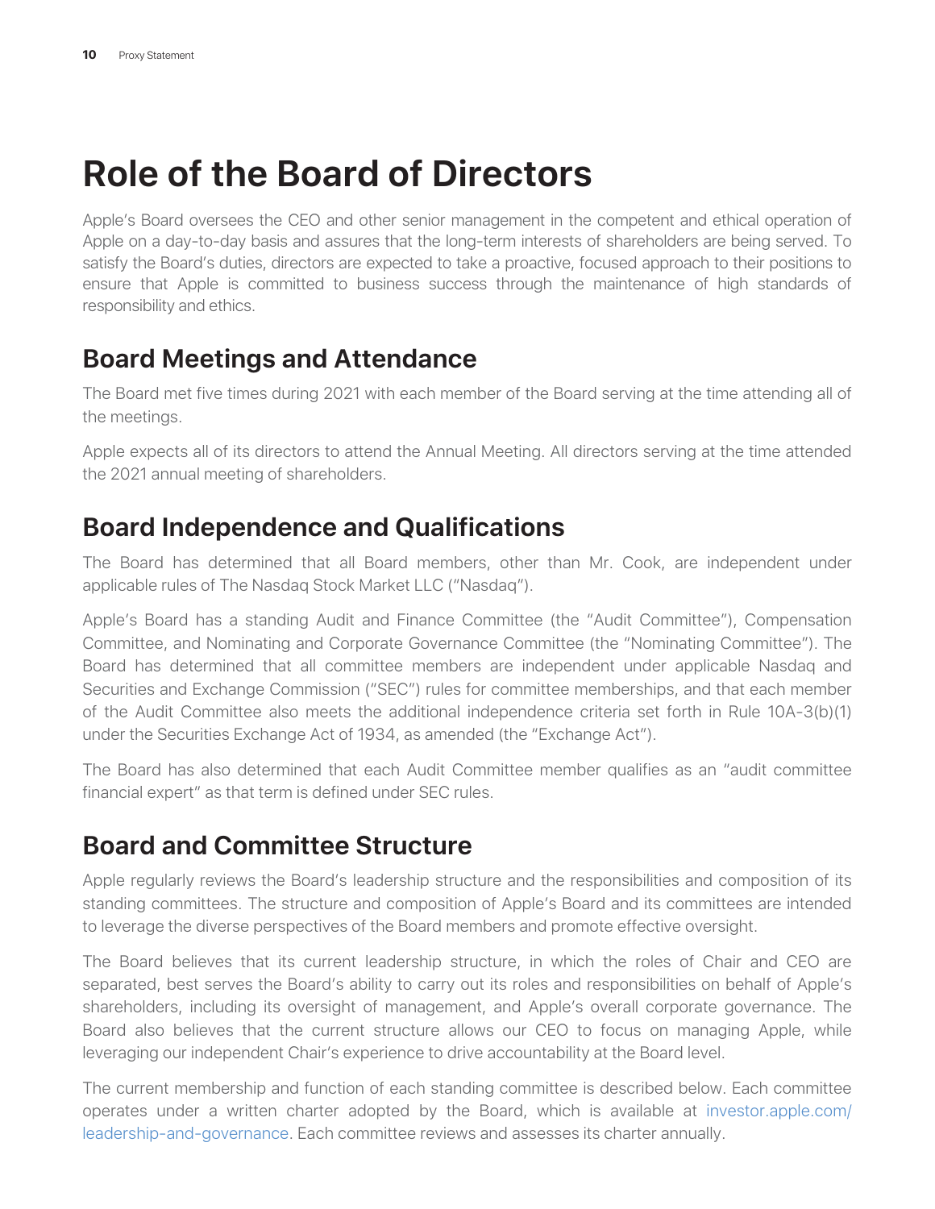# Role of the Board of Directors

Apple's Board oversees the CEO and other senior management in the competent and ethical operation of Apple on a day-to-day basis and assures that the long-term interests of shareholders are being served. To satisfy the Board's duties, directors are expected to take a proactive, focused approach to their positions to ensure that Apple is committed to business success through the maintenance of high standards of responsibility and ethics.

## Board Meetings and Attendance

The Board met five times during 2021 with each member of the Board serving at the time attending all of the meetings.

Apple expects all of its directors to attend the Annual Meeting. All directors serving at the time attended the 2021 annual meeting of shareholders.

## Board Independence and Qualifications

The Board has determined that all Board members, other than Mr. Cook, are independent under applicable rules of The Nasdaq Stock Market LLC ("Nasdaq").

Apple's Board has a standing Audit and Finance Committee (the "Audit Committee"), Compensation Committee, and Nominating and Corporate Governance Committee (the "Nominating Committee"). The Board has determined that all committee members are independent under applicable Nasdaq and Securities and Exchange Commission ("SEC") rules for committee memberships, and that each member of the Audit Committee also meets the additional independence criteria set forth in Rule 10A-3(b)(1) under the Securities Exchange Act of 1934, as amended (the "Exchange Act").

The Board has also determined that each Audit Committee member qualifies as an "audit committee financial expert" as that term is defined under SEC rules.

## Board and Committee Structure

Apple regularly reviews the Board's leadership structure and the responsibilities and composition of its standing committees. The structure and composition of Apple's Board and its committees are intended to leverage the diverse perspectives of the Board members and promote effective oversight.

The Board believes that its current leadership structure, in which the roles of Chair and CEO are separated, best serves the Board's ability to carry out its roles and responsibilities on behalf of Apple's shareholders, including its oversight of management, and Apple's overall corporate governance. The Board also believes that the current structure allows our CEO to focus on managing Apple, while leveraging our independent Chair's experience to drive accountability at the Board level.

The current membership and function of each standing committee is described below. Each committee operates under a written charter adopted by the Board, which is available at investor.apple.com/leadership-and-governance. Each committee reviews and assesses its charter annually.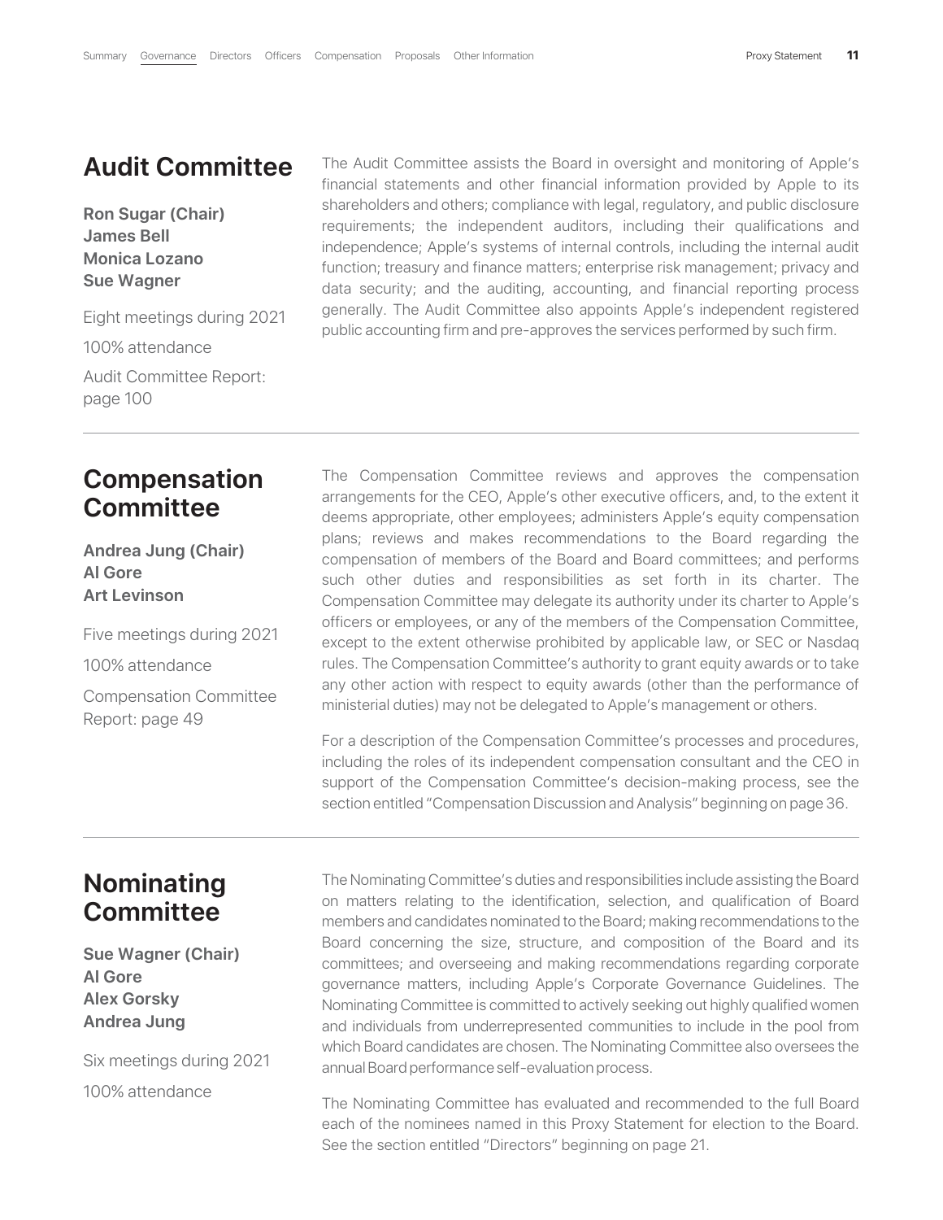## Audit Committee

**Ron Sugar (Chair)**
**James Bell**
**Monica Lozano**
**Sue Wagner**

Eight meetings during 2021

100% attendance

Audit Committee Report: page 100

The Audit Committee assists the Board in oversight and monitoring of Apple's financial statements and other financial information provided by Apple to its shareholders and others; compliance with legal, regulatory, and public disclosure requirements; the independent auditors, including their qualifications and independence; Apple's systems of internal controls, including the internal audit function; treasury and finance matters; enterprise risk management; privacy and data security; and the auditing, accounting, and financial reporting process generally. The Audit Committee also appoints Apple's independent registered public accounting firm and pre-approves the services performed by such firm.

---

## Compensation Committee

**Andrea Jung (Chair)**
**Al Gore**
**Art Levinson**

Five meetings during 2021

100% attendance

Compensation Committee Report: page 49

The Compensation Committee reviews and approves the compensation arrangements for the CEO, Apple's other executive officers, and, to the extent it deems appropriate, other employees; administers Apple's equity compensation plans; reviews and makes recommendations to the Board regarding the compensation of members of the Board and Board committees; and performs such other duties and responsibilities as set forth in its charter. The Compensation Committee may delegate its authority under its charter to Apple's officers or employees, or any of the members of the Compensation Committee, except to the extent otherwise prohibited by applicable law, or SEC or Nasdaq rules. The Compensation Committee's authority to grant equity awards or to take any other action with respect to equity awards (other than the performance of ministerial duties) may not be delegated to Apple's management or others.

For a description of the Compensation Committee's processes and procedures, including the roles of its independent compensation consultant and the CEO in support of the Compensation Committee's decision-making process, see the section entitled "Compensation Discussion and Analysis" beginning on page 36.

---

## Nominating Committee

**Sue Wagner (Chair)**
**Al Gore**
**Alex Gorsky**
**Andrea Jung**

Six meetings during 2021

100% attendance

The Nominating Committee's duties and responsibilities include assisting the Board on matters relating to the identification, selection, and qualification of Board members and candidates nominated to the Board; making recommendations to the Board concerning the size, structure, and composition of the Board and its committees; and overseeing and making recommendations regarding corporate governance matters, including Apple's Corporate Governance Guidelines. The Nominating Committee is committed to actively seeking out highly qualified women and individuals from underrepresented communities to include in the pool from which Board candidates are chosen. The Nominating Committee also oversees the annual Board performance self-evaluation process.

The Nominating Committee has evaluated and recommended to the full Board each of the nominees named in this Proxy Statement for election to the Board. See the section entitled "Directors" beginning on page 21.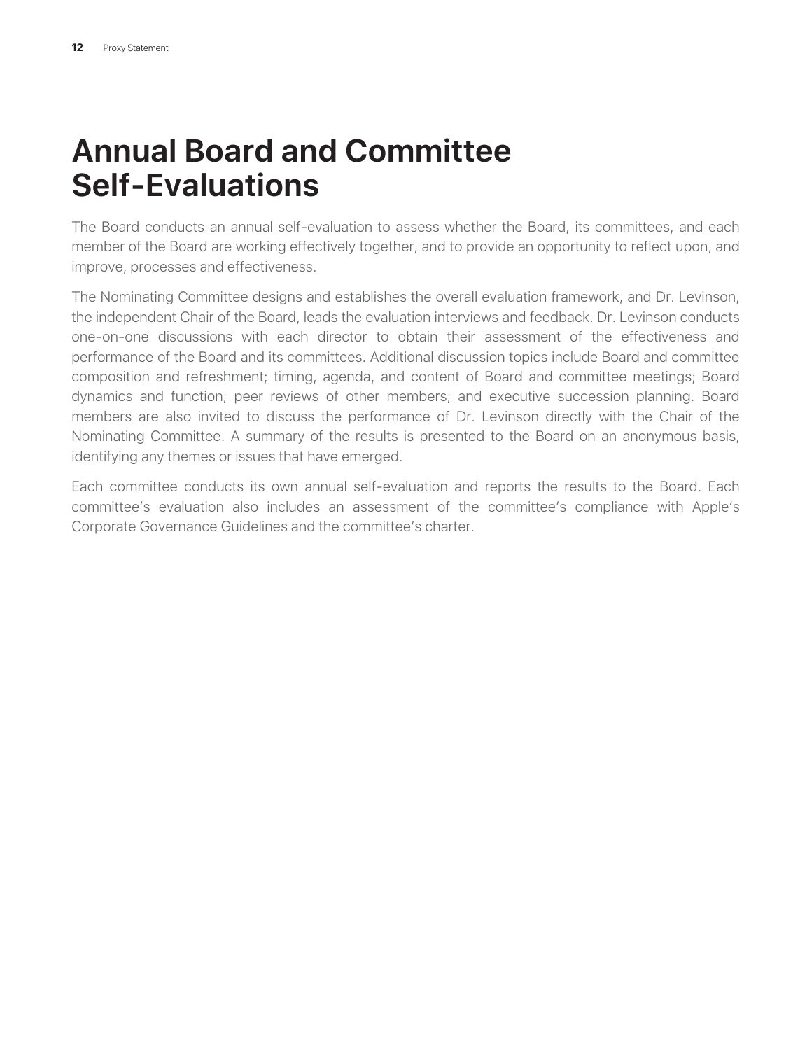# Annual Board and Committee Self-Evaluations

The Board conducts an annual self-evaluation to assess whether the Board, its committees, and each member of the Board are working effectively together, and to provide an opportunity to reflect upon, and improve, processes and effectiveness.

The Nominating Committee designs and establishes the overall evaluation framework, and Dr. Levinson, the independent Chair of the Board, leads the evaluation interviews and feedback. Dr. Levinson conducts one-on-one discussions with each director to obtain their assessment of the effectiveness and performance of the Board and its committees. Additional discussion topics include Board and committee composition and refreshment; timing, agenda, and content of Board and committee meetings; Board dynamics and function; peer reviews of other members; and executive succession planning. Board members are also invited to discuss the performance of Dr. Levinson directly with the Chair of the Nominating Committee. A summary of the results is presented to the Board on an anonymous basis, identifying any themes or issues that have emerged.

Each committee conducts its own annual self-evaluation and reports the results to the Board. Each committee's evaluation also includes an assessment of the committee's compliance with Apple's Corporate Governance Guidelines and the committee's charter.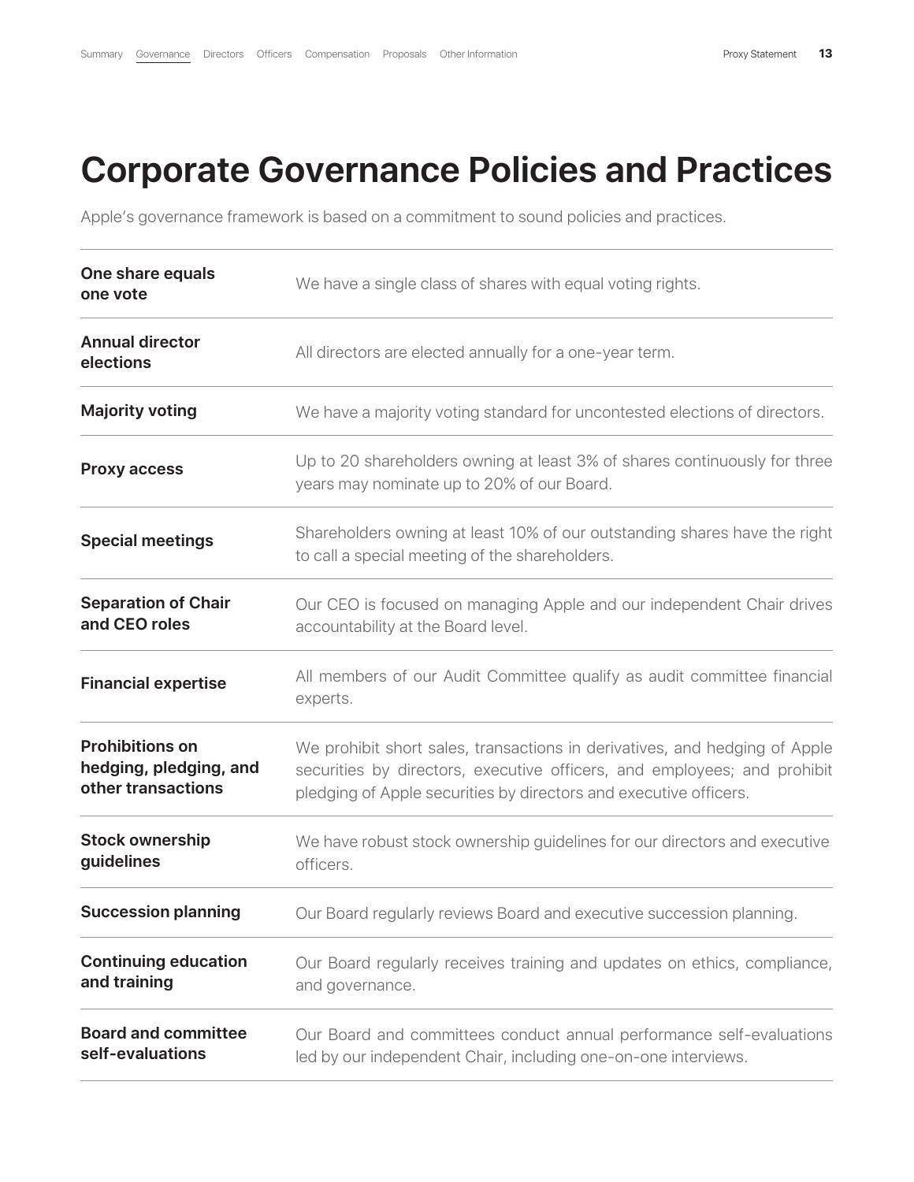# Corporate Governance Policies and Practices

Apple's governance framework is based on a commitment to sound policies and practices.

| | |
|---|---|
| **One share equals one vote** | We have a single class of shares with equal voting rights. |
| **Annual director elections** | All directors are elected annually for a one-year term. |
| **Majority voting** | We have a majority voting standard for uncontested elections of directors. |
| **Proxy access** | Up to 20 shareholders owning at least 3% of shares continuously for three years may nominate up to 20% of our Board. |
| **Special meetings** | Shareholders owning at least 10% of our outstanding shares have the right to call a special meeting of the shareholders. |
| **Separation of Chair and CEO roles** | Our CEO is focused on managing Apple and our independent Chair drives accountability at the Board level. |
| **Financial expertise** | All members of our Audit Committee qualify as audit committee financial experts. |
| **Prohibitions on hedging, pledging, and other transactions** | We prohibit short sales, transactions in derivatives, and hedging of Apple securities by directors, executive officers, and employees; and prohibit pledging of Apple securities by directors and executive officers. |
| **Stock ownership guidelines** | We have robust stock ownership guidelines for our directors and executive officers. |
| **Succession planning** | Our Board regularly reviews Board and executive succession planning. |
| **Continuing education and training** | Our Board regularly receives training and updates on ethics, compliance, and governance. |
| **Board and committee self-evaluations** | Our Board and committees conduct annual performance self-evaluations led by our independent Chair, including one-on-one interviews. |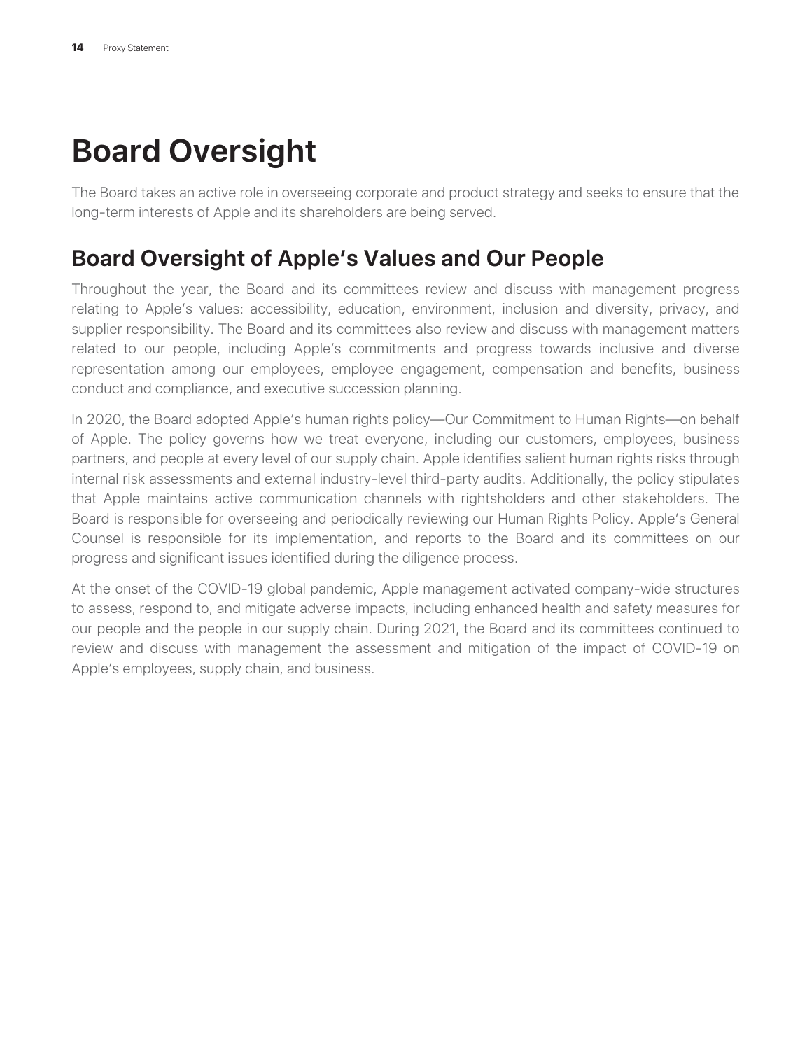# Board Oversight

The Board takes an active role in overseeing corporate and product strategy and seeks to ensure that the long-term interests of Apple and its shareholders are being served.

## Board Oversight of Apple's Values and Our People

Throughout the year, the Board and its committees review and discuss with management progress relating to Apple's values: accessibility, education, environment, inclusion and diversity, privacy, and supplier responsibility. The Board and its committees also review and discuss with management matters related to our people, including Apple's commitments and progress towards inclusive and diverse representation among our employees, employee engagement, compensation and benefits, business conduct and compliance, and executive succession planning.

In 2020, the Board adopted Apple's human rights policy—Our Commitment to Human Rights—on behalf of Apple. The policy governs how we treat everyone, including our customers, employees, business partners, and people at every level of our supply chain. Apple identifies salient human rights risks through internal risk assessments and external industry-level third-party audits. Additionally, the policy stipulates that Apple maintains active communication channels with rightsholders and other stakeholders. The Board is responsible for overseeing and periodically reviewing our Human Rights Policy. Apple's General Counsel is responsible for its implementation, and reports to the Board and its committees on our progress and significant issues identified during the diligence process.

At the onset of the COVID-19 global pandemic, Apple management activated company-wide structures to assess, respond to, and mitigate adverse impacts, including enhanced health and safety measures for our people and the people in our supply chain. During 2021, the Board and its committees continued to review and discuss with management the assessment and mitigation of the impact of COVID-19 on Apple's employees, supply chain, and business.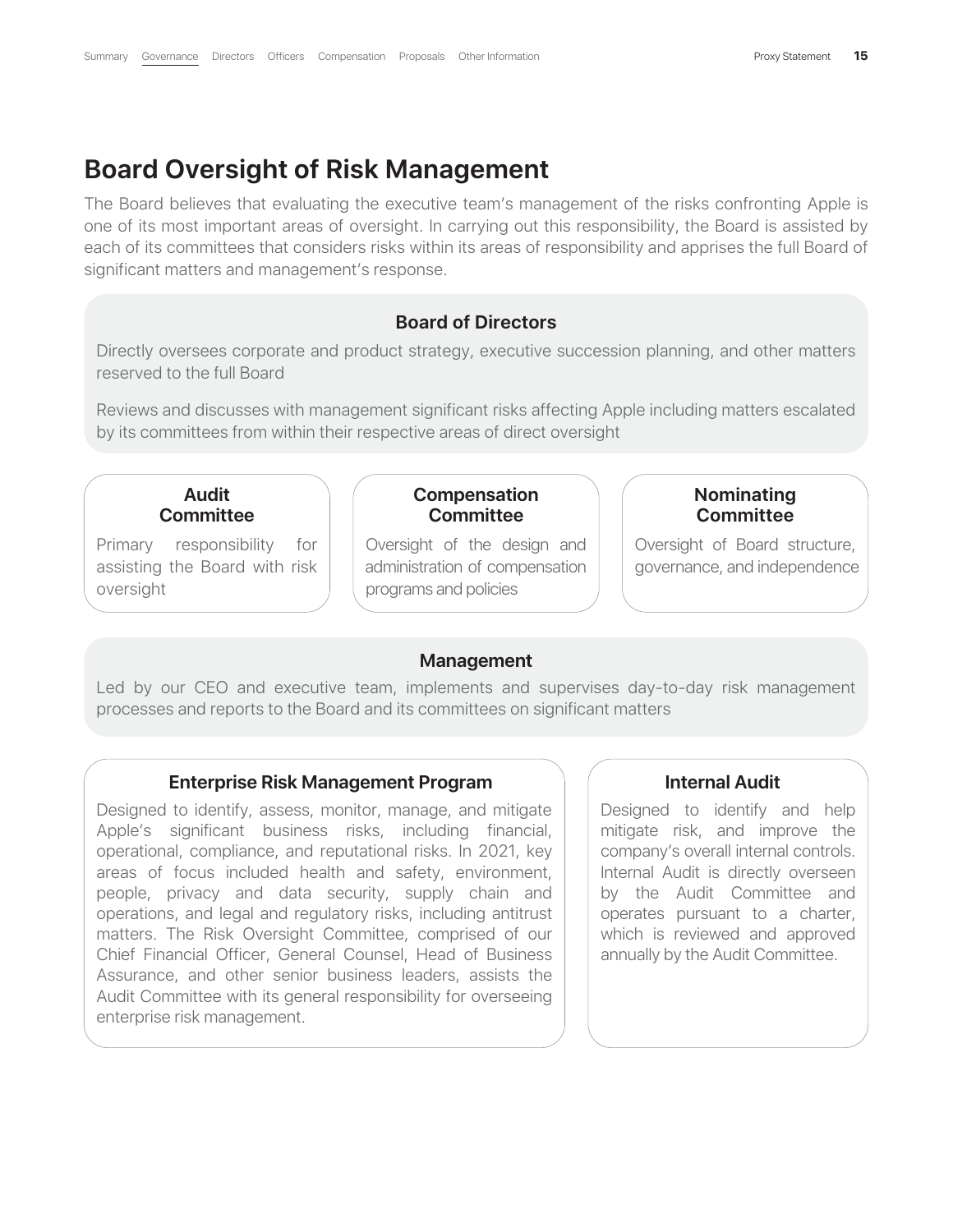# Board Oversight of Risk Management

The Board believes that evaluating the executive team's management of the risks confronting Apple is one of its most important areas of oversight. In carrying out this responsibility, the Board is assisted by each of its committees that considers risks within its areas of responsibility and apprises the full Board of significant matters and management's response.

### Board of Directors

Directly oversees corporate and product strategy, executive succession planning, and other matters reserved to the full Board

Reviews and discusses with management significant risks affecting Apple including matters escalated by its committees from within their respective areas of direct oversight

### Audit Committee

Primary responsibility for assisting the Board with risk oversight

### Compensation Committee

Oversight of the design and administration of compensation programs and policies

### Nominating Committee

Oversight of Board structure, governance, and independence

### Management

Led by our CEO and executive team, implements and supervises day-to-day risk management processes and reports to the Board and its committees on significant matters

### Enterprise Risk Management Program

Designed to identify, assess, monitor, manage, and mitigate Apple's significant business risks, including financial, operational, compliance, and reputational risks. In 2021, key areas of focus included health and safety, environment, people, privacy and data security, supply chain and operations, and legal and regulatory risks, including antitrust matters. The Risk Oversight Committee, comprised of our Chief Financial Officer, General Counsel, Head of Business Assurance, and other senior business leaders, assists the Audit Committee with its general responsibility for overseeing enterprise risk management.

### Internal Audit

Designed to identify and help mitigate risk, and improve the company's overall internal controls. Internal Audit is directly overseen by the Audit Committee and operates pursuant to a charter, which is reviewed and approved annually by the Audit Committee.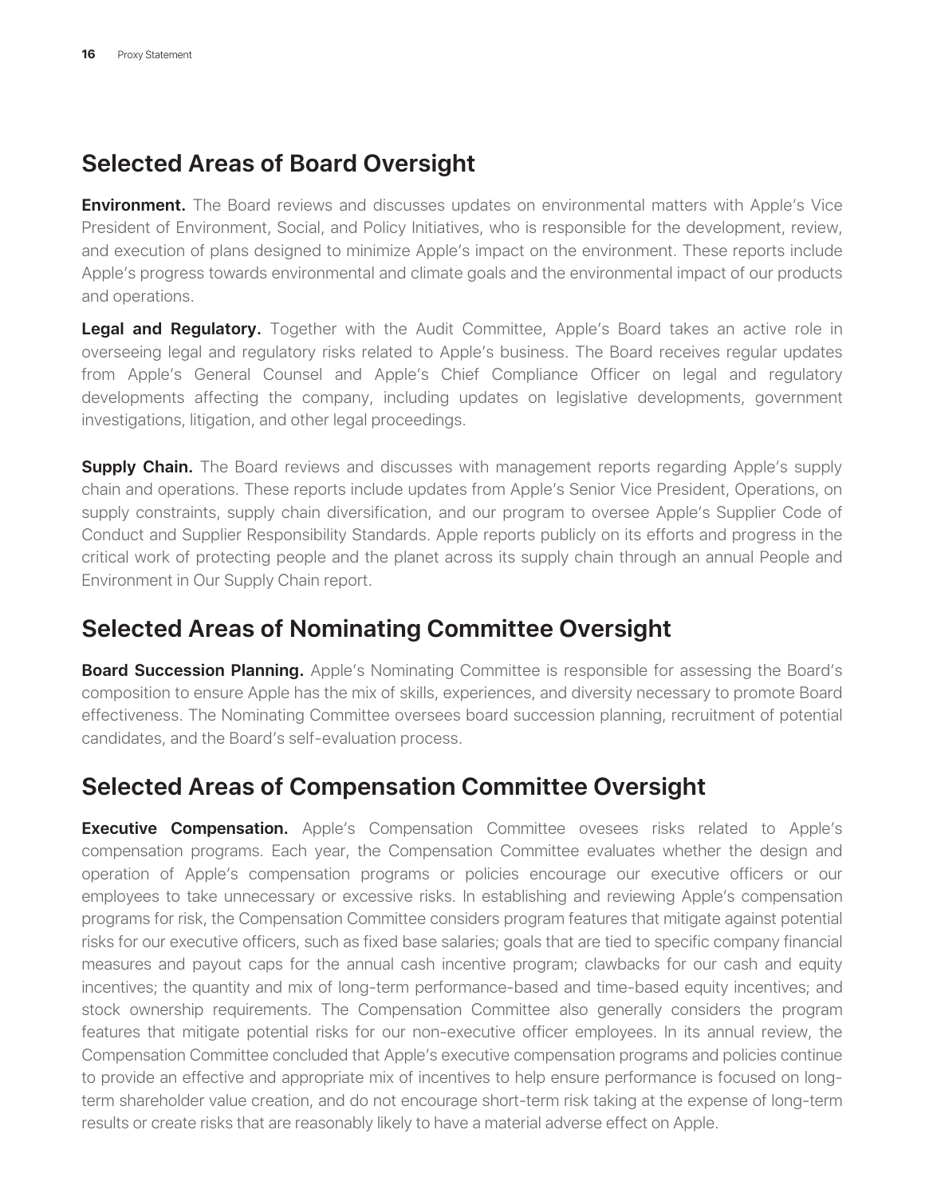## Selected Areas of Board Oversight

**Environment.** The Board reviews and discusses updates on environmental matters with Apple's Vice President of Environment, Social, and Policy Initiatives, who is responsible for the development, review, and execution of plans designed to minimize Apple's impact on the environment. These reports include Apple's progress towards environmental and climate goals and the environmental impact of our products and operations.

**Legal and Regulatory.** Together with the Audit Committee, Apple's Board takes an active role in overseeing legal and regulatory risks related to Apple's business. The Board receives regular updates from Apple's General Counsel and Apple's Chief Compliance Officer on legal and regulatory developments affecting the company, including updates on legislative developments, government investigations, litigation, and other legal proceedings.

**Supply Chain.** The Board reviews and discusses with management reports regarding Apple's supply chain and operations. These reports include updates from Apple's Senior Vice President, Operations, on supply constraints, supply chain diversification, and our program to oversee Apple's Supplier Code of Conduct and Supplier Responsibility Standards. Apple reports publicly on its efforts and progress in the critical work of protecting people and the planet across its supply chain through an annual People and Environment in Our Supply Chain report.

## Selected Areas of Nominating Committee Oversight

**Board Succession Planning.** Apple's Nominating Committee is responsible for assessing the Board's composition to ensure Apple has the mix of skills, experiences, and diversity necessary to promote Board effectiveness. The Nominating Committee oversees board succession planning, recruitment of potential candidates, and the Board's self-evaluation process.

## Selected Areas of Compensation Committee Oversight

**Executive Compensation.** Apple's Compensation Committee ovesees risks related to Apple's compensation programs. Each year, the Compensation Committee evaluates whether the design and operation of Apple's compensation programs or policies encourage our executive officers or our employees to take unnecessary or excessive risks. In establishing and reviewing Apple's compensation programs for risk, the Compensation Committee considers program features that mitigate against potential risks for our executive officers, such as fixed base salaries; goals that are tied to specific company financial measures and payout caps for the annual cash incentive program; clawbacks for our cash and equity incentives; the quantity and mix of long-term performance-based and time-based equity incentives; and stock ownership requirements. The Compensation Committee also generally considers the program features that mitigate potential risks for our non-executive officer employees. In its annual review, the Compensation Committee concluded that Apple's executive compensation programs and policies continue to provide an effective and appropriate mix of incentives to help ensure performance is focused on long-term shareholder value creation, and do not encourage short-term risk taking at the expense of long-term results or create risks that are reasonably likely to have a material adverse effect on Apple.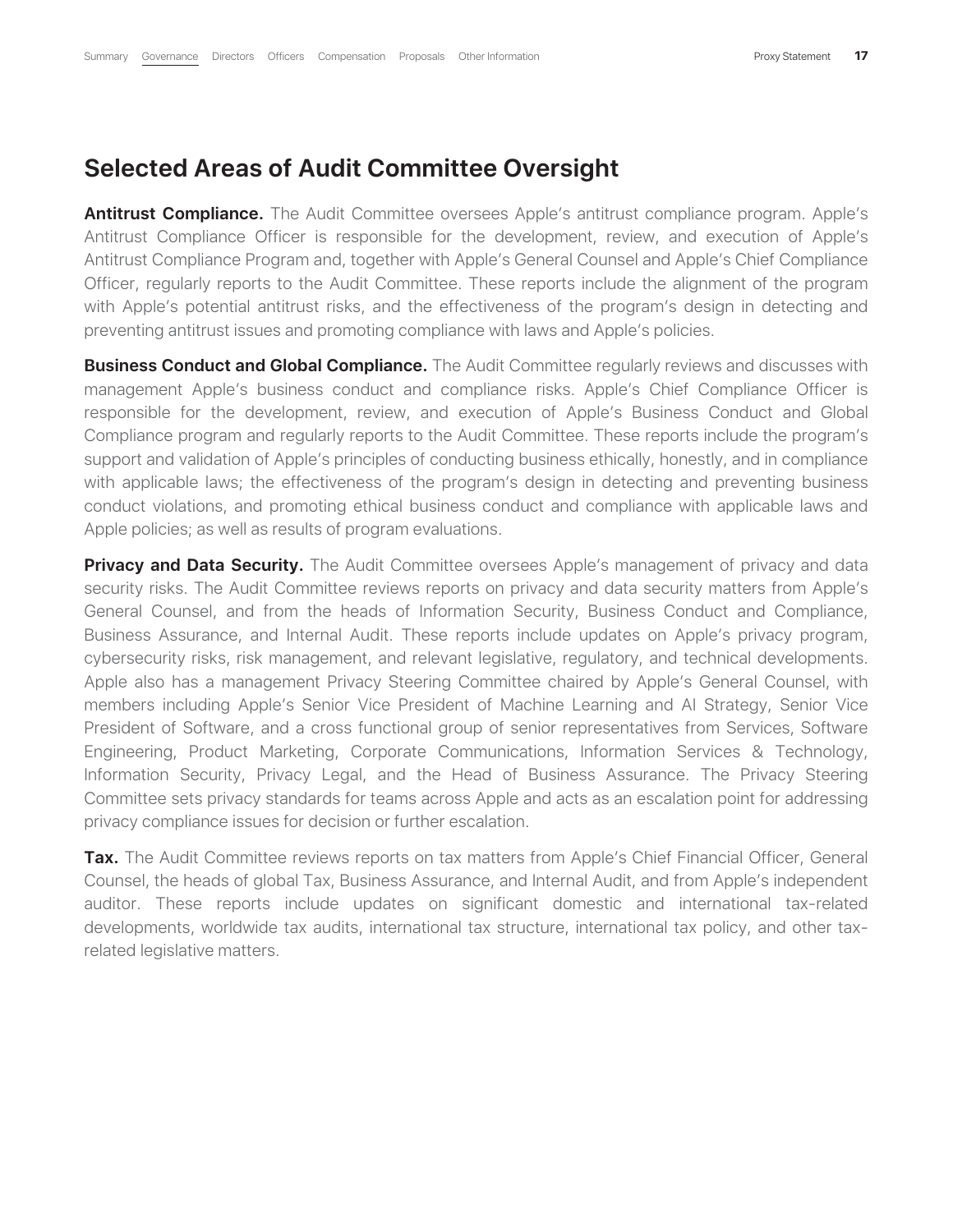## Selected Areas of Audit Committee Oversight

**Antitrust Compliance.** The Audit Committee oversees Apple's antitrust compliance program. Apple's Antitrust Compliance Officer is responsible for the development, review, and execution of Apple's Antitrust Compliance Program and, together with Apple's General Counsel and Apple's Chief Compliance Officer, regularly reports to the Audit Committee. These reports include the alignment of the program with Apple's potential antitrust risks, and the effectiveness of the program's design in detecting and preventing antitrust issues and promoting compliance with laws and Apple's policies.

**Business Conduct and Global Compliance.** The Audit Committee regularly reviews and discusses with management Apple's business conduct and compliance risks. Apple's Chief Compliance Officer is responsible for the development, review, and execution of Apple's Business Conduct and Global Compliance program and regularly reports to the Audit Committee. These reports include the program's support and validation of Apple's principles of conducting business ethically, honestly, and in compliance with applicable laws; the effectiveness of the program's design in detecting and preventing business conduct violations, and promoting ethical business conduct and compliance with applicable laws and Apple policies; as well as results of program evaluations.

**Privacy and Data Security.** The Audit Committee oversees Apple's management of privacy and data security risks. The Audit Committee reviews reports on privacy and data security matters from Apple's General Counsel, and from the heads of Information Security, Business Conduct and Compliance, Business Assurance, and Internal Audit. These reports include updates on Apple's privacy program, cybersecurity risks, risk management, and relevant legislative, regulatory, and technical developments. Apple also has a management Privacy Steering Committee chaired by Apple's General Counsel, with members including Apple's Senior Vice President of Machine Learning and AI Strategy, Senior Vice President of Software, and a cross functional group of senior representatives from Services, Software Engineering, Product Marketing, Corporate Communications, Information Services & Technology, Information Security, Privacy Legal, and the Head of Business Assurance. The Privacy Steering Committee sets privacy standards for teams across Apple and acts as an escalation point for addressing privacy compliance issues for decision or further escalation.

**Tax.** The Audit Committee reviews reports on tax matters from Apple's Chief Financial Officer, General Counsel, the heads of global Tax, Business Assurance, and Internal Audit, and from Apple's independent auditor. These reports include updates on significant domestic and international tax-related developments, worldwide tax audits, international tax structure, international tax policy, and other tax-related legislative matters.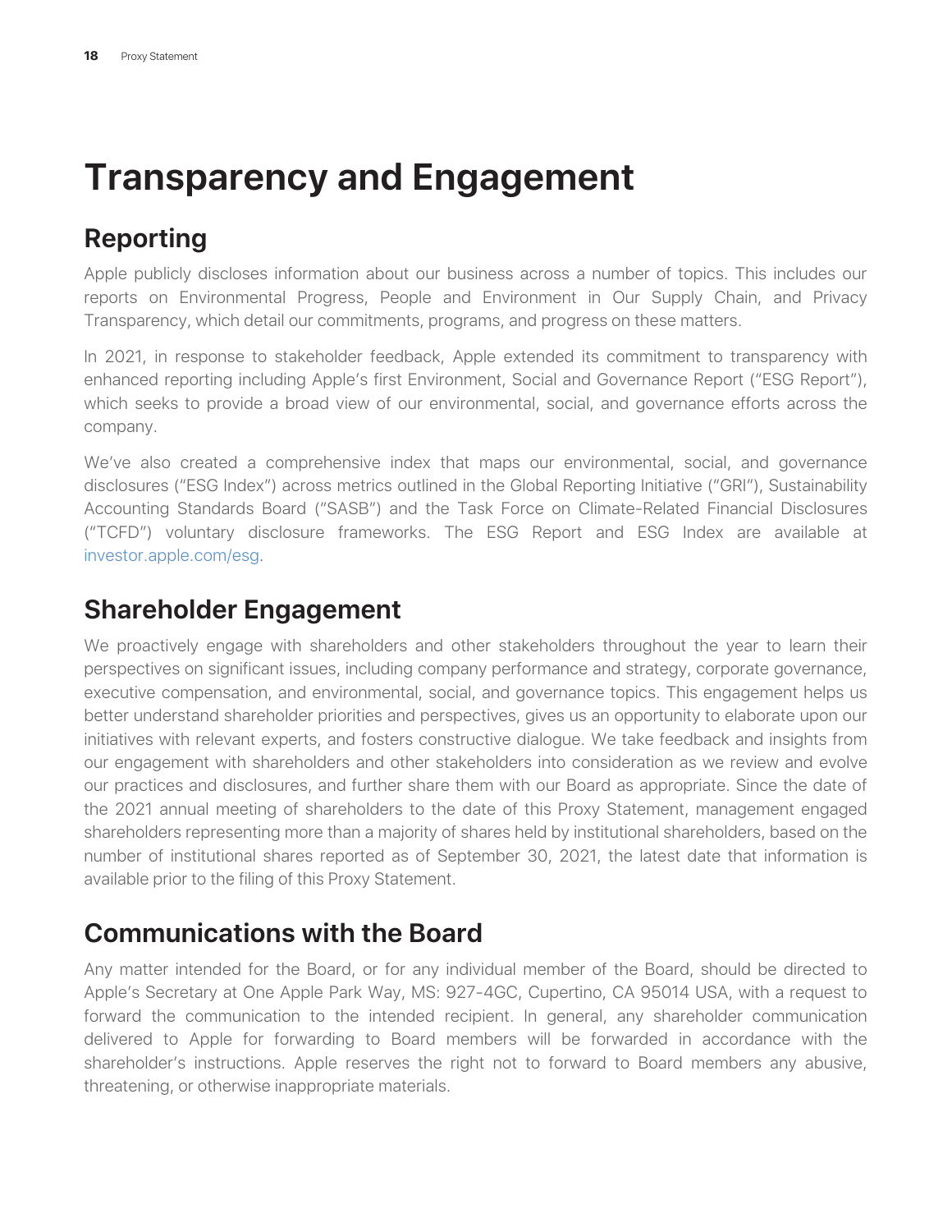# Transparency and Engagement

## Reporting

Apple publicly discloses information about our business across a number of topics. This includes our reports on Environmental Progress, People and Environment in Our Supply Chain, and Privacy Transparency, which detail our commitments, programs, and progress on these matters.

In 2021, in response to stakeholder feedback, Apple extended its commitment to transparency with enhanced reporting including Apple's first Environment, Social and Governance Report ("ESG Report"), which seeks to provide a broad view of our environmental, social, and governance efforts across the company.

We've also created a comprehensive index that maps our environmental, social, and governance disclosures ("ESG Index") across metrics outlined in the Global Reporting Initiative ("GRI"), Sustainability Accounting Standards Board ("SASB") and the Task Force on Climate-Related Financial Disclosures ("TCFD") voluntary disclosure frameworks. The ESG Report and ESG Index are available at investor.apple.com/esg.

## Shareholder Engagement

We proactively engage with shareholders and other stakeholders throughout the year to learn their perspectives on significant issues, including company performance and strategy, corporate governance, executive compensation, and environmental, social, and governance topics. This engagement helps us better understand shareholder priorities and perspectives, gives us an opportunity to elaborate upon our initiatives with relevant experts, and fosters constructive dialogue. We take feedback and insights from our engagement with shareholders and other stakeholders into consideration as we review and evolve our practices and disclosures, and further share them with our Board as appropriate. Since the date of the 2021 annual meeting of shareholders to the date of this Proxy Statement, management engaged shareholders representing more than a majority of shares held by institutional shareholders, based on the number of institutional shares reported as of September 30, 2021, the latest date that information is available prior to the filing of this Proxy Statement.

## Communications with the Board

Any matter intended for the Board, or for any individual member of the Board, should be directed to Apple's Secretary at One Apple Park Way, MS: 927-4GC, Cupertino, CA 95014 USA, with a request to forward the communication to the intended recipient. In general, any shareholder communication delivered to Apple for forwarding to Board members will be forwarded in accordance with the shareholder's instructions. Apple reserves the right not to forward to Board members any abusive, threatening, or otherwise inappropriate materials.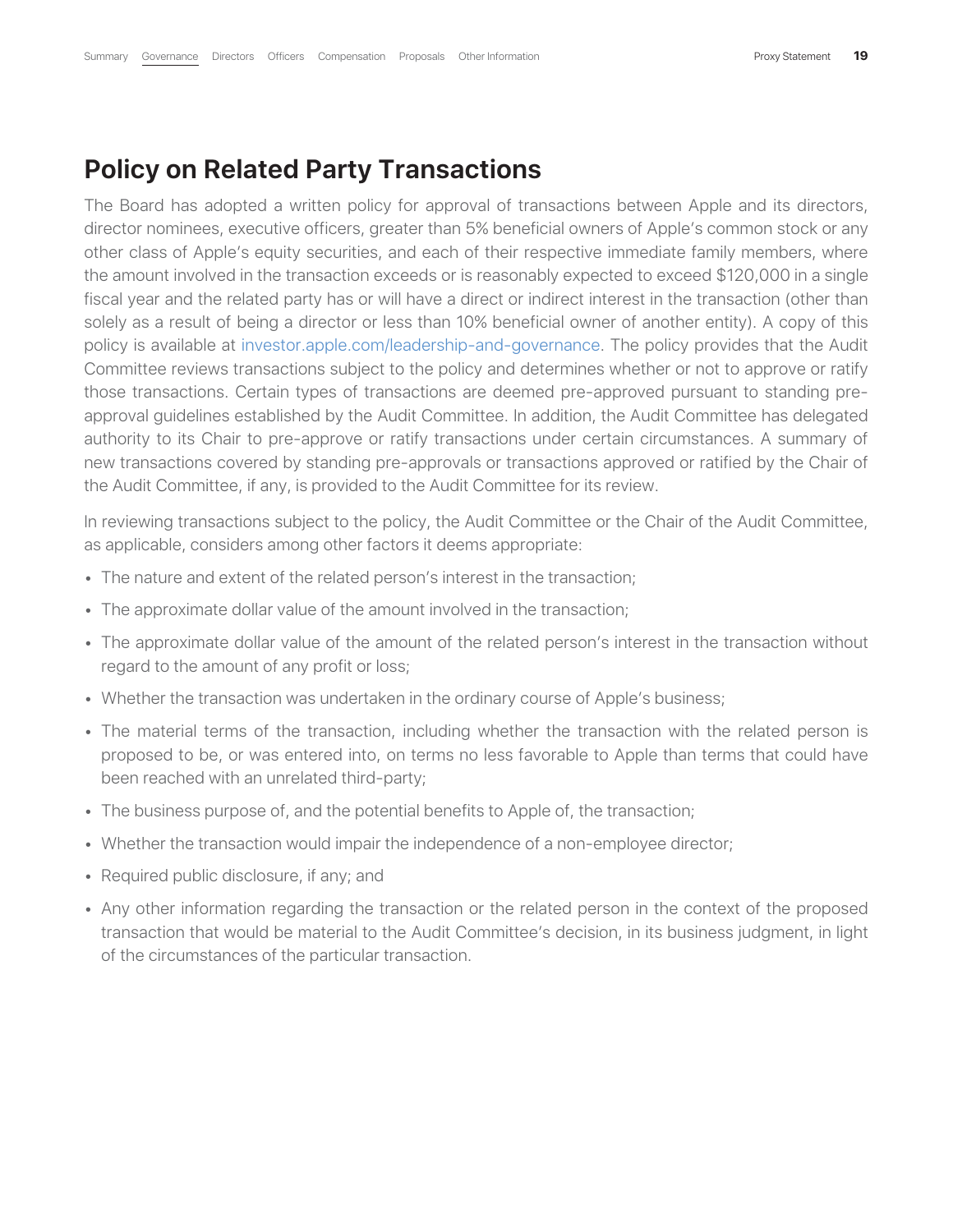## Policy on Related Party Transactions

The Board has adopted a written policy for approval of transactions between Apple and its directors, director nominees, executive officers, greater than 5% beneficial owners of Apple's common stock or any other class of Apple's equity securities, and each of their respective immediate family members, where the amount involved in the transaction exceeds or is reasonably expected to exceed $120,000 in a single fiscal year and the related party has or will have a direct or indirect interest in the transaction (other than solely as a result of being a director or less than 10% beneficial owner of another entity). A copy of this policy is available at investor.apple.com/leadership-and-governance. The policy provides that the Audit Committee reviews transactions subject to the policy and determines whether or not to approve or ratify those transactions. Certain types of transactions are deemed pre-approved pursuant to standing pre-approval guidelines established by the Audit Committee. In addition, the Audit Committee has delegated authority to its Chair to pre-approve or ratify transactions under certain circumstances. A summary of new transactions covered by standing pre-approvals or transactions approved or ratified by the Chair of the Audit Committee, if any, is provided to the Audit Committee for its review.

In reviewing transactions subject to the policy, the Audit Committee or the Chair of the Audit Committee, as applicable, considers among other factors it deems appropriate:

- The nature and extent of the related person's interest in the transaction;
- The approximate dollar value of the amount involved in the transaction;
- The approximate dollar value of the amount of the related person's interest in the transaction without regard to the amount of any profit or loss;
- Whether the transaction was undertaken in the ordinary course of Apple's business;
- The material terms of the transaction, including whether the transaction with the related person is proposed to be, or was entered into, on terms no less favorable to Apple than terms that could have been reached with an unrelated third-party;
- The business purpose of, and the potential benefits to Apple of, the transaction;
- Whether the transaction would impair the independence of a non-employee director;
- Required public disclosure, if any; and
- Any other information regarding the transaction or the related person in the context of the proposed transaction that would be material to the Audit Committee's decision, in its business judgment, in light of the circumstances of the particular transaction.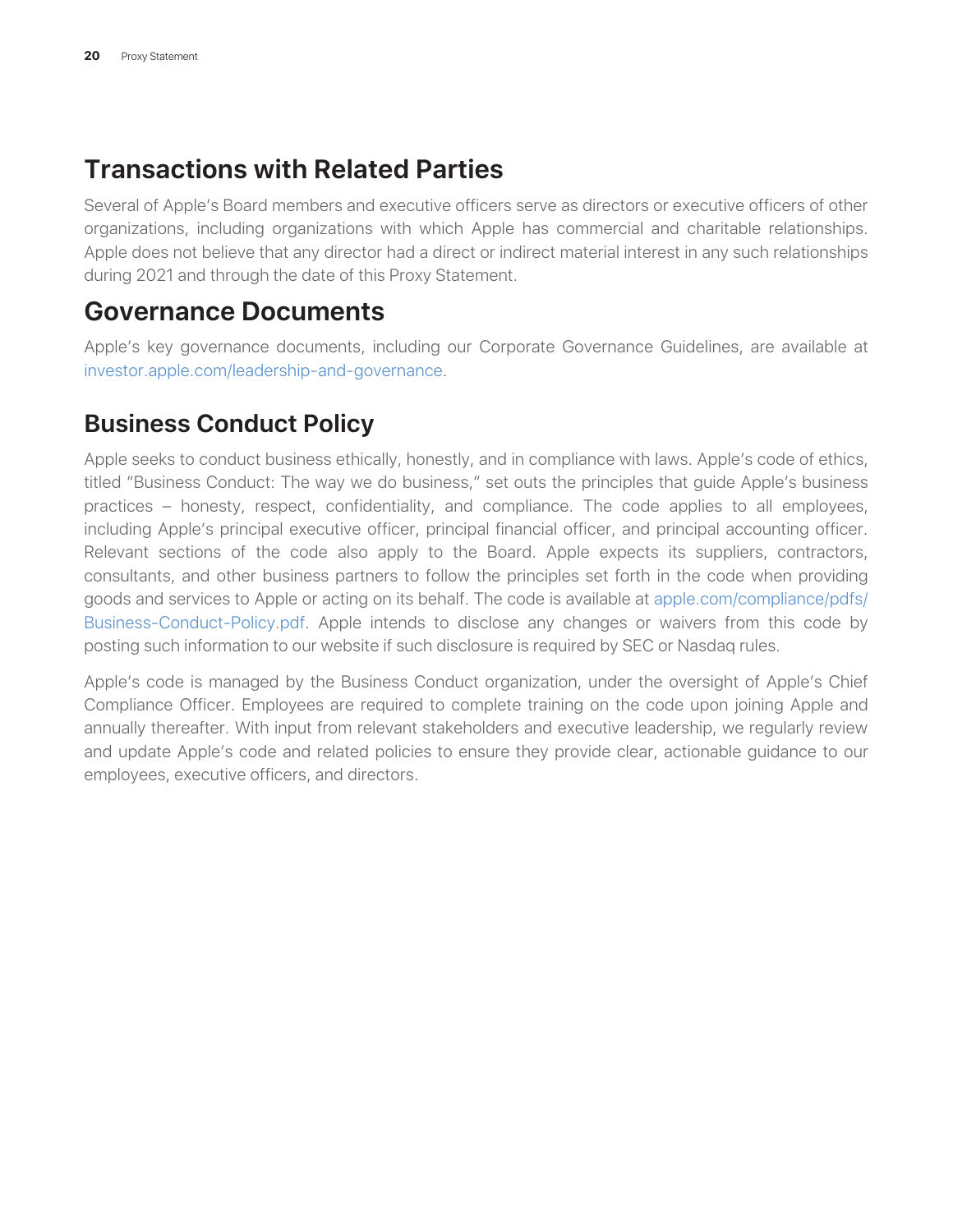## Transactions with Related Parties

Several of Apple's Board members and executive officers serve as directors or executive officers of other organizations, including organizations with which Apple has commercial and charitable relationships. Apple does not believe that any director had a direct or indirect material interest in any such relationships during 2021 and through the date of this Proxy Statement.

## Governance Documents

Apple's key governance documents, including our Corporate Governance Guidelines, are available at investor.apple.com/leadership-and-governance.

## Business Conduct Policy

Apple seeks to conduct business ethically, honestly, and in compliance with laws. Apple's code of ethics, titled "Business Conduct: The way we do business," set outs the principles that guide Apple's business practices – honesty, respect, confidentiality, and compliance. The code applies to all employees, including Apple's principal executive officer, principal financial officer, and principal accounting officer. Relevant sections of the code also apply to the Board. Apple expects its suppliers, contractors, consultants, and other business partners to follow the principles set forth in the code when providing goods and services to Apple or acting on its behalf. The code is available at apple.com/compliance/pdfs/Business-Conduct-Policy.pdf. Apple intends to disclose any changes or waivers from this code by posting such information to our website if such disclosure is required by SEC or Nasdaq rules.

Apple's code is managed by the Business Conduct organization, under the oversight of Apple's Chief Compliance Officer. Employees are required to complete training on the code upon joining Apple and annually thereafter. With input from relevant stakeholders and executive leadership, we regularly review and update Apple's code and related policies to ensure they provide clear, actionable guidance to our employees, executive officers, and directors.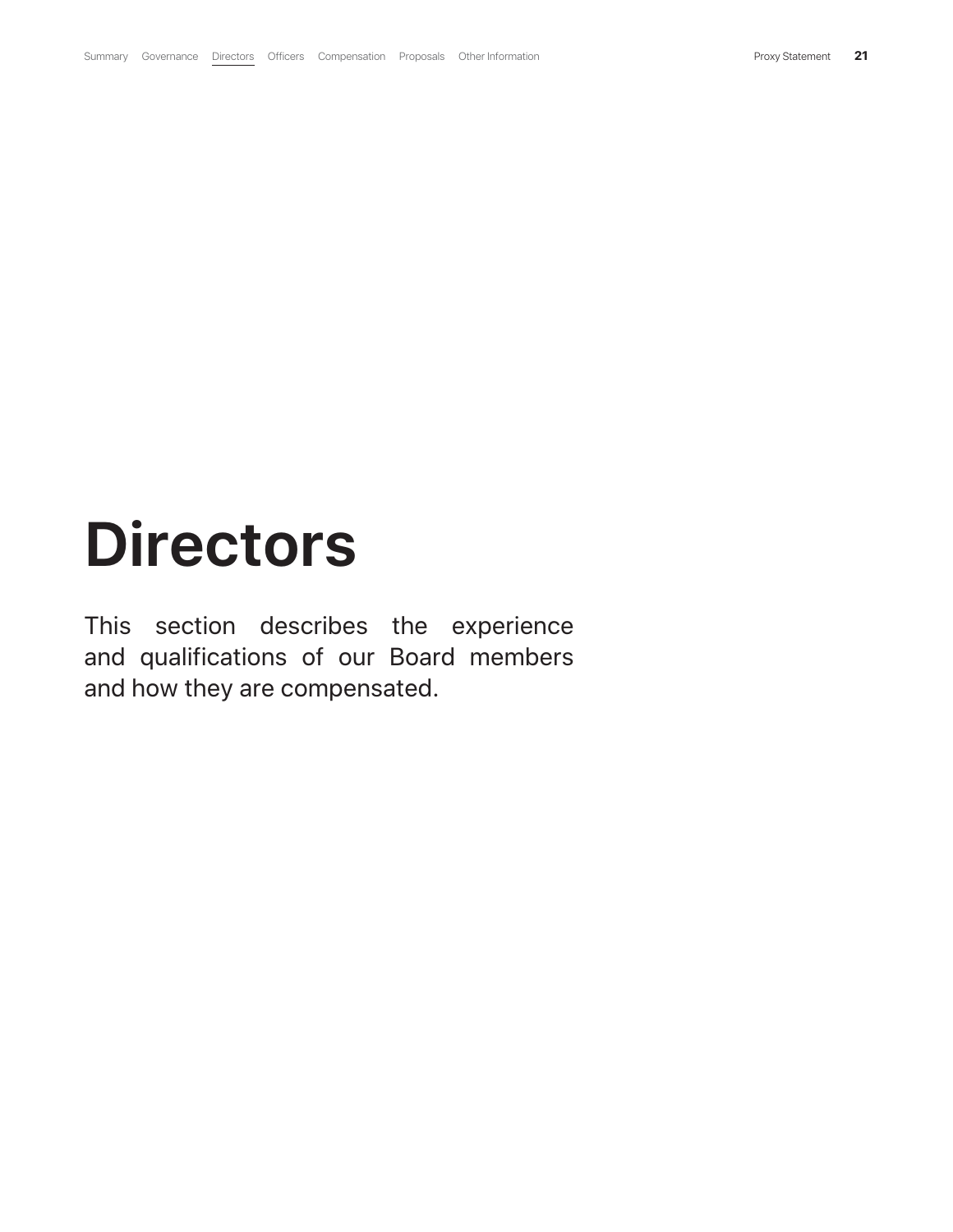# Directors

This section describes the experience and qualifications of our Board members and how they are compensated.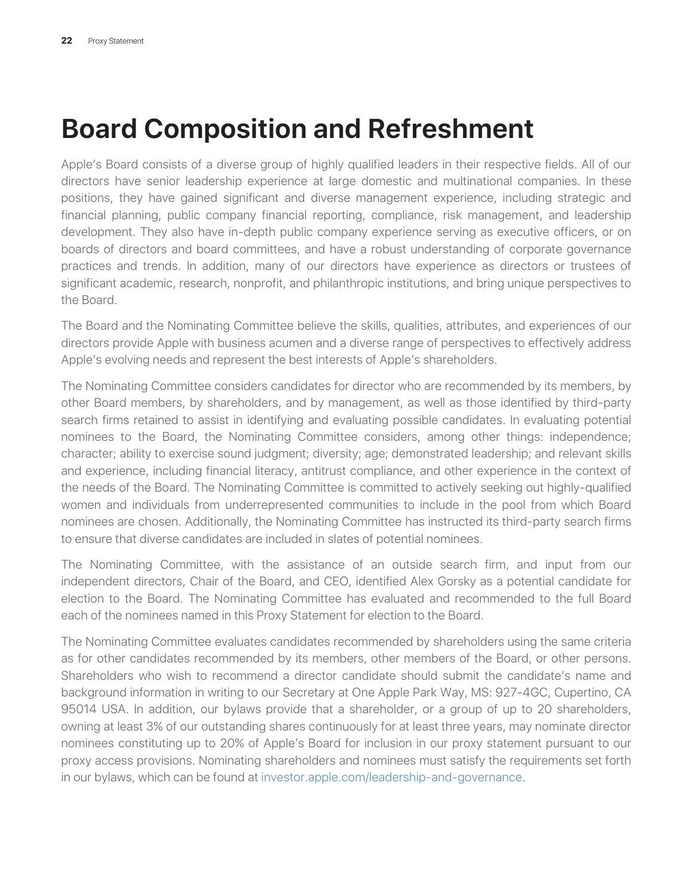# Board Composition and Refreshment

Apple's Board consists of a diverse group of highly qualified leaders in their respective fields. All of our directors have senior leadership experience at large domestic and multinational companies. In these positions, they have gained significant and diverse management experience, including strategic and financial planning, public company financial reporting, compliance, risk management, and leadership development. They also have in-depth public company experience serving as executive officers, or on boards of directors and board committees, and have a robust understanding of corporate governance practices and trends. In addition, many of our directors have experience as directors or trustees of significant academic, research, nonprofit, and philanthropic institutions, and bring unique perspectives to the Board.

The Board and the Nominating Committee believe the skills, qualities, attributes, and experiences of our directors provide Apple with business acumen and a diverse range of perspectives to effectively address Apple's evolving needs and represent the best interests of Apple's shareholders.

The Nominating Committee considers candidates for director who are recommended by its members, by other Board members, by shareholders, and by management, as well as those identified by third-party search firms retained to assist in identifying and evaluating possible candidates. In evaluating potential nominees to the Board, the Nominating Committee considers, among other things: independence; character; ability to exercise sound judgment; diversity; age; demonstrated leadership; and relevant skills and experience, including financial literacy, antitrust compliance, and other experience in the context of the needs of the Board. The Nominating Committee is committed to actively seeking out highly-qualified women and individuals from underrepresented communities to include in the pool from which Board nominees are chosen. Additionally, the Nominating Committee has instructed its third-party search firms to ensure that diverse candidates are included in slates of potential nominees.

The Nominating Committee, with the assistance of an outside search firm, and input from our independent directors, Chair of the Board, and CEO, identified Alex Gorsky as a potential candidate for election to the Board. The Nominating Committee has evaluated and recommended to the full Board each of the nominees named in this Proxy Statement for election to the Board.

The Nominating Committee evaluates candidates recommended by shareholders using the same criteria as for other candidates recommended by its members, other members of the Board, or other persons. Shareholders who wish to recommend a director candidate should submit the candidate's name and background information in writing to our Secretary at One Apple Park Way, MS: 927-4GC, Cupertino, CA 95014 USA. In addition, our bylaws provide that a shareholder, or a group of up to 20 shareholders, owning at least 3% of our outstanding shares continuously for at least three years, may nominate director nominees constituting up to 20% of Apple's Board for inclusion in our proxy statement pursuant to our proxy access provisions. Nominating shareholders and nominees must satisfy the requirements set forth in our bylaws, which can be found at investor.apple.com/leadership-and-governance.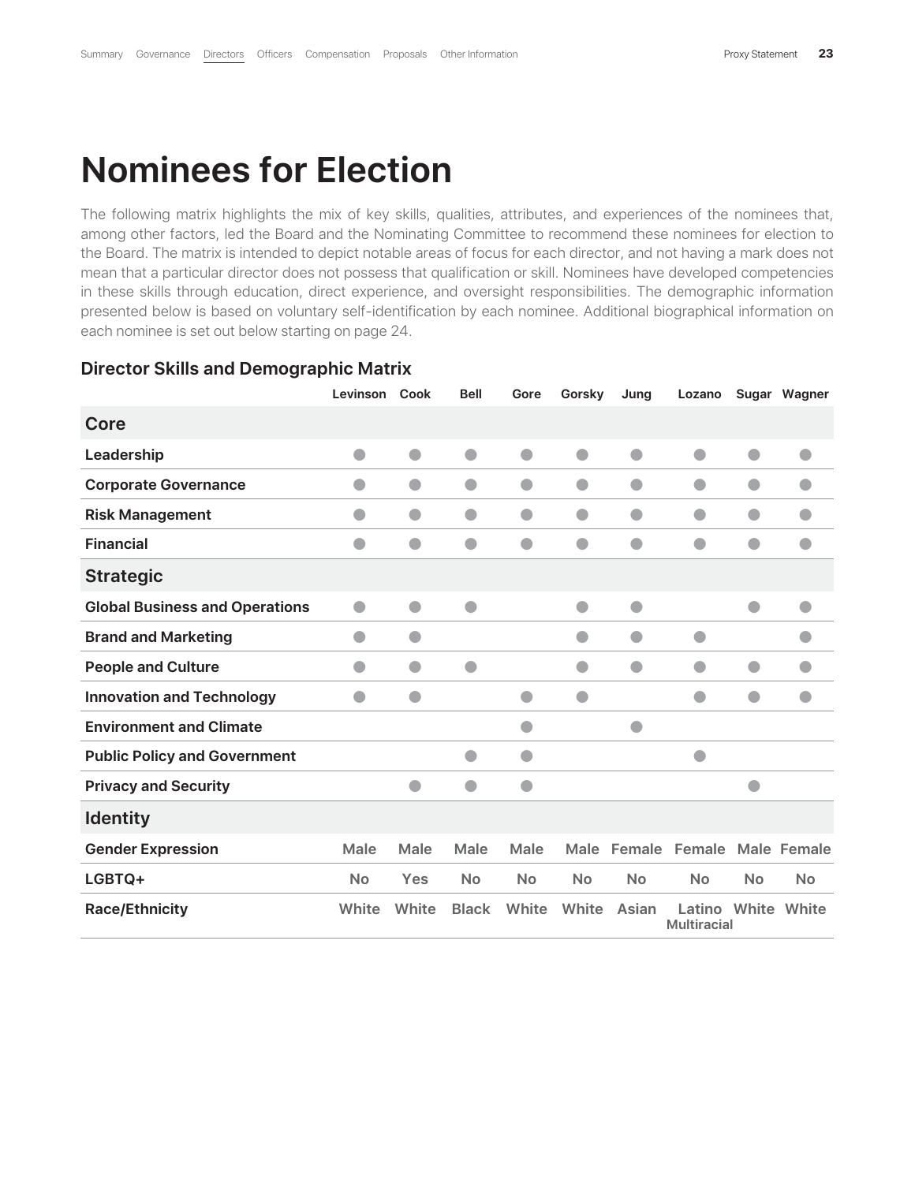# Nominees for Election

The following matrix highlights the mix of key skills, qualities, attributes, and experiences of the nominees that, among other factors, led the Board and the Nominating Committee to recommend these nominees for election to the Board. The matrix is intended to depict notable areas of focus for each director, and not having a mark does not mean that a particular director does not possess that qualification or skill. Nominees have developed competencies in these skills through education, direct experience, and oversight responsibilities. The demographic information presented below is based on voluntary self-identification by each nominee. Additional biographical information on each nominee is set out below starting on page 24.

### Director Skills and Demographic Matrix

| | Levinson | Cook | Bell | Gore | Gorsky | Jung | Lozano | Sugar | Wagner |
|---|---|---|---|---|---|---|---|---|---|
| **Core** | | | | | | | | | |
| **Leadership** | ● | ● | ● | ● | ● | ● | ● | ● | ● |
| **Corporate Governance** | ● | ● | ● | ● | ● | ● | ● | ● | ● |
| **Risk Management** | ● | ● | ● | ● | ● | ● | ● | ● | ● |
| **Financial** | ● | ● | ● | ● | ● | ● | ● | ● | ● |
| **Strategic** | | | | | | | | | |
| **Global Business and Operations** | ● | ● | ● | | ● | ● | | ● | ● |
| **Brand and Marketing** | ● | ● | | | ● | ● | ● | | ● |
| **People and Culture** | ● | ● | ● | | ● | ● | ● | ● | ● |
| **Innovation and Technology** | ● | ● | | ● | ● | | ● | ● | ● |
| **Environment and Climate** | | | | ● | | ● | | | |
| **Public Policy and Government** | | | ● | ● | | | ● | | |
| **Privacy and Security** | | ● | ● | ● | | | | ● | |
| **Identity** | | | | | | | | | |
| **Gender Expression** | Male | Male | Male | Male | Male | Female | Female | Male | Female |
| **LGBTQ+** | No | Yes | No | No | No | No | No | No | No |
| **Race/Ethnicity** | White | White | Black | White | White | Asian | Latino Multiracial | White | White |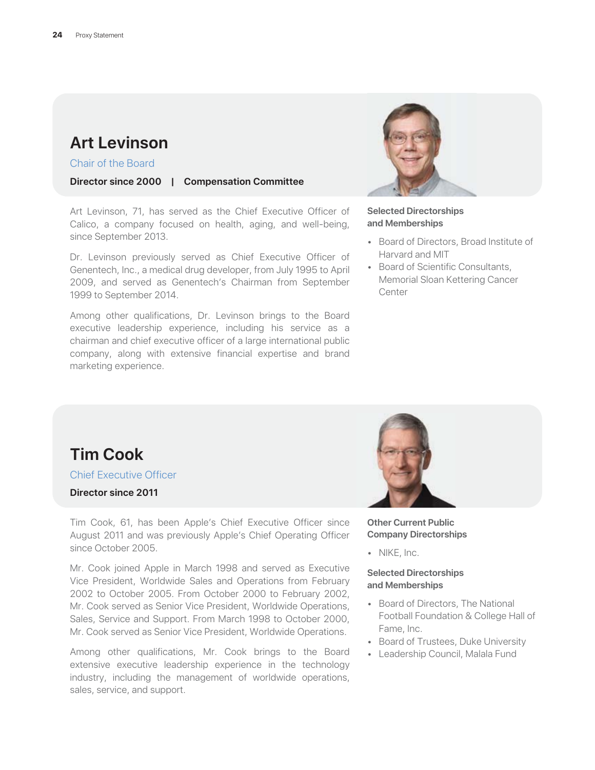## Art Levinson

Chair of the Board

**Director since 2000 | Compensation Committee**

Art Levinson, 71, has served as the Chief Executive Officer of Calico, a company focused on health, aging, and well-being, since September 2013.

Dr. Levinson previously served as Chief Executive Officer of Genentech, Inc., a medical drug developer, from July 1995 to April 2009, and served as Genentech's Chairman from September 1999 to September 2014.

Among other qualifications, Dr. Levinson brings to the Board executive leadership experience, including his service as a chairman and chief executive officer of a large international public company, along with extensive financial expertise and brand marketing experience.

**Selected Directorships and Memberships**

- Board of Directors, Broad Institute of Harvard and MIT
- Board of Scientific Consultants, Memorial Sloan Kettering Cancer Center

## Tim Cook

Chief Executive Officer

**Director since 2011**

Tim Cook, 61, has been Apple's Chief Executive Officer since August 2011 and was previously Apple's Chief Operating Officer since October 2005.

Mr. Cook joined Apple in March 1998 and served as Executive Vice President, Worldwide Sales and Operations from February 2002 to October 2005. From October 2000 to February 2002, Mr. Cook served as Senior Vice President, Worldwide Operations, Sales, Service and Support. From March 1998 to October 2000, Mr. Cook served as Senior Vice President, Worldwide Operations.

Among other qualifications, Mr. Cook brings to the Board extensive executive leadership experience in the technology industry, including the management of worldwide operations, sales, service, and support.

**Other Current Public Company Directorships**

- NIKE, Inc.

**Selected Directorships and Memberships**

- Board of Directors, The National Football Foundation & College Hall of Fame, Inc.
- Board of Trustees, Duke University
- Leadership Council, Malala Fund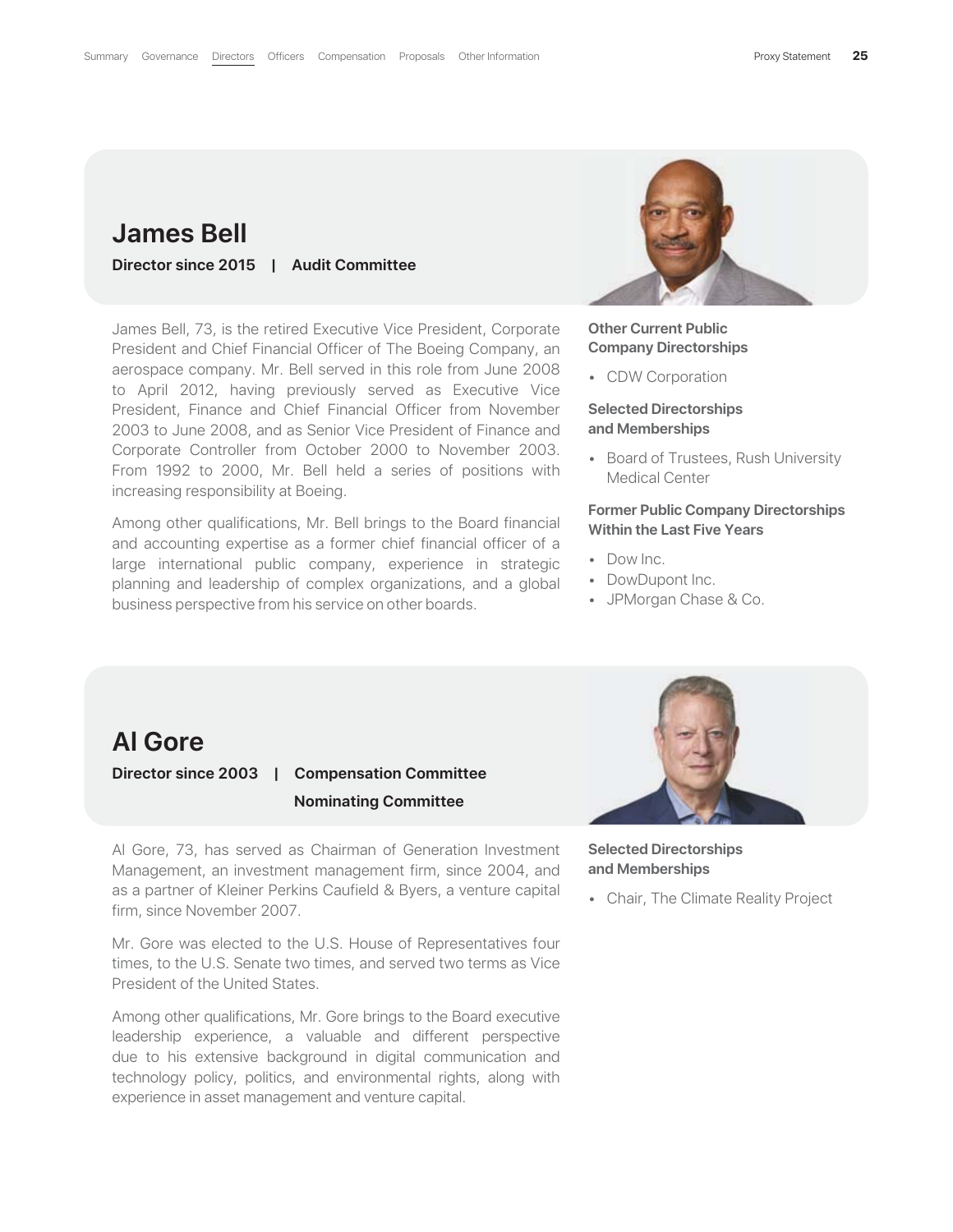## James Bell

**Director since 2015 | Audit Committee**

James Bell, 73, is the retired Executive Vice President, Corporate President and Chief Financial Officer of The Boeing Company, an aerospace company. Mr. Bell served in this role from June 2008 to April 2012, having previously served as Executive Vice President, Finance and Chief Financial Officer from November 2003 to June 2008, and as Senior Vice President of Finance and Corporate Controller from October 2000 to November 2003. From 1992 to 2000, Mr. Bell held a series of positions with increasing responsibility at Boeing.

Among other qualifications, Mr. Bell brings to the Board financial and accounting expertise as a former chief financial officer of a large international public company, experience in strategic planning and leadership of complex organizations, and a global business perspective from his service on other boards.

**Other Current Public Company Directorships**

- CDW Corporation

**Selected Directorships and Memberships**

- Board of Trustees, Rush University Medical Center

**Former Public Company Directorships Within the Last Five Years**

- Dow Inc.
- DowDupont Inc.
- JPMorgan Chase & Co.

## Al Gore

**Director since 2003 | Compensation Committee**
**Nominating Committee**

Al Gore, 73, has served as Chairman of Generation Investment Management, an investment management firm, since 2004, and as a partner of Kleiner Perkins Caufield & Byers, a venture capital firm, since November 2007.

Mr. Gore was elected to the U.S. House of Representatives four times, to the U.S. Senate two times, and served two terms as Vice President of the United States.

Among other qualifications, Mr. Gore brings to the Board executive leadership experience, a valuable and different perspective due to his extensive background in digital communication and technology policy, politics, and environmental rights, along with experience in asset management and venture capital.

**Selected Directorships and Memberships**

- Chair, The Climate Reality Project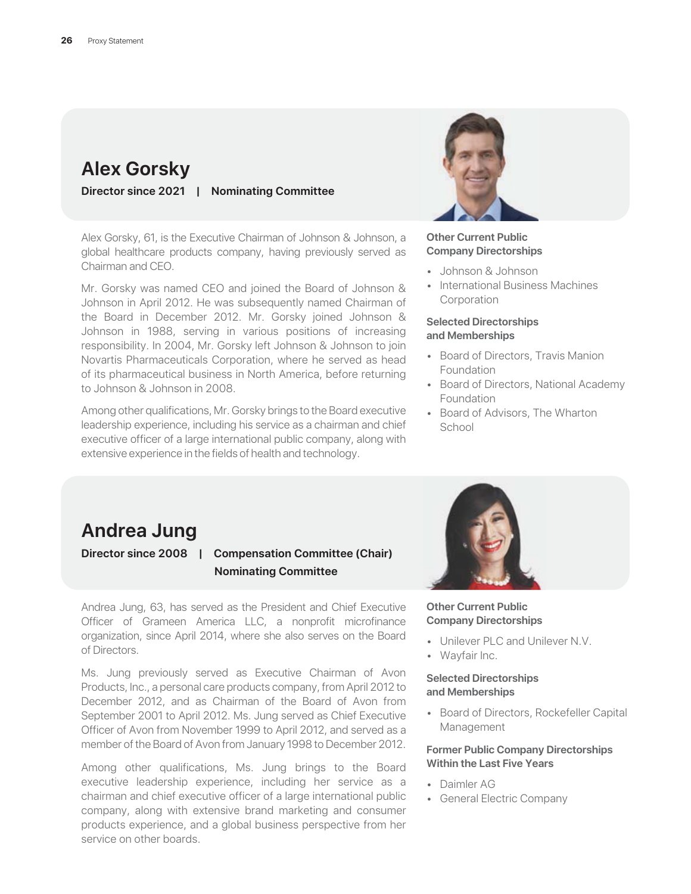## Alex Gorsky

**Director since 2021 | Nominating Committee**

Alex Gorsky, 61, is the Executive Chairman of Johnson & Johnson, a global healthcare products company, having previously served as Chairman and CEO.

Mr. Gorsky was named CEO and joined the Board of Johnson & Johnson in April 2012. He was subsequently named Chairman of the Board in December 2012. Mr. Gorsky joined Johnson & Johnson in 1988, serving in various positions of increasing responsibility. In 2004, Mr. Gorsky left Johnson & Johnson to join Novartis Pharmaceuticals Corporation, where he served as head of its pharmaceutical business in North America, before returning to Johnson & Johnson in 2008.

Among other qualifications, Mr. Gorsky brings to the Board executive leadership experience, including his service as a chairman and chief executive officer of a large international public company, along with extensive experience in the fields of health and technology.

**Other Current Public Company Directorships**

- Johnson & Johnson
- International Business Machines Corporation

**Selected Directorships and Memberships**

- Board of Directors, Travis Manion Foundation
- Board of Directors, National Academy Foundation
- Board of Advisors, The Wharton School

## Andrea Jung

**Director since 2008 | Compensation Committee (Chair) Nominating Committee**

Andrea Jung, 63, has served as the President and Chief Executive Officer of Grameen America LLC, a nonprofit microfinance organization, since April 2014, where she also serves on the Board of Directors.

Ms. Jung previously served as Executive Chairman of Avon Products, Inc., a personal care products company, from April 2012 to December 2012, and as Chairman of the Board of Avon from September 2001 to April 2012. Ms. Jung served as Chief Executive Officer of Avon from November 1999 to April 2012, and served as a member of the Board of Avon from January 1998 to December 2012.

Among other qualifications, Ms. Jung brings to the Board executive leadership experience, including her service as a chairman and chief executive officer of a large international public company, along with extensive brand marketing and consumer products experience, and a global business perspective from her service on other boards.

**Other Current Public Company Directorships**

- Unilever PLC and Unilever N.V.
- Wayfair Inc.

**Selected Directorships and Memberships**

- Board of Directors, Rockefeller Capital Management

**Former Public Company Directorships Within the Last Five Years**

- Daimler AG
- General Electric Company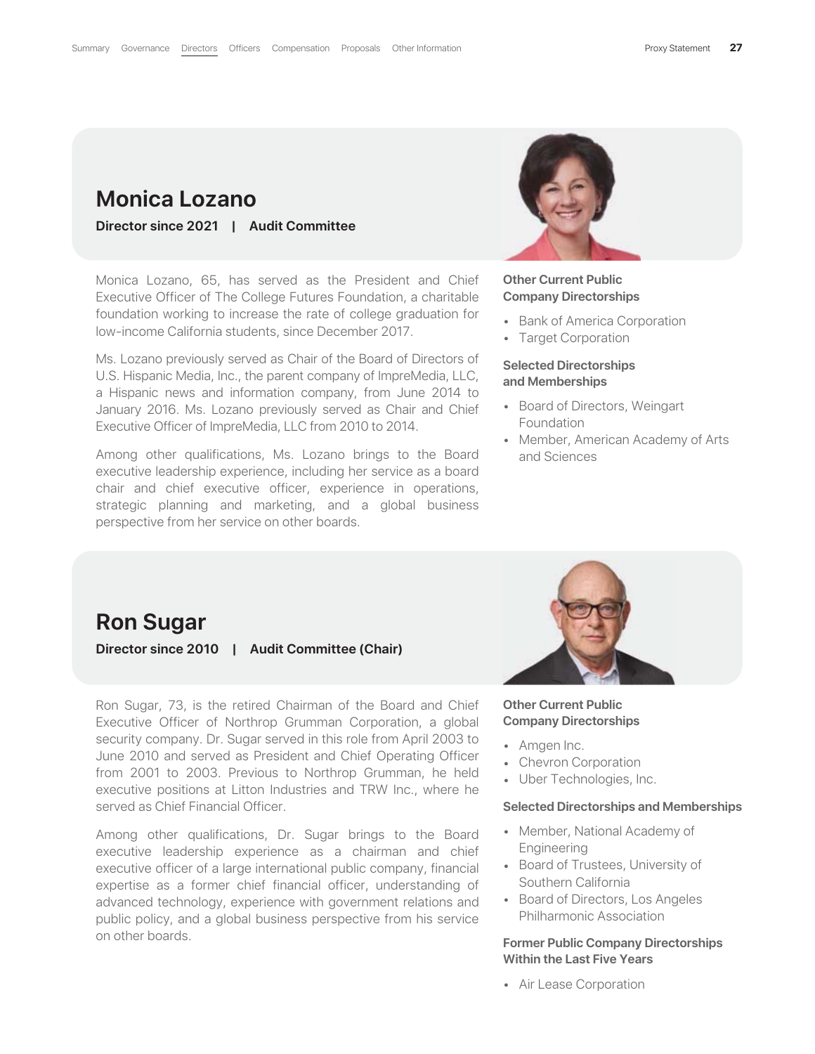## Monica Lozano

**Director since 2021 | Audit Committee**

Monica Lozano, 65, has served as the President and Chief Executive Officer of The College Futures Foundation, a charitable foundation working to increase the rate of college graduation for low-income California students, since December 2017.

Ms. Lozano previously served as Chair of the Board of Directors of U.S. Hispanic Media, Inc., the parent company of ImpreMedia, LLC, a Hispanic news and information company, from June 2014 to January 2016. Ms. Lozano previously served as Chair and Chief Executive Officer of ImpreMedia, LLC from 2010 to 2014.

Among other qualifications, Ms. Lozano brings to the Board executive leadership experience, including her service as a board chair and chief executive officer, experience in operations, strategic planning and marketing, and a global business perspective from her service on other boards.

**Other Current Public Company Directorships**

- Bank of America Corporation
- Target Corporation

**Selected Directorships and Memberships**

- Board of Directors, Weingart Foundation
- Member, American Academy of Arts and Sciences

## Ron Sugar

**Director since 2010 | Audit Committee (Chair)**

Ron Sugar, 73, is the retired Chairman of the Board and Chief Executive Officer of Northrop Grumman Corporation, a global security company. Dr. Sugar served in this role from April 2003 to June 2010 and served as President and Chief Operating Officer from 2001 to 2003. Previous to Northrop Grumman, he held executive positions at Litton Industries and TRW Inc., where he served as Chief Financial Officer.

Among other qualifications, Dr. Sugar brings to the Board executive leadership experience as a chairman and chief executive officer of a large international public company, financial expertise as a former chief financial officer, understanding of advanced technology, experience with government relations and public policy, and a global business perspective from his service on other boards.

**Other Current Public Company Directorships**

- Amgen Inc.
- Chevron Corporation
- Uber Technologies, Inc.

**Selected Directorships and Memberships**

- Member, National Academy of Engineering
- Board of Trustees, University of Southern California
- Board of Directors, Los Angeles Philharmonic Association

**Former Public Company Directorships Within the Last Five Years**

- Air Lease Corporation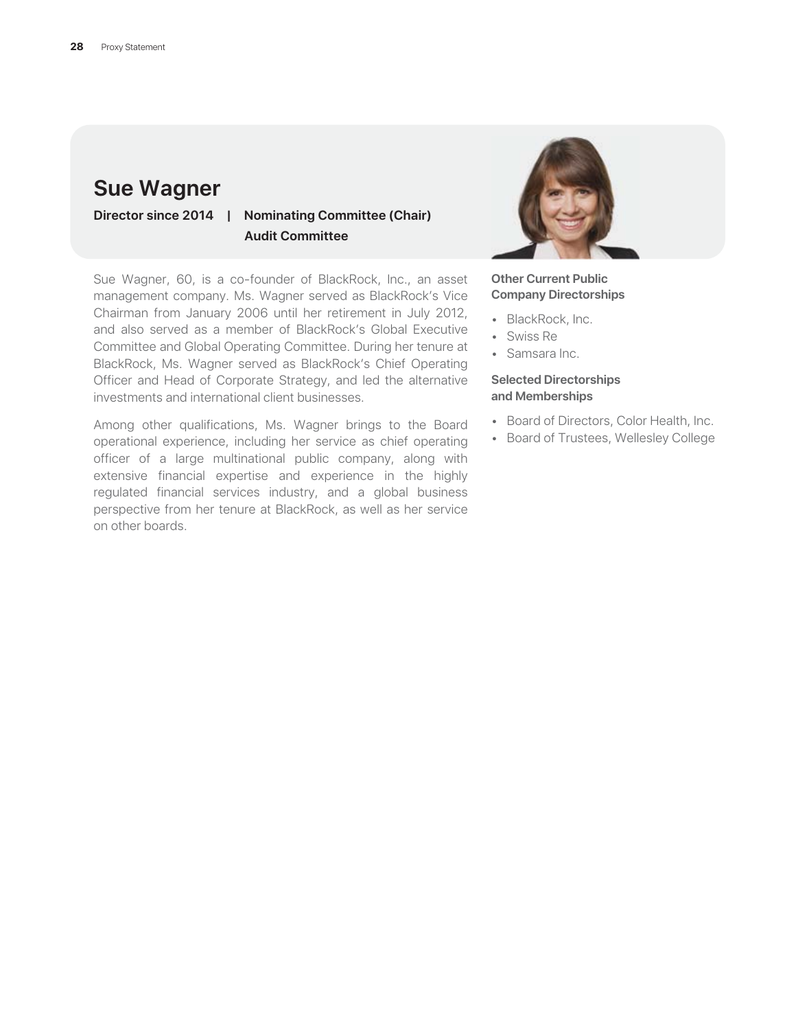## Sue Wagner

**Director since 2014 | Nominating Committee (Chair)**
**Audit Committee**

Sue Wagner, 60, is a co-founder of BlackRock, Inc., an asset management company. Ms. Wagner served as BlackRock's Vice Chairman from January 2006 until her retirement in July 2012, and also served as a member of BlackRock's Global Executive Committee and Global Operating Committee. During her tenure at BlackRock, Ms. Wagner served as BlackRock's Chief Operating Officer and Head of Corporate Strategy, and led the alternative investments and international client businesses.

Among other qualifications, Ms. Wagner brings to the Board operational experience, including her service as chief operating officer of a large multinational public company, along with extensive financial expertise and experience in the highly regulated financial services industry, and a global business perspective from her tenure at BlackRock, as well as her service on other boards.

**Other Current Public Company Directorships**

- BlackRock, Inc.
- Swiss Re
- Samsara Inc.

**Selected Directorships and Memberships**

- Board of Directors, Color Health, Inc.
- Board of Trustees, Wellesley College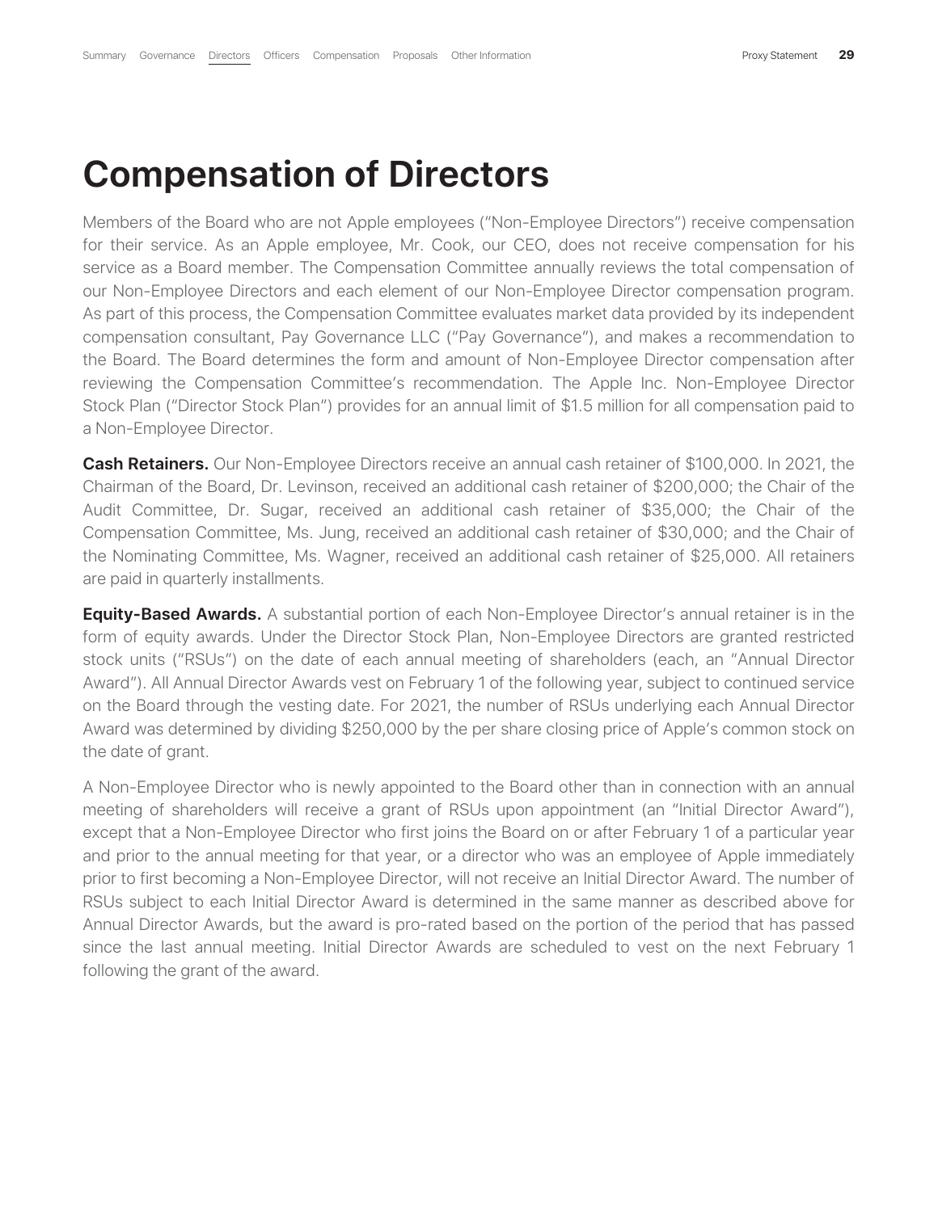# Compensation of Directors

Members of the Board who are not Apple employees (“Non-Employee Directors”) receive compensation for their service. As an Apple employee, Mr. Cook, our CEO, does not receive compensation for his service as a Board member. The Compensation Committee annually reviews the total compensation of our Non-Employee Directors and each element of our Non-Employee Director compensation program. As part of this process, the Compensation Committee evaluates market data provided by its independent compensation consultant, Pay Governance LLC (“Pay Governance”), and makes a recommendation to the Board. The Board determines the form and amount of Non-Employee Director compensation after reviewing the Compensation Committee’s recommendation. The Apple Inc. Non-Employee Director Stock Plan (“Director Stock Plan”) provides for an annual limit of $1.5 million for all compensation paid to a Non-Employee Director.

**Cash Retainers.** Our Non-Employee Directors receive an annual cash retainer of $100,000. In 2021, the Chairman of the Board, Dr. Levinson, received an additional cash retainer of $200,000; the Chair of the Audit Committee, Dr. Sugar, received an additional cash retainer of $35,000; the Chair of the Compensation Committee, Ms. Jung, received an additional cash retainer of $30,000; and the Chair of the Nominating Committee, Ms. Wagner, received an additional cash retainer of $25,000. All retainers are paid in quarterly installments.

**Equity-Based Awards.** A substantial portion of each Non-Employee Director’s annual retainer is in the form of equity awards. Under the Director Stock Plan, Non-Employee Directors are granted restricted stock units (“RSUs”) on the date of each annual meeting of shareholders (each, an “Annual Director Award”). All Annual Director Awards vest on February 1 of the following year, subject to continued service on the Board through the vesting date. For 2021, the number of RSUs underlying each Annual Director Award was determined by dividing $250,000 by the per share closing price of Apple’s common stock on the date of grant.

A Non-Employee Director who is newly appointed to the Board other than in connection with an annual meeting of shareholders will receive a grant of RSUs upon appointment (an “Initial Director Award”), except that a Non-Employee Director who first joins the Board on or after February 1 of a particular year and prior to the annual meeting for that year, or a director who was an employee of Apple immediately prior to first becoming a Non-Employee Director, will not receive an Initial Director Award. The number of RSUs subject to each Initial Director Award is determined in the same manner as described above for Annual Director Awards, but the award is pro-rated based on the portion of the period that has passed since the last annual meeting. Initial Director Awards are scheduled to vest on the next February 1 following the grant of the award.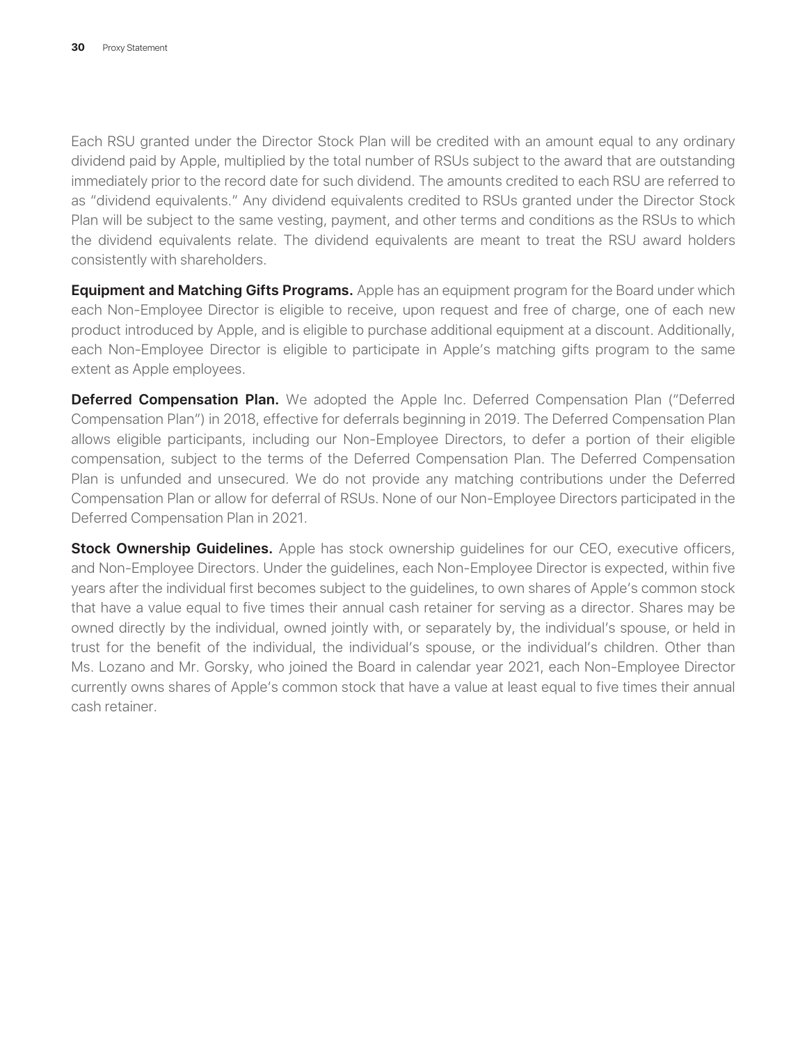Each RSU granted under the Director Stock Plan will be credited with an amount equal to any ordinary dividend paid by Apple, multiplied by the total number of RSUs subject to the award that are outstanding immediately prior to the record date for such dividend. The amounts credited to each RSU are referred to as "dividend equivalents." Any dividend equivalents credited to RSUs granted under the Director Stock Plan will be subject to the same vesting, payment, and other terms and conditions as the RSUs to which the dividend equivalents relate. The dividend equivalents are meant to treat the RSU award holders consistently with shareholders.

**Equipment and Matching Gifts Programs.** Apple has an equipment program for the Board under which each Non-Employee Director is eligible to receive, upon request and free of charge, one of each new product introduced by Apple, and is eligible to purchase additional equipment at a discount. Additionally, each Non-Employee Director is eligible to participate in Apple's matching gifts program to the same extent as Apple employees.

**Deferred Compensation Plan.** We adopted the Apple Inc. Deferred Compensation Plan ("Deferred Compensation Plan") in 2018, effective for deferrals beginning in 2019. The Deferred Compensation Plan allows eligible participants, including our Non-Employee Directors, to defer a portion of their eligible compensation, subject to the terms of the Deferred Compensation Plan. The Deferred Compensation Plan is unfunded and unsecured. We do not provide any matching contributions under the Deferred Compensation Plan or allow for deferral of RSUs. None of our Non-Employee Directors participated in the Deferred Compensation Plan in 2021.

**Stock Ownership Guidelines.** Apple has stock ownership guidelines for our CEO, executive officers, and Non-Employee Directors. Under the guidelines, each Non-Employee Director is expected, within five years after the individual first becomes subject to the guidelines, to own shares of Apple's common stock that have a value equal to five times their annual cash retainer for serving as a director. Shares may be owned directly by the individual, owned jointly with, or separately by, the individual's spouse, or held in trust for the benefit of the individual, the individual's spouse, or the individual's children. Other than Ms. Lozano and Mr. Gorsky, who joined the Board in calendar year 2021, each Non-Employee Director currently owns shares of Apple's common stock that have a value at least equal to five times their annual cash retainer.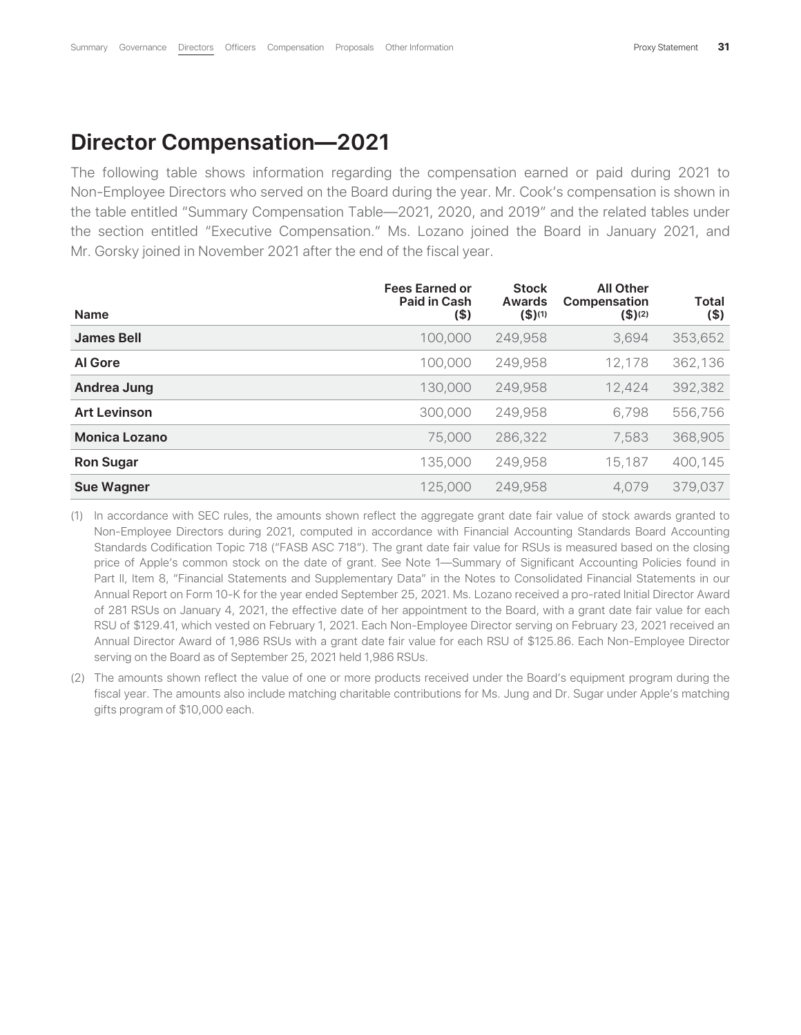## Director Compensation—2021

The following table shows information regarding the compensation earned or paid during 2021 to Non-Employee Directors who served on the Board during the year. Mr. Cook's compensation is shown in the table entitled "Summary Compensation Table—2021, 2020, and 2019" and the related tables under the section entitled "Executive Compensation." Ms. Lozano joined the Board in January 2021, and Mr. Gorsky joined in November 2021 after the end of the fiscal year.

| Name | Fees Earned or Paid in Cash ($) | Stock Awards ($)(1) | All Other Compensation ($)(2) | Total ($) |
|---|---|---|---|---|
| **James Bell** | 100,000 | 249,958 | 3,694 | 353,652 |
| **Al Gore** | 100,000 | 249,958 | 12,178 | 362,136 |
| **Andrea Jung** | 130,000 | 249,958 | 12,424 | 392,382 |
| **Art Levinson** | 300,000 | 249,958 | 6,798 | 556,756 |
| **Monica Lozano** | 75,000 | 286,322 | 7,583 | 368,905 |
| **Ron Sugar** | 135,000 | 249,958 | 15,187 | 400,145 |
| **Sue Wagner** | 125,000 | 249,958 | 4,079 | 379,037 |

(1) In accordance with SEC rules, the amounts shown reflect the aggregate grant date fair value of stock awards granted to Non-Employee Directors during 2021, computed in accordance with Financial Accounting Standards Board Accounting Standards Codification Topic 718 ("FASB ASC 718"). The grant date fair value for RSUs is measured based on the closing price of Apple's common stock on the date of grant. See Note 1—Summary of Significant Accounting Policies found in Part II, Item 8, "Financial Statements and Supplementary Data" in the Notes to Consolidated Financial Statements in our Annual Report on Form 10-K for the year ended September 25, 2021. Ms. Lozano received a pro-rated Initial Director Award of 281 RSUs on January 4, 2021, the effective date of her appointment to the Board, with a grant date fair value for each RSU of $129.41, which vested on February 1, 2021. Each Non-Employee Director serving on February 23, 2021 received an Annual Director Award of 1,986 RSUs with a grant date fair value for each RSU of $125.86. Each Non-Employee Director serving on the Board as of September 25, 2021 held 1,986 RSUs.

(2) The amounts shown reflect the value of one or more products received under the Board's equipment program during the fiscal year. The amounts also include matching charitable contributions for Ms. Jung and Dr. Sugar under Apple's matching gifts program of $10,000 each.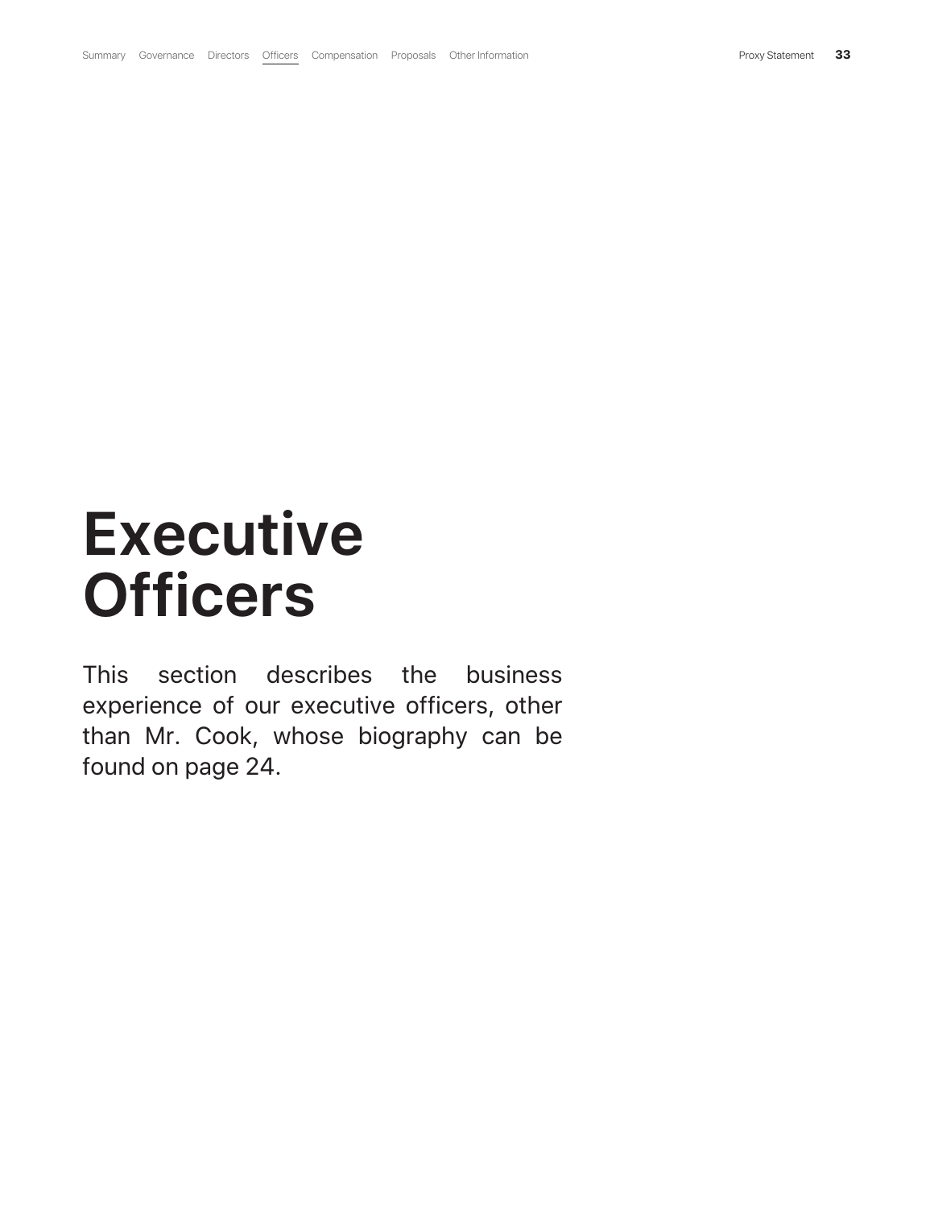# Executive Officers

This section describes the business experience of our executive officers, other than Mr. Cook, whose biography can be found on page 24.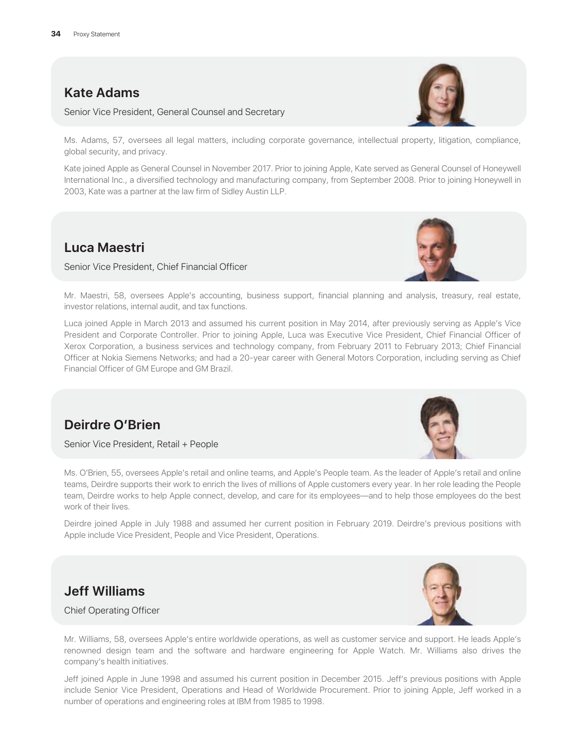## Kate Adams

Senior Vice President, General Counsel and Secretary

Ms. Adams, 57, oversees all legal matters, including corporate governance, intellectual property, litigation, compliance, global security, and privacy.

Kate joined Apple as General Counsel in November 2017. Prior to joining Apple, Kate served as General Counsel of Honeywell International Inc., a diversified technology and manufacturing company, from September 2008. Prior to joining Honeywell in 2003, Kate was a partner at the law firm of Sidley Austin LLP.

## Luca Maestri

Senior Vice President, Chief Financial Officer

Mr. Maestri, 58, oversees Apple's accounting, business support, financial planning and analysis, treasury, real estate, investor relations, internal audit, and tax functions.

Luca joined Apple in March 2013 and assumed his current position in May 2014, after previously serving as Apple's Vice President and Corporate Controller. Prior to joining Apple, Luca was Executive Vice President, Chief Financial Officer of Xerox Corporation, a business services and technology company, from February 2011 to February 2013; Chief Financial Officer at Nokia Siemens Networks; and had a 20-year career with General Motors Corporation, including serving as Chief Financial Officer of GM Europe and GM Brazil.

## Deirdre O'Brien

Senior Vice President, Retail + People

Ms. O'Brien, 55, oversees Apple's retail and online teams, and Apple's People team. As the leader of Apple's retail and online teams, Deirdre supports their work to enrich the lives of millions of Apple customers every year. In her role leading the People team, Deirdre works to help Apple connect, develop, and care for its employees—and to help those employees do the best work of their lives.

Deirdre joined Apple in July 1988 and assumed her current position in February 2019. Deirdre's previous positions with Apple include Vice President, People and Vice President, Operations.

## Jeff Williams

Chief Operating Officer

Mr. Williams, 58, oversees Apple's entire worldwide operations, as well as customer service and support. He leads Apple's renowned design team and the software and hardware engineering for Apple Watch. Mr. Williams also drives the company's health initiatives.

Jeff joined Apple in June 1998 and assumed his current position in December 2015. Jeff's previous positions with Apple include Senior Vice President, Operations and Head of Worldwide Procurement. Prior to joining Apple, Jeff worked in a number of operations and engineering roles at IBM from 1985 to 1998.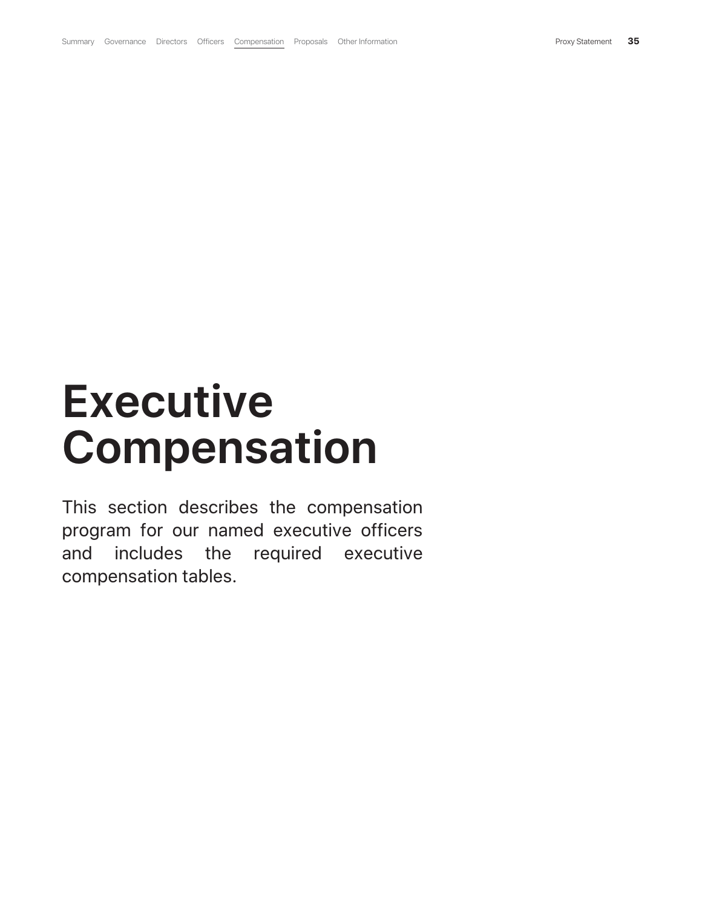# Executive Compensation

This section describes the compensation program for our named executive officers and includes the required executive compensation tables.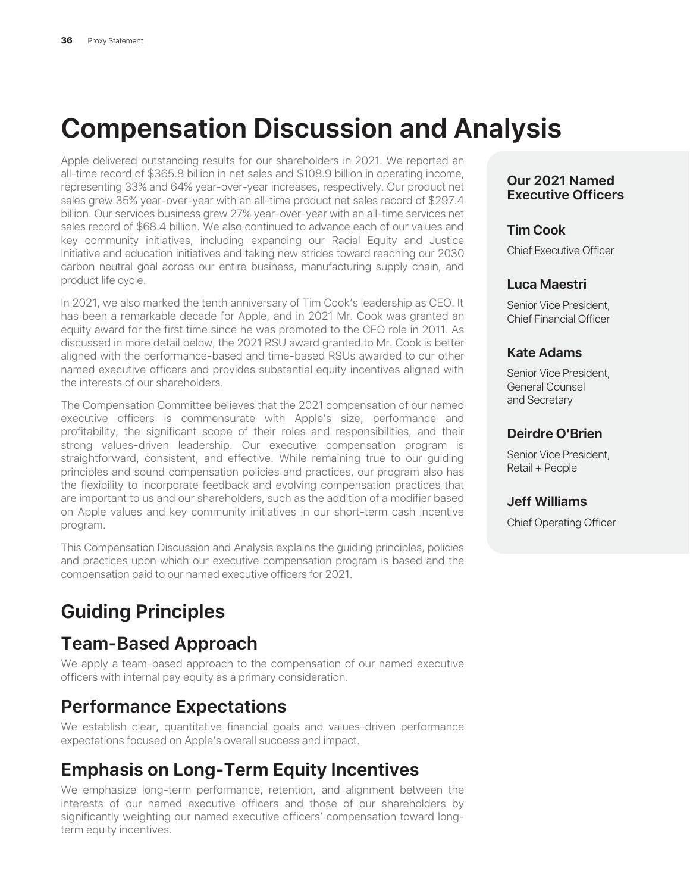# Compensation Discussion and Analysis

Apple delivered outstanding results for our shareholders in 2021. We reported an all-time record of $365.8 billion in net sales and $108.9 billion in operating income, representing 33% and 64% year-over-year increases, respectively. Our product net sales grew 35% year-over-year with an all-time product net sales record of $297.4 billion. Our services business grew 27% year-over-year with an all-time services net sales record of $68.4 billion. We also continued to advance each of our values and key community initiatives, including expanding our Racial Equity and Justice Initiative and education initiatives and taking new strides toward reaching our 2030 carbon neutral goal across our entire business, manufacturing supply chain, and product life cycle.

In 2021, we also marked the tenth anniversary of Tim Cook's leadership as CEO. It has been a remarkable decade for Apple, and in 2021 Mr. Cook was granted an equity award for the first time since he was promoted to the CEO role in 2011. As discussed in more detail below, the 2021 RSU award granted to Mr. Cook is better aligned with the performance-based and time-based RSUs awarded to our other named executive officers and provides substantial equity incentives aligned with the interests of our shareholders.

The Compensation Committee believes that the 2021 compensation of our named executive officers is commensurate with Apple's size, performance and profitability, the significant scope of their roles and responsibilities, and their strong values-driven leadership. Our executive compensation program is straightforward, consistent, and effective. While remaining true to our guiding principles and sound compensation policies and practices, our program also has the flexibility to incorporate feedback and evolving compensation practices that are important to us and our shareholders, such as the addition of a modifier based on Apple values and key community initiatives in our short-term cash incentive program.

This Compensation Discussion and Analysis explains the guiding principles, policies and practices upon which our executive compensation program is based and the compensation paid to our named executive officers for 2021.

### Our 2021 Named Executive Officers

**Tim Cook**
Chief Executive Officer

**Luca Maestri**
Senior Vice President, Chief Financial Officer

**Kate Adams**
Senior Vice President, General Counsel and Secretary

**Deirdre O'Brien**
Senior Vice President, Retail + People

**Jeff Williams**
Chief Operating Officer

## Guiding Principles

### Team-Based Approach

We apply a team-based approach to the compensation of our named executive officers with internal pay equity as a primary consideration.

### Performance Expectations

We establish clear, quantitative financial goals and values-driven performance expectations focused on Apple's overall success and impact.

### Emphasis on Long-Term Equity Incentives

We emphasize long-term performance, retention, and alignment between the interests of our named executive officers and those of our shareholders by significantly weighting our named executive officers' compensation toward long-term equity incentives.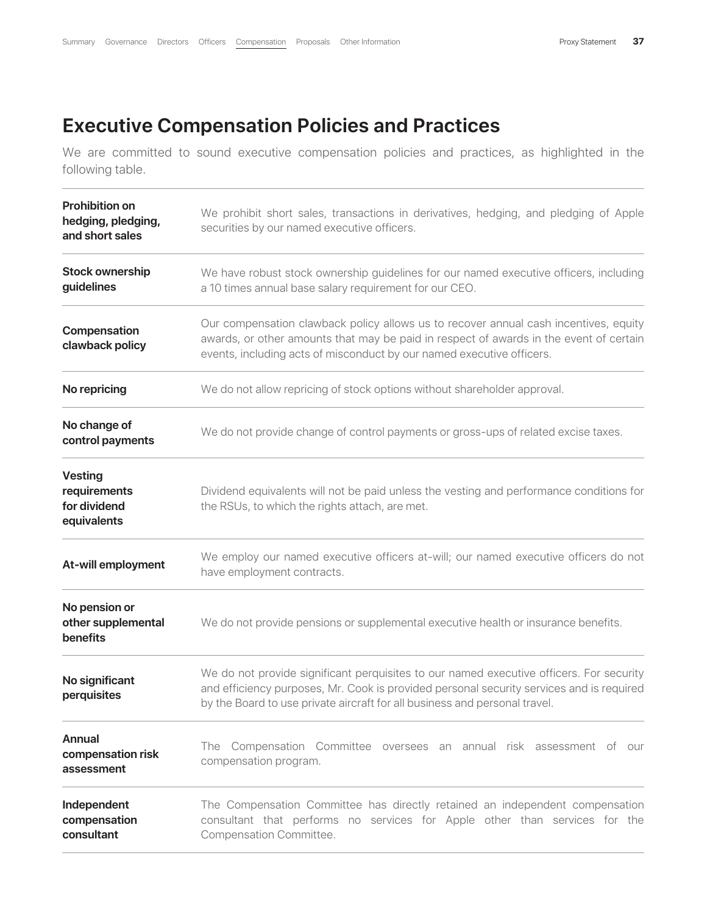## Executive Compensation Policies and Practices

We are committed to sound executive compensation policies and practices, as highlighted in the following table.

| | |
|---|---|
| **Prohibition on hedging, pledging, and short sales** | We prohibit short sales, transactions in derivatives, hedging, and pledging of Apple securities by our named executive officers. |
| **Stock ownership guidelines** | We have robust stock ownership guidelines for our named executive officers, including a 10 times annual base salary requirement for our CEO. |
| **Compensation clawback policy** | Our compensation clawback policy allows us to recover annual cash incentives, equity awards, or other amounts that may be paid in respect of awards in the event of certain events, including acts of misconduct by our named executive officers. |
| **No repricing** | We do not allow repricing of stock options without shareholder approval. |
| **No change of control payments** | We do not provide change of control payments or gross-ups of related excise taxes. |
| **Vesting requirements for dividend equivalents** | Dividend equivalents will not be paid unless the vesting and performance conditions for the RSUs, to which the rights attach, are met. |
| **At-will employment** | We employ our named executive officers at-will; our named executive officers do not have employment contracts. |
| **No pension or other supplemental benefits** | We do not provide pensions or supplemental executive health or insurance benefits. |
| **No significant perquisites** | We do not provide significant perquisites to our named executive officers. For security and efficiency purposes, Mr. Cook is provided personal security services and is required by the Board to use private aircraft for all business and personal travel. |
| **Annual compensation risk assessment** | The Compensation Committee oversees an annual risk assessment of our compensation program. |
| **Independent compensation consultant** | The Compensation Committee has directly retained an independent compensation consultant that performs no services for Apple other than services for the Compensation Committee. |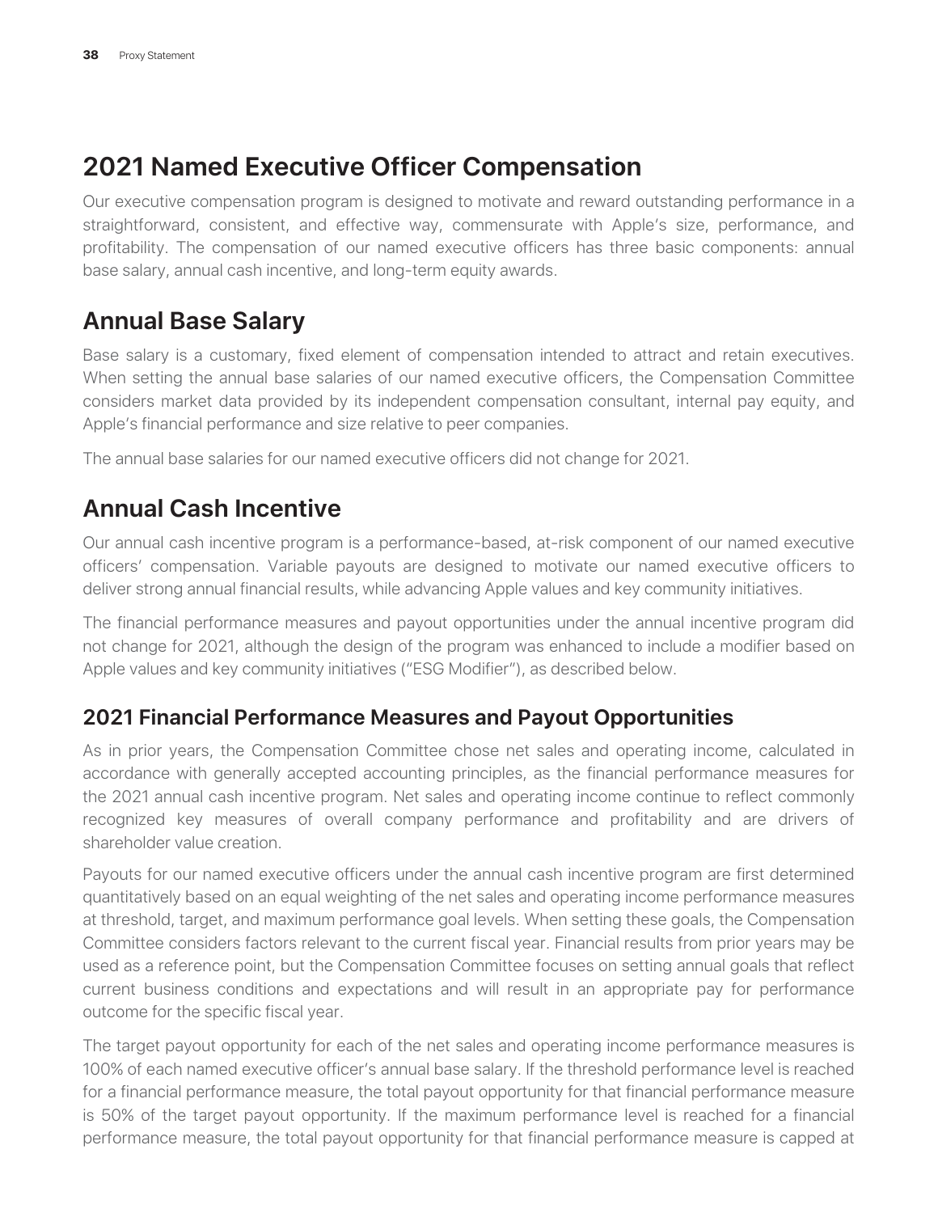## 2021 Named Executive Officer Compensation

Our executive compensation program is designed to motivate and reward outstanding performance in a straightforward, consistent, and effective way, commensurate with Apple's size, performance, and profitability. The compensation of our named executive officers has three basic components: annual base salary, annual cash incentive, and long-term equity awards.

## Annual Base Salary

Base salary is a customary, fixed element of compensation intended to attract and retain executives. When setting the annual base salaries of our named executive officers, the Compensation Committee considers market data provided by its independent compensation consultant, internal pay equity, and Apple's financial performance and size relative to peer companies.

The annual base salaries for our named executive officers did not change for 2021.

## Annual Cash Incentive

Our annual cash incentive program is a performance-based, at-risk component of our named executive officers' compensation. Variable payouts are designed to motivate our named executive officers to deliver strong annual financial results, while advancing Apple values and key community initiatives.

The financial performance measures and payout opportunities under the annual incentive program did not change for 2021, although the design of the program was enhanced to include a modifier based on Apple values and key community initiatives ("ESG Modifier"), as described below.

### 2021 Financial Performance Measures and Payout Opportunities

As in prior years, the Compensation Committee chose net sales and operating income, calculated in accordance with generally accepted accounting principles, as the financial performance measures for the 2021 annual cash incentive program. Net sales and operating income continue to reflect commonly recognized key measures of overall company performance and profitability and are drivers of shareholder value creation.

Payouts for our named executive officers under the annual cash incentive program are first determined quantitatively based on an equal weighting of the net sales and operating income performance measures at threshold, target, and maximum performance goal levels. When setting these goals, the Compensation Committee considers factors relevant to the current fiscal year. Financial results from prior years may be used as a reference point, but the Compensation Committee focuses on setting annual goals that reflect current business conditions and expectations and will result in an appropriate pay for performance outcome for the specific fiscal year.

The target payout opportunity for each of the net sales and operating income performance measures is 100% of each named executive officer's annual base salary. If the threshold performance level is reached for a financial performance measure, the total payout opportunity for that financial performance measure is 50% of the target payout opportunity. If the maximum performance level is reached for a financial performance measure, the total payout opportunity for that financial performance measure is capped at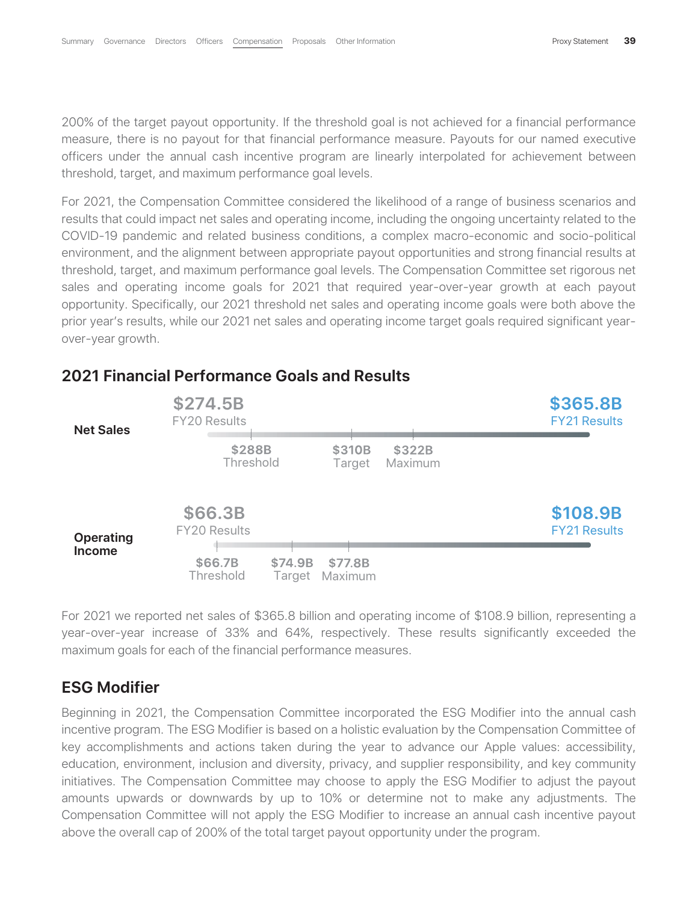200% of the target payout opportunity. If the threshold goal is not achieved for a financial performance measure, there is no payout for that financial performance measure. Payouts for our named executive officers under the annual cash incentive program are linearly interpolated for achievement between threshold, target, and maximum performance goal levels.

For 2021, the Compensation Committee considered the likelihood of a range of business scenarios and results that could impact net sales and operating income, including the ongoing uncertainty related to the COVID-19 pandemic and related business conditions, a complex macro-economic and socio-political environment, and the alignment between appropriate payout opportunities and strong financial results at threshold, target, and maximum performance goal levels. The Compensation Committee set rigorous net sales and operating income goals for 2021 that required year-over-year growth at each payout opportunity. Specifically, our 2021 threshold net sales and operating income goals were both above the prior year's results, while our 2021 net sales and operating income target goals required significant year-over-year growth.

## 2021 Financial Performance Goals and Results

| | FY20 Results | Threshold | Target | Maximum | FY21 Results |
|---|---|---|---|---|---|
| **Net Sales** | $274.5B | $288B | $310B | $322B | $365.8B |
| **Operating Income** | $66.3B | $66.7B | $74.9B | $77.8B | $108.9B |

For 2021 we reported net sales of $365.8 billion and operating income of $108.9 billion, representing a year-over-year increase of 33% and 64%, respectively. These results significantly exceeded the maximum goals for each of the financial performance measures.

## ESG Modifier

Beginning in 2021, the Compensation Committee incorporated the ESG Modifier into the annual cash incentive program. The ESG Modifier is based on a holistic evaluation by the Compensation Committee of key accomplishments and actions taken during the year to advance our Apple values: accessibility, education, environment, inclusion and diversity, privacy, and supplier responsibility, and key community initiatives. The Compensation Committee may choose to apply the ESG Modifier to adjust the payout amounts upwards or downwards by up to 10% or determine not to make any adjustments. The Compensation Committee will not apply the ESG Modifier to increase an annual cash incentive payout above the overall cap of 200% of the total target payout opportunity under the program.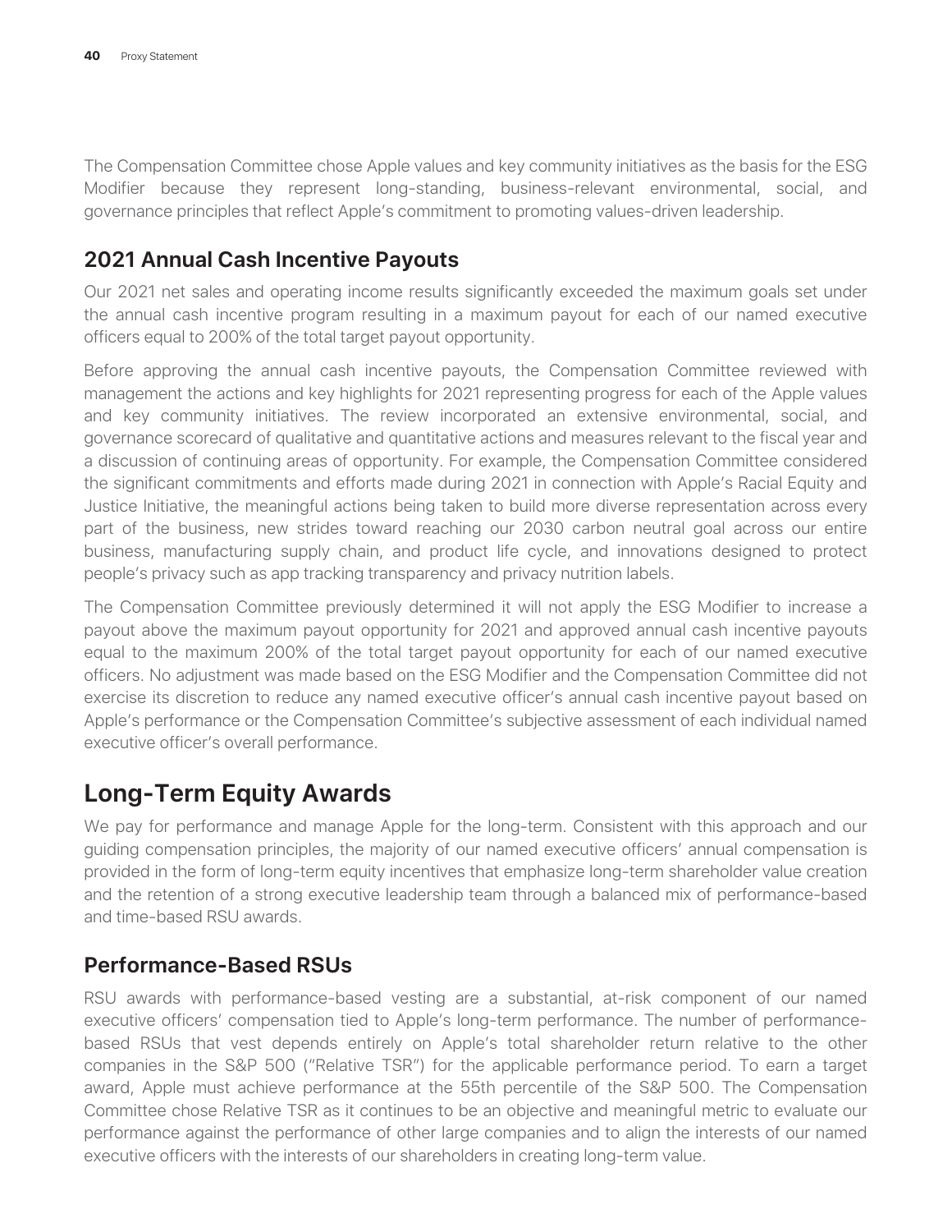The Compensation Committee chose Apple values and key community initiatives as the basis for the ESG Modifier because they represent long-standing, business-relevant environmental, social, and governance principles that reflect Apple's commitment to promoting values-driven leadership.

### 2021 Annual Cash Incentive Payouts

Our 2021 net sales and operating income results significantly exceeded the maximum goals set under the annual cash incentive program resulting in a maximum payout for each of our named executive officers equal to 200% of the total target payout opportunity.

Before approving the annual cash incentive payouts, the Compensation Committee reviewed with management the actions and key highlights for 2021 representing progress for each of the Apple values and key community initiatives. The review incorporated an extensive environmental, social, and governance scorecard of qualitative and quantitative actions and measures relevant to the fiscal year and a discussion of continuing areas of opportunity. For example, the Compensation Committee considered the significant commitments and efforts made during 2021 in connection with Apple's Racial Equity and Justice Initiative, the meaningful actions being taken to build more diverse representation across every part of the business, new strides toward reaching our 2030 carbon neutral goal across our entire business, manufacturing supply chain, and product life cycle, and innovations designed to protect people's privacy such as app tracking transparency and privacy nutrition labels.

The Compensation Committee previously determined it will not apply the ESG Modifier to increase a payout above the maximum payout opportunity for 2021 and approved annual cash incentive payouts equal to the maximum 200% of the total target payout opportunity for each of our named executive officers. No adjustment was made based on the ESG Modifier and the Compensation Committee did not exercise its discretion to reduce any named executive officer's annual cash incentive payout based on Apple's performance or the Compensation Committee's subjective assessment of each individual named executive officer's overall performance.

## Long-Term Equity Awards

We pay for performance and manage Apple for the long-term. Consistent with this approach and our guiding compensation principles, the majority of our named executive officers' annual compensation is provided in the form of long-term equity incentives that emphasize long-term shareholder value creation and the retention of a strong executive leadership team through a balanced mix of performance-based and time-based RSU awards.

### Performance-Based RSUs

RSU awards with performance-based vesting are a substantial, at-risk component of our named executive officers' compensation tied to Apple's long-term performance. The number of performance-based RSUs that vest depends entirely on Apple's total shareholder return relative to the other companies in the S&P 500 ("Relative TSR") for the applicable performance period. To earn a target award, Apple must achieve performance at the 55th percentile of the S&P 500. The Compensation Committee chose Relative TSR as it continues to be an objective and meaningful metric to evaluate our performance against the performance of other large companies and to align the interests of our named executive officers with the interests of our shareholders in creating long-term value.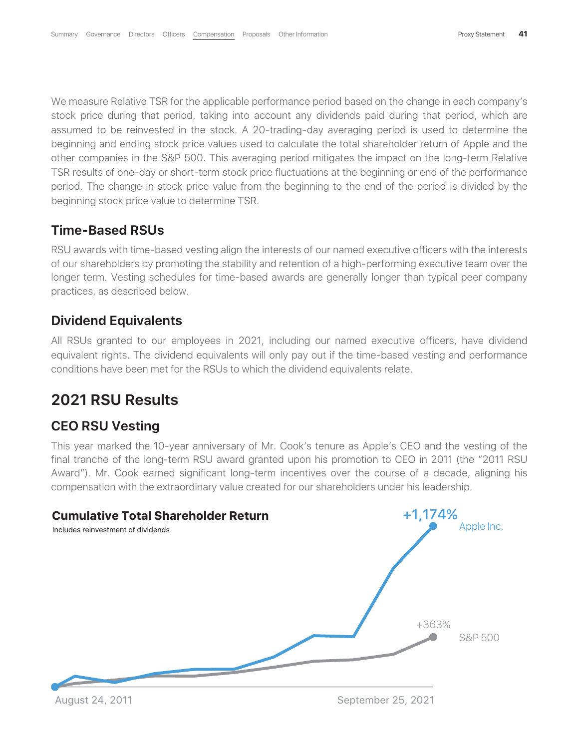We measure Relative TSR for the applicable performance period based on the change in each company's stock price during that period, taking into account any dividends paid during that period, which are assumed to be reinvested in the stock. A 20-trading-day averaging period is used to determine the beginning and ending stock price values used to calculate the total shareholder return of Apple and the other companies in the S&P 500. This averaging period mitigates the impact on the long-term Relative TSR results of one-day or short-term stock price fluctuations at the beginning or end of the performance period. The change in stock price value from the beginning to the end of the period is divided by the beginning stock price value to determine TSR.

### Time-Based RSUs

RSU awards with time-based vesting align the interests of our named executive officers with the interests of our shareholders by promoting the stability and retention of a high-performing executive team over the longer term. Vesting schedules for time-based awards are generally longer than typical peer company practices, as described below.

### Dividend Equivalents

All RSUs granted to our employees in 2021, including our named executive officers, have dividend equivalent rights. The dividend equivalents will only pay out if the time-based vesting and performance conditions have been met for the RSUs to which the dividend equivalents relate.

## 2021 RSU Results

### CEO RSU Vesting

This year marked the 10-year anniversary of Mr. Cook's tenure as Apple's CEO and the vesting of the final tranche of the long-term RSU award granted upon his promotion to CEO in 2011 (the "2011 RSU Award"). Mr. Cook earned significant long-term incentives over the course of a decade, aligning his compensation with the extraordinary value created for our shareholders under his leadership.

**Cumulative Total Shareholder Return**

Includes reinvestment of dividends

Apple Inc. +1,174%

S&P 500 +363%

August 24, 2011 — September 25, 2021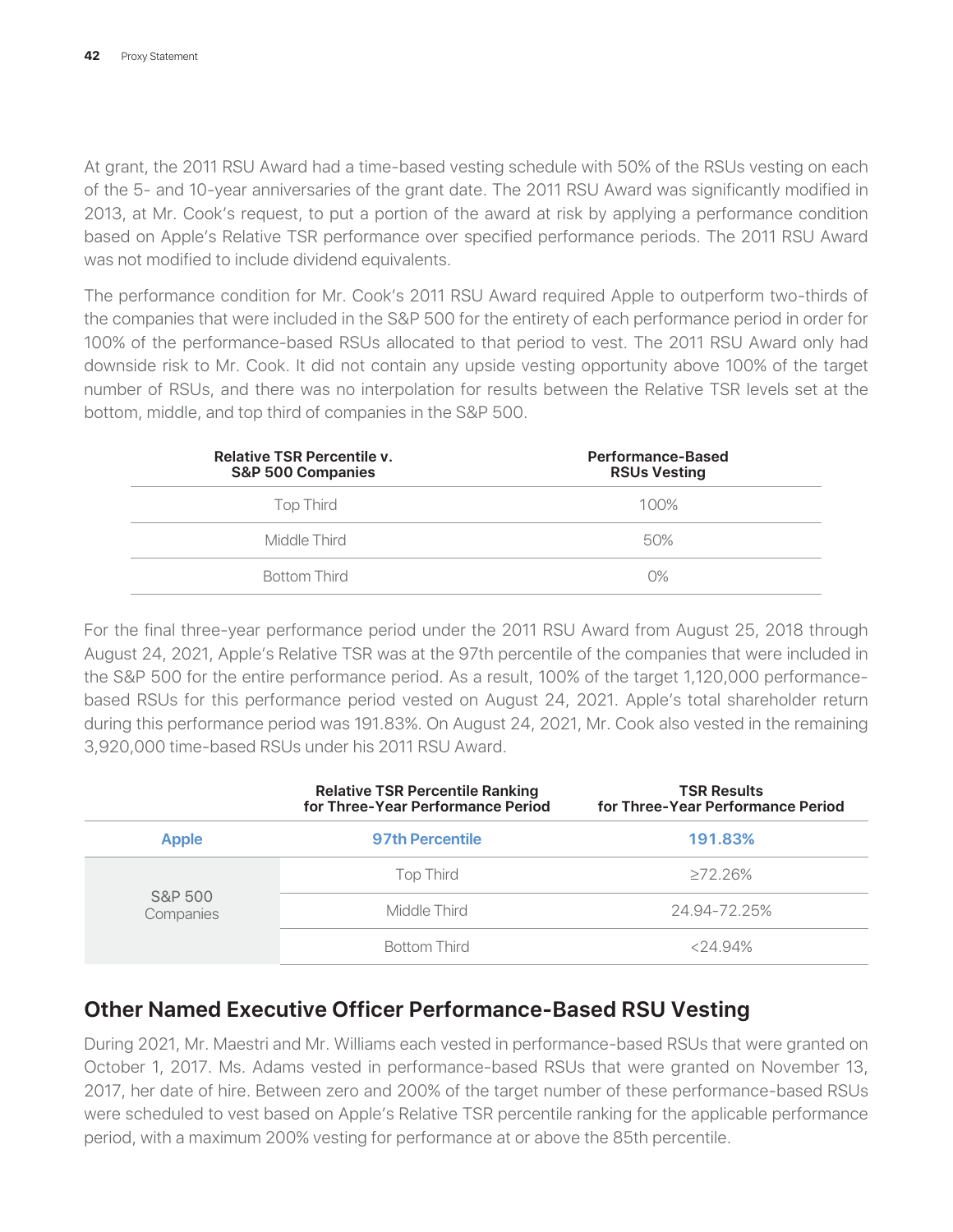At grant, the 2011 RSU Award had a time-based vesting schedule with 50% of the RSUs vesting on each of the 5- and 10-year anniversaries of the grant date. The 2011 RSU Award was significantly modified in 2013, at Mr. Cook's request, to put a portion of the award at risk by applying a performance condition based on Apple's Relative TSR performance over specified performance periods. The 2011 RSU Award was not modified to include dividend equivalents.

The performance condition for Mr. Cook's 2011 RSU Award required Apple to outperform two-thirds of the companies that were included in the S&P 500 for the entirety of each performance period in order for 100% of the performance-based RSUs allocated to that period to vest. The 2011 RSU Award only had downside risk to Mr. Cook. It did not contain any upside vesting opportunity above 100% of the target number of RSUs, and there was no interpolation for results between the Relative TSR levels set at the bottom, middle, and top third of companies in the S&P 500.

| Relative TSR Percentile v. S&P 500 Companies | Performance-Based RSUs Vesting |
|---|---|
| Top Third | 100% |
| Middle Third | 50% |
| Bottom Third | 0% |

For the final three-year performance period under the 2011 RSU Award from August 25, 2018 through August 24, 2021, Apple's Relative TSR was at the 97th percentile of the companies that were included in the S&P 500 for the entire performance period. As a result, 100% of the target 1,120,000 performance-based RSUs for this performance period vested on August 24, 2021. Apple's total shareholder return during this performance period was 191.83%. On August 24, 2021, Mr. Cook also vested in the remaining 3,920,000 time-based RSUs under his 2011 RSU Award.

| | Relative TSR Percentile Ranking for Three-Year Performance Period | TSR Results for Three-Year Performance Period |
|---|---|---|
| **Apple** | **97th Percentile** | **191.83%** |
| S&P 500 Companies | Top Third | ≥72.26% |
| | Middle Third | 24.94-72.25% |
| | Bottom Third | <24.94% |

## Other Named Executive Officer Performance-Based RSU Vesting

During 2021, Mr. Maestri and Mr. Williams each vested in performance-based RSUs that were granted on October 1, 2017. Ms. Adams vested in performance-based RSUs that were granted on November 13, 2017, her date of hire. Between zero and 200% of the target number of these performance-based RSUs were scheduled to vest based on Apple's Relative TSR percentile ranking for the applicable performance period, with a maximum 200% vesting for performance at or above the 85th percentile.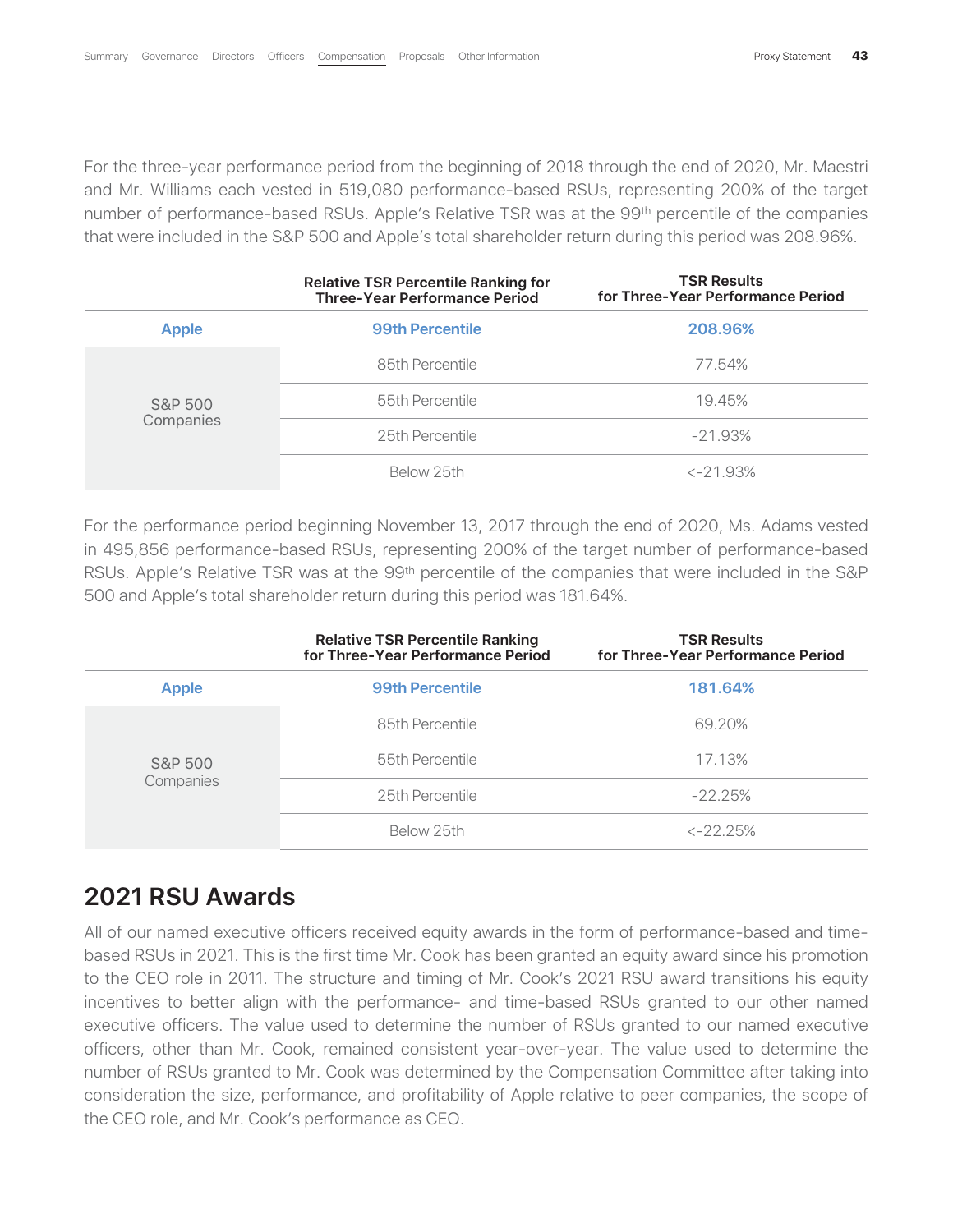For the three-year performance period from the beginning of 2018 through the end of 2020, Mr. Maestri and Mr. Williams each vested in 519,080 performance-based RSUs, representing 200% of the target number of performance-based RSUs. Apple's Relative TSR was at the 99th percentile of the companies that were included in the S&P 500 and Apple's total shareholder return during this period was 208.96%.

| | Relative TSR Percentile Ranking for Three-Year Performance Period | TSR Results for Three-Year Performance Period |
|---|---|---|
| **Apple** | **99th Percentile** | **208.96%** |
| S&P 500 Companies | 85th Percentile | 77.54% |
| | 55th Percentile | 19.45% |
| | 25th Percentile | -21.93% |
| | Below 25th | <-21.93% |

For the performance period beginning November 13, 2017 through the end of 2020, Ms. Adams vested in 495,856 performance-based RSUs, representing 200% of the target number of performance-based RSUs. Apple's Relative TSR was at the 99th percentile of the companies that were included in the S&P 500 and Apple's total shareholder return during this period was 181.64%.

| | Relative TSR Percentile Ranking for Three-Year Performance Period | TSR Results for Three-Year Performance Period |
|---|---|---|
| **Apple** | **99th Percentile** | **181.64%** |
| S&P 500 Companies | 85th Percentile | 69.20% |
| | 55th Percentile | 17.13% |
| | 25th Percentile | -22.25% |
| | Below 25th | <-22.25% |

## 2021 RSU Awards

All of our named executive officers received equity awards in the form of performance-based and time-based RSUs in 2021. This is the first time Mr. Cook has been granted an equity award since his promotion to the CEO role in 2011. The structure and timing of Mr. Cook's 2021 RSU award transitions his equity incentives to better align with the performance- and time-based RSUs granted to our other named executive officers. The value used to determine the number of RSUs granted to our named executive officers, other than Mr. Cook, remained consistent year-over-year. The value used to determine the number of RSUs granted to Mr. Cook was determined by the Compensation Committee after taking into consideration the size, performance, and profitability of Apple relative to peer companies, the scope of the CEO role, and Mr. Cook's performance as CEO.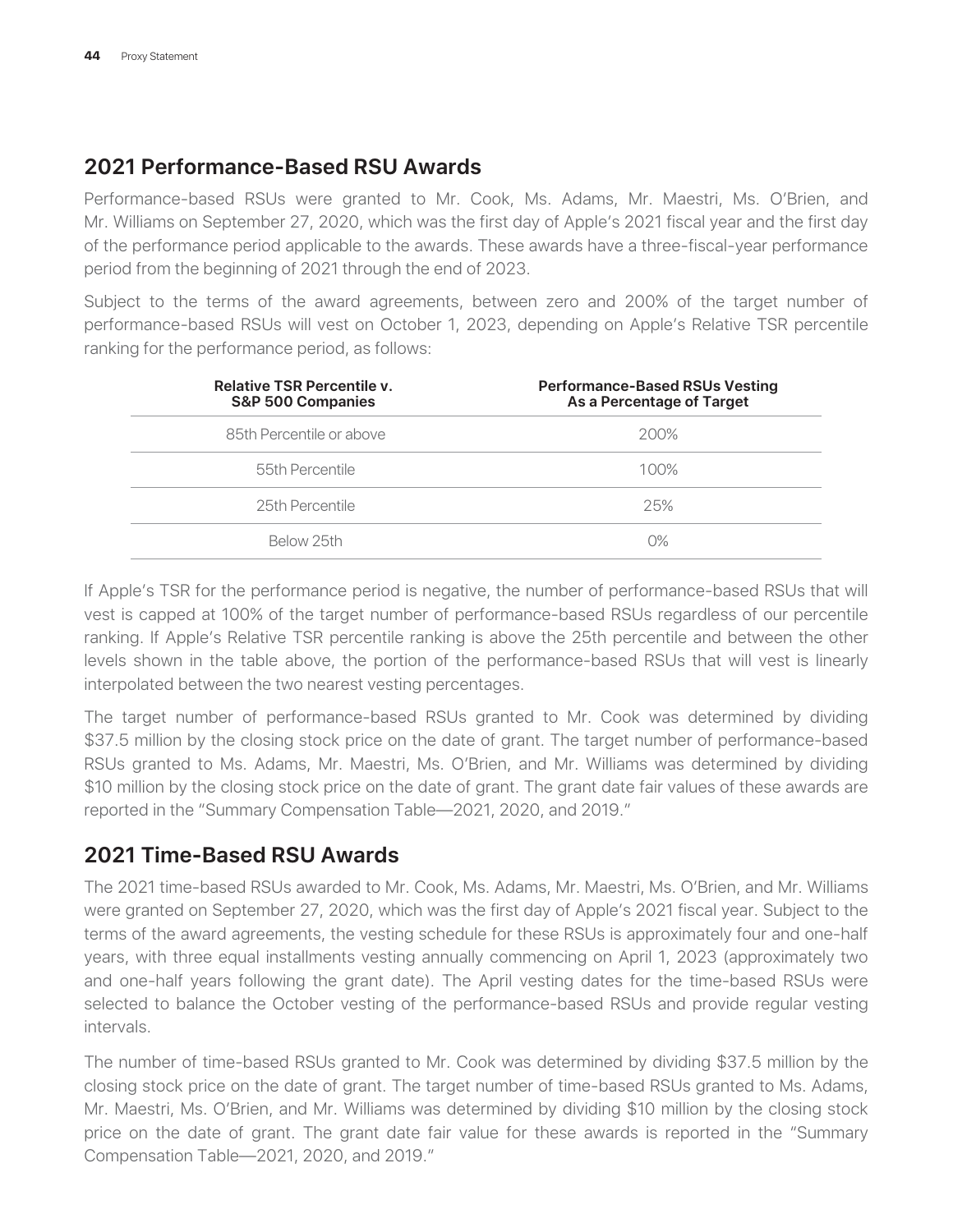## 2021 Performance-Based RSU Awards

Performance-based RSUs were granted to Mr. Cook, Ms. Adams, Mr. Maestri, Ms. O'Brien, and Mr. Williams on September 27, 2020, which was the first day of Apple's 2021 fiscal year and the first day of the performance period applicable to the awards. These awards have a three-fiscal-year performance period from the beginning of 2021 through the end of 2023.

Subject to the terms of the award agreements, between zero and 200% of the target number of performance-based RSUs will vest on October 1, 2023, depending on Apple's Relative TSR percentile ranking for the performance period, as follows:

| Relative TSR Percentile v. S&P 500 Companies | Performance-Based RSUs Vesting As a Percentage of Target |
|---|---|
| 85th Percentile or above | 200% |
| 55th Percentile | 100% |
| 25th Percentile | 25% |
| Below 25th | 0% |

If Apple's TSR for the performance period is negative, the number of performance-based RSUs that will vest is capped at 100% of the target number of performance-based RSUs regardless of our percentile ranking. If Apple's Relative TSR percentile ranking is above the 25th percentile and between the other levels shown in the table above, the portion of the performance-based RSUs that will vest is linearly interpolated between the two nearest vesting percentages.

The target number of performance-based RSUs granted to Mr. Cook was determined by dividing \$37.5 million by the closing stock price on the date of grant. The target number of performance-based RSUs granted to Ms. Adams, Mr. Maestri, Ms. O'Brien, and Mr. Williams was determined by dividing \$10 million by the closing stock price on the date of grant. The grant date fair values of these awards are reported in the "Summary Compensation Table—2021, 2020, and 2019."

## 2021 Time-Based RSU Awards

The 2021 time-based RSUs awarded to Mr. Cook, Ms. Adams, Mr. Maestri, Ms. O'Brien, and Mr. Williams were granted on September 27, 2020, which was the first day of Apple's 2021 fiscal year. Subject to the terms of the award agreements, the vesting schedule for these RSUs is approximately four and one-half years, with three equal installments vesting annually commencing on April 1, 2023 (approximately two and one-half years following the grant date). The April vesting dates for the time-based RSUs were selected to balance the October vesting of the performance-based RSUs and provide regular vesting intervals.

The number of time-based RSUs granted to Mr. Cook was determined by dividing \$37.5 million by the closing stock price on the date of grant. The target number of time-based RSUs granted to Ms. Adams, Mr. Maestri, Ms. O'Brien, and Mr. Williams was determined by dividing \$10 million by the closing stock price on the date of grant. The grant date fair value for these awards is reported in the "Summary Compensation Table—2021, 2020, and 2019."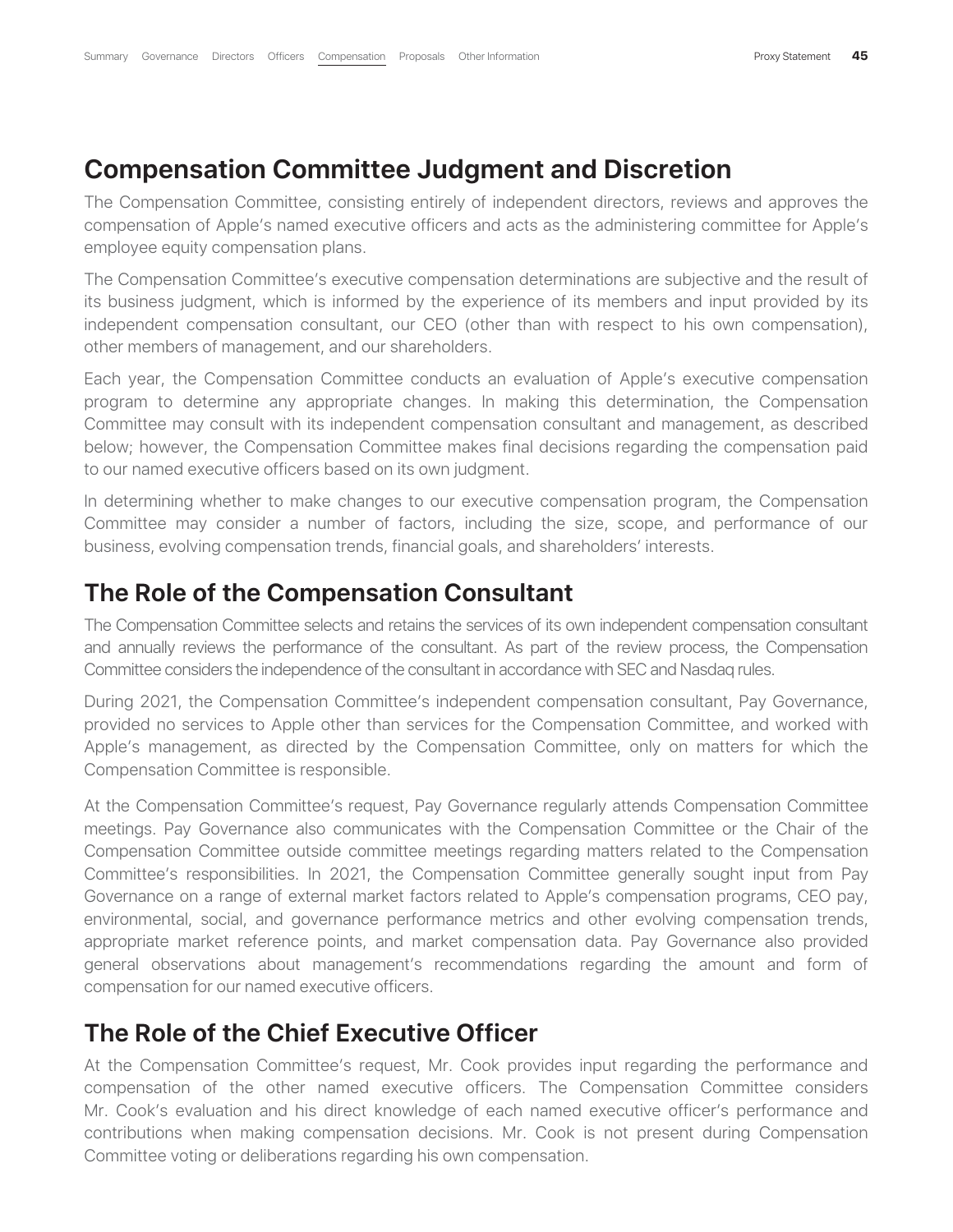## Compensation Committee Judgment and Discretion

The Compensation Committee, consisting entirely of independent directors, reviews and approves the compensation of Apple's named executive officers and acts as the administering committee for Apple's employee equity compensation plans.

The Compensation Committee's executive compensation determinations are subjective and the result of its business judgment, which is informed by the experience of its members and input provided by its independent compensation consultant, our CEO (other than with respect to his own compensation), other members of management, and our shareholders.

Each year, the Compensation Committee conducts an evaluation of Apple's executive compensation program to determine any appropriate changes. In making this determination, the Compensation Committee may consult with its independent compensation consultant and management, as described below; however, the Compensation Committee makes final decisions regarding the compensation paid to our named executive officers based on its own judgment.

In determining whether to make changes to our executive compensation program, the Compensation Committee may consider a number of factors, including the size, scope, and performance of our business, evolving compensation trends, financial goals, and shareholders' interests.

## The Role of the Compensation Consultant

The Compensation Committee selects and retains the services of its own independent compensation consultant and annually reviews the performance of the consultant. As part of the review process, the Compensation Committee considers the independence of the consultant in accordance with SEC and Nasdaq rules.

During 2021, the Compensation Committee's independent compensation consultant, Pay Governance, provided no services to Apple other than services for the Compensation Committee, and worked with Apple's management, as directed by the Compensation Committee, only on matters for which the Compensation Committee is responsible.

At the Compensation Committee's request, Pay Governance regularly attends Compensation Committee meetings. Pay Governance also communicates with the Compensation Committee or the Chair of the Compensation Committee outside committee meetings regarding matters related to the Compensation Committee's responsibilities. In 2021, the Compensation Committee generally sought input from Pay Governance on a range of external market factors related to Apple's compensation programs, CEO pay, environmental, social, and governance performance metrics and other evolving compensation trends, appropriate market reference points, and market compensation data. Pay Governance also provided general observations about management's recommendations regarding the amount and form of compensation for our named executive officers.

## The Role of the Chief Executive Officer

At the Compensation Committee's request, Mr. Cook provides input regarding the performance and compensation of the other named executive officers. The Compensation Committee considers Mr. Cook's evaluation and his direct knowledge of each named executive officer's performance and contributions when making compensation decisions. Mr. Cook is not present during Compensation Committee voting or deliberations regarding his own compensation.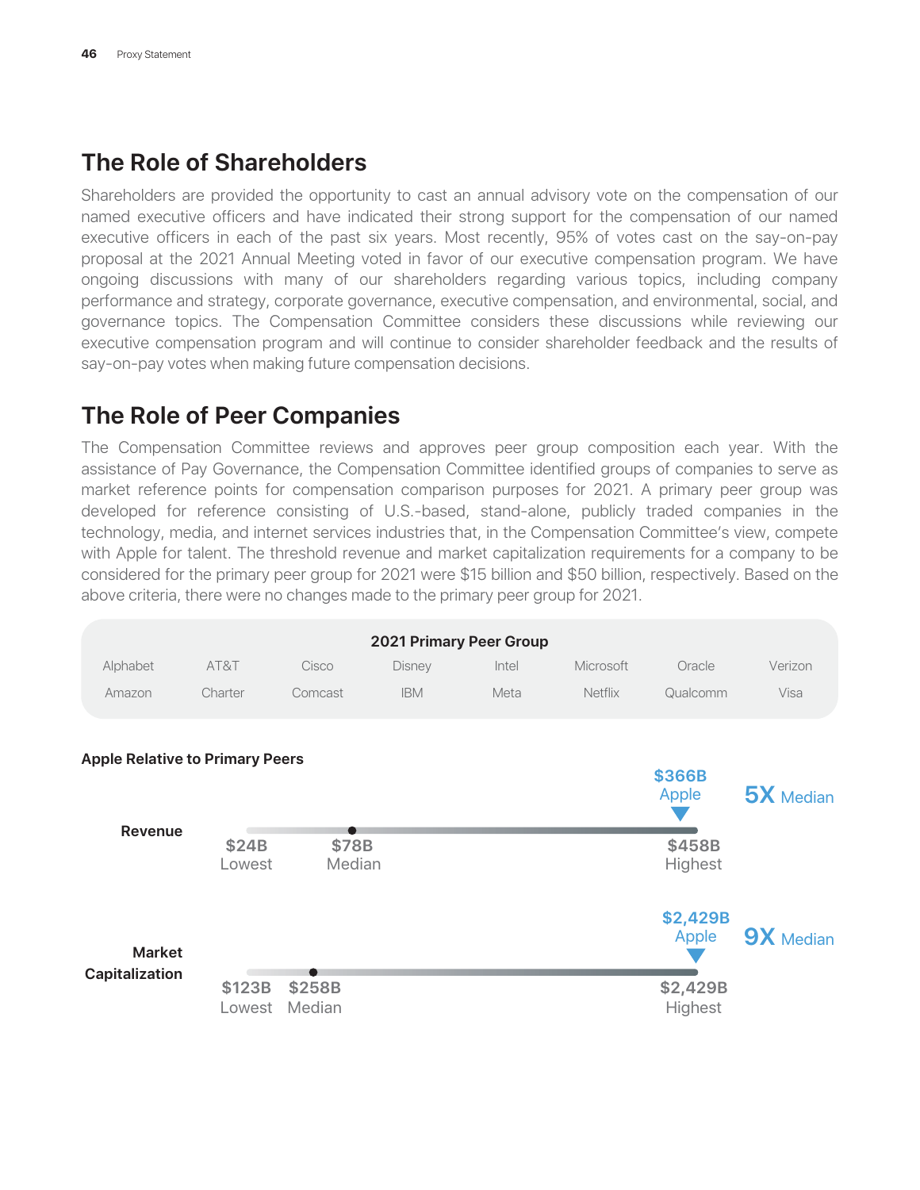## The Role of Shareholders

Shareholders are provided the opportunity to cast an annual advisory vote on the compensation of our named executive officers and have indicated their strong support for the compensation of our named executive officers in each of the past six years. Most recently, 95% of votes cast on the say-on-pay proposal at the 2021 Annual Meeting voted in favor of our executive compensation program. We have ongoing discussions with many of our shareholders regarding various topics, including company performance and strategy, corporate governance, executive compensation, and environmental, social, and governance topics. The Compensation Committee considers these discussions while reviewing our executive compensation program and will continue to consider shareholder feedback and the results of say-on-pay votes when making future compensation decisions.

## The Role of Peer Companies

The Compensation Committee reviews and approves peer group composition each year. With the assistance of Pay Governance, the Compensation Committee identified groups of companies to serve as market reference points for compensation comparison purposes for 2021. A primary peer group was developed for reference consisting of U.S.-based, stand-alone, publicly traded companies in the technology, media, and internet services industries that, in the Compensation Committee's view, compete with Apple for talent. The threshold revenue and market capitalization requirements for a company to be considered for the primary peer group for 2021 were $15 billion and $50 billion, respectively. Based on the above criteria, there were no changes made to the primary peer group for 2021.

**2021 Primary Peer Group**

| | | | | | | | |
|---|---|---|---|---|---|---|---|
| Alphabet | AT&T | Cisco | Disney | Intel | Microsoft | Oracle | Verizon |
| Amazon | Charter | Comcast | IBM | Meta | Netflix | Qualcomm | Visa |

**Apple Relative to Primary Peers**

| | Lowest | Median | Highest | Apple | |
|---|---|---|---|---|---|
| **Revenue** | $24B | $78B | $458B | $366B | 5X Median |
| **Market Capitalization** | $123B | $258B | $2,429B | $2,429B | 9X Median |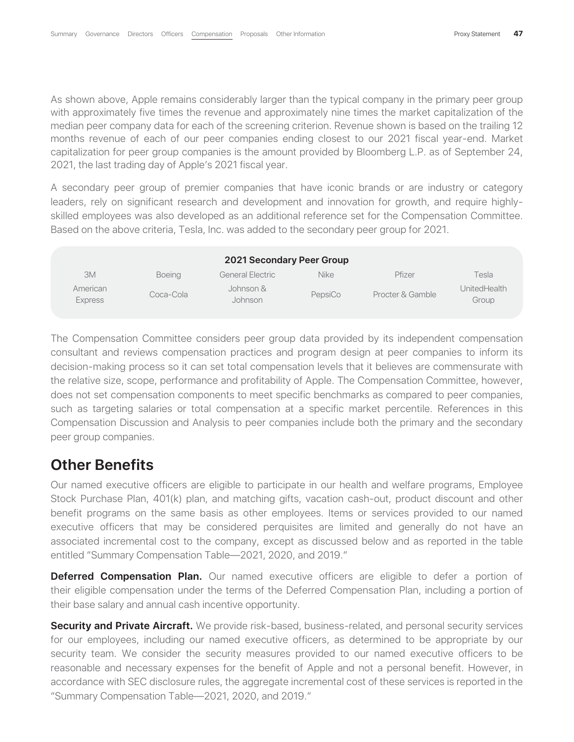As shown above, Apple remains considerably larger than the typical company in the primary peer group with approximately five times the revenue and approximately nine times the market capitalization of the median peer company data for each of the screening criterion. Revenue shown is based on the trailing 12 months revenue of each of our peer companies ending closest to our 2021 fiscal year-end. Market capitalization for peer group companies is the amount provided by Bloomberg L.P. as of September 24, 2021, the last trading day of Apple's 2021 fiscal year.

A secondary peer group of premier companies that have iconic brands or are industry or category leaders, rely on significant research and development and innovation for growth, and require highly-skilled employees was also developed as an additional reference set for the Compensation Committee. Based on the above criteria, Tesla, Inc. was added to the secondary peer group for 2021.

| 2021 Secondary Peer Group | | | | | |
|---|---|---|---|---|---|
| 3M | Boeing | General Electric | Nike | Pfizer | Tesla |
| American Express | Coca-Cola | Johnson & Johnson | PepsiCo | Procter & Gamble | UnitedHealth Group |

The Compensation Committee considers peer group data provided by its independent compensation consultant and reviews compensation practices and program design at peer companies to inform its decision-making process so it can set total compensation levels that it believes are commensurate with the relative size, scope, performance and profitability of Apple. The Compensation Committee, however, does not set compensation components to meet specific benchmarks as compared to peer companies, such as targeting salaries or total compensation at a specific market percentile. References in this Compensation Discussion and Analysis to peer companies include both the primary and the secondary peer group companies.

## Other Benefits

Our named executive officers are eligible to participate in our health and welfare programs, Employee Stock Purchase Plan, 401(k) plan, and matching gifts, vacation cash-out, product discount and other benefit programs on the same basis as other employees. Items or services provided to our named executive officers that may be considered perquisites are limited and generally do not have an associated incremental cost to the company, except as discussed below and as reported in the table entitled "Summary Compensation Table—2021, 2020, and 2019."

**Deferred Compensation Plan.** Our named executive officers are eligible to defer a portion of their eligible compensation under the terms of the Deferred Compensation Plan, including a portion of their base salary and annual cash incentive opportunity.

**Security and Private Aircraft.** We provide risk-based, business-related, and personal security services for our employees, including our named executive officers, as determined to be appropriate by our security team. We consider the security measures provided to our named executive officers to be reasonable and necessary expenses for the benefit of Apple and not a personal benefit. However, in accordance with SEC disclosure rules, the aggregate incremental cost of these services is reported in the "Summary Compensation Table—2021, 2020, and 2019."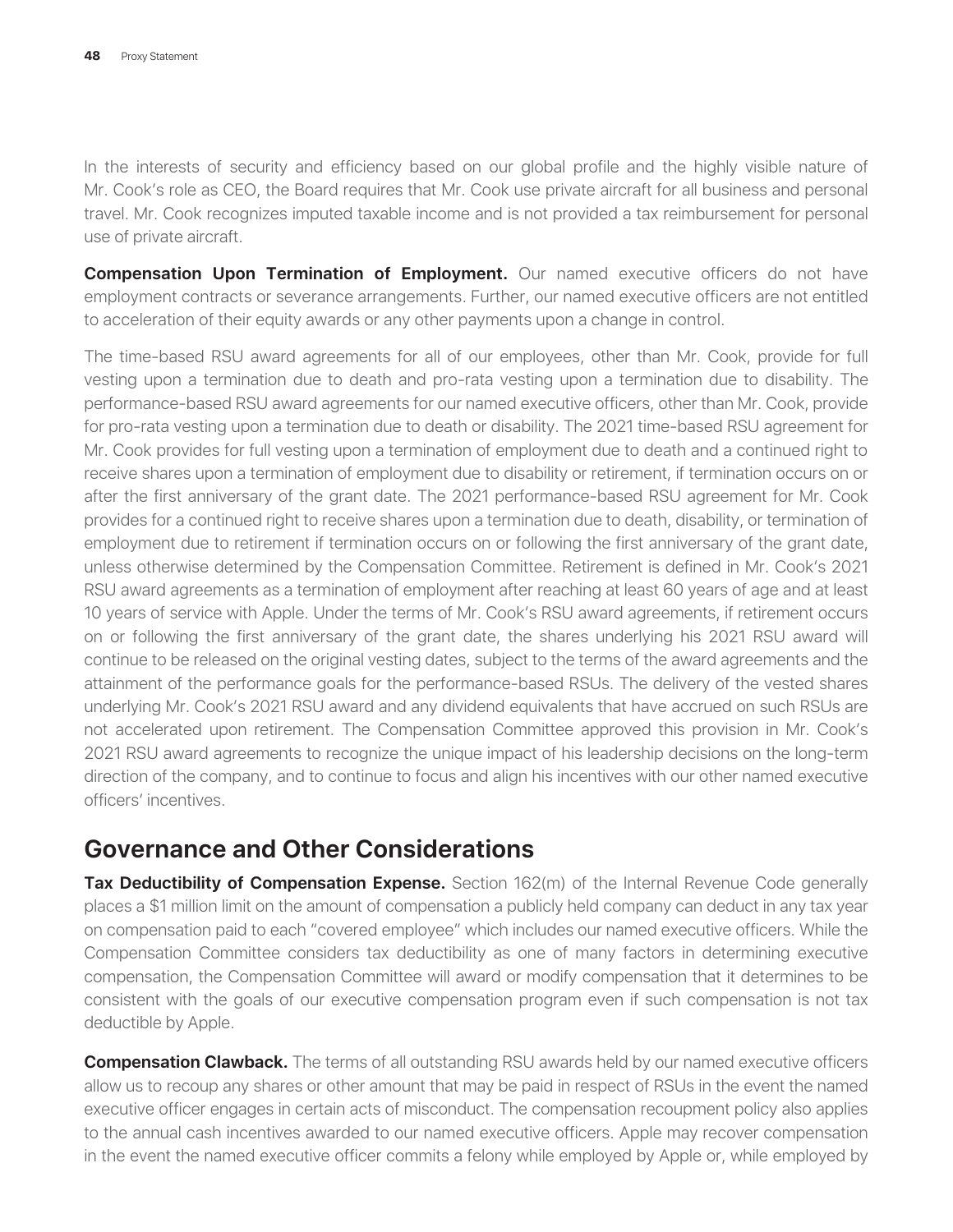In the interests of security and efficiency based on our global profile and the highly visible nature of Mr. Cook's role as CEO, the Board requires that Mr. Cook use private aircraft for all business and personal travel. Mr. Cook recognizes imputed taxable income and is not provided a tax reimbursement for personal use of private aircraft.

**Compensation Upon Termination of Employment.** Our named executive officers do not have employment contracts or severance arrangements. Further, our named executive officers are not entitled to acceleration of their equity awards or any other payments upon a change in control.

The time-based RSU award agreements for all of our employees, other than Mr. Cook, provide for full vesting upon a termination due to death and pro-rata vesting upon a termination due to disability. The performance-based RSU award agreements for our named executive officers, other than Mr. Cook, provide for pro-rata vesting upon a termination due to death or disability. The 2021 time-based RSU agreement for Mr. Cook provides for full vesting upon a termination of employment due to death and a continued right to receive shares upon a termination of employment due to disability or retirement, if termination occurs on or after the first anniversary of the grant date. The 2021 performance-based RSU agreement for Mr. Cook provides for a continued right to receive shares upon a termination due to death, disability, or termination of employment due to retirement if termination occurs on or following the first anniversary of the grant date, unless otherwise determined by the Compensation Committee. Retirement is defined in Mr. Cook's 2021 RSU award agreements as a termination of employment after reaching at least 60 years of age and at least 10 years of service with Apple. Under the terms of Mr. Cook's RSU award agreements, if retirement occurs on or following the first anniversary of the grant date, the shares underlying his 2021 RSU award will continue to be released on the original vesting dates, subject to the terms of the award agreements and the attainment of the performance goals for the performance-based RSUs. The delivery of the vested shares underlying Mr. Cook's 2021 RSU award and any dividend equivalents that have accrued on such RSUs are not accelerated upon retirement. The Compensation Committee approved this provision in Mr. Cook's 2021 RSU award agreements to recognize the unique impact of his leadership decisions on the long-term direction of the company, and to continue to focus and align his incentives with our other named executive officers' incentives.

## Governance and Other Considerations

**Tax Deductibility of Compensation Expense.** Section 162(m) of the Internal Revenue Code generally places a $1 million limit on the amount of compensation a publicly held company can deduct in any tax year on compensation paid to each "covered employee" which includes our named executive officers. While the Compensation Committee considers tax deductibility as one of many factors in determining executive compensation, the Compensation Committee will award or modify compensation that it determines to be consistent with the goals of our executive compensation program even if such compensation is not tax deductible by Apple.

**Compensation Clawback.** The terms of all outstanding RSU awards held by our named executive officers allow us to recoup any shares or other amount that may be paid in respect of RSUs in the event the named executive officer engages in certain acts of misconduct. The compensation recoupment policy also applies to the annual cash incentives awarded to our named executive officers. Apple may recover compensation in the event the named executive officer commits a felony while employed by Apple or, while employed by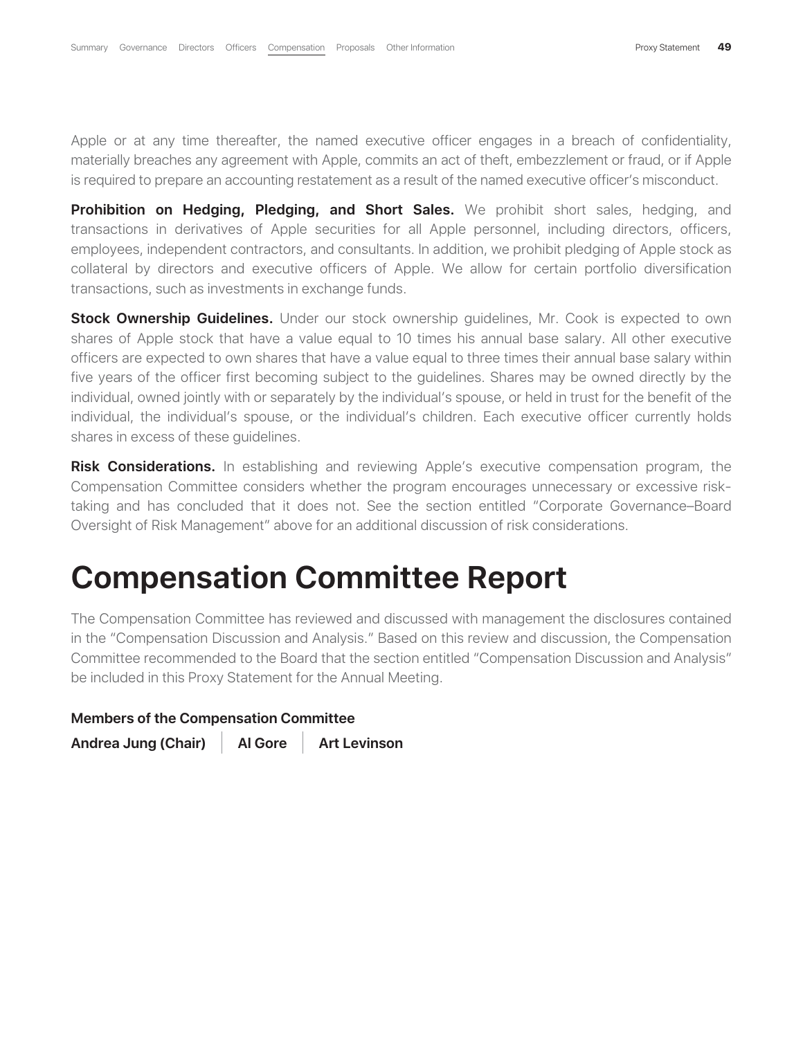Apple or at any time thereafter, the named executive officer engages in a breach of confidentiality, materially breaches any agreement with Apple, commits an act of theft, embezzlement or fraud, or if Apple is required to prepare an accounting restatement as a result of the named executive officer's misconduct.

**Prohibition on Hedging, Pledging, and Short Sales.** We prohibit short sales, hedging, and transactions in derivatives of Apple securities for all Apple personnel, including directors, officers, employees, independent contractors, and consultants. In addition, we prohibit pledging of Apple stock as collateral by directors and executive officers of Apple. We allow for certain portfolio diversification transactions, such as investments in exchange funds.

**Stock Ownership Guidelines.** Under our stock ownership guidelines, Mr. Cook is expected to own shares of Apple stock that have a value equal to 10 times his annual base salary. All other executive officers are expected to own shares that have a value equal to three times their annual base salary within five years of the officer first becoming subject to the guidelines. Shares may be owned directly by the individual, owned jointly with or separately by the individual's spouse, or held in trust for the benefit of the individual, the individual's spouse, or the individual's children. Each executive officer currently holds shares in excess of these guidelines.

**Risk Considerations.** In establishing and reviewing Apple's executive compensation program, the Compensation Committee considers whether the program encourages unnecessary or excessive risk-taking and has concluded that it does not. See the section entitled "Corporate Governance–Board Oversight of Risk Management" above for an additional discussion of risk considerations.

# Compensation Committee Report

The Compensation Committee has reviewed and discussed with management the disclosures contained in the "Compensation Discussion and Analysis." Based on this review and discussion, the Compensation Committee recommended to the Board that the section entitled "Compensation Discussion and Analysis" be included in this Proxy Statement for the Annual Meeting.

**Members of the Compensation Committee**

**Andrea Jung (Chair)** | **Al Gore** | **Art Levinson**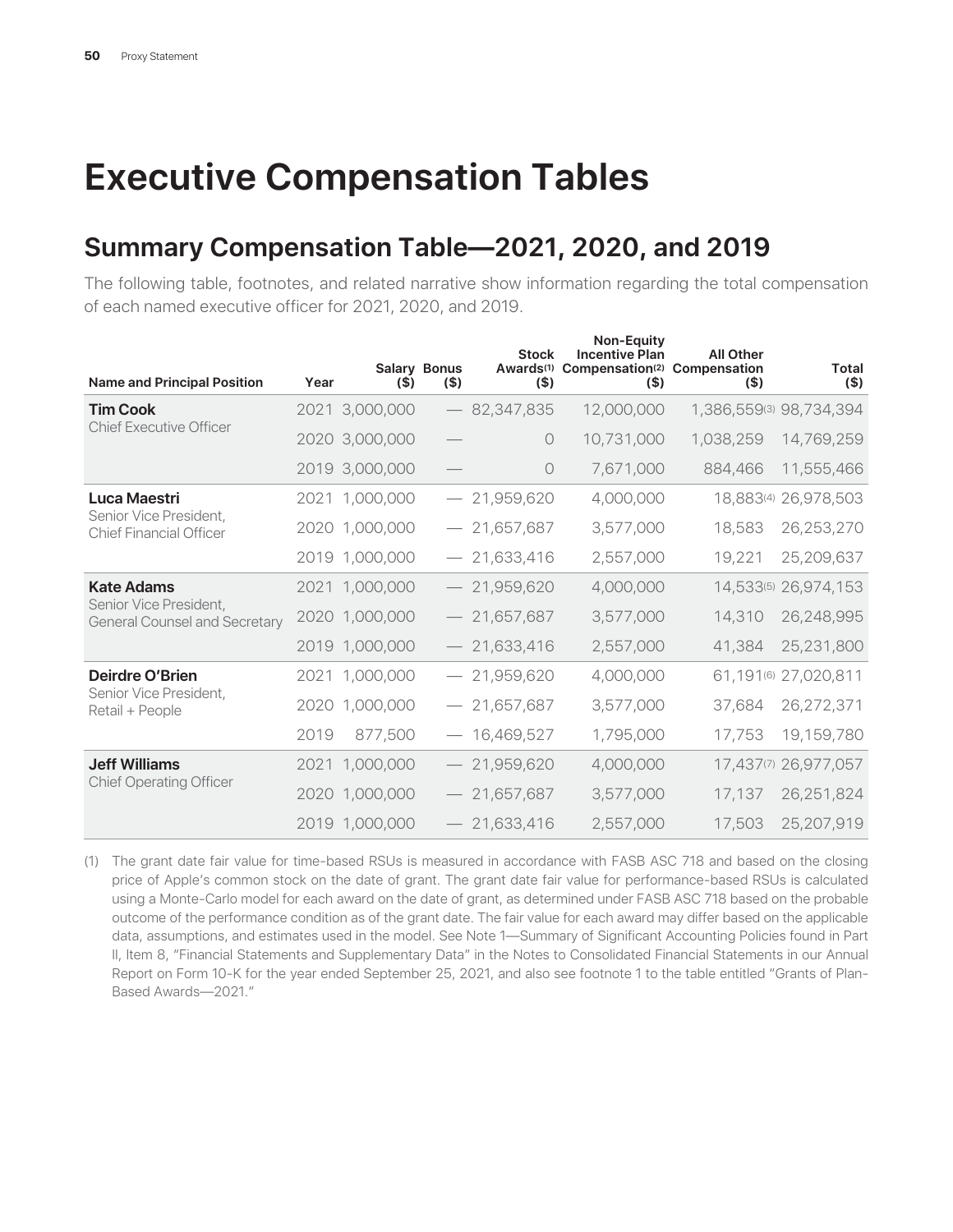# Executive Compensation Tables

## Summary Compensation Table—2021, 2020, and 2019

The following table, footnotes, and related narrative show information regarding the total compensation of each named executive officer for 2021, 2020, and 2019.

| Name and Principal Position | Year | Salary ($) | Bonus ($) | Stock Awards[(1)] ($) | Non-Equity Incentive Plan Compensation[(2)] ($) | All Other Compensation ($) | Total ($) |
|---|---|---|---|---|---|---|---|
| **Tim Cook** Chief Executive Officer | 2021 | 3,000,000 | — | 82,347,835 | 12,000,000 | 1,386,559[(3)] | 98,734,394 |
| | 2020 | 3,000,000 | — | 0 | 10,731,000 | 1,038,259 | 14,769,259 |
| | 2019 | 3,000,000 | — | 0 | 7,671,000 | 884,466 | 11,555,466 |
| **Luca Maestri** Senior Vice President, Chief Financial Officer | 2021 | 1,000,000 | — | 21,959,620 | 4,000,000 | 18,883[(4)] | 26,978,503 |
| | 2020 | 1,000,000 | — | 21,657,687 | 3,577,000 | 18,583 | 26,253,270 |
| | 2019 | 1,000,000 | — | 21,633,416 | 2,557,000 | 19,221 | 25,209,637 |
| **Kate Adams** Senior Vice President, General Counsel and Secretary | 2021 | 1,000,000 | — | 21,959,620 | 4,000,000 | 14,533[(5)] | 26,974,153 |
| | 2020 | 1,000,000 | — | 21,657,687 | 3,577,000 | 14,310 | 26,248,995 |
| | 2019 | 1,000,000 | — | 21,633,416 | 2,557,000 | 41,384 | 25,231,800 |
| **Deirdre O'Brien** Senior Vice President, Retail + People | 2021 | 1,000,000 | — | 21,959,620 | 4,000,000 | 61,191[(6)] | 27,020,811 |
| | 2020 | 1,000,000 | — | 21,657,687 | 3,577,000 | 37,684 | 26,272,371 |
| | 2019 | 877,500 | — | 16,469,527 | 1,795,000 | 17,753 | 19,159,780 |
| **Jeff Williams** Chief Operating Officer | 2021 | 1,000,000 | — | 21,959,620 | 4,000,000 | 17,437[(7)] | 26,977,057 |
| | 2020 | 1,000,000 | — | 21,657,687 | 3,577,000 | 17,137 | 26,251,824 |
| | 2019 | 1,000,000 | — | 21,633,416 | 2,557,000 | 17,503 | 25,207,919 |

(1) The grant date fair value for time-based RSUs is measured in accordance with FASB ASC 718 and based on the closing price of Apple's common stock on the date of grant. The grant date fair value for performance-based RSUs is calculated using a Monte-Carlo model for each award on the date of grant, as determined under FASB ASC 718 based on the probable outcome of the performance condition as of the grant date. The fair value for each award may differ based on the applicable data, assumptions, and estimates used in the model. See Note 1—Summary of Significant Accounting Policies found in Part II, Item 8, "Financial Statements and Supplementary Data" in the Notes to Consolidated Financial Statements in our Annual Report on Form 10-K for the year ended September 25, 2021, and also see footnote 1 to the table entitled "Grants of Plan-Based Awards—2021."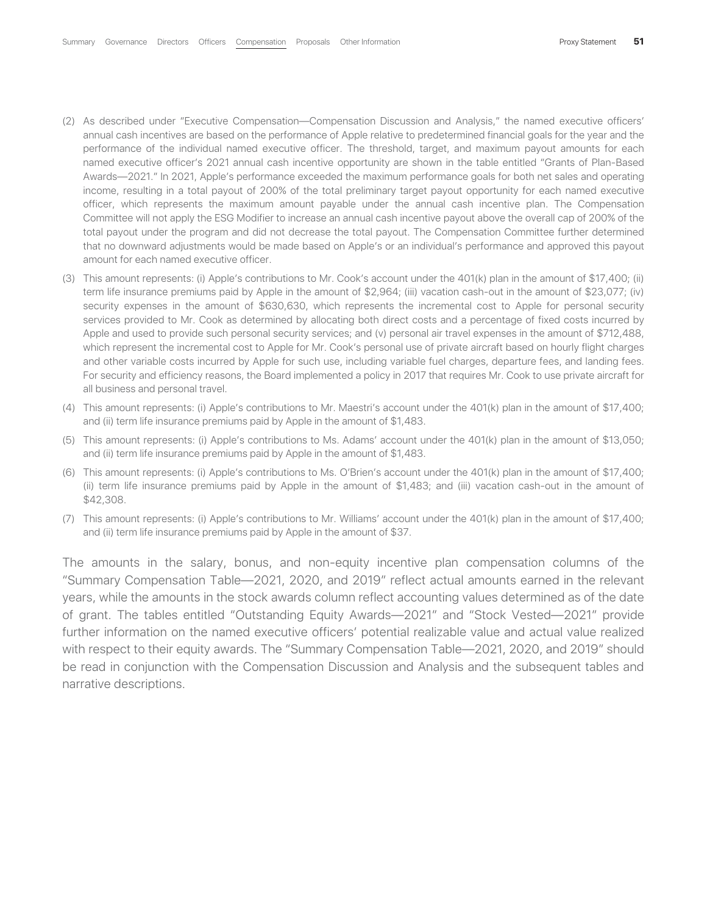(2) As described under "Executive Compensation—Compensation Discussion and Analysis," the named executive officers' annual cash incentives are based on the performance of Apple relative to predetermined financial goals for the year and the performance of the individual named executive officer. The threshold, target, and maximum payout amounts for each named executive officer's 2021 annual cash incentive opportunity are shown in the table entitled "Grants of Plan-Based Awards—2021." In 2021, Apple's performance exceeded the maximum performance goals for both net sales and operating income, resulting in a total payout of 200% of the total preliminary target payout opportunity for each named executive officer, which represents the maximum amount payable under the annual cash incentive plan. The Compensation Committee will not apply the ESG Modifier to increase an annual cash incentive payout above the overall cap of 200% of the total payout under the program and did not decrease the total payout. The Compensation Committee further determined that no downward adjustments would be made based on Apple's or an individual's performance and approved this payout amount for each named executive officer.

(3) This amount represents: (i) Apple's contributions to Mr. Cook's account under the 401(k) plan in the amount of $17,400; (ii) term life insurance premiums paid by Apple in the amount of $2,964; (iii) vacation cash-out in the amount of $23,077; (iv) security expenses in the amount of $630,630, which represents the incremental cost to Apple for personal security services provided to Mr. Cook as determined by allocating both direct costs and a percentage of fixed costs incurred by Apple and used to provide such personal security services; and (v) personal air travel expenses in the amount of $712,488, which represent the incremental cost to Apple for Mr. Cook's personal use of private aircraft based on hourly flight charges and other variable costs incurred by Apple for such use, including variable fuel charges, departure fees, and landing fees. For security and efficiency reasons, the Board implemented a policy in 2017 that requires Mr. Cook to use private aircraft for all business and personal travel.

(4) This amount represents: (i) Apple's contributions to Mr. Maestri's account under the 401(k) plan in the amount of $17,400; and (ii) term life insurance premiums paid by Apple in the amount of $1,483.

(5) This amount represents: (i) Apple's contributions to Ms. Adams' account under the 401(k) plan in the amount of $13,050; and (ii) term life insurance premiums paid by Apple in the amount of $1,483.

(6) This amount represents: (i) Apple's contributions to Ms. O'Brien's account under the 401(k) plan in the amount of $17,400; (ii) term life insurance premiums paid by Apple in the amount of $1,483; and (iii) vacation cash-out in the amount of $42,308.

(7) This amount represents: (i) Apple's contributions to Mr. Williams' account under the 401(k) plan in the amount of $17,400; and (ii) term life insurance premiums paid by Apple in the amount of $37.

The amounts in the salary, bonus, and non-equity incentive plan compensation columns of the "Summary Compensation Table—2021, 2020, and 2019" reflect actual amounts earned in the relevant years, while the amounts in the stock awards column reflect accounting values determined as of the date of grant. The tables entitled "Outstanding Equity Awards—2021" and "Stock Vested—2021" provide further information on the named executive officers' potential realizable value and actual value realized with respect to their equity awards. The "Summary Compensation Table—2021, 2020, and 2019" should be read in conjunction with the Compensation Discussion and Analysis and the subsequent tables and narrative descriptions.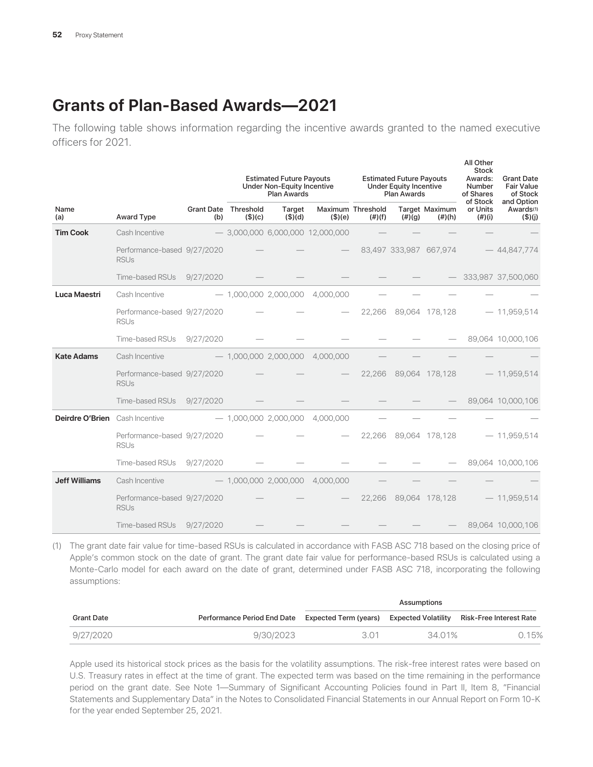## Grants of Plan-Based Awards—2021

The following table shows information regarding the incentive awards granted to the named executive officers for 2021.

| Name (a) | Award Type | Grant Date (b) | Estimated Future Payouts Under Non-Equity Incentive Plan Awards | | | Estimated Future Payouts Under Equity Incentive Plan Awards | | | All Other Stock Awards: Number of Shares of Stock or Units (#)(i) | Grant Date Fair Value of Stock and Option Awards[(1)] ($)(j) |
|---|---|---|---|---|---|---|---|---|---|---|
| | | | Threshold ($)(c) | Target ($)(d) | Maximum ($)(e) | Threshold (#)(f) | Target (#)(g) | Maximum (#)(h) | | |
| **Tim Cook** | Cash Incentive | — | 3,000,000 | 6,000,000 | 12,000,000 | — | — | — | — | — |
| | Performance-based RSUs | 9/27/2020 | — | — | — | 83,497 | 333,987 | 667,974 | — | 44,847,774 |
| | Time-based RSUs | 9/27/2020 | — | — | — | — | — | — | 333,987 | 37,500,060 |
| **Luca Maestri** | Cash Incentive | — | 1,000,000 | 2,000,000 | 4,000,000 | — | — | — | — | — |
| | Performance-based RSUs | 9/27/2020 | — | — | — | 22,266 | 89,064 | 178,128 | — | 11,959,514 |
| | Time-based RSUs | 9/27/2020 | — | — | — | — | — | — | 89,064 | 10,000,106 |
| **Kate Adams** | Cash Incentive | — | 1,000,000 | 2,000,000 | 4,000,000 | — | — | — | — | — |
| | Performance-based RSUs | 9/27/2020 | — | — | — | 22,266 | 89,064 | 178,128 | — | 11,959,514 |
| | Time-based RSUs | 9/27/2020 | — | — | — | — | — | — | 89,064 | 10,000,106 |
| **Deirdre O'Brien** | Cash Incentive | — | 1,000,000 | 2,000,000 | 4,000,000 | — | — | — | — | — |
| | Performance-based RSUs | 9/27/2020 | — | — | — | 22,266 | 89,064 | 178,128 | — | 11,959,514 |
| | Time-based RSUs | 9/27/2020 | — | — | — | — | — | — | 89,064 | 10,000,106 |
| **Jeff Williams** | Cash Incentive | — | 1,000,000 | 2,000,000 | 4,000,000 | — | — | — | — | — |
| | Performance-based RSUs | 9/27/2020 | — | — | — | 22,266 | 89,064 | 178,128 | — | 11,959,514 |
| | Time-based RSUs | 9/27/2020 | — | — | — | — | — | — | 89,064 | 10,000,106 |

(1) The grant date fair value for time-based RSUs is calculated in accordance with FASB ASC 718 based on the closing price of Apple's common stock on the date of grant. The grant date fair value for performance-based RSUs is calculated using a Monte-Carlo model for each award on the date of grant, determined under FASB ASC 718, incorporating the following assumptions:

| Grant Date | Performance Period End Date | Assumptions | | |
|---|---|---|---|---|
| | | Expected Term (years) | Expected Volatility | Risk-Free Interest Rate |
| 9/27/2020 | 9/30/2023 | 3.01 | 34.01% | 0.15% |

Apple used its historical stock prices as the basis for the volatility assumptions. The risk-free interest rates were based on U.S. Treasury rates in effect at the time of grant. The expected term was based on the time remaining in the performance period on the grant date. See Note 1—Summary of Significant Accounting Policies found in Part II, Item 8, "Financial Statements and Supplementary Data" in the Notes to Consolidated Financial Statements in our Annual Report on Form 10-K for the year ended September 25, 2021.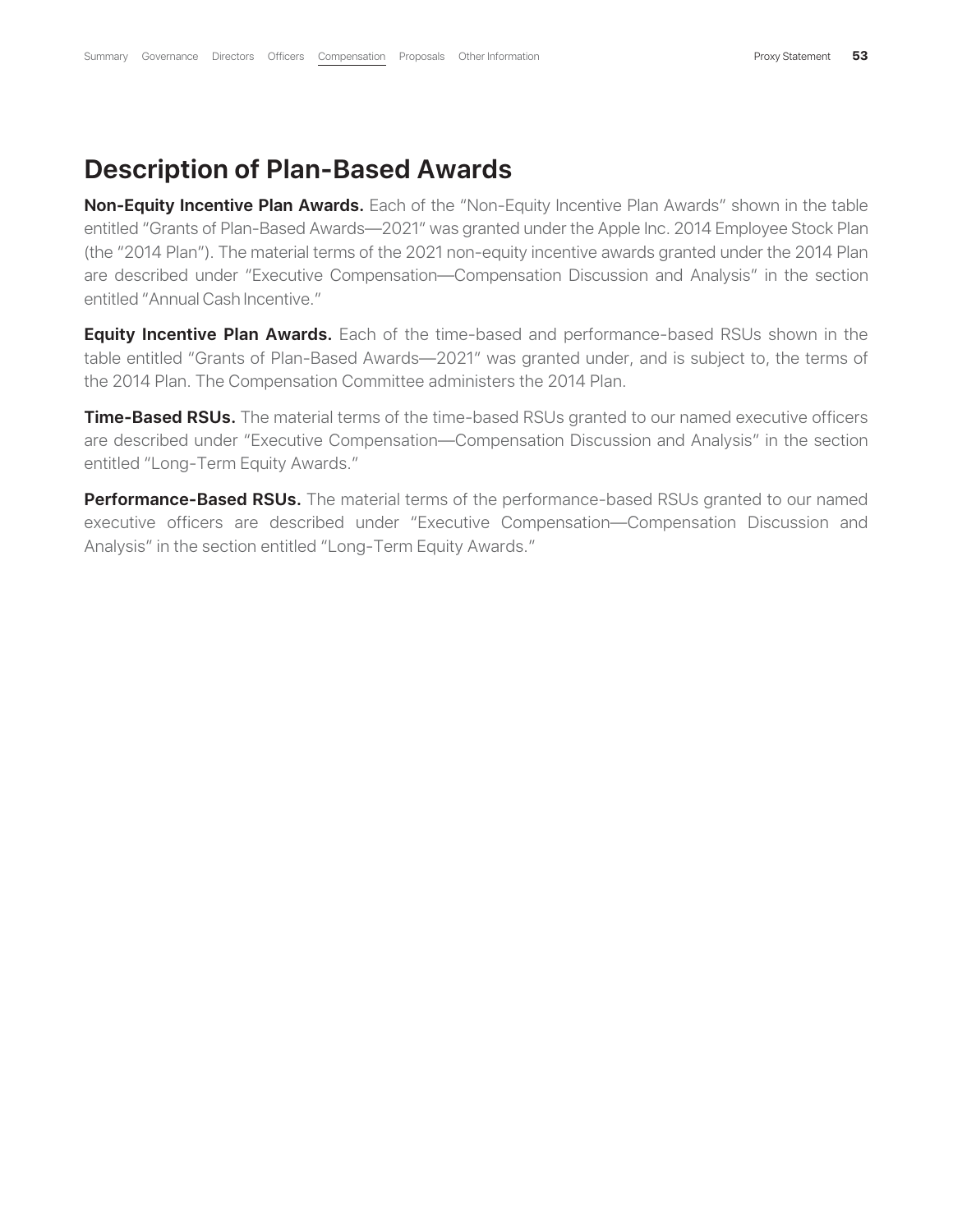## Description of Plan-Based Awards

**Non-Equity Incentive Plan Awards.** Each of the "Non-Equity Incentive Plan Awards" shown in the table entitled "Grants of Plan-Based Awards—2021" was granted under the Apple Inc. 2014 Employee Stock Plan (the "2014 Plan"). The material terms of the 2021 non-equity incentive awards granted under the 2014 Plan are described under "Executive Compensation—Compensation Discussion and Analysis" in the section entitled "Annual Cash Incentive."

**Equity Incentive Plan Awards.** Each of the time-based and performance-based RSUs shown in the table entitled "Grants of Plan-Based Awards—2021" was granted under, and is subject to, the terms of the 2014 Plan. The Compensation Committee administers the 2014 Plan.

**Time-Based RSUs.** The material terms of the time-based RSUs granted to our named executive officers are described under "Executive Compensation—Compensation Discussion and Analysis" in the section entitled "Long-Term Equity Awards."

**Performance-Based RSUs.** The material terms of the performance-based RSUs granted to our named executive officers are described under "Executive Compensation—Compensation Discussion and Analysis" in the section entitled "Long-Term Equity Awards."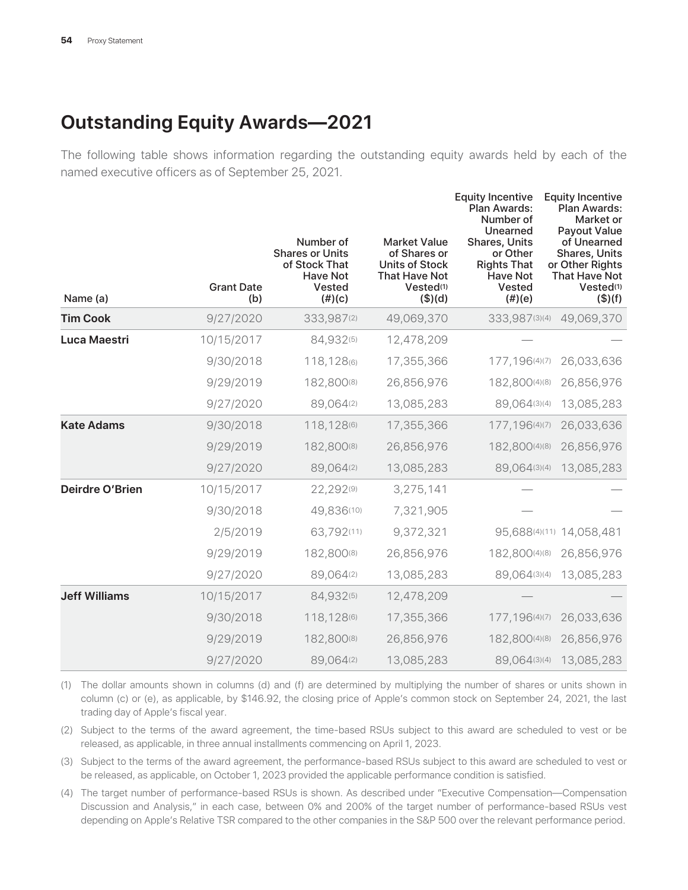## Outstanding Equity Awards—2021

The following table shows information regarding the outstanding equity awards held by each of the named executive officers as of September 25, 2021.

| Name (a) | Grant Date (b) | Number of Shares or Units of Stock That Have Not Vested (#)(c) | Market Value of Shares or Units of Stock That Have Not Vested[1] ($)(d) | Equity Incentive Plan Awards: Number of Unearned Shares, Units or Other Rights That Have Not Vested (#)(e) | Equity Incentive Plan Awards: Market or Payout Value of Unearned Shares, Units or Other Rights That Have Not Vested[1] ($)(f) |
|---|---|---|---|---|---|
| **Tim Cook** | 9/27/2020 | 333,987[2] | 49,069,370 | 333,987[3][4] | 49,069,370 |
| **Luca Maestri** | 10/15/2017 | 84,932[5] | 12,478,209 | — | — |
| | 9/30/2018 | 118,128[6] | 17,355,366 | 177,196[4][7] | 26,033,636 |
| | 9/29/2019 | 182,800[8] | 26,856,976 | 182,800[4][8] | 26,856,976 |
| | 9/27/2020 | 89,064[2] | 13,085,283 | 89,064[3][4] | 13,085,283 |
| **Kate Adams** | 9/30/2018 | 118,128[6] | 17,355,366 | 177,196[4][7] | 26,033,636 |
| | 9/29/2019 | 182,800[8] | 26,856,976 | 182,800[4][8] | 26,856,976 |
| | 9/27/2020 | 89,064[2] | 13,085,283 | 89,064[3][4] | 13,085,283 |
| **Deirdre O'Brien** | 10/15/2017 | 22,292[9] | 3,275,141 | — | — |
| | 9/30/2018 | 49,836[10] | 7,321,905 | — | — |
| | 2/5/2019 | 63,792[11] | 9,372,321 | 95,688[4][11] | 14,058,481 |
| | 9/29/2019 | 182,800[8] | 26,856,976 | 182,800[4][8] | 26,856,976 |
| | 9/27/2020 | 89,064[2] | 13,085,283 | 89,064[3][4] | 13,085,283 |
| **Jeff Williams** | 10/15/2017 | 84,932[5] | 12,478,209 | — | — |
| | 9/30/2018 | 118,128[6] | 17,355,366 | 177,196[4][7] | 26,033,636 |
| | 9/29/2019 | 182,800[8] | 26,856,976 | 182,800[4][8] | 26,856,976 |
| | 9/27/2020 | 89,064[2] | 13,085,283 | 89,064[3][4] | 13,085,283 |

(1) The dollar amounts shown in columns (d) and (f) are determined by multiplying the number of shares or units shown in column (c) or (e), as applicable, by $146.92, the closing price of Apple's common stock on September 24, 2021, the last trading day of Apple's fiscal year.

(2) Subject to the terms of the award agreement, the time-based RSUs subject to this award are scheduled to vest or be released, as applicable, in three annual installments commencing on April 1, 2023.

(3) Subject to the terms of the award agreement, the performance-based RSUs subject to this award are scheduled to vest or be released, as applicable, on October 1, 2023 provided the applicable performance condition is satisfied.

(4) The target number of performance-based RSUs is shown. As described under "Executive Compensation—Compensation Discussion and Analysis," in each case, between 0% and 200% of the target number of performance-based RSUs vest depending on Apple's Relative TSR compared to the other companies in the S&P 500 over the relevant performance period.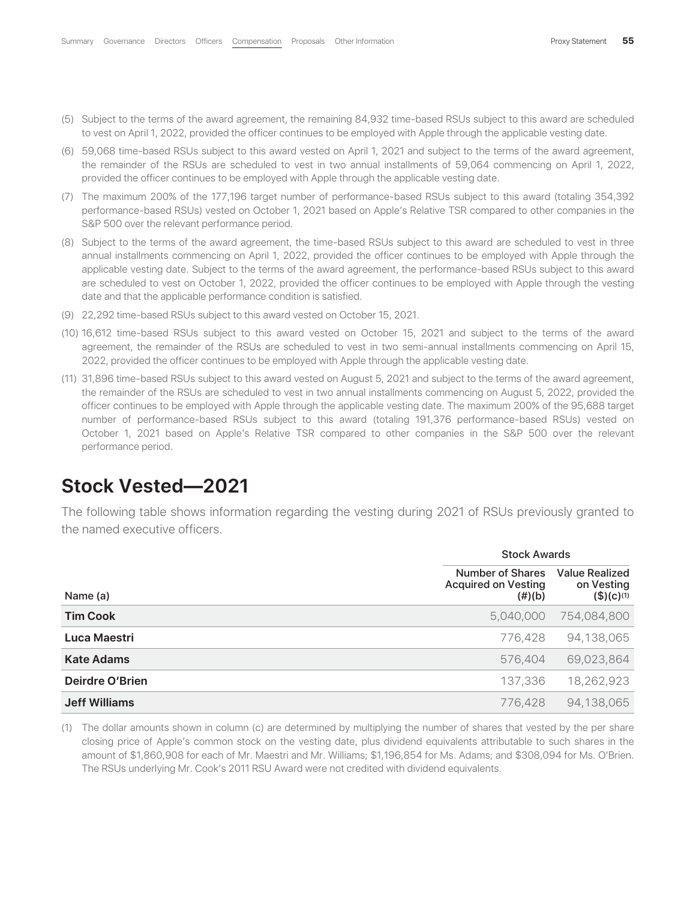(5) Subject to the terms of the award agreement, the remaining 84,932 time-based RSUs subject to this award are scheduled to vest on April 1, 2022, provided the officer continues to be employed with Apple through the applicable vesting date.

(6) 59,068 time-based RSUs subject to this award vested on April 1, 2021 and subject to the terms of the award agreement, the remainder of the RSUs are scheduled to vest in two annual installments of 59,064 commencing on April 1, 2022, provided the officer continues to be employed with Apple through the applicable vesting date.

(7) The maximum 200% of the 177,196 target number of performance-based RSUs subject to this award (totaling 354,392 performance-based RSUs) vested on October 1, 2021 based on Apple's Relative TSR compared to other companies in the S&P 500 over the relevant performance period.

(8) Subject to the terms of the award agreement, the time-based RSUs subject to this award are scheduled to vest in three annual installments commencing on April 1, 2022, provided the officer continues to be employed with Apple through the applicable vesting date. Subject to the terms of the award agreement, the performance-based RSUs subject to this award are scheduled to vest on October 1, 2022, provided the officer continues to be employed with Apple through the vesting date and that the applicable performance condition is satisfied.

(9) 22,292 time-based RSUs subject to this award vested on October 15, 2021.

(10) 16,612 time-based RSUs subject to this award vested on October 15, 2021 and subject to the terms of the award agreement, the remainder of the RSUs are scheduled to vest in two semi-annual installments commencing on April 15, 2022, provided the officer continues to be employed with Apple through the applicable vesting date.

(11) 31,896 time-based RSUs subject to this award vested on August 5, 2021 and subject to the terms of the award agreement, the remainder of the RSUs are scheduled to vest in two annual installments commencing on August 5, 2022, provided the officer continues to be employed with Apple through the applicable vesting date. The maximum 200% of the 95,688 target number of performance-based RSUs subject to this award (totaling 191,376 performance-based RSUs) vested on October 1, 2021 based on Apple's Relative TSR compared to other companies in the S&P 500 over the relevant performance period.

## Stock Vested—2021

The following table shows information regarding the vesting during 2021 of RSUs previously granted to the named executive officers.

| | Stock Awards | |
|---|---|---|
| Name (a) | Number of Shares Acquired on Vesting (#)(b) | Value Realized on Vesting ($)(c)[1] |
| **Tim Cook** | 5,040,000 | 754,084,800 |
| **Luca Maestri** | 776,428 | 94,138,065 |
| **Kate Adams** | 576,404 | 69,023,864 |
| **Deirdre O'Brien** | 137,336 | 18,262,923 |
| **Jeff Williams** | 776,428 | 94,138,065 |

(1) The dollar amounts shown in column (c) are determined by multiplying the number of shares that vested by the per share closing price of Apple's common stock on the vesting date, plus dividend equivalents attributable to such shares in the amount of $1,860,908 for each of Mr. Maestri and Mr. Williams; $1,196,854 for Ms. Adams; and $308,094 for Ms. O'Brien. The RSUs underlying Mr. Cook's 2011 RSU Award were not credited with dividend equivalents.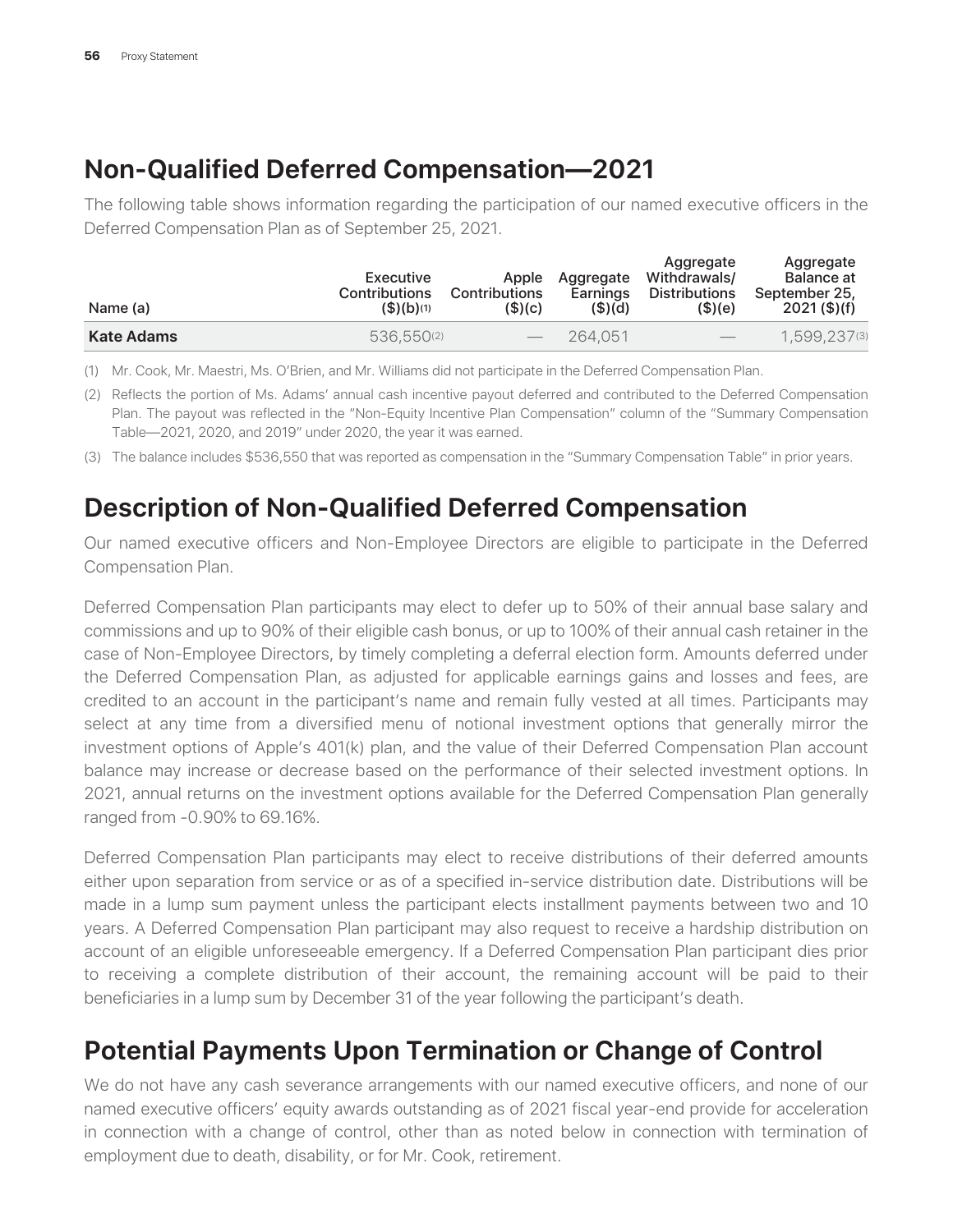## Non-Qualified Deferred Compensation—2021

The following table shows information regarding the participation of our named executive officers in the Deferred Compensation Plan as of September 25, 2021.

| Name (a) | Executive Contributions ($)(b)(1) | Apple Contributions ($)(c) | Aggregate Earnings ($)(d) | Aggregate Withdrawals/ Distributions ($)(e) | Aggregate Balance at September 25, 2021 ($)(f) |
|---|---|---|---|---|---|
| **Kate Adams** | 536,550(2) | — | 264,051 | — | 1,599,237(3) |

(1) Mr. Cook, Mr. Maestri, Ms. O'Brien, and Mr. Williams did not participate in the Deferred Compensation Plan.

(2) Reflects the portion of Ms. Adams' annual cash incentive payout deferred and contributed to the Deferred Compensation Plan. The payout was reflected in the "Non-Equity Incentive Plan Compensation" column of the "Summary Compensation Table—2021, 2020, and 2019" under 2020, the year it was earned.

(3) The balance includes $536,550 that was reported as compensation in the "Summary Compensation Table" in prior years.

## Description of Non-Qualified Deferred Compensation

Our named executive officers and Non-Employee Directors are eligible to participate in the Deferred Compensation Plan.

Deferred Compensation Plan participants may elect to defer up to 50% of their annual base salary and commissions and up to 90% of their eligible cash bonus, or up to 100% of their annual cash retainer in the case of Non-Employee Directors, by timely completing a deferral election form. Amounts deferred under the Deferred Compensation Plan, as adjusted for applicable earnings gains and losses and fees, are credited to an account in the participant's name and remain fully vested at all times. Participants may select at any time from a diversified menu of notional investment options that generally mirror the investment options of Apple's 401(k) plan, and the value of their Deferred Compensation Plan account balance may increase or decrease based on the performance of their selected investment options. In 2021, annual returns on the investment options available for the Deferred Compensation Plan generally ranged from -0.90% to 69.16%.

Deferred Compensation Plan participants may elect to receive distributions of their deferred amounts either upon separation from service or as of a specified in-service distribution date. Distributions will be made in a lump sum payment unless the participant elects installment payments between two and 10 years. A Deferred Compensation Plan participant may also request to receive a hardship distribution on account of an eligible unforeseeable emergency. If a Deferred Compensation Plan participant dies prior to receiving a complete distribution of their account, the remaining account will be paid to their beneficiaries in a lump sum by December 31 of the year following the participant's death.

## Potential Payments Upon Termination or Change of Control

We do not have any cash severance arrangements with our named executive officers, and none of our named executive officers' equity awards outstanding as of 2021 fiscal year-end provide for acceleration in connection with a change of control, other than as noted below in connection with termination of employment due to death, disability, or for Mr. Cook, retirement.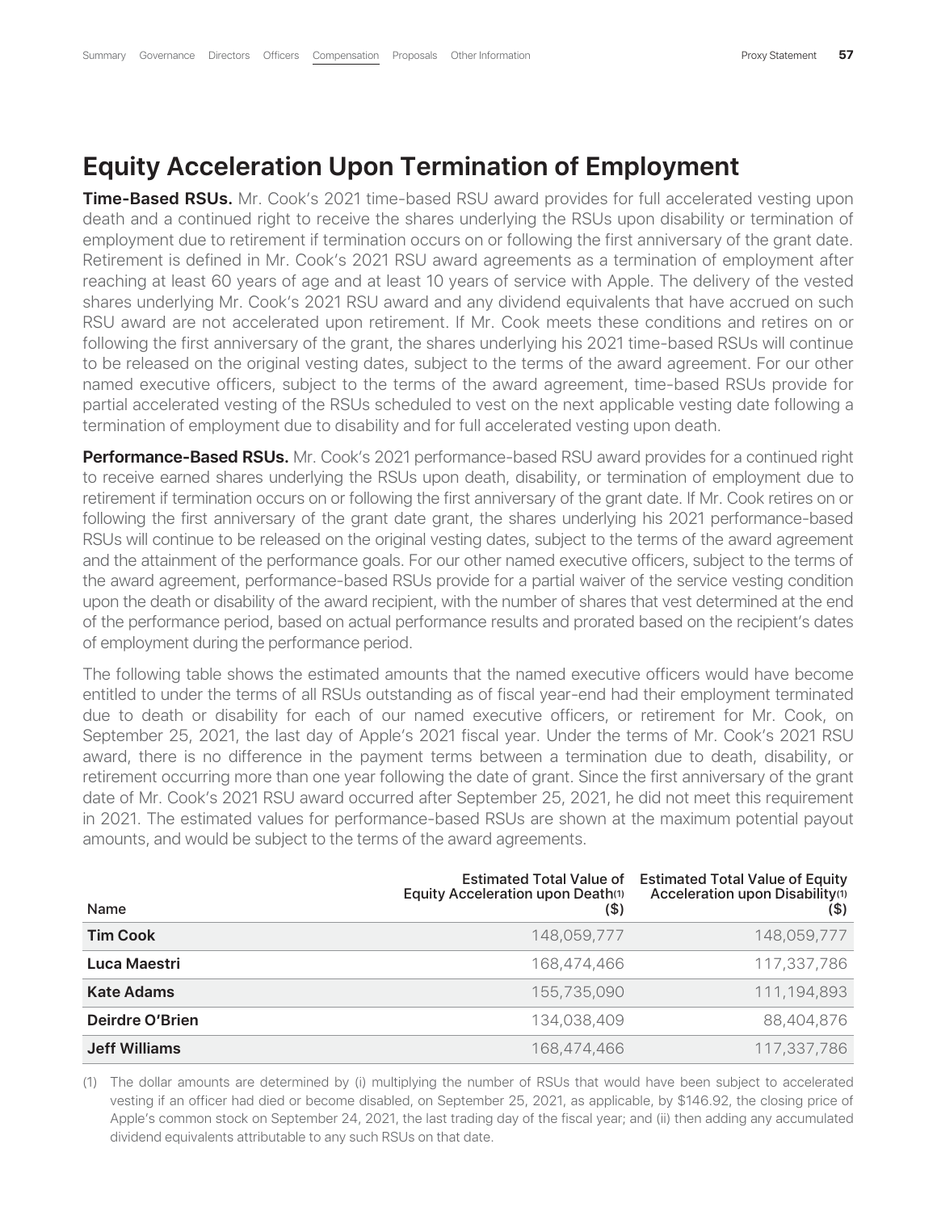# Equity Acceleration Upon Termination of Employment

**Time-Based RSUs.** Mr. Cook's 2021 time-based RSU award provides for full accelerated vesting upon death and a continued right to receive the shares underlying the RSUs upon disability or termination of employment due to retirement if termination occurs on or following the first anniversary of the grant date. Retirement is defined in Mr. Cook's 2021 RSU award agreements as a termination of employment after reaching at least 60 years of age and at least 10 years of service with Apple. The delivery of the vested shares underlying Mr. Cook's 2021 RSU award and any dividend equivalents that have accrued on such RSU award are not accelerated upon retirement. If Mr. Cook meets these conditions and retires on or following the first anniversary of the grant, the shares underlying his 2021 time-based RSUs will continue to be released on the original vesting dates, subject to the terms of the award agreement. For our other named executive officers, subject to the terms of the award agreement, time-based RSUs provide for partial accelerated vesting of the RSUs scheduled to vest on the next applicable vesting date following a termination of employment due to disability and for full accelerated vesting upon death.

**Performance-Based RSUs.** Mr. Cook's 2021 performance-based RSU award provides for a continued right to receive earned shares underlying the RSUs upon death, disability, or termination of employment due to retirement if termination occurs on or following the first anniversary of the grant date. If Mr. Cook retires on or following the first anniversary of the grant date grant, the shares underlying his 2021 performance-based RSUs will continue to be released on the original vesting dates, subject to the terms of the award agreement and the attainment of the performance goals. For our other named executive officers, subject to the terms of the award agreement, performance-based RSUs provide for a partial waiver of the service vesting condition upon the death or disability of the award recipient, with the number of shares that vest determined at the end of the performance period, based on actual performance results and prorated based on the recipient's dates of employment during the performance period.

The following table shows the estimated amounts that the named executive officers would have become entitled to under the terms of all RSUs outstanding as of fiscal year-end had their employment terminated due to death or disability for each of our named executive officers, or retirement for Mr. Cook, on September 25, 2021, the last day of Apple's 2021 fiscal year. Under the terms of Mr. Cook's 2021 RSU award, there is no difference in the payment terms between a termination due to death, disability, or retirement occurring more than one year following the date of grant. Since the first anniversary of the grant date of Mr. Cook's 2021 RSU award occurred after September 25, 2021, he did not meet this requirement in 2021. The estimated values for performance-based RSUs are shown at the maximum potential payout amounts, and would be subject to the terms of the award agreements.

| Name | Estimated Total Value of Equity Acceleration upon Death(1) ($) | Estimated Total Value of Equity Acceleration upon Disability(1) ($) |
|---|---|---|
| **Tim Cook** | 148,059,777 | 148,059,777 |
| **Luca Maestri** | 168,474,466 | 117,337,786 |
| **Kate Adams** | 155,735,090 | 111,194,893 |
| **Deirdre O'Brien** | 134,038,409 | 88,404,876 |
| **Jeff Williams** | 168,474,466 | 117,337,786 |

(1) The dollar amounts are determined by (i) multiplying the number of RSUs that would have been subject to accelerated vesting if an officer had died or become disabled, on September 25, 2021, as applicable, by $146.92, the closing price of Apple's common stock on September 24, 2021, the last trading day of the fiscal year; and (ii) then adding any accumulated dividend equivalents attributable to any such RSUs on that date.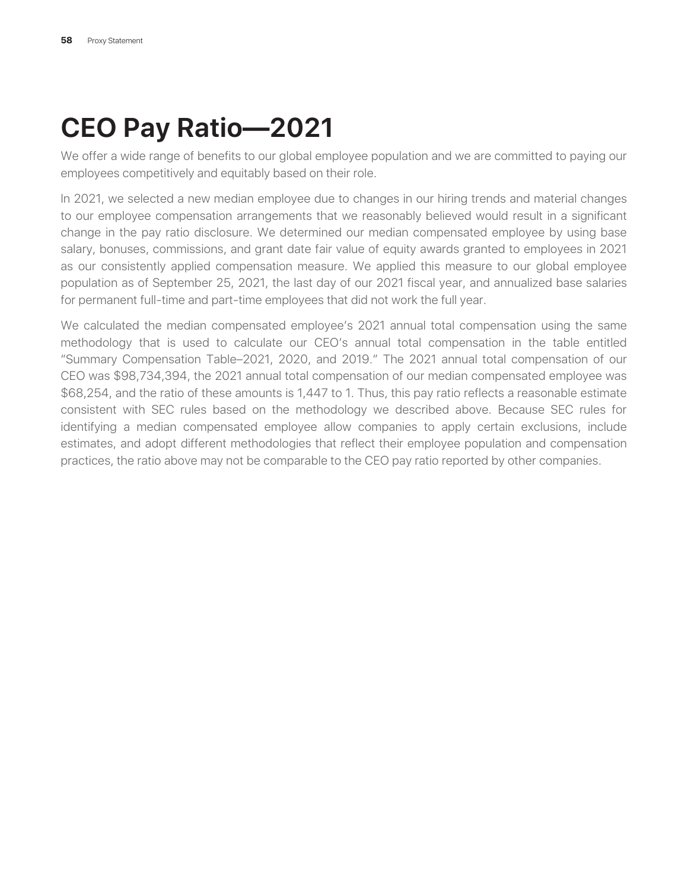# CEO Pay Ratio—2021

We offer a wide range of benefits to our global employee population and we are committed to paying our employees competitively and equitably based on their role.

In 2021, we selected a new median employee due to changes in our hiring trends and material changes to our employee compensation arrangements that we reasonably believed would result in a significant change in the pay ratio disclosure. We determined our median compensated employee by using base salary, bonuses, commissions, and grant date fair value of equity awards granted to employees in 2021 as our consistently applied compensation measure. We applied this measure to our global employee population as of September 25, 2021, the last day of our 2021 fiscal year, and annualized base salaries for permanent full-time and part-time employees that did not work the full year.

We calculated the median compensated employee's 2021 annual total compensation using the same methodology that is used to calculate our CEO's annual total compensation in the table entitled "Summary Compensation Table–2021, 2020, and 2019." The 2021 annual total compensation of our CEO was $98,734,394, the 2021 annual total compensation of our median compensated employee was $68,254, and the ratio of these amounts is 1,447 to 1. Thus, this pay ratio reflects a reasonable estimate consistent with SEC rules based on the methodology we described above. Because SEC rules for identifying a median compensated employee allow companies to apply certain exclusions, include estimates, and adopt different methodologies that reflect their employee population and compensation practices, the ratio above may not be comparable to the CEO pay ratio reported by other companies.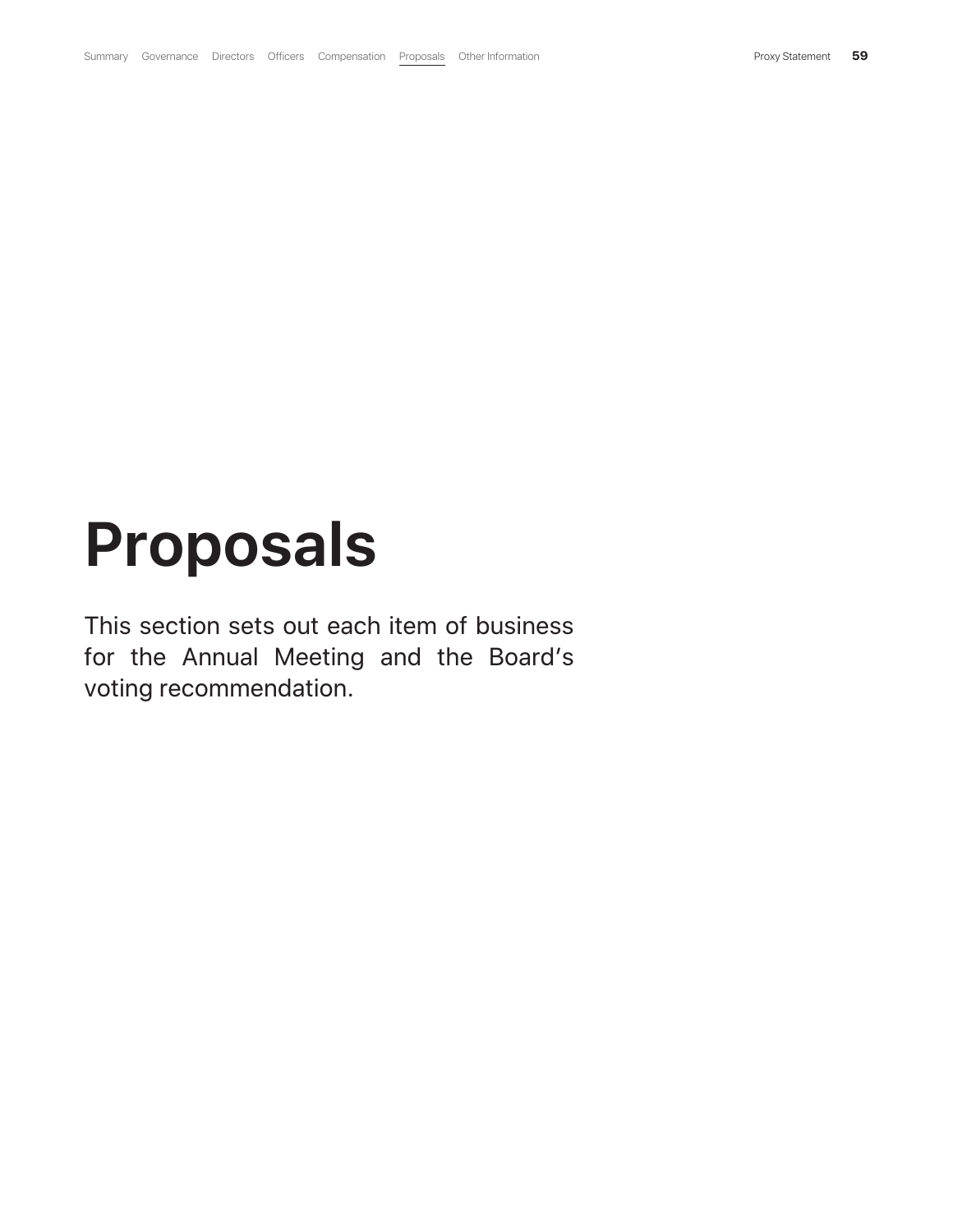# Proposals

This section sets out each item of business for the Annual Meeting and the Board's voting recommendation.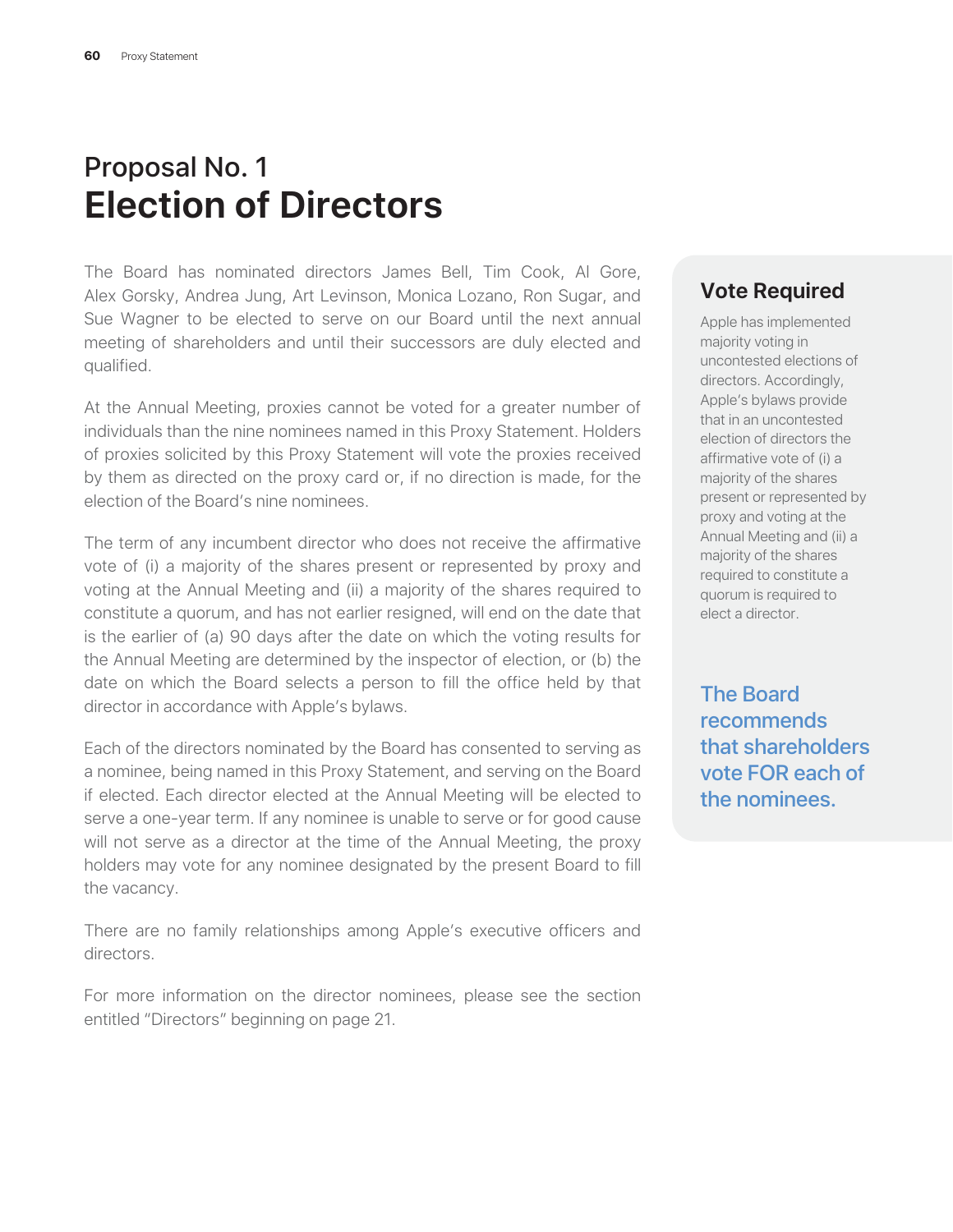# Proposal No. 1

# Election of Directors

The Board has nominated directors James Bell, Tim Cook, Al Gore, Alex Gorsky, Andrea Jung, Art Levinson, Monica Lozano, Ron Sugar, and Sue Wagner to be elected to serve on our Board until the next annual meeting of shareholders and until their successors are duly elected and qualified.

At the Annual Meeting, proxies cannot be voted for a greater number of individuals than the nine nominees named in this Proxy Statement. Holders of proxies solicited by this Proxy Statement will vote the proxies received by them as directed on the proxy card or, if no direction is made, for the election of the Board's nine nominees.

The term of any incumbent director who does not receive the affirmative vote of (i) a majority of the shares present or represented by proxy and voting at the Annual Meeting and (ii) a majority of the shares required to constitute a quorum, and has not earlier resigned, will end on the date that is the earlier of (a) 90 days after the date on which the voting results for the Annual Meeting are determined by the inspector of election, or (b) the date on which the Board selects a person to fill the office held by that director in accordance with Apple's bylaws.

Each of the directors nominated by the Board has consented to serving as a nominee, being named in this Proxy Statement, and serving on the Board if elected. Each director elected at the Annual Meeting will be elected to serve a one-year term. If any nominee is unable to serve or for good cause will not serve as a director at the time of the Annual Meeting, the proxy holders may vote for any nominee designated by the present Board to fill the vacancy.

There are no family relationships among Apple's executive officers and directors.

For more information on the director nominees, please see the section entitled "Directors" beginning on page 21.

## Vote Required

Apple has implemented majority voting in uncontested elections of directors. Accordingly, Apple's bylaws provide that in an uncontested election of directors the affirmative vote of (i) a majority of the shares present or represented by proxy and voting at the Annual Meeting and (ii) a majority of the shares required to constitute a quorum is required to elect a director.

**The Board recommends that shareholders vote FOR each of the nominees.**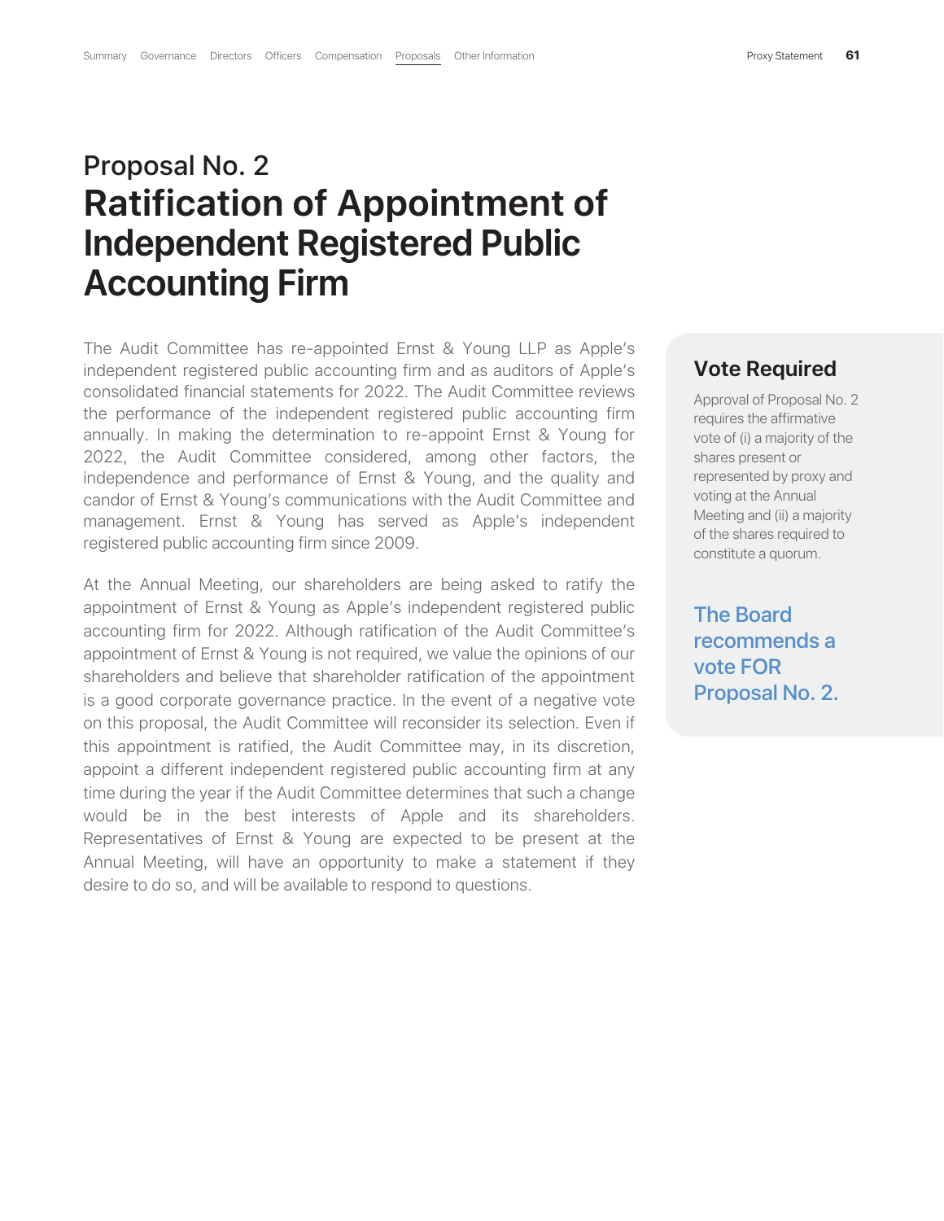# Proposal No. 2

# Ratification of Appointment of Independent Registered Public Accounting Firm

The Audit Committee has re-appointed Ernst & Young LLP as Apple's independent registered public accounting firm and as auditors of Apple's consolidated financial statements for 2022. The Audit Committee reviews the performance of the independent registered public accounting firm annually. In making the determination to re-appoint Ernst & Young for 2022, the Audit Committee considered, among other factors, the independence and performance of Ernst & Young, and the quality and candor of Ernst & Young's communications with the Audit Committee and management. Ernst & Young has served as Apple's independent registered public accounting firm since 2009.

At the Annual Meeting, our shareholders are being asked to ratify the appointment of Ernst & Young as Apple's independent registered public accounting firm for 2022. Although ratification of the Audit Committee's appointment of Ernst & Young is not required, we value the opinions of our shareholders and believe that shareholder ratification of the appointment is a good corporate governance practice. In the event of a negative vote on this proposal, the Audit Committee will reconsider its selection. Even if this appointment is ratified, the Audit Committee may, in its discretion, appoint a different independent registered public accounting firm at any time during the year if the Audit Committee determines that such a change would be in the best interests of Apple and its shareholders. Representatives of Ernst & Young are expected to be present at the Annual Meeting, will have an opportunity to make a statement if they desire to do so, and will be available to respond to questions.

## Vote Required

Approval of Proposal No. 2 requires the affirmative vote of (i) a majority of the shares present or represented by proxy and voting at the Annual Meeting and (ii) a majority of the shares required to constitute a quorum.

**The Board recommends a vote FOR Proposal No. 2.**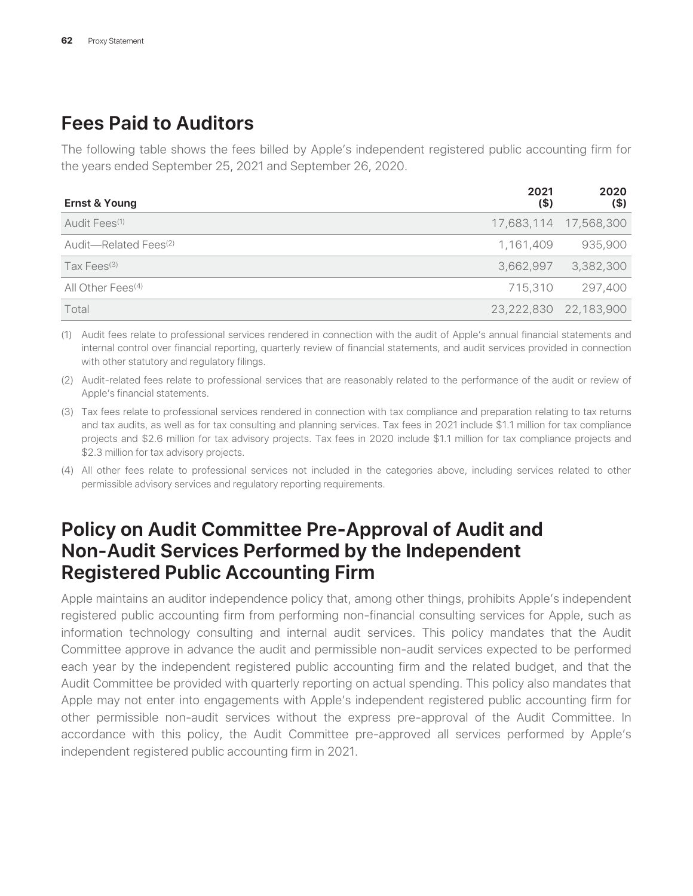## Fees Paid to Auditors

The following table shows the fees billed by Apple's independent registered public accounting firm for the years ended September 25, 2021 and September 26, 2020.

| Ernst & Young | 2021 ($) | 2020 ($) |
|---|---|---|
| Audit Fees[(1)] | 17,683,114 | 17,568,300 |
| Audit—Related Fees[(2)] | 1,161,409 | 935,900 |
| Tax Fees[(3)] | 3,662,997 | 3,382,300 |
| All Other Fees[(4)] | 715,310 | 297,400 |
| Total | 23,222,830 | 22,183,900 |

(1) Audit fees relate to professional services rendered in connection with the audit of Apple's annual financial statements and internal control over financial reporting, quarterly review of financial statements, and audit services provided in connection with other statutory and regulatory filings.

(2) Audit-related fees relate to professional services that are reasonably related to the performance of the audit or review of Apple's financial statements.

(3) Tax fees relate to professional services rendered in connection with tax compliance and preparation relating to tax returns and tax audits, as well as for tax consulting and planning services. Tax fees in 2021 include $1.1 million for tax compliance projects and $2.6 million for tax advisory projects. Tax fees in 2020 include $1.1 million for tax compliance projects and $2.3 million for tax advisory projects.

(4) All other fees relate to professional services not included in the categories above, including services related to other permissible advisory services and regulatory reporting requirements.

## Policy on Audit Committee Pre-Approval of Audit and Non-Audit Services Performed by the Independent Registered Public Accounting Firm

Apple maintains an auditor independence policy that, among other things, prohibits Apple's independent registered public accounting firm from performing non-financial consulting services for Apple, such as information technology consulting and internal audit services. This policy mandates that the Audit Committee approve in advance the audit and permissible non-audit services expected to be performed each year by the independent registered public accounting firm and the related budget, and that the Audit Committee be provided with quarterly reporting on actual spending. This policy also mandates that Apple may not enter into engagements with Apple's independent registered public accounting firm for other permissible non-audit services without the express pre-approval of the Audit Committee. In accordance with this policy, the Audit Committee pre-approved all services performed by Apple's independent registered public accounting firm in 2021.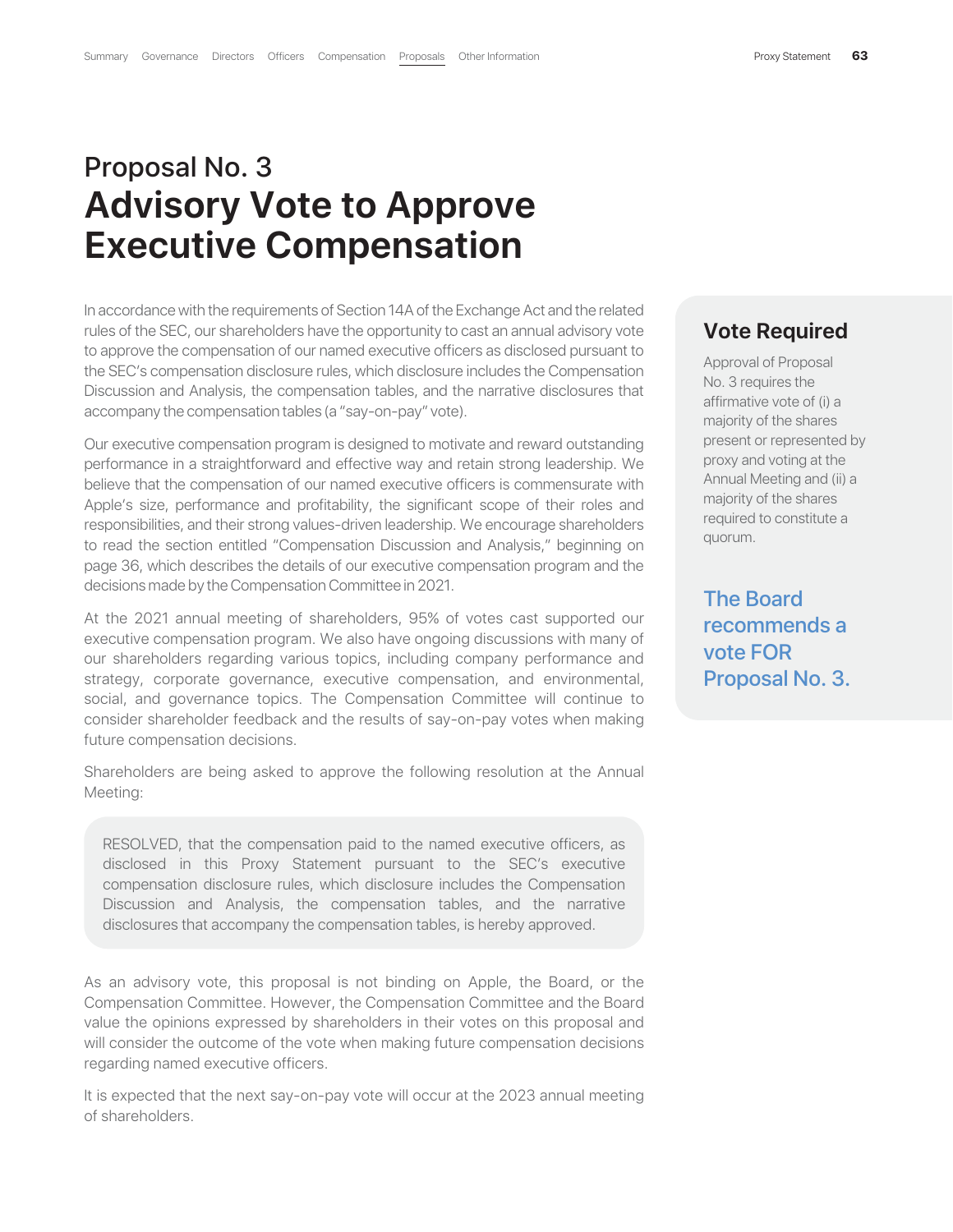# Proposal No. 3

## Advisory Vote to Approve Executive Compensation

In accordance with the requirements of Section 14A of the Exchange Act and the related rules of the SEC, our shareholders have the opportunity to cast an annual advisory vote to approve the compensation of our named executive officers as disclosed pursuant to the SEC's compensation disclosure rules, which disclosure includes the Compensation Discussion and Analysis, the compensation tables, and the narrative disclosures that accompany the compensation tables (a "say-on-pay" vote).

Our executive compensation program is designed to motivate and reward outstanding performance in a straightforward and effective way and retain strong leadership. We believe that the compensation of our named executive officers is commensurate with Apple's size, performance and profitability, the significant scope of their roles and responsibilities, and their strong values-driven leadership. We encourage shareholders to read the section entitled "Compensation Discussion and Analysis," beginning on page 36, which describes the details of our executive compensation program and the decisions made by the Compensation Committee in 2021.

At the 2021 annual meeting of shareholders, 95% of votes cast supported our executive compensation program. We also have ongoing discussions with many of our shareholders regarding various topics, including company performance and strategy, corporate governance, executive compensation, and environmental, social, and governance topics. The Compensation Committee will continue to consider shareholder feedback and the results of say-on-pay votes when making future compensation decisions.

Shareholders are being asked to approve the following resolution at the Annual Meeting:

> RESOLVED, that the compensation paid to the named executive officers, as disclosed in this Proxy Statement pursuant to the SEC's executive compensation disclosure rules, which disclosure includes the Compensation Discussion and Analysis, the compensation tables, and the narrative disclosures that accompany the compensation tables, is hereby approved.

As an advisory vote, this proposal is not binding on Apple, the Board, or the Compensation Committee. However, the Compensation Committee and the Board value the opinions expressed by shareholders in their votes on this proposal and will consider the outcome of the vote when making future compensation decisions regarding named executive officers.

It is expected that the next say-on-pay vote will occur at the 2023 annual meeting of shareholders.

### Vote Required

Approval of Proposal No. 3 requires the affirmative vote of (i) a majority of the shares present or represented by proxy and voting at the Annual Meeting and (ii) a majority of the shares required to constitute a quorum.

**The Board recommends a vote FOR Proposal No. 3.**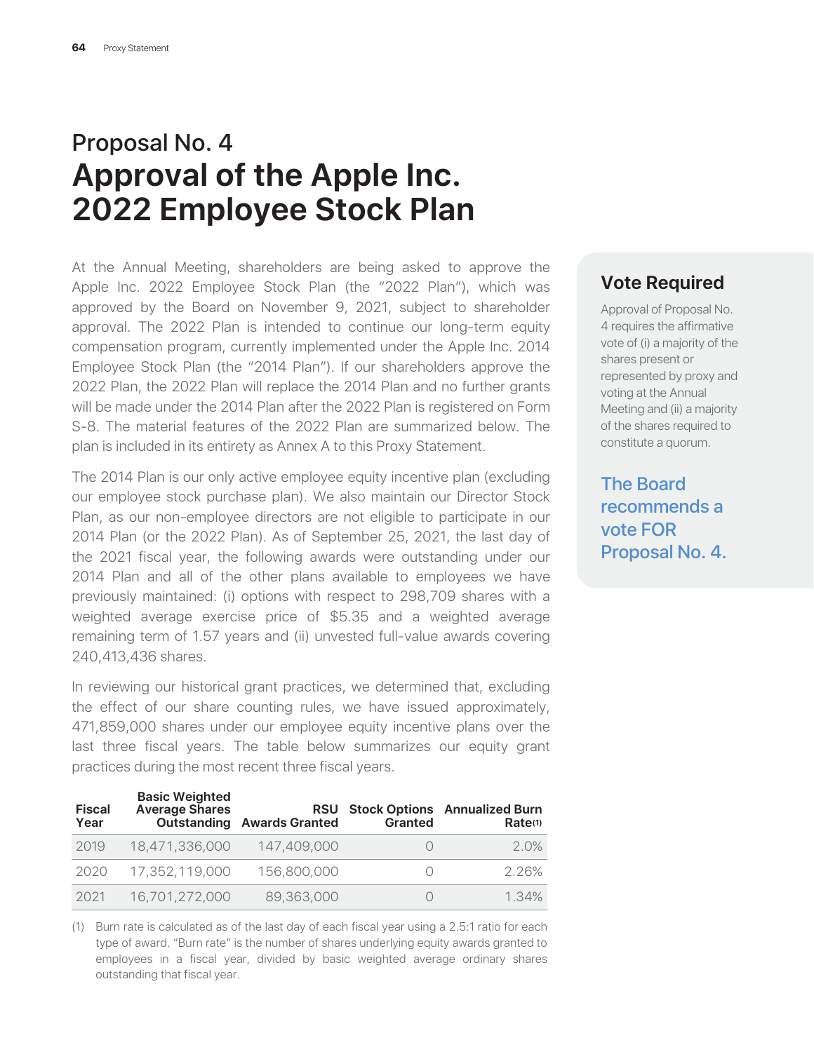# Proposal No. 4

# Approval of the Apple Inc. 2022 Employee Stock Plan

At the Annual Meeting, shareholders are being asked to approve the Apple Inc. 2022 Employee Stock Plan (the "2022 Plan"), which was approved by the Board on November 9, 2021, subject to shareholder approval. The 2022 Plan is intended to continue our long-term equity compensation program, currently implemented under the Apple Inc. 2014 Employee Stock Plan (the "2014 Plan"). If our shareholders approve the 2022 Plan, the 2022 Plan will replace the 2014 Plan and no further grants will be made under the 2014 Plan after the 2022 Plan is registered on Form S-8. The material features of the 2022 Plan are summarized below. The plan is included in its entirety as Annex A to this Proxy Statement.

The 2014 Plan is our only active employee equity incentive plan (excluding our employee stock purchase plan). We also maintain our Director Stock Plan, as our non-employee directors are not eligible to participate in our 2014 Plan (or the 2022 Plan). As of September 25, 2021, the last day of the 2021 fiscal year, the following awards were outstanding under our 2014 Plan and all of the other plans available to employees we have previously maintained: (i) options with respect to 298,709 shares with a weighted average exercise price of $5.35 and a weighted average remaining term of 1.57 years and (ii) unvested full-value awards covering 240,413,436 shares.

In reviewing our historical grant practices, we determined that, excluding the effect of our share counting rules, we have issued approximately, 471,859,000 shares under our employee equity incentive plans over the last three fiscal years. The table below summarizes our equity grant practices during the most recent three fiscal years.

| Fiscal Year | Basic Weighted Average Shares Outstanding | RSU Awards Granted | Stock Options Granted | Annualized Burn Rate(1) |
|---|---|---|---|---|
| 2019 | 18,471,336,000 | 147,409,000 | 0 | 2.0% |
| 2020 | 17,352,119,000 | 156,800,000 | 0 | 2.26% |
| 2021 | 16,701,272,000 | 89,363,000 | 0 | 1.34% |

(1) Burn rate is calculated as of the last day of each fiscal year using a 2.5:1 ratio for each type of award. "Burn rate" is the number of shares underlying equity awards granted to employees in a fiscal year, divided by basic weighted average ordinary shares outstanding that fiscal year.

## Vote Required

Approval of Proposal No. 4 requires the affirmative vote of (i) a majority of the shares present or represented by proxy and voting at the Annual Meeting and (ii) a majority of the shares required to constitute a quorum.

**The Board recommends a vote FOR Proposal No. 4.**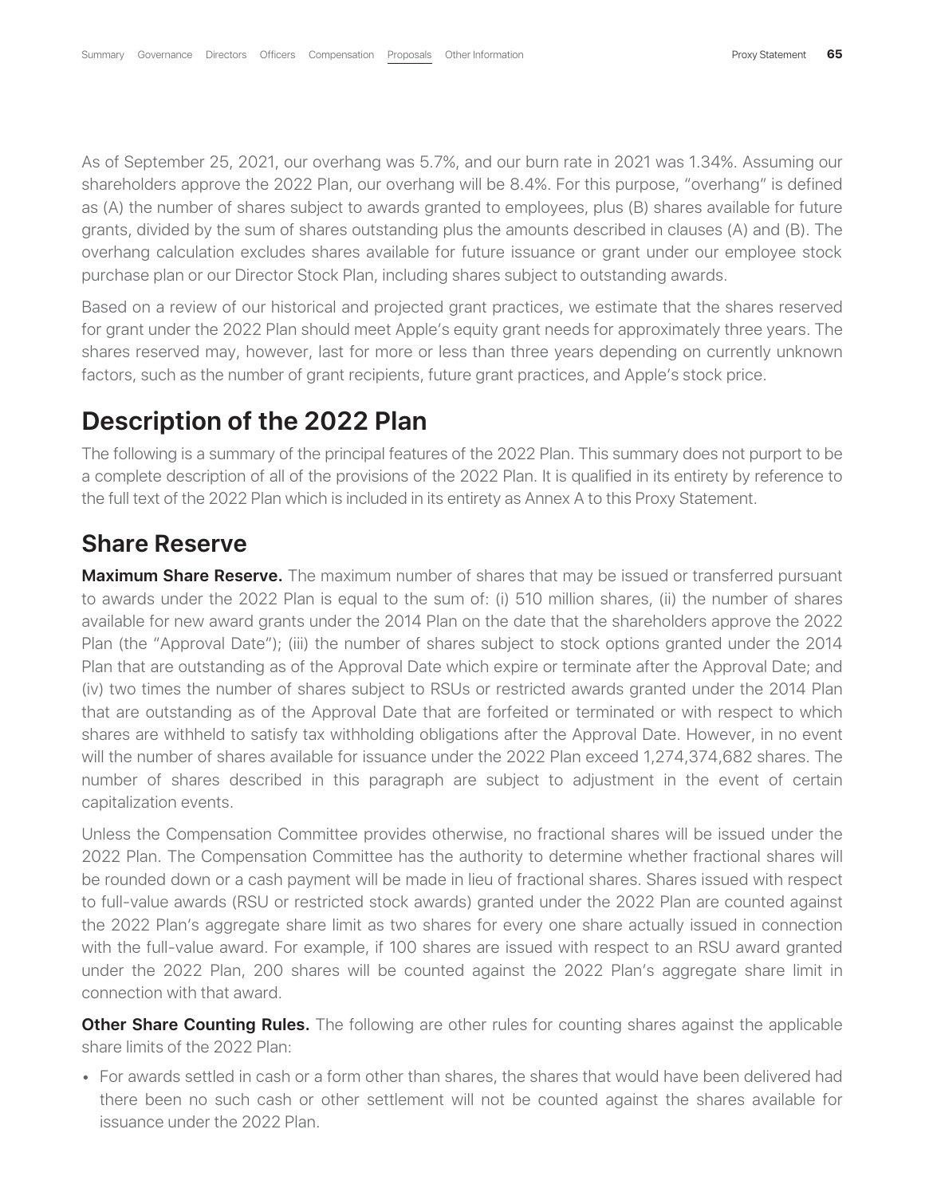As of September 25, 2021, our overhang was 5.7%, and our burn rate in 2021 was 1.34%. Assuming our shareholders approve the 2022 Plan, our overhang will be 8.4%. For this purpose, "overhang" is defined as (A) the number of shares subject to awards granted to employees, plus (B) shares available for future grants, divided by the sum of shares outstanding plus the amounts described in clauses (A) and (B). The overhang calculation excludes shares available for future issuance or grant under our employee stock purchase plan or our Director Stock Plan, including shares subject to outstanding awards.

Based on a review of our historical and projected grant practices, we estimate that the shares reserved for grant under the 2022 Plan should meet Apple's equity grant needs for approximately three years. The shares reserved may, however, last for more or less than three years depending on currently unknown factors, such as the number of grant recipients, future grant practices, and Apple's stock price.

## Description of the 2022 Plan

The following is a summary of the principal features of the 2022 Plan. This summary does not purport to be a complete description of all of the provisions of the 2022 Plan. It is qualified in its entirety by reference to the full text of the 2022 Plan which is included in its entirety as Annex A to this Proxy Statement.

## Share Reserve

**Maximum Share Reserve.** The maximum number of shares that may be issued or transferred pursuant to awards under the 2022 Plan is equal to the sum of: (i) 510 million shares, (ii) the number of shares available for new award grants under the 2014 Plan on the date that the shareholders approve the 2022 Plan (the "Approval Date"); (iii) the number of shares subject to stock options granted under the 2014 Plan that are outstanding as of the Approval Date which expire or terminate after the Approval Date; and (iv) two times the number of shares subject to RSUs or restricted awards granted under the 2014 Plan that are outstanding as of the Approval Date that are forfeited or terminated or with respect to which shares are withheld to satisfy tax withholding obligations after the Approval Date. However, in no event will the number of shares available for issuance under the 2022 Plan exceed 1,274,374,682 shares. The number of shares described in this paragraph are subject to adjustment in the event of certain capitalization events.

Unless the Compensation Committee provides otherwise, no fractional shares will be issued under the 2022 Plan. The Compensation Committee has the authority to determine whether fractional shares will be rounded down or a cash payment will be made in lieu of fractional shares. Shares issued with respect to full-value awards (RSU or restricted stock awards) granted under the 2022 Plan are counted against the 2022 Plan's aggregate share limit as two shares for every one share actually issued in connection with the full-value award. For example, if 100 shares are issued with respect to an RSU award granted under the 2022 Plan, 200 shares will be counted against the 2022 Plan's aggregate share limit in connection with that award.

**Other Share Counting Rules.** The following are other rules for counting shares against the applicable share limits of the 2022 Plan:

- For awards settled in cash or a form other than shares, the shares that would have been delivered had there been no such cash or other settlement will not be counted against the shares available for issuance under the 2022 Plan.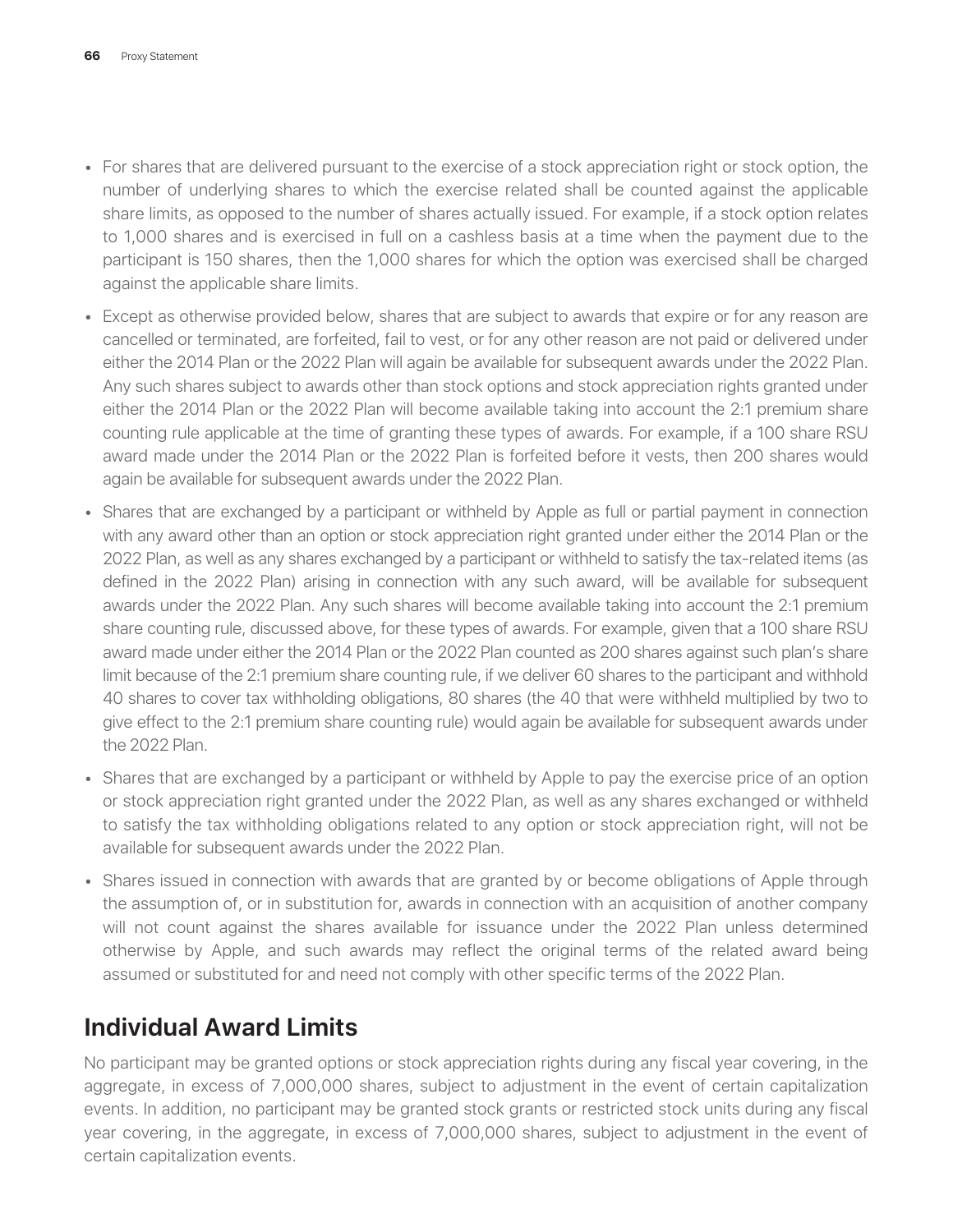- For shares that are delivered pursuant to the exercise of a stock appreciation right or stock option, the number of underlying shares to which the exercise related shall be counted against the applicable share limits, as opposed to the number of shares actually issued. For example, if a stock option relates to 1,000 shares and is exercised in full on a cashless basis at a time when the payment due to the participant is 150 shares, then the 1,000 shares for which the option was exercised shall be charged against the applicable share limits.
- Except as otherwise provided below, shares that are subject to awards that expire or for any reason are cancelled or terminated, are forfeited, fail to vest, or for any other reason are not paid or delivered under either the 2014 Plan or the 2022 Plan will again be available for subsequent awards under the 2022 Plan. Any such shares subject to awards other than stock options and stock appreciation rights granted under either the 2014 Plan or the 2022 Plan will become available taking into account the 2:1 premium share counting rule applicable at the time of granting these types of awards. For example, if a 100 share RSU award made under the 2014 Plan or the 2022 Plan is forfeited before it vests, then 200 shares would again be available for subsequent awards under the 2022 Plan.
- Shares that are exchanged by a participant or withheld by Apple as full or partial payment in connection with any award other than an option or stock appreciation right granted under either the 2014 Plan or the 2022 Plan, as well as any shares exchanged by a participant or withheld to satisfy the tax-related items (as defined in the 2022 Plan) arising in connection with any such award, will be available for subsequent awards under the 2022 Plan. Any such shares will become available taking into account the 2:1 premium share counting rule, discussed above, for these types of awards. For example, given that a 100 share RSU award made under either the 2014 Plan or the 2022 Plan counted as 200 shares against such plan's share limit because of the 2:1 premium share counting rule, if we deliver 60 shares to the participant and withhold 40 shares to cover tax withholding obligations, 80 shares (the 40 that were withheld multiplied by two to give effect to the 2:1 premium share counting rule) would again be available for subsequent awards under the 2022 Plan.
- Shares that are exchanged by a participant or withheld by Apple to pay the exercise price of an option or stock appreciation right granted under the 2022 Plan, as well as any shares exchanged or withheld to satisfy the tax withholding obligations related to any option or stock appreciation right, will not be available for subsequent awards under the 2022 Plan.
- Shares issued in connection with awards that are granted by or become obligations of Apple through the assumption of, or in substitution for, awards in connection with an acquisition of another company will not count against the shares available for issuance under the 2022 Plan unless determined otherwise by Apple, and such awards may reflect the original terms of the related award being assumed or substituted for and need not comply with other specific terms of the 2022 Plan.

## Individual Award Limits

No participant may be granted options or stock appreciation rights during any fiscal year covering, in the aggregate, in excess of 7,000,000 shares, subject to adjustment in the event of certain capitalization events. In addition, no participant may be granted stock grants or restricted stock units during any fiscal year covering, in the aggregate, in excess of 7,000,000 shares, subject to adjustment in the event of certain capitalization events.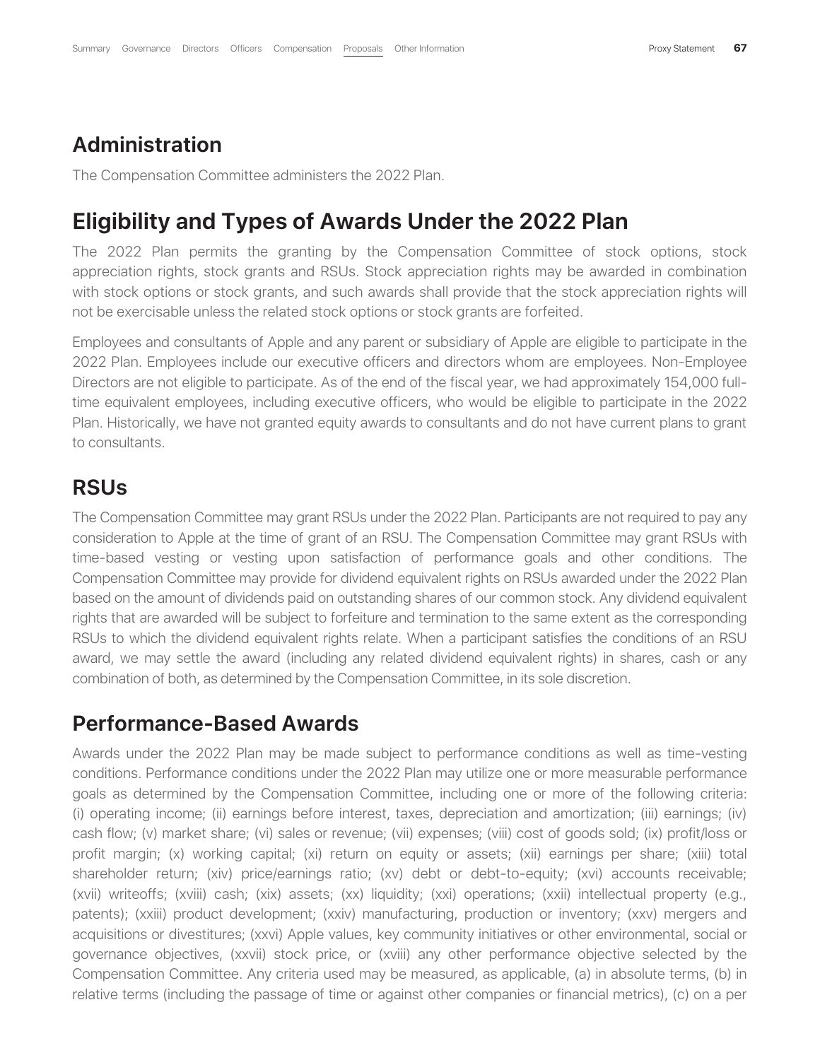## Administration

The Compensation Committee administers the 2022 Plan.

## Eligibility and Types of Awards Under the 2022 Plan

The 2022 Plan permits the granting by the Compensation Committee of stock options, stock appreciation rights, stock grants and RSUs. Stock appreciation rights may be awarded in combination with stock options or stock grants, and such awards shall provide that the stock appreciation rights will not be exercisable unless the related stock options or stock grants are forfeited.

Employees and consultants of Apple and any parent or subsidiary of Apple are eligible to participate in the 2022 Plan. Employees include our executive officers and directors whom are employees. Non-Employee Directors are not eligible to participate. As of the end of the fiscal year, we had approximately 154,000 full-time equivalent employees, including executive officers, who would be eligible to participate in the 2022 Plan. Historically, we have not granted equity awards to consultants and do not have current plans to grant to consultants.

## RSUs

The Compensation Committee may grant RSUs under the 2022 Plan. Participants are not required to pay any consideration to Apple at the time of grant of an RSU. The Compensation Committee may grant RSUs with time-based vesting or vesting upon satisfaction of performance goals and other conditions. The Compensation Committee may provide for dividend equivalent rights on RSUs awarded under the 2022 Plan based on the amount of dividends paid on outstanding shares of our common stock. Any dividend equivalent rights that are awarded will be subject to forfeiture and termination to the same extent as the corresponding RSUs to which the dividend equivalent rights relate. When a participant satisfies the conditions of an RSU award, we may settle the award (including any related dividend equivalent rights) in shares, cash or any combination of both, as determined by the Compensation Committee, in its sole discretion.

## Performance-Based Awards

Awards under the 2022 Plan may be made subject to performance conditions as well as time-vesting conditions. Performance conditions under the 2022 Plan may utilize one or more measurable performance goals as determined by the Compensation Committee, including one or more of the following criteria: (i) operating income; (ii) earnings before interest, taxes, depreciation and amortization; (iii) earnings; (iv) cash flow; (v) market share; (vi) sales or revenue; (vii) expenses; (viii) cost of goods sold; (ix) profit/loss or profit margin; (x) working capital; (xi) return on equity or assets; (xii) earnings per share; (xiii) total shareholder return; (xiv) price/earnings ratio; (xv) debt or debt-to-equity; (xvi) accounts receivable; (xvii) writeoffs; (xviii) cash; (xix) assets; (xx) liquidity; (xxi) operations; (xxii) intellectual property (e.g., patents); (xxiii) product development; (xxiv) manufacturing, production or inventory; (xxv) mergers and acquisitions or divestitures; (xxvi) Apple values, key community initiatives or other environmental, social or governance objectives, (xxvii) stock price, or (xviii) any other performance objective selected by the Compensation Committee. Any criteria used may be measured, as applicable, (a) in absolute terms, (b) in relative terms (including the passage of time or against other companies or financial metrics), (c) on a per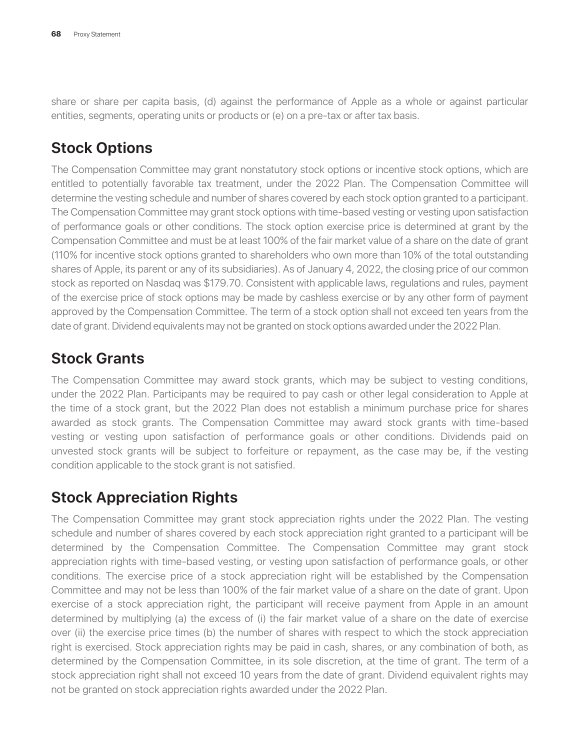share or share per capita basis, (d) against the performance of Apple as a whole or against particular entities, segments, operating units or products or (e) on a pre-tax or after tax basis.

## Stock Options

The Compensation Committee may grant nonstatutory stock options or incentive stock options, which are entitled to potentially favorable tax treatment, under the 2022 Plan. The Compensation Committee will determine the vesting schedule and number of shares covered by each stock option granted to a participant. The Compensation Committee may grant stock options with time-based vesting or vesting upon satisfaction of performance goals or other conditions. The stock option exercise price is determined at grant by the Compensation Committee and must be at least 100% of the fair market value of a share on the date of grant (110% for incentive stock options granted to shareholders who own more than 10% of the total outstanding shares of Apple, its parent or any of its subsidiaries). As of January 4, 2022, the closing price of our common stock as reported on Nasdaq was $179.70. Consistent with applicable laws, regulations and rules, payment of the exercise price of stock options may be made by cashless exercise or by any other form of payment approved by the Compensation Committee. The term of a stock option shall not exceed ten years from the date of grant. Dividend equivalents may not be granted on stock options awarded under the 2022 Plan.

## Stock Grants

The Compensation Committee may award stock grants, which may be subject to vesting conditions, under the 2022 Plan. Participants may be required to pay cash or other legal consideration to Apple at the time of a stock grant, but the 2022 Plan does not establish a minimum purchase price for shares awarded as stock grants. The Compensation Committee may award stock grants with time-based vesting or vesting upon satisfaction of performance goals or other conditions. Dividends paid on unvested stock grants will be subject to forfeiture or repayment, as the case may be, if the vesting condition applicable to the stock grant is not satisfied.

## Stock Appreciation Rights

The Compensation Committee may grant stock appreciation rights under the 2022 Plan. The vesting schedule and number of shares covered by each stock appreciation right granted to a participant will be determined by the Compensation Committee. The Compensation Committee may grant stock appreciation rights with time-based vesting, or vesting upon satisfaction of performance goals, or other conditions. The exercise price of a stock appreciation right will be established by the Compensation Committee and may not be less than 100% of the fair market value of a share on the date of grant. Upon exercise of a stock appreciation right, the participant will receive payment from Apple in an amount determined by multiplying (a) the excess of (i) the fair market value of a share on the date of exercise over (ii) the exercise price times (b) the number of shares with respect to which the stock appreciation right is exercised. Stock appreciation rights may be paid in cash, shares, or any combination of both, as determined by the Compensation Committee, in its sole discretion, at the time of grant. The term of a stock appreciation right shall not exceed 10 years from the date of grant. Dividend equivalent rights may not be granted on stock appreciation rights awarded under the 2022 Plan.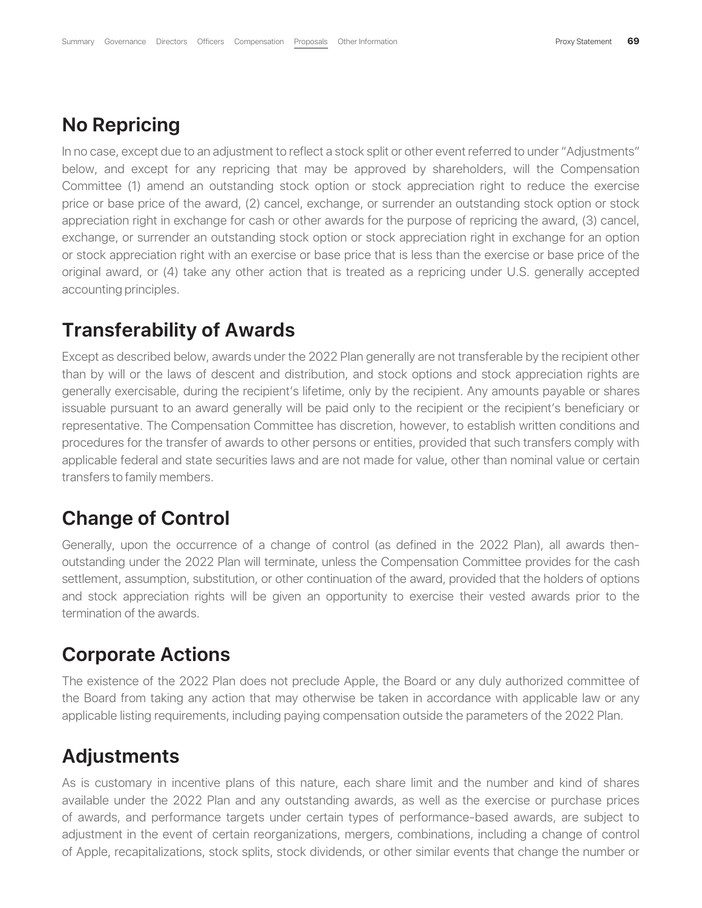## No Repricing

In no case, except due to an adjustment to reflect a stock split or other event referred to under "Adjustments" below, and except for any repricing that may be approved by shareholders, will the Compensation Committee (1) amend an outstanding stock option or stock appreciation right to reduce the exercise price or base price of the award, (2) cancel, exchange, or surrender an outstanding stock option or stock appreciation right in exchange for cash or other awards for the purpose of repricing the award, (3) cancel, exchange, or surrender an outstanding stock option or stock appreciation right in exchange for an option or stock appreciation right with an exercise or base price that is less than the exercise or base price of the original award, or (4) take any other action that is treated as a repricing under U.S. generally accepted accounting principles.

## Transferability of Awards

Except as described below, awards under the 2022 Plan generally are not transferable by the recipient other than by will or the laws of descent and distribution, and stock options and stock appreciation rights are generally exercisable, during the recipient's lifetime, only by the recipient. Any amounts payable or shares issuable pursuant to an award generally will be paid only to the recipient or the recipient's beneficiary or representative. The Compensation Committee has discretion, however, to establish written conditions and procedures for the transfer of awards to other persons or entities, provided that such transfers comply with applicable federal and state securities laws and are not made for value, other than nominal value or certain transfers to family members.

## Change of Control

Generally, upon the occurrence of a change of control (as defined in the 2022 Plan), all awards then-outstanding under the 2022 Plan will terminate, unless the Compensation Committee provides for the cash settlement, assumption, substitution, or other continuation of the award, provided that the holders of options and stock appreciation rights will be given an opportunity to exercise their vested awards prior to the termination of the awards.

## Corporate Actions

The existence of the 2022 Plan does not preclude Apple, the Board or any duly authorized committee of the Board from taking any action that may otherwise be taken in accordance with applicable law or any applicable listing requirements, including paying compensation outside the parameters of the 2022 Plan.

## Adjustments

As is customary in incentive plans of this nature, each share limit and the number and kind of shares available under the 2022 Plan and any outstanding awards, as well as the exercise or purchase prices of awards, and performance targets under certain types of performance-based awards, are subject to adjustment in the event of certain reorganizations, mergers, combinations, including a change of control of Apple, recapitalizations, stock splits, stock dividends, or other similar events that change the number or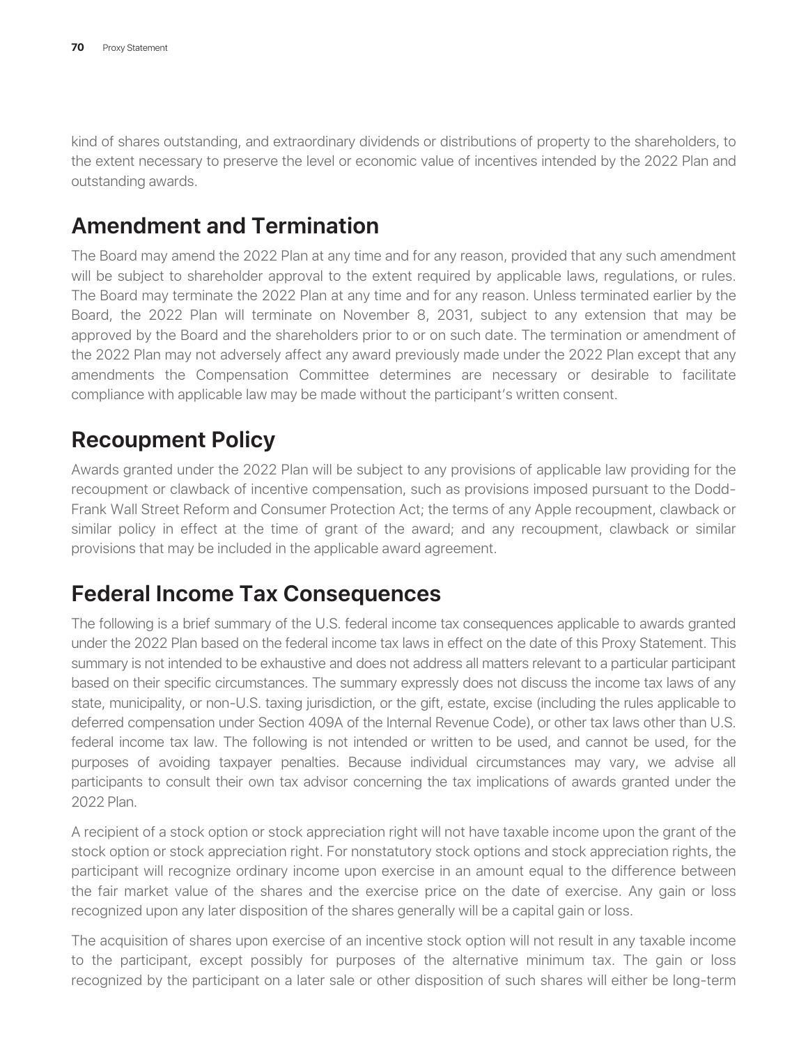kind of shares outstanding, and extraordinary dividends or distributions of property to the shareholders, to the extent necessary to preserve the level or economic value of incentives intended by the 2022 Plan and outstanding awards.

## Amendment and Termination

The Board may amend the 2022 Plan at any time and for any reason, provided that any such amendment will be subject to shareholder approval to the extent required by applicable laws, regulations, or rules. The Board may terminate the 2022 Plan at any time and for any reason. Unless terminated earlier by the Board, the 2022 Plan will terminate on November 8, 2031, subject to any extension that may be approved by the Board and the shareholders prior to or on such date. The termination or amendment of the 2022 Plan may not adversely affect any award previously made under the 2022 Plan except that any amendments the Compensation Committee determines are necessary or desirable to facilitate compliance with applicable law may be made without the participant's written consent.

## Recoupment Policy

Awards granted under the 2022 Plan will be subject to any provisions of applicable law providing for the recoupment or clawback of incentive compensation, such as provisions imposed pursuant to the Dodd-Frank Wall Street Reform and Consumer Protection Act; the terms of any Apple recoupment, clawback or similar policy in effect at the time of grant of the award; and any recoupment, clawback or similar provisions that may be included in the applicable award agreement.

## Federal Income Tax Consequences

The following is a brief summary of the U.S. federal income tax consequences applicable to awards granted under the 2022 Plan based on the federal income tax laws in effect on the date of this Proxy Statement. This summary is not intended to be exhaustive and does not address all matters relevant to a particular participant based on their specific circumstances. The summary expressly does not discuss the income tax laws of any state, municipality, or non-U.S. taxing jurisdiction, or the gift, estate, excise (including the rules applicable to deferred compensation under Section 409A of the Internal Revenue Code), or other tax laws other than U.S. federal income tax law. The following is not intended or written to be used, and cannot be used, for the purposes of avoiding taxpayer penalties. Because individual circumstances may vary, we advise all participants to consult their own tax advisor concerning the tax implications of awards granted under the 2022 Plan.

A recipient of a stock option or stock appreciation right will not have taxable income upon the grant of the stock option or stock appreciation right. For nonstatutory stock options and stock appreciation rights, the participant will recognize ordinary income upon exercise in an amount equal to the difference between the fair market value of the shares and the exercise price on the date of exercise. Any gain or loss recognized upon any later disposition of the shares generally will be a capital gain or loss.

The acquisition of shares upon exercise of an incentive stock option will not result in any taxable income to the participant, except possibly for purposes of the alternative minimum tax. The gain or loss recognized by the participant on a later sale or other disposition of such shares will either be long-term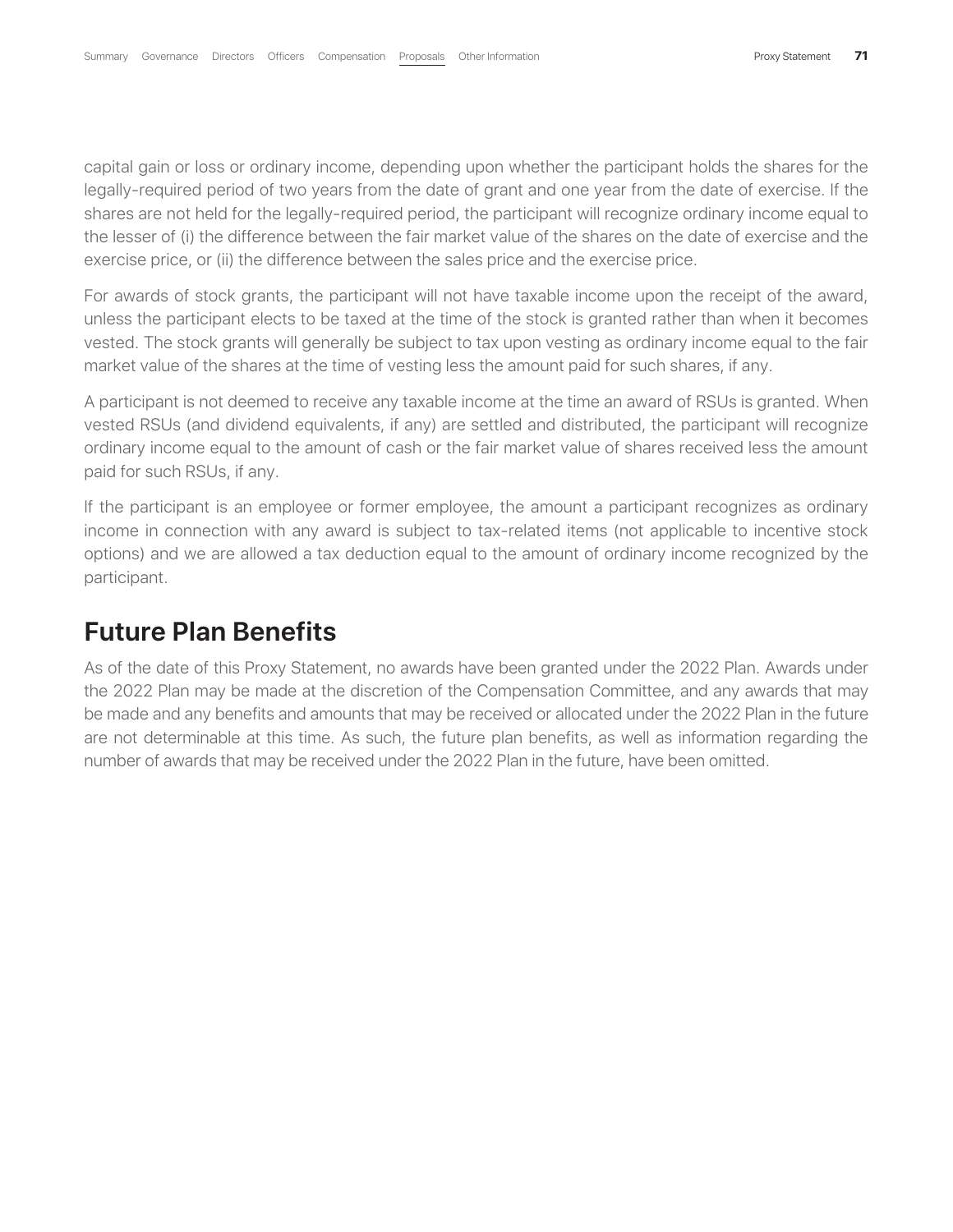capital gain or loss or ordinary income, depending upon whether the participant holds the shares for the legally-required period of two years from the date of grant and one year from the date of exercise. If the shares are not held for the legally-required period, the participant will recognize ordinary income equal to the lesser of (i) the difference between the fair market value of the shares on the date of exercise and the exercise price, or (ii) the difference between the sales price and the exercise price.

For awards of stock grants, the participant will not have taxable income upon the receipt of the award, unless the participant elects to be taxed at the time of the stock is granted rather than when it becomes vested. The stock grants will generally be subject to tax upon vesting as ordinary income equal to the fair market value of the shares at the time of vesting less the amount paid for such shares, if any.

A participant is not deemed to receive any taxable income at the time an award of RSUs is granted. When vested RSUs (and dividend equivalents, if any) are settled and distributed, the participant will recognize ordinary income equal to the amount of cash or the fair market value of shares received less the amount paid for such RSUs, if any.

If the participant is an employee or former employee, the amount a participant recognizes as ordinary income in connection with any award is subject to tax-related items (not applicable to incentive stock options) and we are allowed a tax deduction equal to the amount of ordinary income recognized by the participant.

## Future Plan Benefits

As of the date of this Proxy Statement, no awards have been granted under the 2022 Plan. Awards under the 2022 Plan may be made at the discretion of the Compensation Committee, and any awards that may be made and any benefits and amounts that may be received or allocated under the 2022 Plan in the future are not determinable at this time. As such, the future plan benefits, as well as information regarding the number of awards that may be received under the 2022 Plan in the future, have been omitted.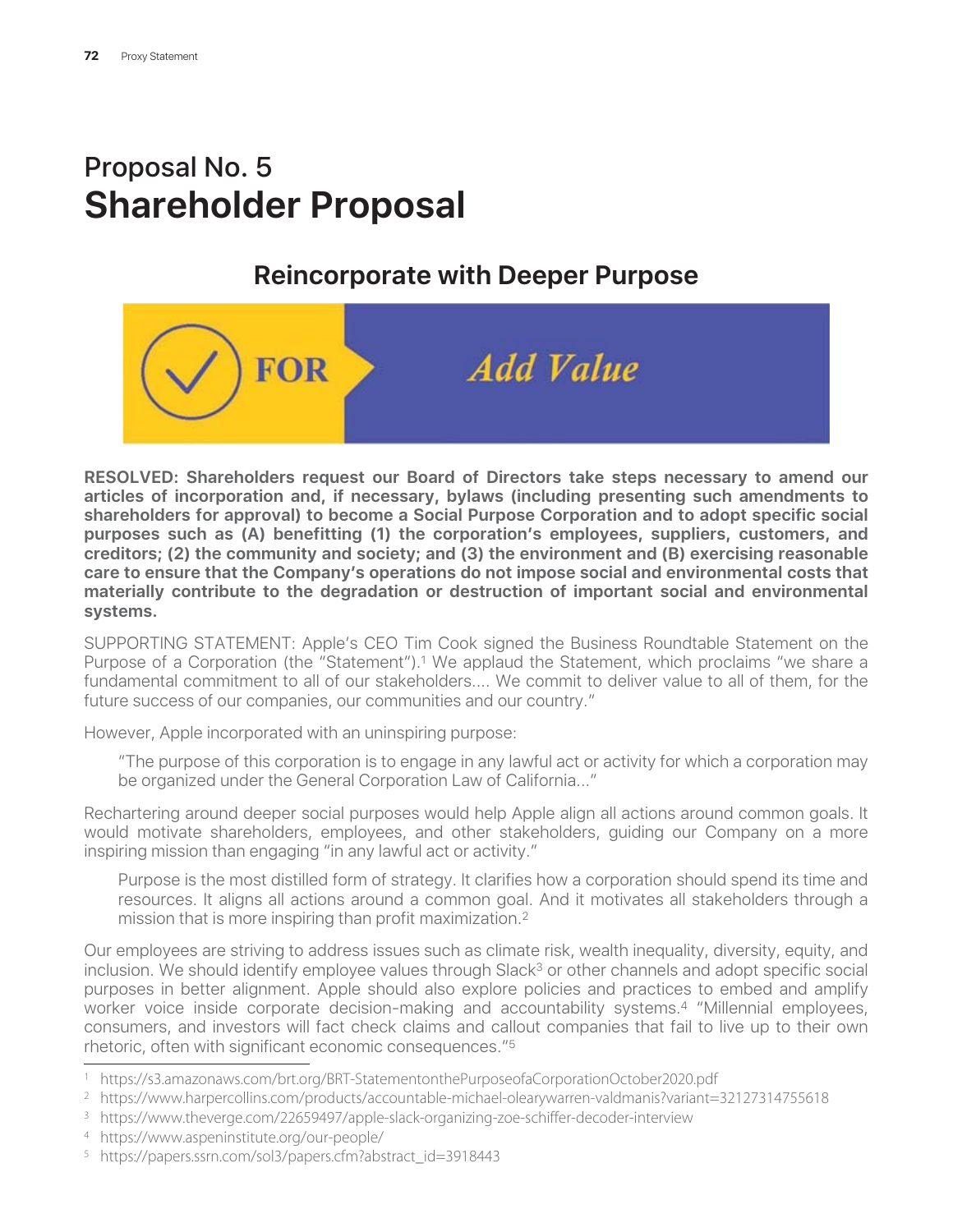# Proposal No. 5
# Shareholder Proposal

## Reincorporate with Deeper Purpose

FOR *Add Value*

**RESOLVED: Shareholders request our Board of Directors take steps necessary to amend our articles of incorporation and, if necessary, bylaws (including presenting such amendments to shareholders for approval) to become a Social Purpose Corporation and to adopt specific social purposes such as (A) benefitting (1) the corporation's employees, suppliers, customers, and creditors; (2) the community and society; and (3) the environment and (B) exercising reasonable care to ensure that the Company's operations do not impose social and environmental costs that materially contribute to the degradation or destruction of important social and environmental systems.**

SUPPORTING STATEMENT: Apple's CEO Tim Cook signed the Business Roundtable Statement on the Purpose of a Corporation (the "Statement").[1] We applaud the Statement, which proclaims "we share a fundamental commitment to all of our stakeholders.... We commit to deliver value to all of them, for the future success of our companies, our communities and our country."

However, Apple incorporated with an uninspiring purpose:

> "The purpose of this corporation is to engage in any lawful act or activity for which a corporation may be organized under the General Corporation Law of California..."

Rechartering around deeper social purposes would help Apple align all actions around common goals. It would motivate shareholders, employees, and other stakeholders, guiding our Company on a more inspiring mission than engaging "in any lawful act or activity."

> Purpose is the most distilled form of strategy. It clarifies how a corporation should spend its time and resources. It aligns all actions around a common goal. And it motivates all stakeholders through a mission that is more inspiring than profit maximization.[2]

Our employees are striving to address issues such as climate risk, wealth inequality, diversity, equity, and inclusion. We should identify employee values through Slack[3] or other channels and adopt specific social purposes in better alignment. Apple should also explore policies and practices to embed and amplify worker voice inside corporate decision-making and accountability systems.[4] "Millennial employees, consumers, and investors will fact check claims and callout companies that fail to live up to their own rhetoric, often with significant economic consequences."[5]

---

1 https://s3.amazonaws.com/brt.org/BRT-StatementonthePurposeofaCorporationOctober2020.pdf

2 https://www.harpercollins.com/products/accountable-michael-olearywarren-valdmanis?variant=32127314755618

3 https://www.theverge.com/22659497/apple-slack-organizing-zoe-schiffer-decoder-interview

4 https://www.aspeninstitute.org/our-people/

5 https://papers.ssrn.com/sol3/papers.cfm?abstract_id=3918443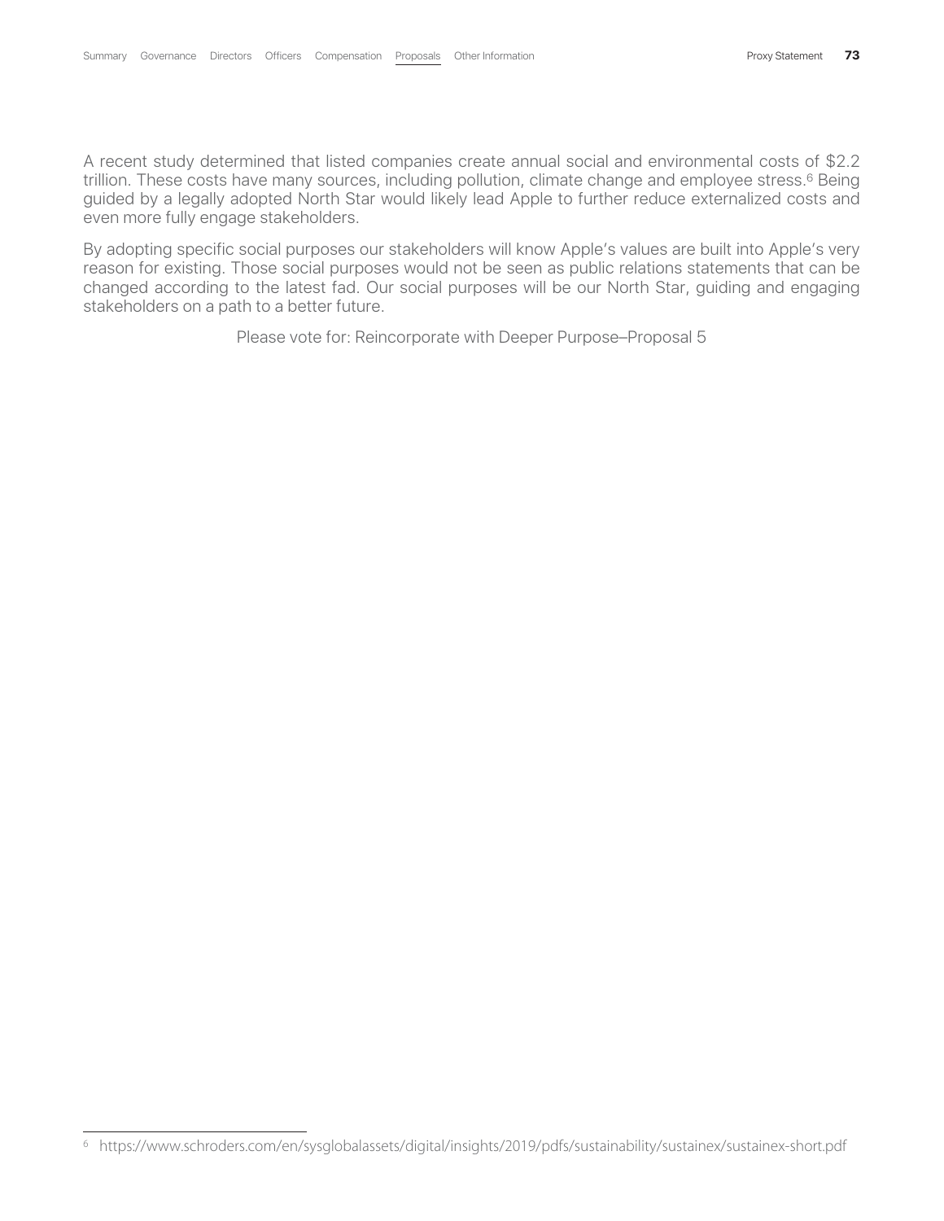A recent study determined that listed companies create annual social and environmental costs of $2.2 trillion. These costs have many sources, including pollution, climate change and employee stress.[6] Being guided by a legally adopted North Star would likely lead Apple to further reduce externalized costs and even more fully engage stakeholders.

By adopting specific social purposes our stakeholders will know Apple's values are built into Apple's very reason for existing. Those social purposes would not be seen as public relations statements that can be changed according to the latest fad. Our social purposes will be our North Star, guiding and engaging stakeholders on a path to a better future.

Please vote for: Reincorporate with Deeper Purpose–Proposal 5

---

[6] https://www.schroders.com/en/sysglobalassets/digital/insights/2019/pdfs/sustainability/sustainex/sustainex-short.pdf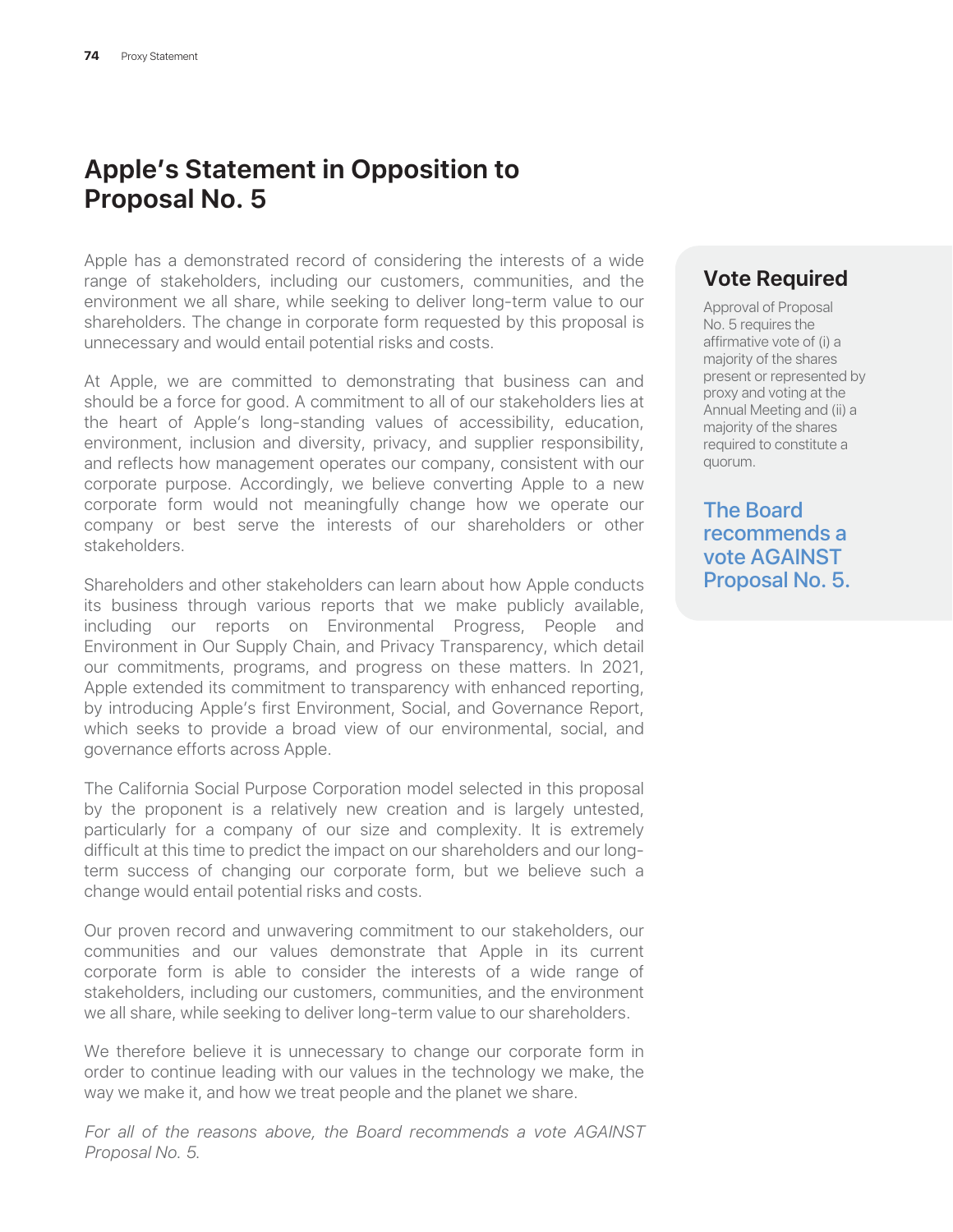# Apple's Statement in Opposition to Proposal No. 5

Apple has a demonstrated record of considering the interests of a wide range of stakeholders, including our customers, communities, and the environment we all share, while seeking to deliver long-term value to our shareholders. The change in corporate form requested by this proposal is unnecessary and would entail potential risks and costs.

At Apple, we are committed to demonstrating that business can and should be a force for good. A commitment to all of our stakeholders lies at the heart of Apple's long-standing values of accessibility, education, environment, inclusion and diversity, privacy, and supplier responsibility, and reflects how management operates our company, consistent with our corporate purpose. Accordingly, we believe converting Apple to a new corporate form would not meaningfully change how we operate our company or best serve the interests of our shareholders or other stakeholders.

Shareholders and other stakeholders can learn about how Apple conducts its business through various reports that we make publicly available, including our reports on Environmental Progress, People and Environment in Our Supply Chain, and Privacy Transparency, which detail our commitments, programs, and progress on these matters. In 2021, Apple extended its commitment to transparency with enhanced reporting, by introducing Apple's first Environment, Social, and Governance Report, which seeks to provide a broad view of our environmental, social, and governance efforts across Apple.

The California Social Purpose Corporation model selected in this proposal by the proponent is a relatively new creation and is largely untested, particularly for a company of our size and complexity. It is extremely difficult at this time to predict the impact on our shareholders and our long-term success of changing our corporate form, but we believe such a change would entail potential risks and costs.

Our proven record and unwavering commitment to our stakeholders, our communities and our values demonstrate that Apple in its current corporate form is able to consider the interests of a wide range of stakeholders, including our customers, communities, and the environment we all share, while seeking to deliver long-term value to our shareholders.

We therefore believe it is unnecessary to change our corporate form in order to continue leading with our values in the technology we make, the way we make it, and how we treat people and the planet we share.

*For all of the reasons above, the Board recommends a vote AGAINST Proposal No. 5.*

## Vote Required

Approval of Proposal No. 5 requires the affirmative vote of (i) a majority of the shares present or represented by proxy and voting at the Annual Meeting and (ii) a majority of the shares required to constitute a quorum.

**The Board recommends a vote AGAINST Proposal No. 5.**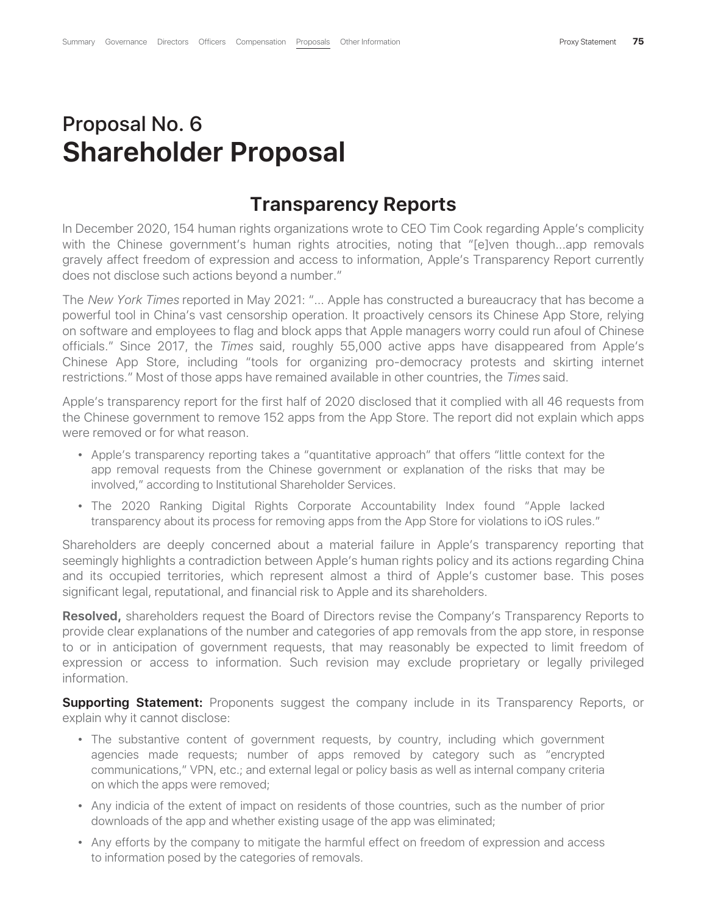# Proposal No. 6
# Shareholder Proposal

## Transparency Reports

In December 2020, 154 human rights organizations wrote to CEO Tim Cook regarding Apple's complicity with the Chinese government's human rights atrocities, noting that "[e]ven though...app removals gravely affect freedom of expression and access to information, Apple's Transparency Report currently does not disclose such actions beyond a number."

The *New York Times* reported in May 2021: "... Apple has constructed a bureaucracy that has become a powerful tool in China's vast censorship operation. It proactively censors its Chinese App Store, relying on software and employees to flag and block apps that Apple managers worry could run afoul of Chinese officials." Since 2017, the *Times* said, roughly 55,000 active apps have disappeared from Apple's Chinese App Store, including "tools for organizing pro-democracy protests and skirting internet restrictions." Most of those apps have remained available in other countries, the *Times* said.

Apple's transparency report for the first half of 2020 disclosed that it complied with all 46 requests from the Chinese government to remove 152 apps from the App Store. The report did not explain which apps were removed or for what reason.

- Apple's transparency reporting takes a "quantitative approach" that offers "little context for the app removal requests from the Chinese government or explanation of the risks that may be involved," according to Institutional Shareholder Services.
- The 2020 Ranking Digital Rights Corporate Accountability Index found "Apple lacked transparency about its process for removing apps from the App Store for violations to iOS rules."

Shareholders are deeply concerned about a material failure in Apple's transparency reporting that seemingly highlights a contradiction between Apple's human rights policy and its actions regarding China and its occupied territories, which represent almost a third of Apple's customer base. This poses significant legal, reputational, and financial risk to Apple and its shareholders.

**Resolved,** shareholders request the Board of Directors revise the Company's Transparency Reports to provide clear explanations of the number and categories of app removals from the app store, in response to or in anticipation of government requests, that may reasonably be expected to limit freedom of expression or access to information. Such revision may exclude proprietary or legally privileged information.

**Supporting Statement:** Proponents suggest the company include in its Transparency Reports, or explain why it cannot disclose:

- The substantive content of government requests, by country, including which government agencies made requests; number of apps removed by category such as "encrypted communications," VPN, etc.; and external legal or policy basis as well as internal company criteria on which the apps were removed;
- Any indicia of the extent of impact on residents of those countries, such as the number of prior downloads of the app and whether existing usage of the app was eliminated;
- Any efforts by the company to mitigate the harmful effect on freedom of expression and access to information posed by the categories of removals.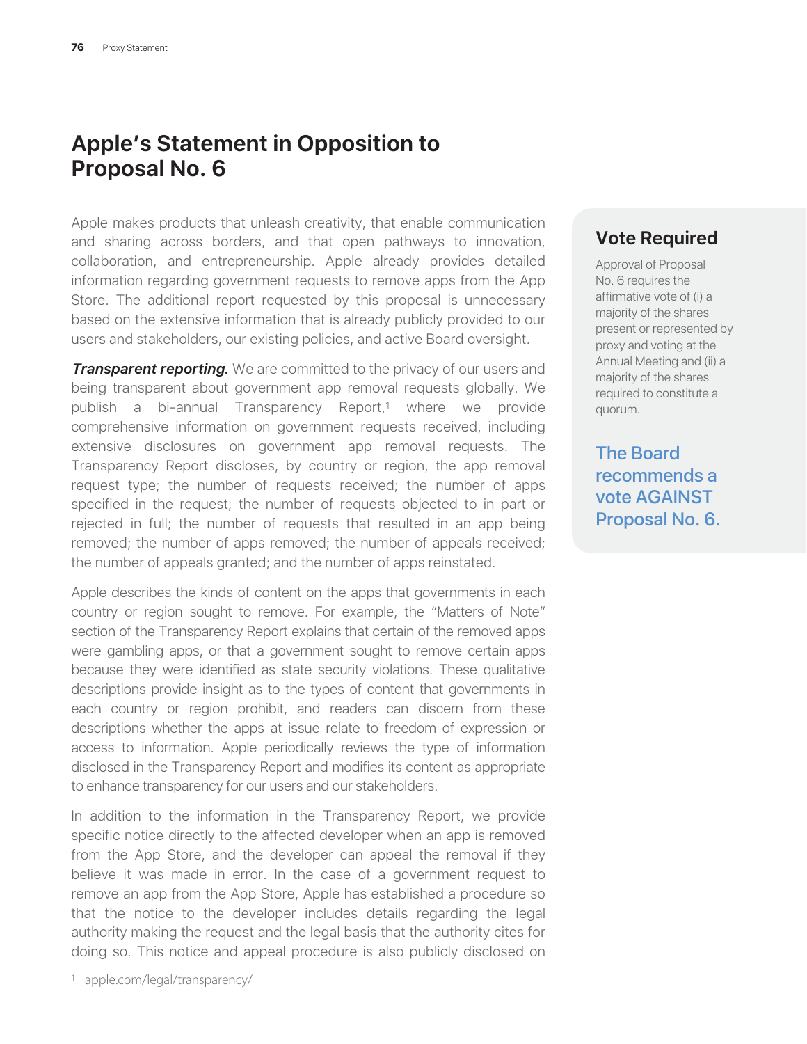# Apple's Statement in Opposition to Proposal No. 6

Apple makes products that unleash creativity, that enable communication and sharing across borders, and that open pathways to innovation, collaboration, and entrepreneurship. Apple already provides detailed information regarding government requests to remove apps from the App Store. The additional report requested by this proposal is unnecessary based on the extensive information that is already publicly provided to our users and stakeholders, our existing policies, and active Board oversight.

***Transparent reporting.*** We are committed to the privacy of our users and being transparent about government app removal requests globally. We publish a bi-annual Transparency Report,[1] where we provide comprehensive information on government requests received, including extensive disclosures on government app removal requests. The Transparency Report discloses, by country or region, the app removal request type; the number of requests received; the number of apps specified in the request; the number of requests objected to in part or rejected in full; the number of requests that resulted in an app being removed; the number of apps removed; the number of appeals received; the number of appeals granted; and the number of apps reinstated.

Apple describes the kinds of content on the apps that governments in each country or region sought to remove. For example, the "Matters of Note" section of the Transparency Report explains that certain of the removed apps were gambling apps, or that a government sought to remove certain apps because they were identified as state security violations. These qualitative descriptions provide insight as to the types of content that governments in each country or region prohibit, and readers can discern from these descriptions whether the apps at issue relate to freedom of expression or access to information. Apple periodically reviews the type of information disclosed in the Transparency Report and modifies its content as appropriate to enhance transparency for our users and our stakeholders.

In addition to the information in the Transparency Report, we provide specific notice directly to the affected developer when an app is removed from the App Store, and the developer can appeal the removal if they believe it was made in error. In the case of a government request to remove an app from the App Store, Apple has established a procedure so that the notice to the developer includes details regarding the legal authority making the request and the legal basis that the authority cites for doing so. This notice and appeal procedure is also publicly disclosed on

[1] apple.com/legal/transparency/

## Vote Required

Approval of Proposal No. 6 requires the affirmative vote of (i) a majority of the shares present or represented by proxy and voting at the Annual Meeting and (ii) a majority of the shares required to constitute a quorum.

**The Board recommends a vote AGAINST Proposal No. 6.**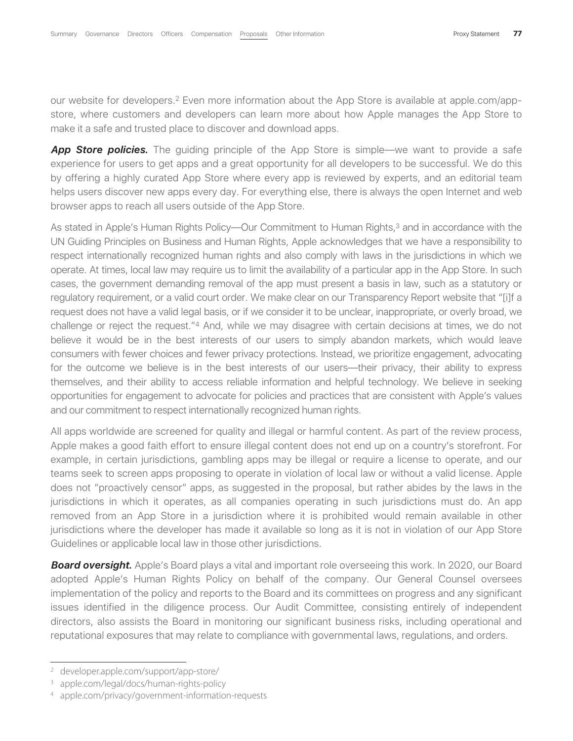our website for developers.[2] Even more information about the App Store is available at apple.com/app-store, where customers and developers can learn more about how Apple manages the App Store to make it a safe and trusted place to discover and download apps.

***App Store policies.*** The guiding principle of the App Store is simple—we want to provide a safe experience for users to get apps and a great opportunity for all developers to be successful. We do this by offering a highly curated App Store where every app is reviewed by experts, and an editorial team helps users discover new apps every day. For everything else, there is always the open Internet and web browser apps to reach all users outside of the App Store.

As stated in Apple's Human Rights Policy—Our Commitment to Human Rights,[3] and in accordance with the UN Guiding Principles on Business and Human Rights, Apple acknowledges that we have a responsibility to respect internationally recognized human rights and also comply with laws in the jurisdictions in which we operate. At times, local law may require us to limit the availability of a particular app in the App Store. In such cases, the government demanding removal of the app must present a basis in law, such as a statutory or regulatory requirement, or a valid court order. We make clear on our Transparency Report website that "[i]f a request does not have a valid legal basis, or if we consider it to be unclear, inappropriate, or overly broad, we challenge or reject the request."[4] And, while we may disagree with certain decisions at times, we do not believe it would be in the best interests of our users to simply abandon markets, which would leave consumers with fewer choices and fewer privacy protections. Instead, we prioritize engagement, advocating for the outcome we believe is in the best interests of our users—their privacy, their ability to express themselves, and their ability to access reliable information and helpful technology. We believe in seeking opportunities for engagement to advocate for policies and practices that are consistent with Apple's values and our commitment to respect internationally recognized human rights.

All apps worldwide are screened for quality and illegal or harmful content. As part of the review process, Apple makes a good faith effort to ensure illegal content does not end up on a country's storefront. For example, in certain jurisdictions, gambling apps may be illegal or require a license to operate, and our teams seek to screen apps proposing to operate in violation of local law or without a valid license. Apple does not "proactively censor" apps, as suggested in the proposal, but rather abides by the laws in the jurisdictions in which it operates, as all companies operating in such jurisdictions must do. An app removed from an App Store in a jurisdiction where it is prohibited would remain available in other jurisdictions where the developer has made it available so long as it is not in violation of our App Store Guidelines or applicable local law in those other jurisdictions.

***Board oversight.*** Apple's Board plays a vital and important role overseeing this work. In 2020, our Board adopted Apple's Human Rights Policy on behalf of the company. Our General Counsel oversees implementation of the policy and reports to the Board and its committees on progress and any significant issues identified in the diligence process. Our Audit Committee, consisting entirely of independent directors, also assists the Board in monitoring our significant business risks, including operational and reputational exposures that may relate to compliance with governmental laws, regulations, and orders.

---

[2] developer.apple.com/support/app-store/

[3] apple.com/legal/docs/human-rights-policy

[4] apple.com/privacy/government-information-requests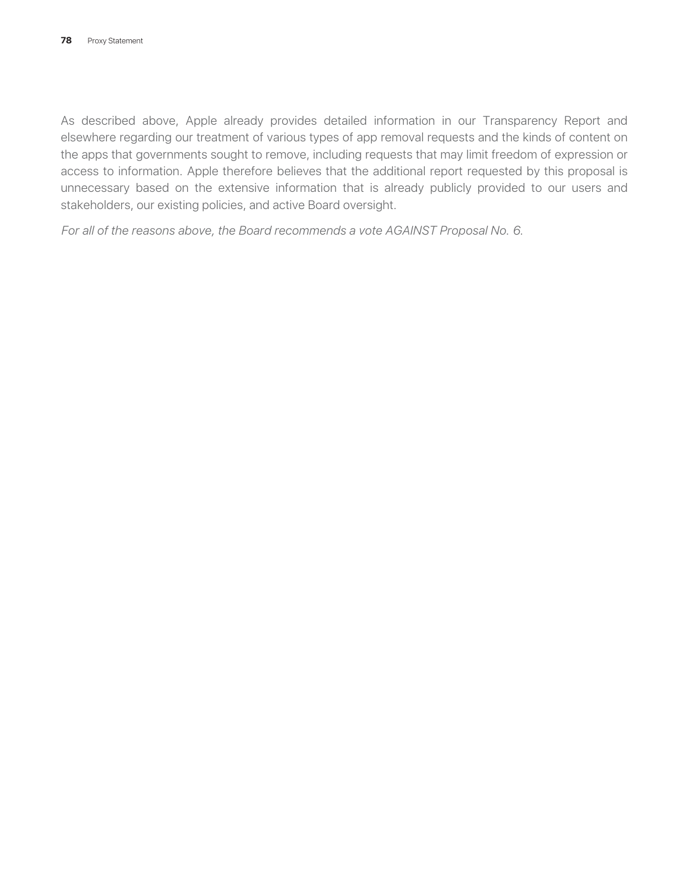As described above, Apple already provides detailed information in our Transparency Report and elsewhere regarding our treatment of various types of app removal requests and the kinds of content on the apps that governments sought to remove, including requests that may limit freedom of expression or access to information. Apple therefore believes that the additional report requested by this proposal is unnecessary based on the extensive information that is already publicly provided to our users and stakeholders, our existing policies, and active Board oversight.

*For all of the reasons above, the Board recommends a vote AGAINST Proposal No. 6.*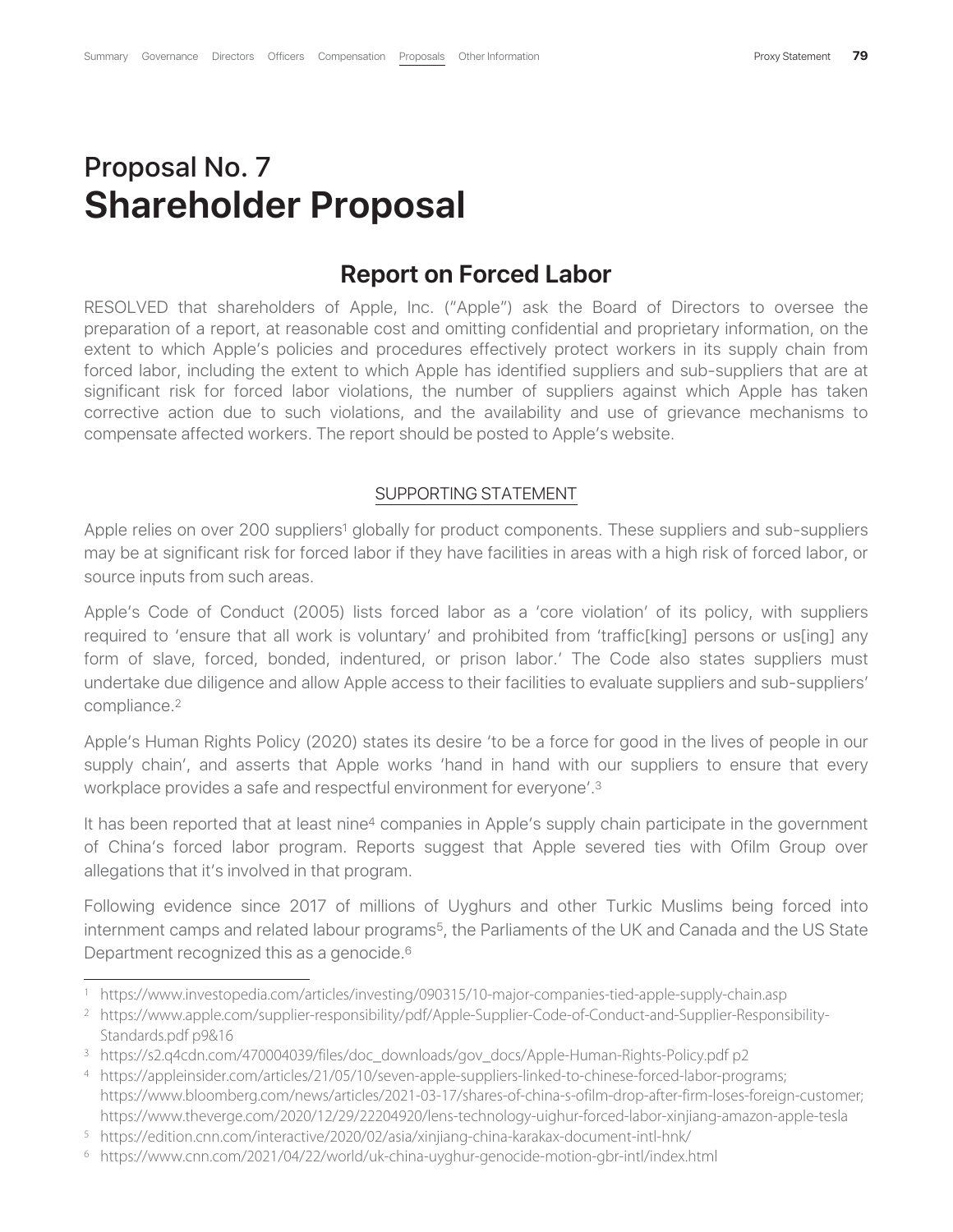# Proposal No. 7
# Shareholder Proposal

## Report on Forced Labor

RESOLVED that shareholders of Apple, Inc. ("Apple") ask the Board of Directors to oversee the preparation of a report, at reasonable cost and omitting confidential and proprietary information, on the extent to which Apple's policies and procedures effectively protect workers in its supply chain from forced labor, including the extent to which Apple has identified suppliers and sub-suppliers that are at significant risk for forced labor violations, the number of suppliers against which Apple has taken corrective action due to such violations, and the availability and use of grievance mechanisms to compensate affected workers. The report should be posted to Apple's website.

SUPPORTING STATEMENT

Apple relies on over 200 suppliers[1] globally for product components. These suppliers and sub-suppliers may be at significant risk for forced labor if they have facilities in areas with a high risk of forced labor, or source inputs from such areas.

Apple's Code of Conduct (2005) lists forced labor as a 'core violation' of its policy, with suppliers required to 'ensure that all work is voluntary' and prohibited from 'traffic[king] persons or us[ing] any form of slave, forced, bonded, indentured, or prison labor.' The Code also states suppliers must undertake due diligence and allow Apple access to their facilities to evaluate suppliers and sub-suppliers' compliance.[2]

Apple's Human Rights Policy (2020) states its desire 'to be a force for good in the lives of people in our supply chain', and asserts that Apple works 'hand in hand with our suppliers to ensure that every workplace provides a safe and respectful environment for everyone'.[3]

It has been reported that at least nine[4] companies in Apple's supply chain participate in the government of China's forced labor program. Reports suggest that Apple severed ties with Ofilm Group over allegations that it's involved in that program.

Following evidence since 2017 of millions of Uyghurs and other Turkic Muslims being forced into internment camps and related labour programs[5], the Parliaments of the UK and Canada and the US State Department recognized this as a genocide.[6]

---

1 https://www.investopedia.com/articles/investing/090315/10-major-companies-tied-apple-supply-chain.asp

2 https://www.apple.com/supplier-responsibility/pdf/Apple-Supplier-Code-of-Conduct-and-Supplier-Responsibility-Standards.pdf p9&16

3 https://s2.q4cdn.com/470004039/files/doc_downloads/gov_docs/Apple-Human-Rights-Policy.pdf p2

4 https://appleinsider.com/articles/21/05/10/seven-apple-suppliers-linked-to-chinese-forced-labor-programs; https://www.bloomberg.com/news/articles/2021-03-17/shares-of-china-s-ofilm-drop-after-firm-loses-foreign-customer; https://www.theverge.com/2020/12/29/22204920/lens-technology-uighur-forced-labor-xinjiang-amazon-apple-tesla

5 https://edition.cnn.com/interactive/2020/02/asia/xinjiang-china-karakax-document-intl-hnk/

6 https://www.cnn.com/2021/04/22/world/uk-china-uyghur-genocide-motion-gbr-intl/index.html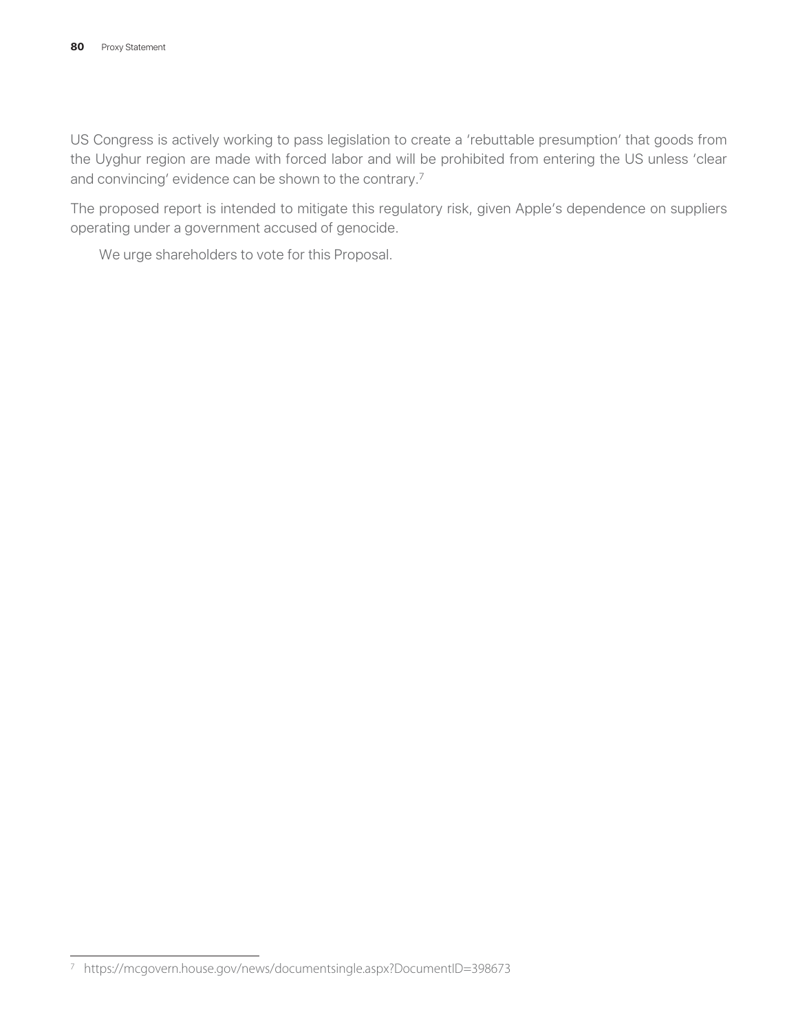US Congress is actively working to pass legislation to create a 'rebuttable presumption' that goods from the Uyghur region are made with forced labor and will be prohibited from entering the US unless 'clear and convincing' evidence can be shown to the contrary.[7]

The proposed report is intended to mitigate this regulatory risk, given Apple's dependence on suppliers operating under a government accused of genocide.

We urge shareholders to vote for this Proposal.

[7] https://mcgovern.house.gov/news/documentsingle.aspx?DocumentID=398673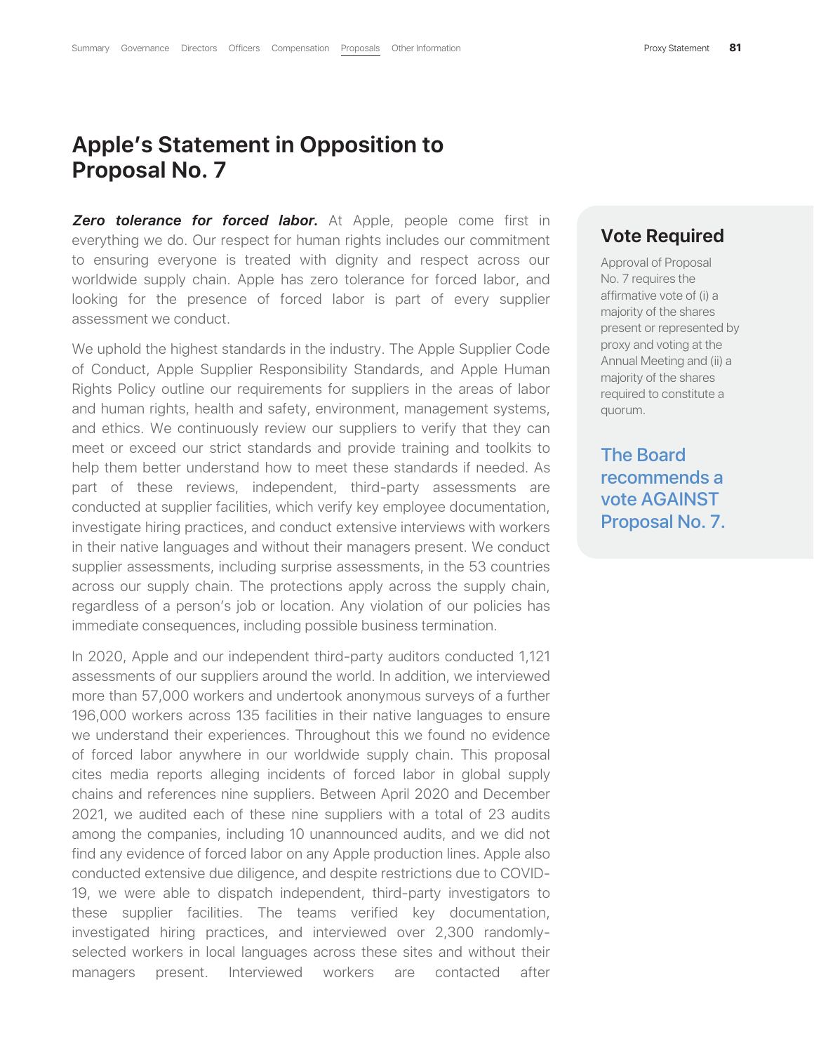# Apple's Statement in Opposition to Proposal No. 7

***Zero tolerance for forced labor.*** At Apple, people come first in everything we do. Our respect for human rights includes our commitment to ensuring everyone is treated with dignity and respect across our worldwide supply chain. Apple has zero tolerance for forced labor, and looking for the presence of forced labor is part of every supplier assessment we conduct.

We uphold the highest standards in the industry. The Apple Supplier Code of Conduct, Apple Supplier Responsibility Standards, and Apple Human Rights Policy outline our requirements for suppliers in the areas of labor and human rights, health and safety, environment, management systems, and ethics. We continuously review our suppliers to verify that they can meet or exceed our strict standards and provide training and toolkits to help them better understand how to meet these standards if needed. As part of these reviews, independent, third-party assessments are conducted at supplier facilities, which verify key employee documentation, investigate hiring practices, and conduct extensive interviews with workers in their native languages and without their managers present. We conduct supplier assessments, including surprise assessments, in the 53 countries across our supply chain. The protections apply across the supply chain, regardless of a person's job or location. Any violation of our policies has immediate consequences, including possible business termination.

In 2020, Apple and our independent third-party auditors conducted 1,121 assessments of our suppliers around the world. In addition, we interviewed more than 57,000 workers and undertook anonymous surveys of a further 196,000 workers across 135 facilities in their native languages to ensure we understand their experiences. Throughout this we found no evidence of forced labor anywhere in our worldwide supply chain. This proposal cites media reports alleging incidents of forced labor in global supply chains and references nine suppliers. Between April 2020 and December 2021, we audited each of these nine suppliers with a total of 23 audits among the companies, including 10 unannounced audits, and we did not find any evidence of forced labor on any Apple production lines. Apple also conducted extensive due diligence, and despite restrictions due to COVID-19, we were able to dispatch independent, third-party investigators to these supplier facilities. The teams verified key documentation, investigated hiring practices, and interviewed over 2,300 randomly-selected workers in local languages across these sites and without their managers present. Interviewed workers are contacted after

## Vote Required

Approval of Proposal No. 7 requires the affirmative vote of (i) a majority of the shares present or represented by proxy and voting at the Annual Meeting and (ii) a majority of the shares required to constitute a quorum.

**The Board recommends a vote AGAINST Proposal No. 7.**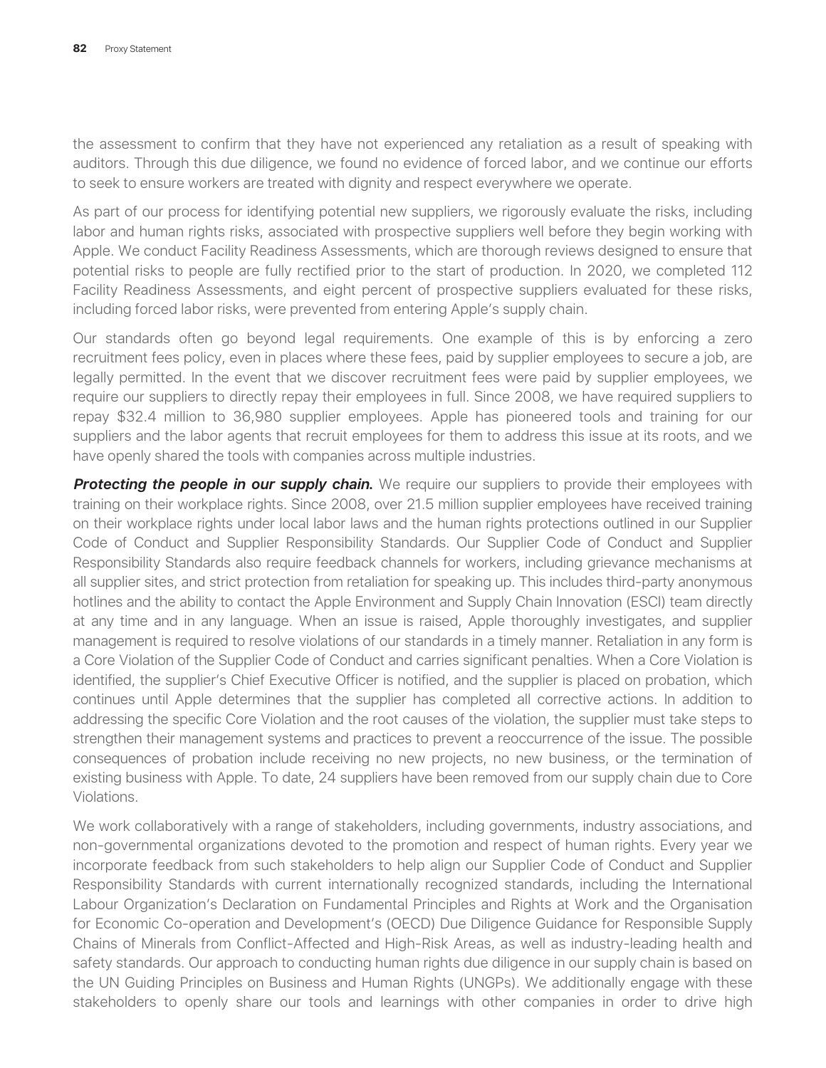the assessment to confirm that they have not experienced any retaliation as a result of speaking with auditors. Through this due diligence, we found no evidence of forced labor, and we continue our efforts to seek to ensure workers are treated with dignity and respect everywhere we operate.

As part of our process for identifying potential new suppliers, we rigorously evaluate the risks, including labor and human rights risks, associated with prospective suppliers well before they begin working with Apple. We conduct Facility Readiness Assessments, which are thorough reviews designed to ensure that potential risks to people are fully rectified prior to the start of production. In 2020, we completed 112 Facility Readiness Assessments, and eight percent of prospective suppliers evaluated for these risks, including forced labor risks, were prevented from entering Apple's supply chain.

Our standards often go beyond legal requirements. One example of this is by enforcing a zero recruitment fees policy, even in places where these fees, paid by supplier employees to secure a job, are legally permitted. In the event that we discover recruitment fees were paid by supplier employees, we require our suppliers to directly repay their employees in full. Since 2008, we have required suppliers to repay $32.4 million to 36,980 supplier employees. Apple has pioneered tools and training for our suppliers and the labor agents that recruit employees for them to address this issue at its roots, and we have openly shared the tools with companies across multiple industries.

***Protecting the people in our supply chain.*** We require our suppliers to provide their employees with training on their workplace rights. Since 2008, over 21.5 million supplier employees have received training on their workplace rights under local labor laws and the human rights protections outlined in our Supplier Code of Conduct and Supplier Responsibility Standards. Our Supplier Code of Conduct and Supplier Responsibility Standards also require feedback channels for workers, including grievance mechanisms at all supplier sites, and strict protection from retaliation for speaking up. This includes third-party anonymous hotlines and the ability to contact the Apple Environment and Supply Chain Innovation (ESCI) team directly at any time and in any language. When an issue is raised, Apple thoroughly investigates, and supplier management is required to resolve violations of our standards in a timely manner. Retaliation in any form is a Core Violation of the Supplier Code of Conduct and carries significant penalties. When a Core Violation is identified, the supplier's Chief Executive Officer is notified, and the supplier is placed on probation, which continues until Apple determines that the supplier has completed all corrective actions. In addition to addressing the specific Core Violation and the root causes of the violation, the supplier must take steps to strengthen their management systems and practices to prevent a reoccurrence of the issue. The possible consequences of probation include receiving no new projects, no new business, or the termination of existing business with Apple. To date, 24 suppliers have been removed from our supply chain due to Core Violations.

We work collaboratively with a range of stakeholders, including governments, industry associations, and non-governmental organizations devoted to the promotion and respect of human rights. Every year we incorporate feedback from such stakeholders to help align our Supplier Code of Conduct and Supplier Responsibility Standards with current internationally recognized standards, including the International Labour Organization's Declaration on Fundamental Principles and Rights at Work and the Organisation for Economic Co-operation and Development's (OECD) Due Diligence Guidance for Responsible Supply Chains of Minerals from Conflict-Affected and High-Risk Areas, as well as industry-leading health and safety standards. Our approach to conducting human rights due diligence in our supply chain is based on the UN Guiding Principles on Business and Human Rights (UNGPs). We additionally engage with these stakeholders to openly share our tools and learnings with other companies in order to drive high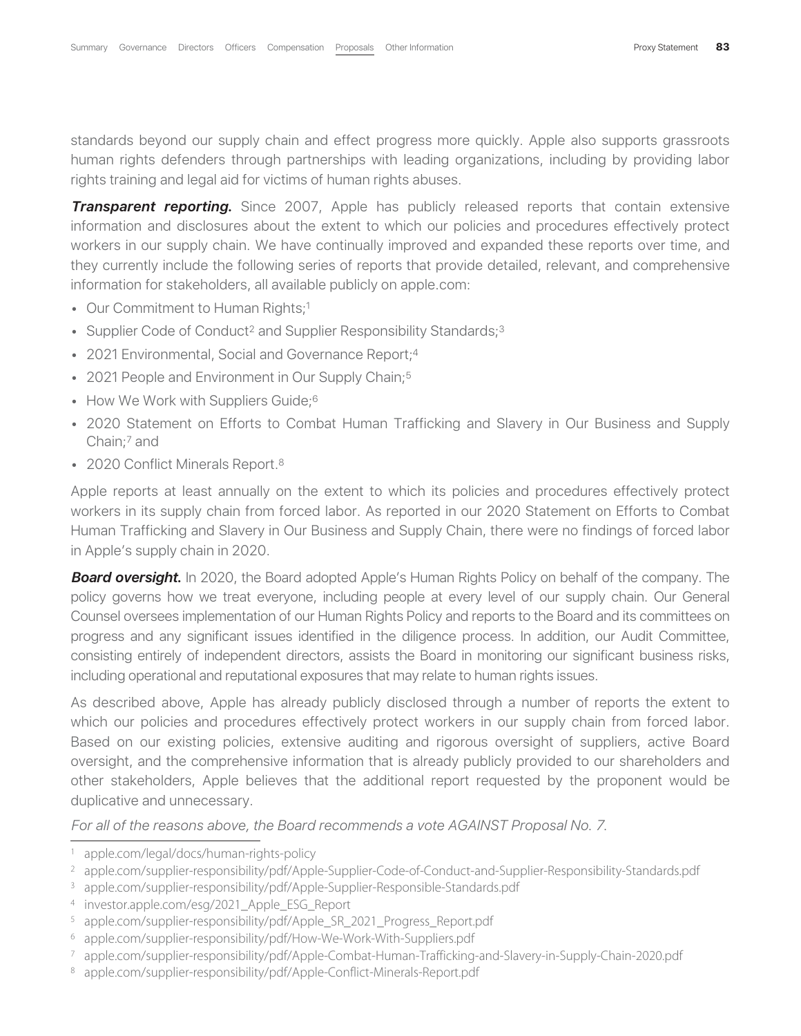standards beyond our supply chain and effect progress more quickly. Apple also supports grassroots human rights defenders through partnerships with leading organizations, including by providing labor rights training and legal aid for victims of human rights abuses.

***Transparent reporting.*** Since 2007, Apple has publicly released reports that contain extensive information and disclosures about the extent to which our policies and procedures effectively protect workers in our supply chain. We have continually improved and expanded these reports over time, and they currently include the following series of reports that provide detailed, relevant, and comprehensive information for stakeholders, all available publicly on apple.com:

- Our Commitment to Human Rights;[1]
- Supplier Code of Conduct[2] and Supplier Responsibility Standards;[3]
- 2021 Environmental, Social and Governance Report;[4]
- 2021 People and Environment in Our Supply Chain;[5]
- How We Work with Suppliers Guide;[6]
- 2020 Statement on Efforts to Combat Human Trafficking and Slavery in Our Business and Supply Chain;[7] and
- 2020 Conflict Minerals Report.[8]

Apple reports at least annually on the extent to which its policies and procedures effectively protect workers in its supply chain from forced labor. As reported in our 2020 Statement on Efforts to Combat Human Trafficking and Slavery in Our Business and Supply Chain, there were no findings of forced labor in Apple's supply chain in 2020.

***Board oversight.*** In 2020, the Board adopted Apple's Human Rights Policy on behalf of the company. The policy governs how we treat everyone, including people at every level of our supply chain. Our General Counsel oversees implementation of our Human Rights Policy and reports to the Board and its committees on progress and any significant issues identified in the diligence process. In addition, our Audit Committee, consisting entirely of independent directors, assists the Board in monitoring our significant business risks, including operational and reputational exposures that may relate to human rights issues.

As described above, Apple has already publicly disclosed through a number of reports the extent to which our policies and procedures effectively protect workers in our supply chain from forced labor. Based on our existing policies, extensive auditing and rigorous oversight of suppliers, active Board oversight, and the comprehensive information that is already publicly provided to our shareholders and other stakeholders, Apple believes that the additional report requested by the proponent would be duplicative and unnecessary.

*For all of the reasons above, the Board recommends a vote AGAINST Proposal No. 7.*

---

[1] apple.com/legal/docs/human-rights-policy

[2] apple.com/supplier-responsibility/pdf/Apple-Supplier-Code-of-Conduct-and-Supplier-Responsibility-Standards.pdf

[3] apple.com/supplier-responsibility/pdf/Apple-Supplier-Responsible-Standards.pdf

[4] investor.apple.com/esg/2021_Apple_ESG_Report

[5] apple.com/supplier-responsibility/pdf/Apple_SR_2021_Progress_Report.pdf

[6] apple.com/supplier-responsibility/pdf/How-We-Work-With-Suppliers.pdf

[7] apple.com/supplier-responsibility/pdf/Apple-Combat-Human-Trafficking-and-Slavery-in-Supply-Chain-2020.pdf

[8] apple.com/supplier-responsibility/pdf/Apple-Conflict-Minerals-Report.pdf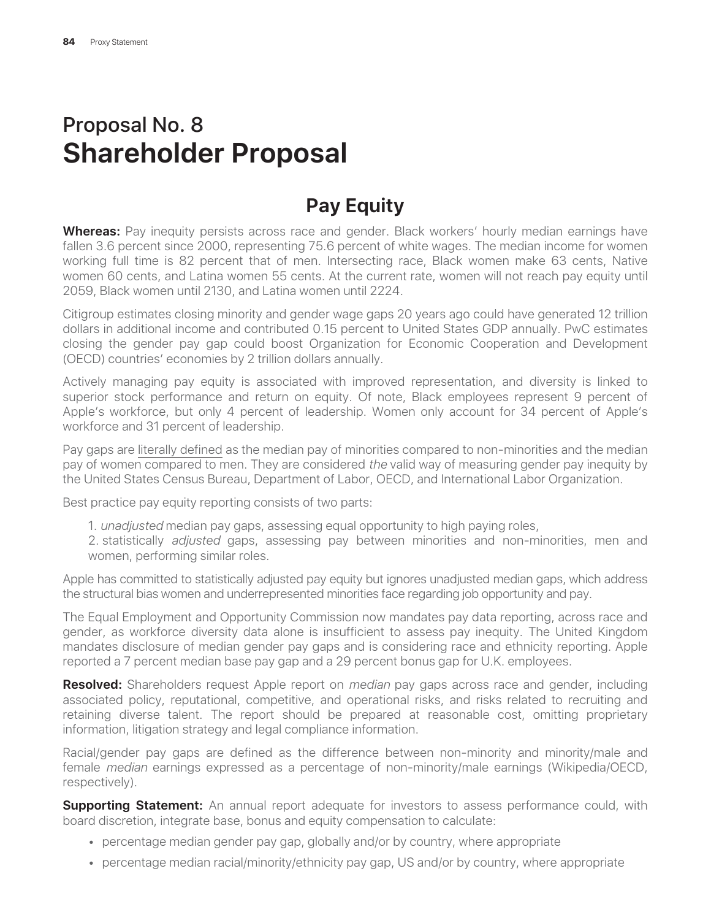# Proposal No. 8
# Shareholder Proposal

## Pay Equity

**Whereas:** Pay inequity persists across race and gender. Black workers' hourly median earnings have fallen 3.6 percent since 2000, representing 75.6 percent of white wages. The median income for women working full time is 82 percent that of men. Intersecting race, Black women make 63 cents, Native women 60 cents, and Latina women 55 cents. At the current rate, women will not reach pay equity until 2059, Black women until 2130, and Latina women until 2224.

Citigroup estimates closing minority and gender wage gaps 20 years ago could have generated 12 trillion dollars in additional income and contributed 0.15 percent to United States GDP annually. PwC estimates closing the gender pay gap could boost Organization for Economic Cooperation and Development (OECD) countries' economies by 2 trillion dollars annually.

Actively managing pay equity is associated with improved representation, and diversity is linked to superior stock performance and return on equity. Of note, Black employees represent 9 percent of Apple's workforce, but only 4 percent of leadership. Women only account for 34 percent of Apple's workforce and 31 percent of leadership.

Pay gaps are literally defined as the median pay of minorities compared to non-minorities and the median pay of women compared to men. They are considered *the* valid way of measuring gender pay inequity by the United States Census Bureau, Department of Labor, OECD, and International Labor Organization.

Best practice pay equity reporting consists of two parts:

1. *unadjusted* median pay gaps, assessing equal opportunity to high paying roles,
2. statistically *adjusted* gaps, assessing pay between minorities and non-minorities, men and women, performing similar roles.

Apple has committed to statistically adjusted pay equity but ignores unadjusted median gaps, which address the structural bias women and underrepresented minorities face regarding job opportunity and pay.

The Equal Employment and Opportunity Commission now mandates pay data reporting, across race and gender, as workforce diversity data alone is insufficient to assess pay inequity. The United Kingdom mandates disclosure of median gender pay gaps and is considering race and ethnicity reporting. Apple reported a 7 percent median base pay gap and a 29 percent bonus gap for U.K. employees.

**Resolved:** Shareholders request Apple report on *median* pay gaps across race and gender, including associated policy, reputational, competitive, and operational risks, and risks related to recruiting and retaining diverse talent. The report should be prepared at reasonable cost, omitting proprietary information, litigation strategy and legal compliance information.

Racial/gender pay gaps are defined as the difference between non-minority and minority/male and female *median* earnings expressed as a percentage of non-minority/male earnings (Wikipedia/OECD, respectively).

**Supporting Statement:** An annual report adequate for investors to assess performance could, with board discretion, integrate base, bonus and equity compensation to calculate:

- percentage median gender pay gap, globally and/or by country, where appropriate
- percentage median racial/minority/ethnicity pay gap, US and/or by country, where appropriate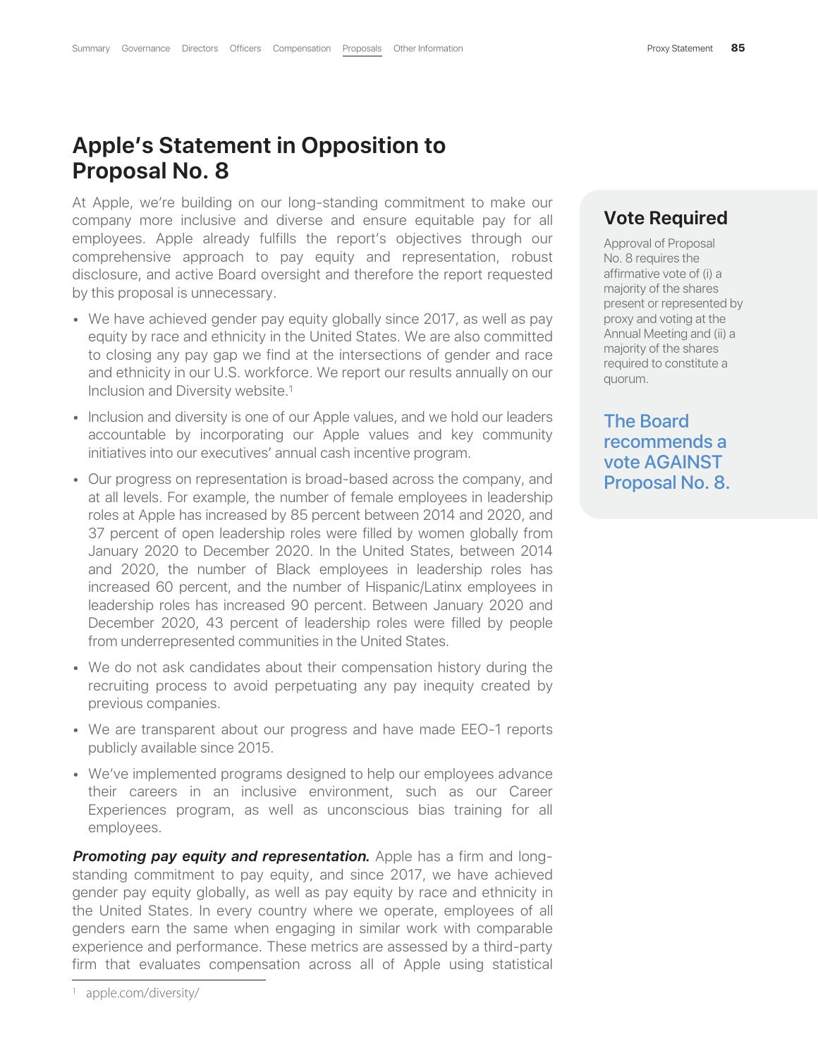# Apple's Statement in Opposition to Proposal No. 8

At Apple, we're building on our long-standing commitment to make our company more inclusive and diverse and ensure equitable pay for all employees. Apple already fulfills the report's objectives through our comprehensive approach to pay equity and representation, robust disclosure, and active Board oversight and therefore the report requested by this proposal is unnecessary.

- We have achieved gender pay equity globally since 2017, as well as pay equity by race and ethnicity in the United States. We are also committed to closing any pay gap we find at the intersections of gender and race and ethnicity in our U.S. workforce. We report our results annually on our Inclusion and Diversity website.[1]
- Inclusion and diversity is one of our Apple values, and we hold our leaders accountable by incorporating our Apple values and key community initiatives into our executives' annual cash incentive program.
- Our progress on representation is broad-based across the company, and at all levels. For example, the number of female employees in leadership roles at Apple has increased by 85 percent between 2014 and 2020, and 37 percent of open leadership roles were filled by women globally from January 2020 to December 2020. In the United States, between 2014 and 2020, the number of Black employees in leadership roles has increased 60 percent, and the number of Hispanic/Latinx employees in leadership roles has increased 90 percent. Between January 2020 and December 2020, 43 percent of leadership roles were filled by people from underrepresented communities in the United States.
- We do not ask candidates about their compensation history during the recruiting process to avoid perpetuating any pay inequity created by previous companies.
- We are transparent about our progress and have made EEO-1 reports publicly available since 2015.
- We've implemented programs designed to help our employees advance their careers in an inclusive environment, such as our Career Experiences program, as well as unconscious bias training for all employees.

***Promoting pay equity and representation.*** Apple has a firm and long-standing commitment to pay equity, and since 2017, we have achieved gender pay equity globally, as well as pay equity by race and ethnicity in the United States. In every country where we operate, employees of all genders earn the same when engaging in similar work with comparable experience and performance. These metrics are assessed by a third-party firm that evaluates compensation across all of Apple using statistical

[1] apple.com/diversity/

## Vote Required

Approval of Proposal No. 8 requires the affirmative vote of (i) a majority of the shares present or represented by proxy and voting at the Annual Meeting and (ii) a majority of the shares required to constitute a quorum.

**The Board recommends a vote AGAINST Proposal No. 8.**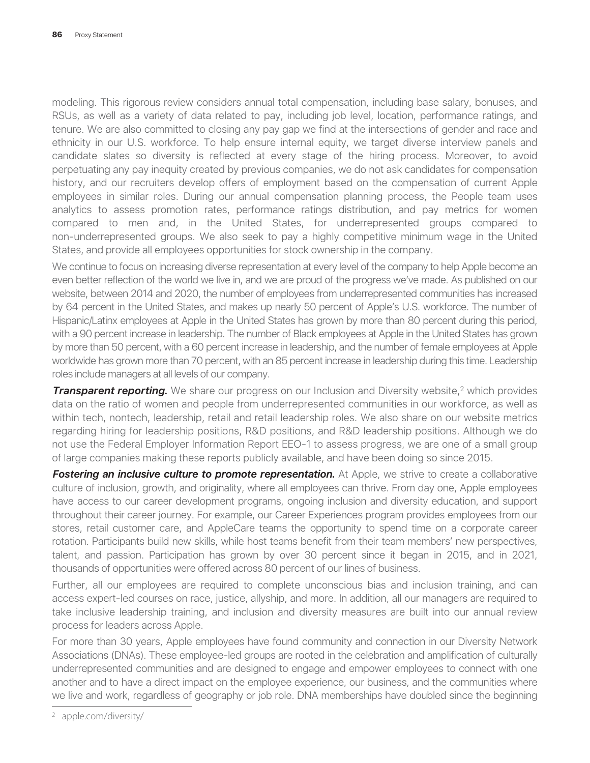modeling. This rigorous review considers annual total compensation, including base salary, bonuses, and RSUs, as well as a variety of data related to pay, including job level, location, performance ratings, and tenure. We are also committed to closing any pay gap we find at the intersections of gender and race and ethnicity in our U.S. workforce. To help ensure internal equity, we target diverse interview panels and candidate slates so diversity is reflected at every stage of the hiring process. Moreover, to avoid perpetuating any pay inequity created by previous companies, we do not ask candidates for compensation history, and our recruiters develop offers of employment based on the compensation of current Apple employees in similar roles. During our annual compensation planning process, the People team uses analytics to assess promotion rates, performance ratings distribution, and pay metrics for women compared to men and, in the United States, for underrepresented groups compared to non-underrepresented groups. We also seek to pay a highly competitive minimum wage in the United States, and provide all employees opportunities for stock ownership in the company.

We continue to focus on increasing diverse representation at every level of the company to help Apple become an even better reflection of the world we live in, and we are proud of the progress we've made. As published on our website, between 2014 and 2020, the number of employees from underrepresented communities has increased by 64 percent in the United States, and makes up nearly 50 percent of Apple's U.S. workforce. The number of Hispanic/Latinx employees at Apple in the United States has grown by more than 80 percent during this period, with a 90 percent increase in leadership. The number of Black employees at Apple in the United States has grown by more than 50 percent, with a 60 percent increase in leadership, and the number of female employees at Apple worldwide has grown more than 70 percent, with an 85 percent increase in leadership during this time. Leadership roles include managers at all levels of our company.

***Transparent reporting.*** We share our progress on our Inclusion and Diversity website,[2] which provides data on the ratio of women and people from underrepresented communities in our workforce, as well as within tech, nontech, leadership, retail and retail leadership roles. We also share on our website metrics regarding hiring for leadership positions, R&D positions, and R&D leadership positions. Although we do not use the Federal Employer Information Report EEO-1 to assess progress, we are one of a small group of large companies making these reports publicly available, and have been doing so since 2015.

***Fostering an inclusive culture to promote representation.*** At Apple, we strive to create a collaborative culture of inclusion, growth, and originality, where all employees can thrive. From day one, Apple employees have access to our career development programs, ongoing inclusion and diversity education, and support throughout their career journey. For example, our Career Experiences program provides employees from our stores, retail customer care, and AppleCare teams the opportunity to spend time on a corporate career rotation. Participants build new skills, while host teams benefit from their team members' new perspectives, talent, and passion. Participation has grown by over 30 percent since it began in 2015, and in 2021, thousands of opportunities were offered across 80 percent of our lines of business.

Further, all our employees are required to complete unconscious bias and inclusion training, and can access expert-led courses on race, justice, allyship, and more. In addition, all our managers are required to take inclusive leadership training, and inclusion and diversity measures are built into our annual review process for leaders across Apple.

For more than 30 years, Apple employees have found community and connection in our Diversity Network Associations (DNAs). These employee-led groups are rooted in the celebration and amplification of culturally underrepresented communities and are designed to engage and empower employees to connect with one another and to have a direct impact on the employee experience, our business, and the communities where we live and work, regardless of geography or job role. DNA memberships have doubled since the beginning

[2] apple.com/diversity/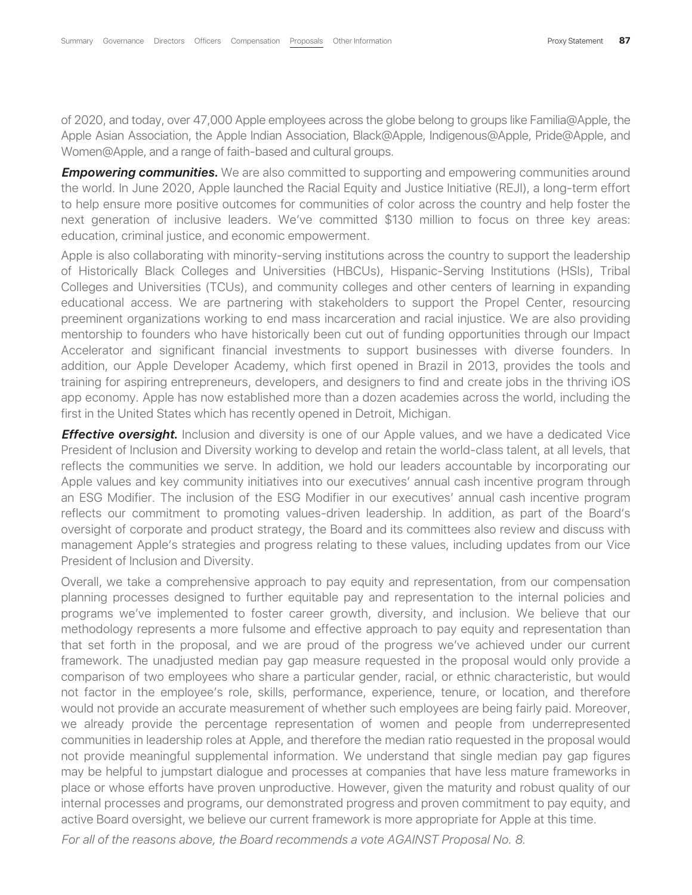of 2020, and today, over 47,000 Apple employees across the globe belong to groups like Familia@Apple, the Apple Asian Association, the Apple Indian Association, Black@Apple, Indigenous@Apple, Pride@Apple, and Women@Apple, and a range of faith-based and cultural groups.

***Empowering communities.*** We are also committed to supporting and empowering communities around the world. In June 2020, Apple launched the Racial Equity and Justice Initiative (REJI), a long-term effort to help ensure more positive outcomes for communities of color across the country and help foster the next generation of inclusive leaders. We've committed $130 million to focus on three key areas: education, criminal justice, and economic empowerment.

Apple is also collaborating with minority-serving institutions across the country to support the leadership of Historically Black Colleges and Universities (HBCUs), Hispanic-Serving Institutions (HSIs), Tribal Colleges and Universities (TCUs), and community colleges and other centers of learning in expanding educational access. We are partnering with stakeholders to support the Propel Center, resourcing preeminent organizations working to end mass incarceration and racial injustice. We are also providing mentorship to founders who have historically been cut out of funding opportunities through our Impact Accelerator and significant financial investments to support businesses with diverse founders. In addition, our Apple Developer Academy, which first opened in Brazil in 2013, provides the tools and training for aspiring entrepreneurs, developers, and designers to find and create jobs in the thriving iOS app economy. Apple has now established more than a dozen academies across the world, including the first in the United States which has recently opened in Detroit, Michigan.

***Effective oversight.*** Inclusion and diversity is one of our Apple values, and we have a dedicated Vice President of Inclusion and Diversity working to develop and retain the world-class talent, at all levels, that reflects the communities we serve. In addition, we hold our leaders accountable by incorporating our Apple values and key community initiatives into our executives' annual cash incentive program through an ESG Modifier. The inclusion of the ESG Modifier in our executives' annual cash incentive program reflects our commitment to promoting values-driven leadership. In addition, as part of the Board's oversight of corporate and product strategy, the Board and its committees also review and discuss with management Apple's strategies and progress relating to these values, including updates from our Vice President of Inclusion and Diversity.

Overall, we take a comprehensive approach to pay equity and representation, from our compensation planning processes designed to further equitable pay and representation to the internal policies and programs we've implemented to foster career growth, diversity, and inclusion. We believe that our methodology represents a more fulsome and effective approach to pay equity and representation than that set forth in the proposal, and we are proud of the progress we've achieved under our current framework. The unadjusted median pay gap measure requested in the proposal would only provide a comparison of two employees who share a particular gender, racial, or ethnic characteristic, but would not factor in the employee's role, skills, performance, experience, tenure, or location, and therefore would not provide an accurate measurement of whether such employees are being fairly paid. Moreover, we already provide the percentage representation of women and people from underrepresented communities in leadership roles at Apple, and therefore the median ratio requested in the proposal would not provide meaningful supplemental information. We understand that single median pay gap figures may be helpful to jumpstart dialogue and processes at companies that have less mature frameworks in place or whose efforts have proven unproductive. However, given the maturity and robust quality of our internal processes and programs, our demonstrated progress and proven commitment to pay equity, and active Board oversight, we believe our current framework is more appropriate for Apple at this time.

*For all of the reasons above, the Board recommends a vote AGAINST Proposal No. 8.*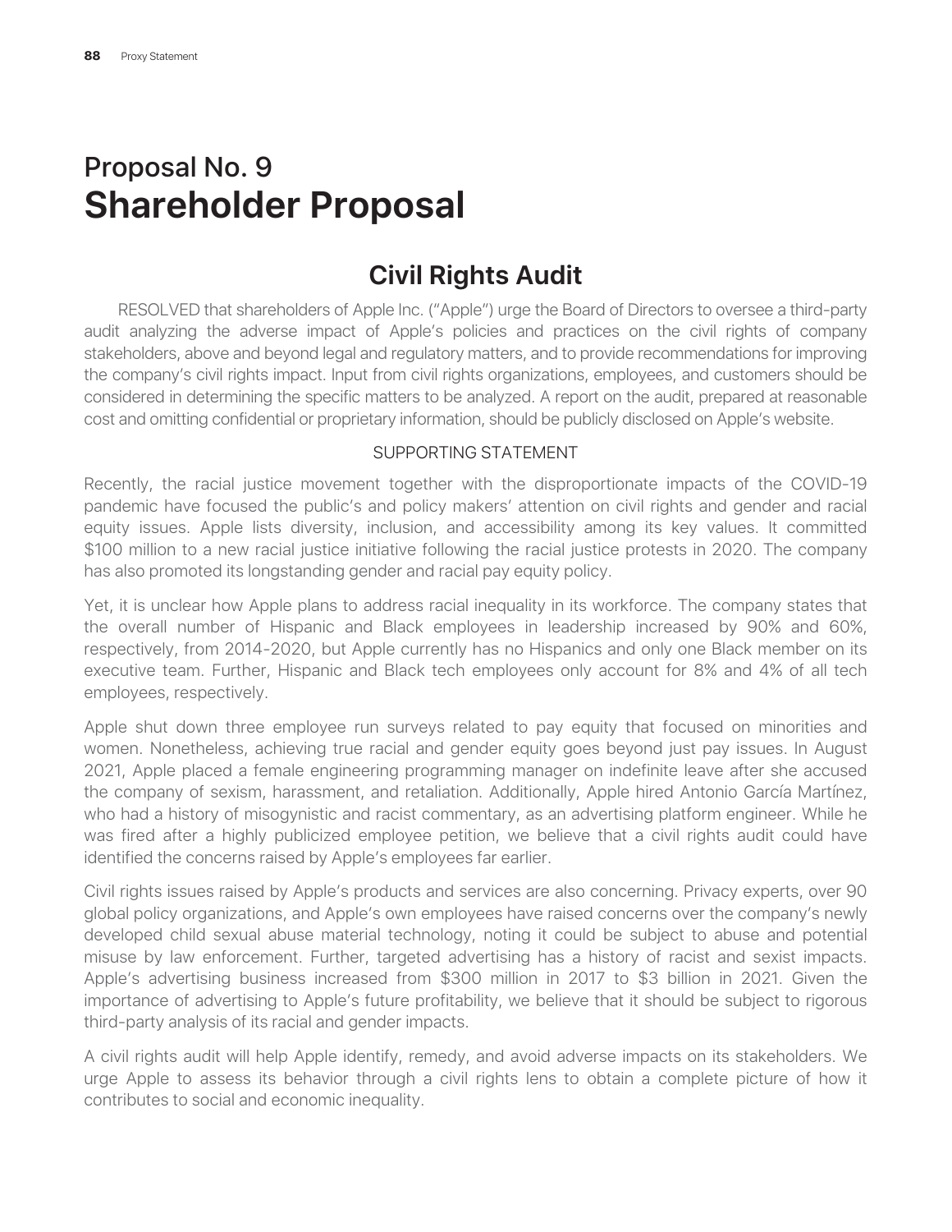# Proposal No. 9
# Shareholder Proposal

## Civil Rights Audit

RESOLVED that shareholders of Apple Inc. ("Apple") urge the Board of Directors to oversee a third-party audit analyzing the adverse impact of Apple's policies and practices on the civil rights of company stakeholders, above and beyond legal and regulatory matters, and to provide recommendations for improving the company's civil rights impact. Input from civil rights organizations, employees, and customers should be considered in determining the specific matters to be analyzed. A report on the audit, prepared at reasonable cost and omitting confidential or proprietary information, should be publicly disclosed on Apple's website.

SUPPORTING STATEMENT

Recently, the racial justice movement together with the disproportionate impacts of the COVID-19 pandemic have focused the public's and policy makers' attention on civil rights and gender and racial equity issues. Apple lists diversity, inclusion, and accessibility among its key values. It committed $100 million to a new racial justice initiative following the racial justice protests in 2020. The company has also promoted its longstanding gender and racial pay equity policy.

Yet, it is unclear how Apple plans to address racial inequality in its workforce. The company states that the overall number of Hispanic and Black employees in leadership increased by 90% and 60%, respectively, from 2014-2020, but Apple currently has no Hispanics and only one Black member on its executive team. Further, Hispanic and Black tech employees only account for 8% and 4% of all tech employees, respectively.

Apple shut down three employee run surveys related to pay equity that focused on minorities and women. Nonetheless, achieving true racial and gender equity goes beyond just pay issues. In August 2021, Apple placed a female engineering programming manager on indefinite leave after she accused the company of sexism, harassment, and retaliation. Additionally, Apple hired Antonio García Martínez, who had a history of misogynistic and racist commentary, as an advertising platform engineer. While he was fired after a highly publicized employee petition, we believe that a civil rights audit could have identified the concerns raised by Apple's employees far earlier.

Civil rights issues raised by Apple's products and services are also concerning. Privacy experts, over 90 global policy organizations, and Apple's own employees have raised concerns over the company's newly developed child sexual abuse material technology, noting it could be subject to abuse and potential misuse by law enforcement. Further, targeted advertising has a history of racist and sexist impacts. Apple's advertising business increased from $300 million in 2017 to $3 billion in 2021. Given the importance of advertising to Apple's future profitability, we believe that it should be subject to rigorous third-party analysis of its racial and gender impacts.

A civil rights audit will help Apple identify, remedy, and avoid adverse impacts on its stakeholders. We urge Apple to assess its behavior through a civil rights lens to obtain a complete picture of how it contributes to social and economic inequality.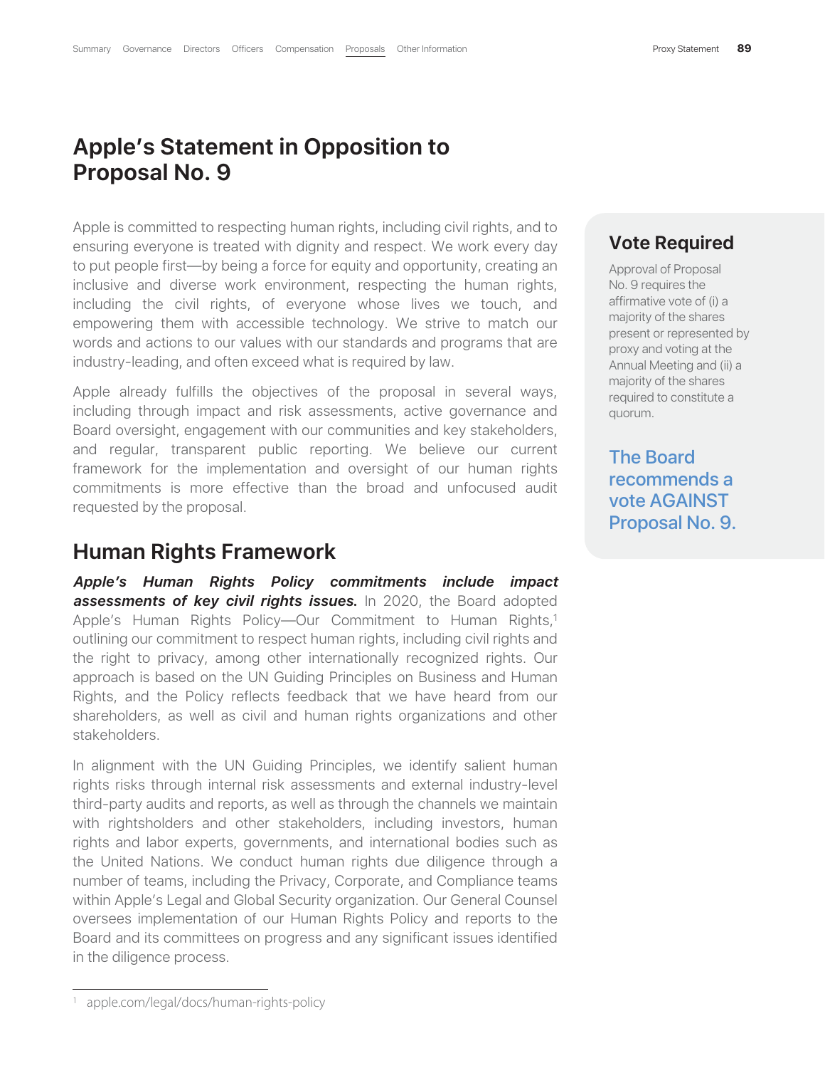# Apple's Statement in Opposition to Proposal No. 9

Apple is committed to respecting human rights, including civil rights, and to ensuring everyone is treated with dignity and respect. We work every day to put people first—by being a force for equity and opportunity, creating an inclusive and diverse work environment, respecting the human rights, including the civil rights, of everyone whose lives we touch, and empowering them with accessible technology. We strive to match our words and actions to our values with our standards and programs that are industry-leading, and often exceed what is required by law.

Apple already fulfills the objectives of the proposal in several ways, including through impact and risk assessments, active governance and Board oversight, engagement with our communities and key stakeholders, and regular, transparent public reporting. We believe our current framework for the implementation and oversight of our human rights commitments is more effective than the broad and unfocused audit requested by the proposal.

## Vote Required

Approval of Proposal No. 9 requires the affirmative vote of (i) a majority of the shares present or represented by proxy and voting at the Annual Meeting and (ii) a majority of the shares required to constitute a quorum.

**The Board recommends a vote AGAINST Proposal No. 9.**

## Human Rights Framework

***Apple's Human Rights Policy commitments include impact assessments of key civil rights issues.*** In 2020, the Board adopted Apple's Human Rights Policy—Our Commitment to Human Rights,[1] outlining our commitment to respect human rights, including civil rights and the right to privacy, among other internationally recognized rights. Our approach is based on the UN Guiding Principles on Business and Human Rights, and the Policy reflects feedback that we have heard from our shareholders, as well as civil and human rights organizations and other stakeholders.

In alignment with the UN Guiding Principles, we identify salient human rights risks through internal risk assessments and external industry-level third-party audits and reports, as well as through the channels we maintain with rightsholders and other stakeholders, including investors, human rights and labor experts, governments, and international bodies such as the United Nations. We conduct human rights due diligence through a number of teams, including the Privacy, Corporate, and Compliance teams within Apple's Legal and Global Security organization. Our General Counsel oversees implementation of our Human Rights Policy and reports to the Board and its committees on progress and any significant issues identified in the diligence process.

[1] apple.com/legal/docs/human-rights-policy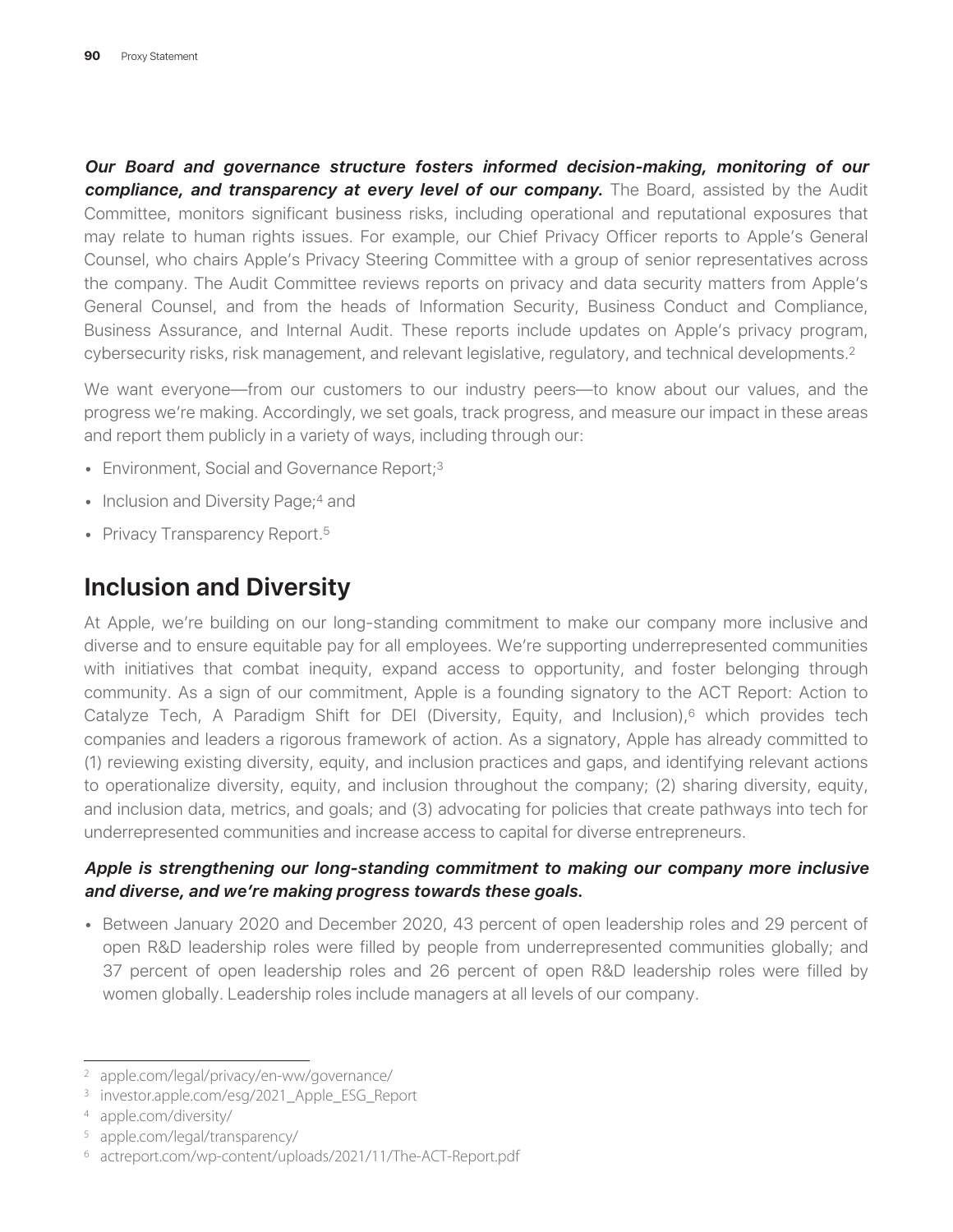***Our Board and governance structure fosters informed decision-making, monitoring of our compliance, and transparency at every level of our company.*** The Board, assisted by the Audit Committee, monitors significant business risks, including operational and reputational exposures that may relate to human rights issues. For example, our Chief Privacy Officer reports to Apple's General Counsel, who chairs Apple's Privacy Steering Committee with a group of senior representatives across the company. The Audit Committee reviews reports on privacy and data security matters from Apple's General Counsel, and from the heads of Information Security, Business Conduct and Compliance, Business Assurance, and Internal Audit. These reports include updates on Apple's privacy program, cybersecurity risks, risk management, and relevant legislative, regulatory, and technical developments.[2]

We want everyone—from our customers to our industry peers—to know about our values, and the progress we're making. Accordingly, we set goals, track progress, and measure our impact in these areas and report them publicly in a variety of ways, including through our:

- Environment, Social and Governance Report;[3]
- Inclusion and Diversity Page;[4] and
- Privacy Transparency Report.[5]

## Inclusion and Diversity

At Apple, we're building on our long-standing commitment to make our company more inclusive and diverse and to ensure equitable pay for all employees. We're supporting underrepresented communities with initiatives that combat inequity, expand access to opportunity, and foster belonging through community. As a sign of our commitment, Apple is a founding signatory to the ACT Report: Action to Catalyze Tech, A Paradigm Shift for DEI (Diversity, Equity, and Inclusion),[6] which provides tech companies and leaders a rigorous framework of action. As a signatory, Apple has already committed to (1) reviewing existing diversity, equity, and inclusion practices and gaps, and identifying relevant actions to operationalize diversity, equity, and inclusion throughout the company; (2) sharing diversity, equity, and inclusion data, metrics, and goals; and (3) advocating for policies that create pathways into tech for underrepresented communities and increase access to capital for diverse entrepreneurs.

***Apple is strengthening our long-standing commitment to making our company more inclusive and diverse, and we're making progress towards these goals.***

- Between January 2020 and December 2020, 43 percent of open leadership roles and 29 percent of open R&D leadership roles were filled by people from underrepresented communities globally; and 37 percent of open leadership roles and 26 percent of open R&D leadership roles were filled by women globally. Leadership roles include managers at all levels of our company.

---

[2] apple.com/legal/privacy/en-ww/governance/

[3] investor.apple.com/esg/2021_Apple_ESG_Report

[4] apple.com/diversity/

[5] apple.com/legal/transparency/

[6] actreport.com/wp-content/uploads/2021/11/The-ACT-Report.pdf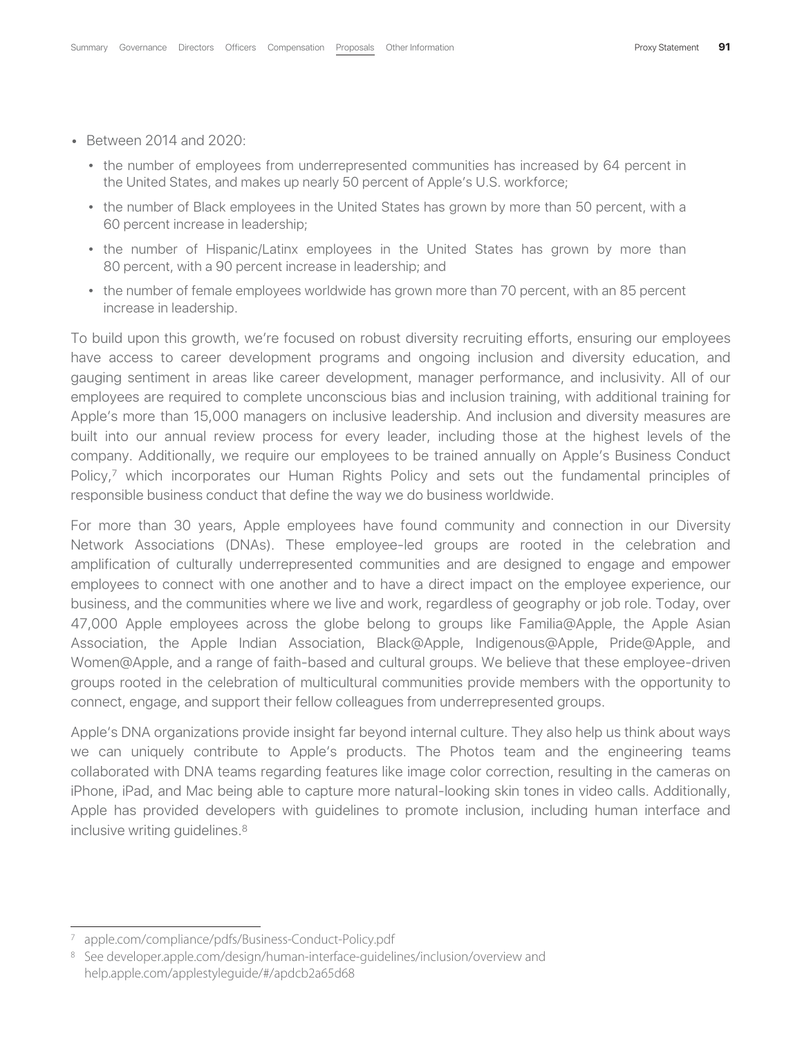- Between 2014 and 2020:
  - the number of employees from underrepresented communities has increased by 64 percent in the United States, and makes up nearly 50 percent of Apple's U.S. workforce;
  - the number of Black employees in the United States has grown by more than 50 percent, with a 60 percent increase in leadership;
  - the number of Hispanic/Latinx employees in the United States has grown by more than 80 percent, with a 90 percent increase in leadership; and
  - the number of female employees worldwide has grown more than 70 percent, with an 85 percent increase in leadership.

To build upon this growth, we're focused on robust diversity recruiting efforts, ensuring our employees have access to career development programs and ongoing inclusion and diversity education, and gauging sentiment in areas like career development, manager performance, and inclusivity. All of our employees are required to complete unconscious bias and inclusion training, with additional training for Apple's more than 15,000 managers on inclusive leadership. And inclusion and diversity measures are built into our annual review process for every leader, including those at the highest levels of the company. Additionally, we require our employees to be trained annually on Apple's Business Conduct Policy,[7] which incorporates our Human Rights Policy and sets out the fundamental principles of responsible business conduct that define the way we do business worldwide.

For more than 30 years, Apple employees have found community and connection in our Diversity Network Associations (DNAs). These employee-led groups are rooted in the celebration and amplification of culturally underrepresented communities and are designed to engage and empower employees to connect with one another and to have a direct impact on the employee experience, our business, and the communities where we live and work, regardless of geography or job role. Today, over 47,000 Apple employees across the globe belong to groups like Familia@Apple, the Apple Asian Association, the Apple Indian Association, Black@Apple, Indigenous@Apple, Pride@Apple, and Women@Apple, and a range of faith-based and cultural groups. We believe that these employee-driven groups rooted in the celebration of multicultural communities provide members with the opportunity to connect, engage, and support their fellow colleagues from underrepresented groups.

Apple's DNA organizations provide insight far beyond internal culture. They also help us think about ways we can uniquely contribute to Apple's products. The Photos team and the engineering teams collaborated with DNA teams regarding features like image color correction, resulting in the cameras on iPhone, iPad, and Mac being able to capture more natural-looking skin tones in video calls. Additionally, Apple has provided developers with guidelines to promote inclusion, including human interface and inclusive writing guidelines.[8]

---

[7] apple.com/compliance/pdfs/Business-Conduct-Policy.pdf

[8] See developer.apple.com/design/human-interface-guidelines/inclusion/overview and help.apple.com/applestyleguide/#/apdcb2a65d68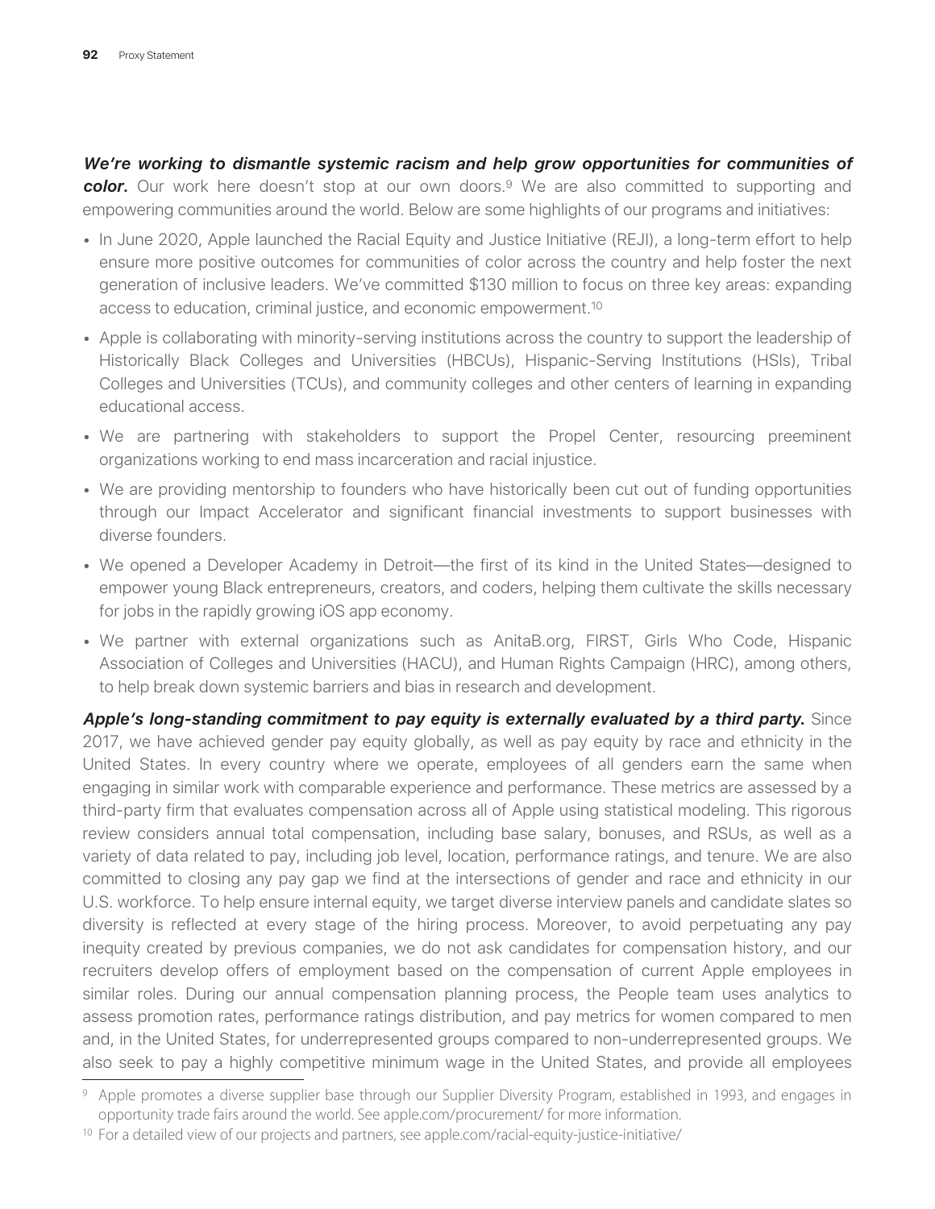***We're working to dismantle systemic racism and help grow opportunities for communities of color.*** Our work here doesn't stop at our own doors.[9] We are also committed to supporting and empowering communities around the world. Below are some highlights of our programs and initiatives:

- In June 2020, Apple launched the Racial Equity and Justice Initiative (REJI), a long-term effort to help ensure more positive outcomes for communities of color across the country and help foster the next generation of inclusive leaders. We've committed $130 million to focus on three key areas: expanding access to education, criminal justice, and economic empowerment.[10]
- Apple is collaborating with minority-serving institutions across the country to support the leadership of Historically Black Colleges and Universities (HBCUs), Hispanic-Serving Institutions (HSIs), Tribal Colleges and Universities (TCUs), and community colleges and other centers of learning in expanding educational access.
- We are partnering with stakeholders to support the Propel Center, resourcing preeminent organizations working to end mass incarceration and racial injustice.
- We are providing mentorship to founders who have historically been cut out of funding opportunities through our Impact Accelerator and significant financial investments to support businesses with diverse founders.
- We opened a Developer Academy in Detroit—the first of its kind in the United States—designed to empower young Black entrepreneurs, creators, and coders, helping them cultivate the skills necessary for jobs in the rapidly growing iOS app economy.
- We partner with external organizations such as AnitaB.org, FIRST, Girls Who Code, Hispanic Association of Colleges and Universities (HACU), and Human Rights Campaign (HRC), among others, to help break down systemic barriers and bias in research and development.

***Apple's long-standing commitment to pay equity is externally evaluated by a third party.*** Since 2017, we have achieved gender pay equity globally, as well as pay equity by race and ethnicity in the United States. In every country where we operate, employees of all genders earn the same when engaging in similar work with comparable experience and performance. These metrics are assessed by a third-party firm that evaluates compensation across all of Apple using statistical modeling. This rigorous review considers annual total compensation, including base salary, bonuses, and RSUs, as well as a variety of data related to pay, including job level, location, performance ratings, and tenure. We are also committed to closing any pay gap we find at the intersections of gender and race and ethnicity in our U.S. workforce. To help ensure internal equity, we target diverse interview panels and candidate slates so diversity is reflected at every stage of the hiring process. Moreover, to avoid perpetuating any pay inequity created by previous companies, we do not ask candidates for compensation history, and our recruiters develop offers of employment based on the compensation of current Apple employees in similar roles. During our annual compensation planning process, the People team uses analytics to assess promotion rates, performance ratings distribution, and pay metrics for women compared to men and, in the United States, for underrepresented groups compared to non-underrepresented groups. We also seek to pay a highly competitive minimum wage in the United States, and provide all employees

[9] Apple promotes a diverse supplier base through our Supplier Diversity Program, established in 1993, and engages in opportunity trade fairs around the world. See apple.com/procurement/ for more information.

[10] For a detailed view of our projects and partners, see apple.com/racial-equity-justice-initiative/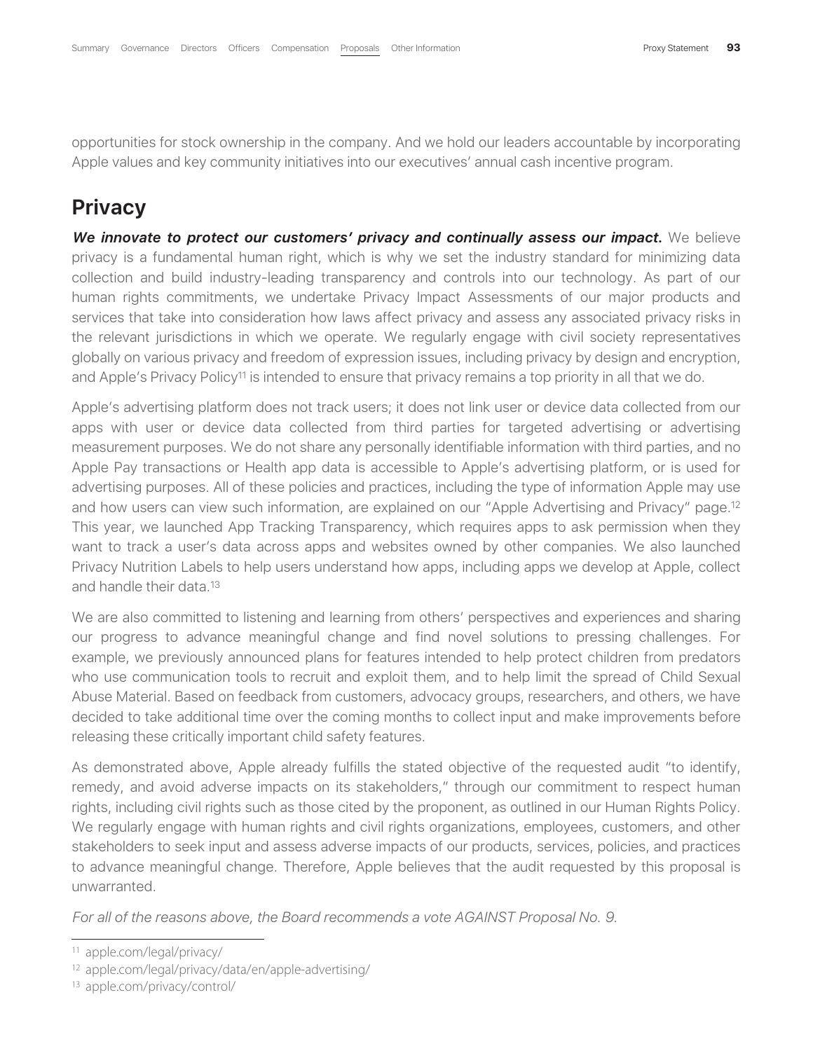opportunities for stock ownership in the company. And we hold our leaders accountable by incorporating Apple values and key community initiatives into our executives' annual cash incentive program.

## Privacy

***We innovate to protect our customers' privacy and continually assess our impact.*** We believe privacy is a fundamental human right, which is why we set the industry standard for minimizing data collection and build industry-leading transparency and controls into our technology. As part of our human rights commitments, we undertake Privacy Impact Assessments of our major products and services that take into consideration how laws affect privacy and assess any associated privacy risks in the relevant jurisdictions in which we operate. We regularly engage with civil society representatives globally on various privacy and freedom of expression issues, including privacy by design and encryption, and Apple's Privacy Policy[11] is intended to ensure that privacy remains a top priority in all that we do.

Apple's advertising platform does not track users; it does not link user or device data collected from our apps with user or device data collected from third parties for targeted advertising or advertising measurement purposes. We do not share any personally identifiable information with third parties, and no Apple Pay transactions or Health app data is accessible to Apple's advertising platform, or is used for advertising purposes. All of these policies and practices, including the type of information Apple may use and how users can view such information, are explained on our "Apple Advertising and Privacy" page.[12] This year, we launched App Tracking Transparency, which requires apps to ask permission when they want to track a user's data across apps and websites owned by other companies. We also launched Privacy Nutrition Labels to help users understand how apps, including apps we develop at Apple, collect and handle their data.[13]

We are also committed to listening and learning from others' perspectives and experiences and sharing our progress to advance meaningful change and find novel solutions to pressing challenges. For example, we previously announced plans for features intended to help protect children from predators who use communication tools to recruit and exploit them, and to help limit the spread of Child Sexual Abuse Material. Based on feedback from customers, advocacy groups, researchers, and others, we have decided to take additional time over the coming months to collect input and make improvements before releasing these critically important child safety features.

As demonstrated above, Apple already fulfills the stated objective of the requested audit "to identify, remedy, and avoid adverse impacts on its stakeholders," through our commitment to respect human rights, including civil rights such as those cited by the proponent, as outlined in our Human Rights Policy. We regularly engage with human rights and civil rights organizations, employees, customers, and other stakeholders to seek input and assess adverse impacts of our products, services, policies, and practices to advance meaningful change. Therefore, Apple believes that the audit requested by this proposal is unwarranted.

*For all of the reasons above, the Board recommends a vote AGAINST Proposal No. 9.*

---

[11] apple.com/legal/privacy/

[12] apple.com/legal/privacy/data/en/apple-advertising/

[13] apple.com/privacy/control/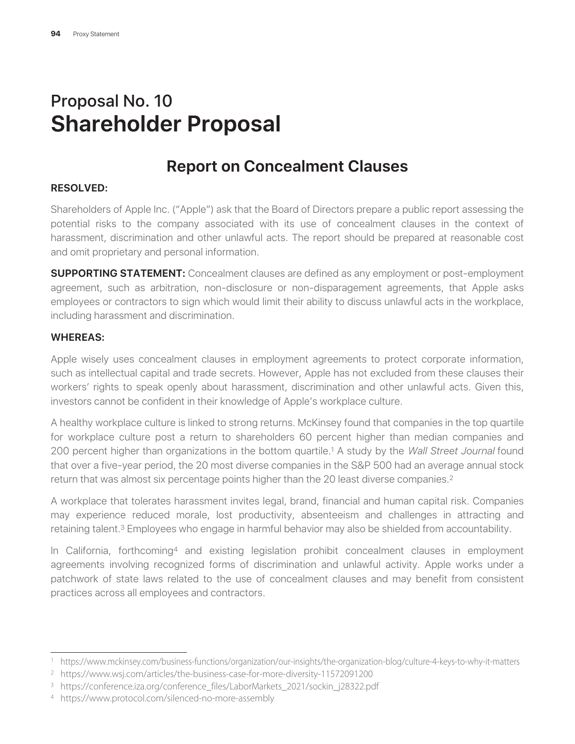# Proposal No. 10
# Shareholder Proposal

## Report on Concealment Clauses

**RESOLVED:**

Shareholders of Apple Inc. ("Apple") ask that the Board of Directors prepare a public report assessing the potential risks to the company associated with its use of concealment clauses in the context of harassment, discrimination and other unlawful acts. The report should be prepared at reasonable cost and omit proprietary and personal information.

**SUPPORTING STATEMENT:** Concealment clauses are defined as any employment or post-employment agreement, such as arbitration, non-disclosure or non-disparagement agreements, that Apple asks employees or contractors to sign which would limit their ability to discuss unlawful acts in the workplace, including harassment and discrimination.

**WHEREAS:**

Apple wisely uses concealment clauses in employment agreements to protect corporate information, such as intellectual capital and trade secrets. However, Apple has not excluded from these clauses their workers' rights to speak openly about harassment, discrimination and other unlawful acts. Given this, investors cannot be confident in their knowledge of Apple's workplace culture.

A healthy workplace culture is linked to strong returns. McKinsey found that companies in the top quartile for workplace culture post a return to shareholders 60 percent higher than median companies and 200 percent higher than organizations in the bottom quartile.[1] A study by the *Wall Street Journal* found that over a five-year period, the 20 most diverse companies in the S&P 500 had an average annual stock return that was almost six percentage points higher than the 20 least diverse companies.[2]

A workplace that tolerates harassment invites legal, brand, financial and human capital risk. Companies may experience reduced morale, lost productivity, absenteeism and challenges in attracting and retaining talent.[3] Employees who engage in harmful behavior may also be shielded from accountability.

In California, forthcoming[4] and existing legislation prohibit concealment clauses in employment agreements involving recognized forms of discrimination and unlawful activity. Apple works under a patchwork of state laws related to the use of concealment clauses and may benefit from consistent practices across all employees and contractors.

---

[1] https://www.mckinsey.com/business-functions/organization/our-insights/the-organization-blog/culture-4-keys-to-why-it-matters

[2] https://www.wsj.com/articles/the-business-case-for-more-diversity-11572091200

[3] https://conference.iza.org/conference_files/LaborMarkets_2021/sockin_j28322.pdf

[4] https://www.protocol.com/silenced-no-more-assembly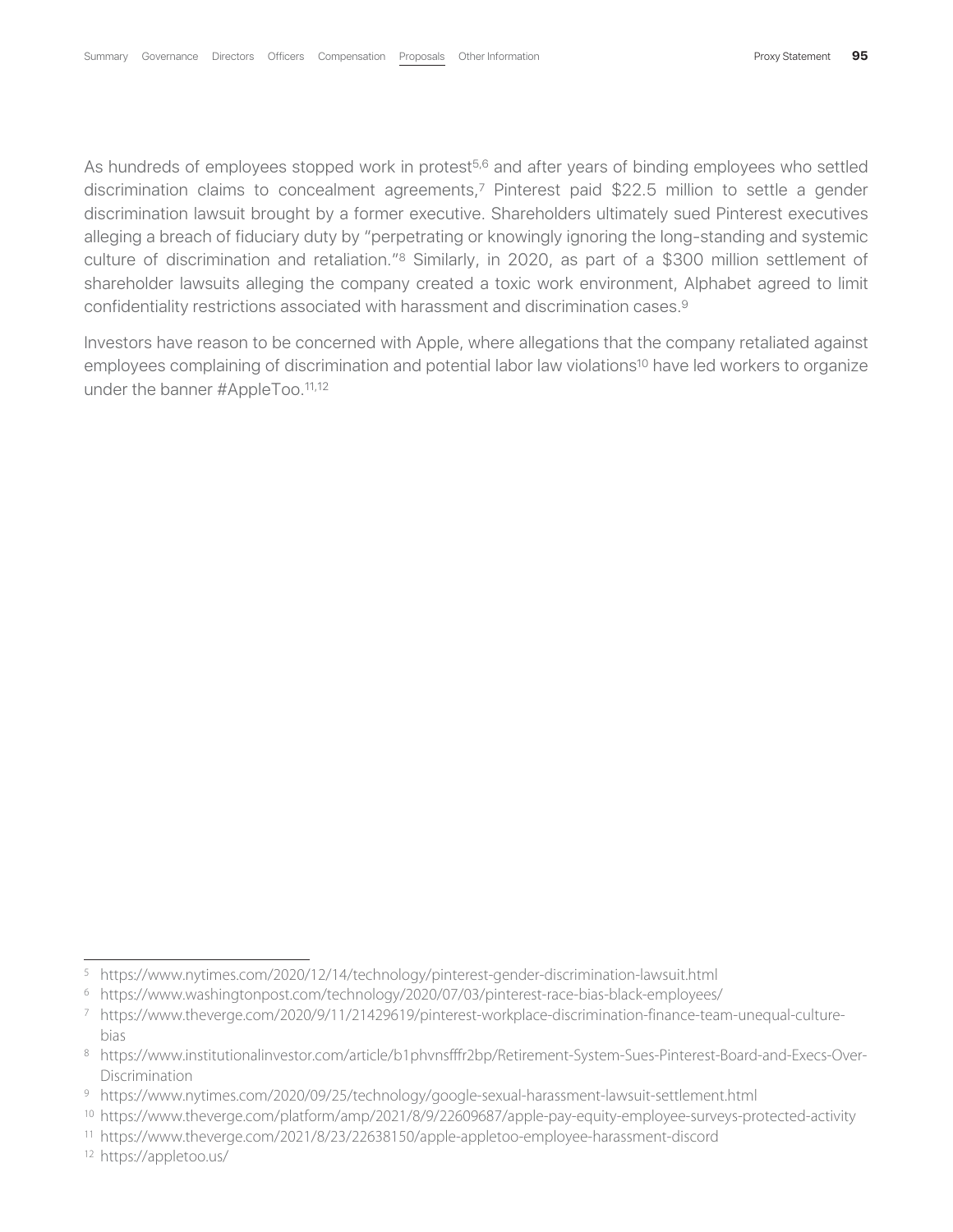As hundreds of employees stopped work in protest[5,6] and after years of binding employees who settled discrimination claims to concealment agreements,[7] Pinterest paid $22.5 million to settle a gender discrimination lawsuit brought by a former executive. Shareholders ultimately sued Pinterest executives alleging a breach of fiduciary duty by "perpetrating or knowingly ignoring the long-standing and systemic culture of discrimination and retaliation."[8] Similarly, in 2020, as part of a $300 million settlement of shareholder lawsuits alleging the company created a toxic work environment, Alphabet agreed to limit confidentiality restrictions associated with harassment and discrimination cases.[9]

Investors have reason to be concerned with Apple, where allegations that the company retaliated against employees complaining of discrimination and potential labor law violations[10] have led workers to organize under the banner #AppleToo.[11,12]

---

[5] https://www.nytimes.com/2020/12/14/technology/pinterest-gender-discrimination-lawsuit.html

[6] https://www.washingtonpost.com/technology/2020/07/03/pinterest-race-bias-black-employees/

[7] https://www.theverge.com/2020/9/11/21429619/pinterest-workplace-discrimination-finance-team-unequal-culture-bias

[8] https://www.institutionalinvestor.com/article/b1phvnsfffr2bp/Retirement-System-Sues-Pinterest-Board-and-Execs-Over-Discrimination

[9] https://www.nytimes.com/2020/09/25/technology/google-sexual-harassment-lawsuit-settlement.html

[10] https://www.theverge.com/platform/amp/2021/8/9/22609687/apple-pay-equity-employee-surveys-protected-activity

[11] https://www.theverge.com/2021/8/23/22638150/apple-appletoo-employee-harassment-discord

[12] https://appletoo.us/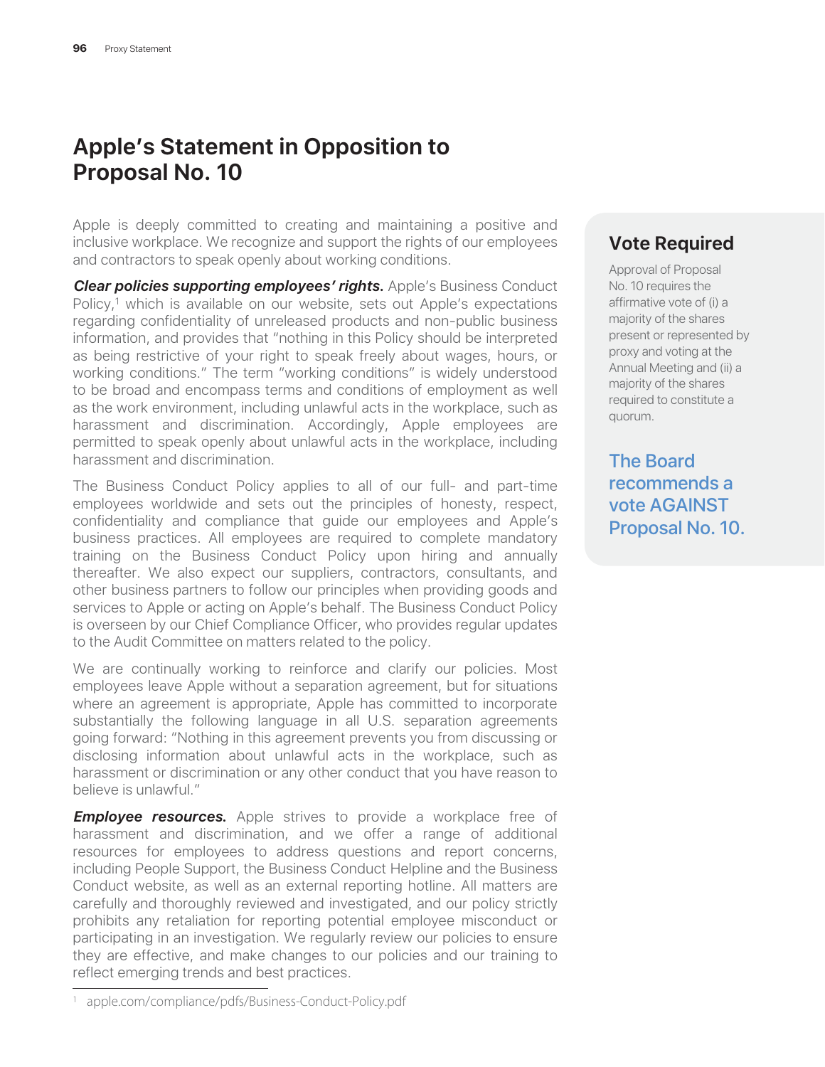# Apple's Statement in Opposition to Proposal No. 10

Apple is deeply committed to creating and maintaining a positive and inclusive workplace. We recognize and support the rights of our employees and contractors to speak openly about working conditions.

***Clear policies supporting employees' rights.*** Apple's Business Conduct Policy,[1] which is available on our website, sets out Apple's expectations regarding confidentiality of unreleased products and non-public business information, and provides that "nothing in this Policy should be interpreted as being restrictive of your right to speak freely about wages, hours, or working conditions." The term "working conditions" is widely understood to be broad and encompass terms and conditions of employment as well as the work environment, including unlawful acts in the workplace, such as harassment and discrimination. Accordingly, Apple employees are permitted to speak openly about unlawful acts in the workplace, including harassment and discrimination.

The Business Conduct Policy applies to all of our full- and part-time employees worldwide and sets out the principles of honesty, respect, confidentiality and compliance that guide our employees and Apple's business practices. All employees are required to complete mandatory training on the Business Conduct Policy upon hiring and annually thereafter. We also expect our suppliers, contractors, consultants, and other business partners to follow our principles when providing goods and services to Apple or acting on Apple's behalf. The Business Conduct Policy is overseen by our Chief Compliance Officer, who provides regular updates to the Audit Committee on matters related to the policy.

We are continually working to reinforce and clarify our policies. Most employees leave Apple without a separation agreement, but for situations where an agreement is appropriate, Apple has committed to incorporate substantially the following language in all U.S. separation agreements going forward: "Nothing in this agreement prevents you from discussing or disclosing information about unlawful acts in the workplace, such as harassment or discrimination or any other conduct that you have reason to believe is unlawful."

***Employee resources.*** Apple strives to provide a workplace free of harassment and discrimination, and we offer a range of additional resources for employees to address questions and report concerns, including People Support, the Business Conduct Helpline and the Business Conduct website, as well as an external reporting hotline. All matters are carefully and thoroughly reviewed and investigated, and our policy strictly prohibits any retaliation for reporting potential employee misconduct or participating in an investigation. We regularly review our policies to ensure they are effective, and make changes to our policies and our training to reflect emerging trends and best practices.

## Vote Required

Approval of Proposal No. 10 requires the affirmative vote of (i) a majority of the shares present or represented by proxy and voting at the Annual Meeting and (ii) a majority of the shares required to constitute a quorum.

**The Board recommends a vote AGAINST Proposal No. 10.**

---

[1] apple.com/compliance/pdfs/Business-Conduct-Policy.pdf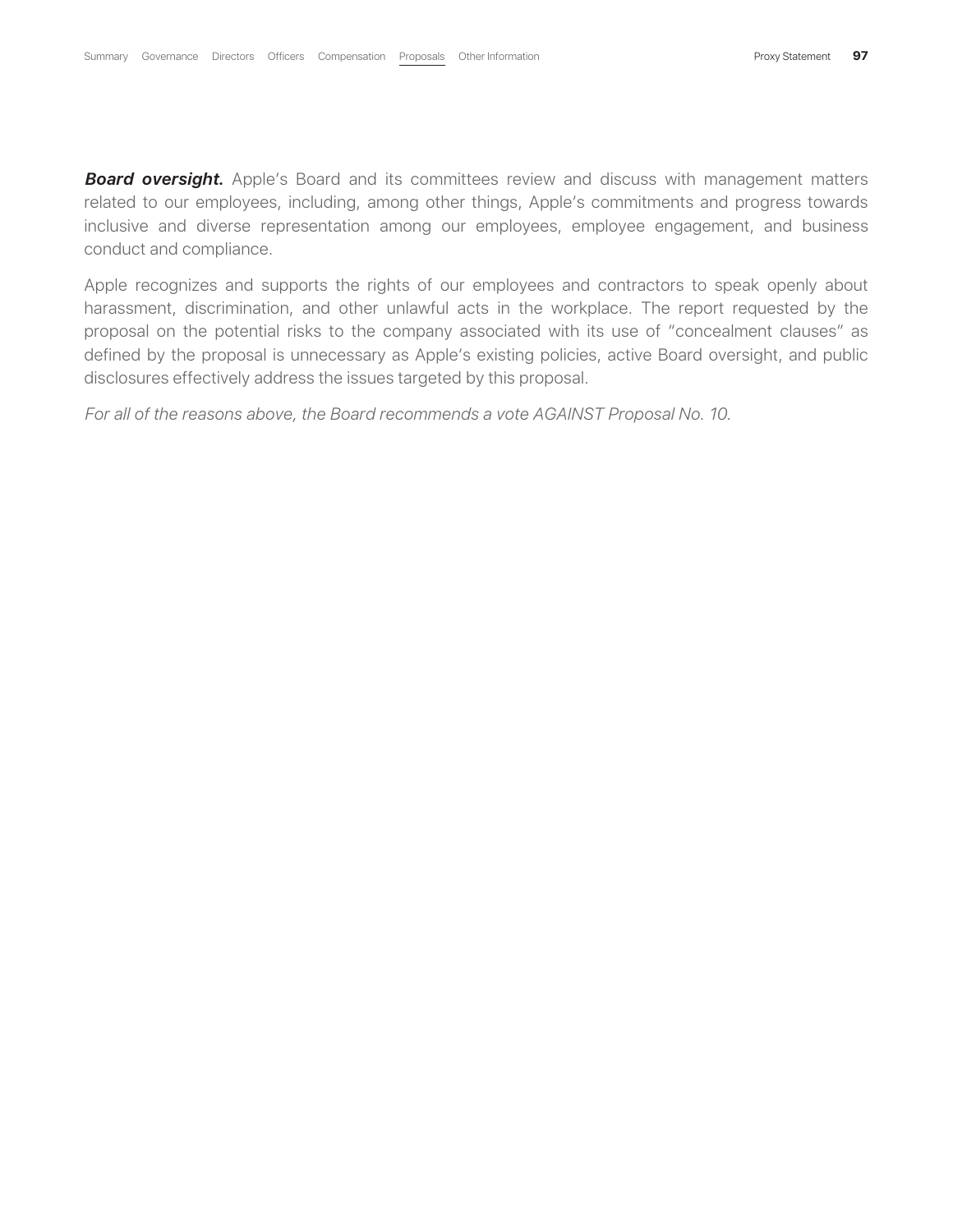***Board oversight.*** Apple's Board and its committees review and discuss with management matters related to our employees, including, among other things, Apple's commitments and progress towards inclusive and diverse representation among our employees, employee engagement, and business conduct and compliance.

Apple recognizes and supports the rights of our employees and contractors to speak openly about harassment, discrimination, and other unlawful acts in the workplace. The report requested by the proposal on the potential risks to the company associated with its use of "concealment clauses" as defined by the proposal is unnecessary as Apple's existing policies, active Board oversight, and public disclosures effectively address the issues targeted by this proposal.

*For all of the reasons above, the Board recommends a vote AGAINST Proposal No. 10.*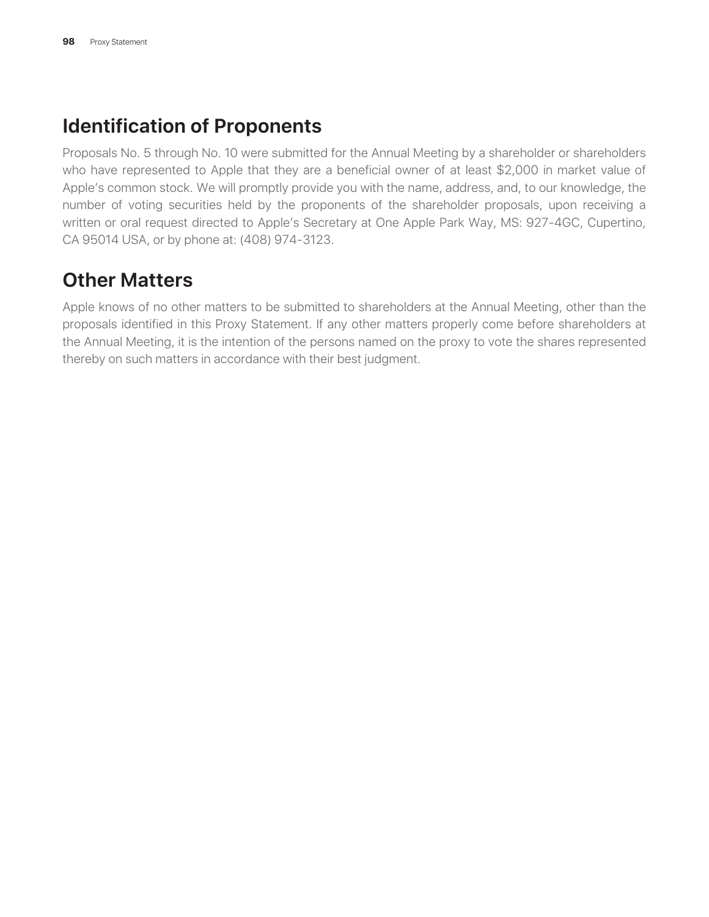## Identification of Proponents

Proposals No. 5 through No. 10 were submitted for the Annual Meeting by a shareholder or shareholders who have represented to Apple that they are a beneficial owner of at least $2,000 in market value of Apple's common stock. We will promptly provide you with the name, address, and, to our knowledge, the number of voting securities held by the proponents of the shareholder proposals, upon receiving a written or oral request directed to Apple's Secretary at One Apple Park Way, MS: 927-4GC, Cupertino, CA 95014 USA, or by phone at: (408) 974-3123.

## Other Matters

Apple knows of no other matters to be submitted to shareholders at the Annual Meeting, other than the proposals identified in this Proxy Statement. If any other matters properly come before shareholders at the Annual Meeting, it is the intention of the persons named on the proxy to vote the shares represented thereby on such matters in accordance with their best judgment.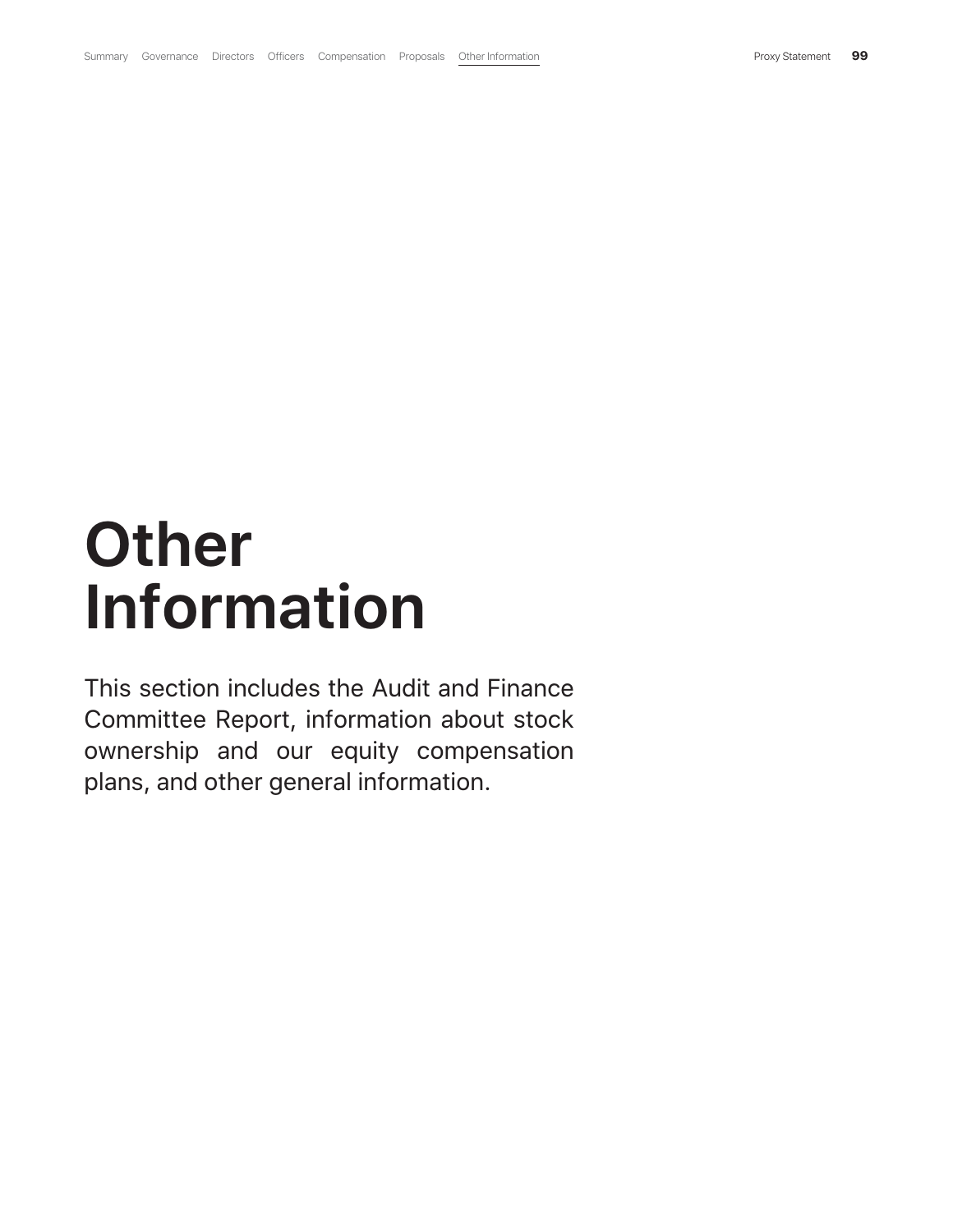# Other Information

This section includes the Audit and Finance Committee Report, information about stock ownership and our equity compensation plans, and other general information.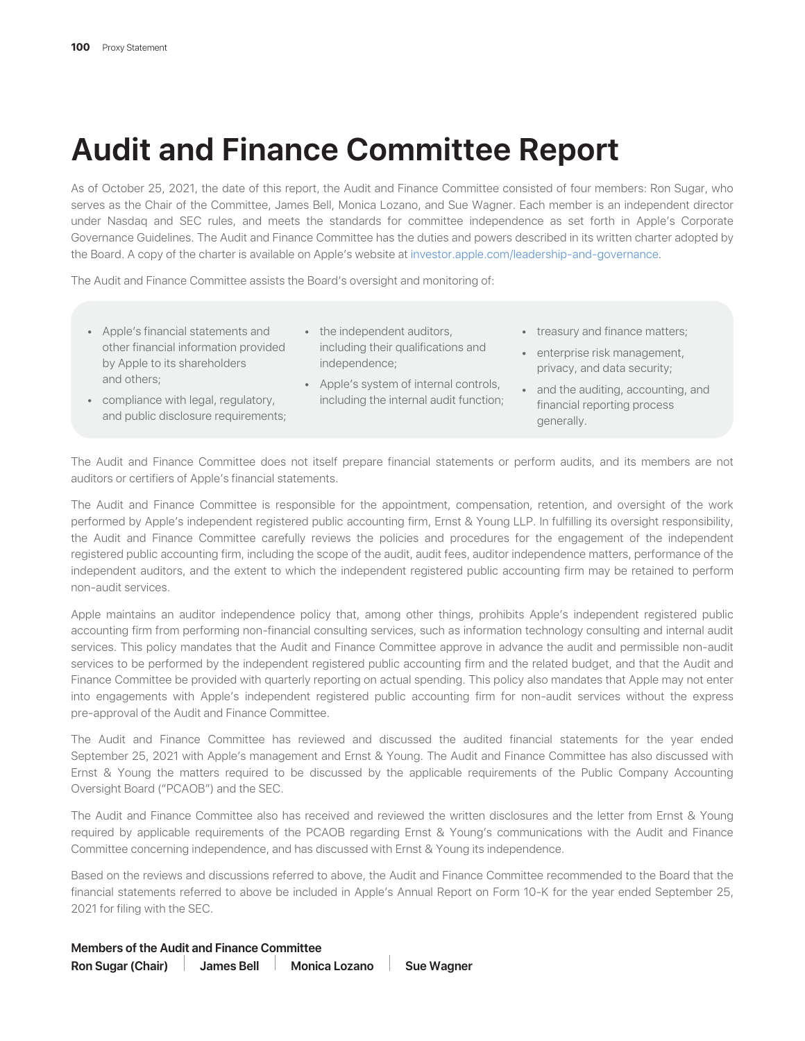# Audit and Finance Committee Report

As of October 25, 2021, the date of this report, the Audit and Finance Committee consisted of four members: Ron Sugar, who serves as the Chair of the Committee, James Bell, Monica Lozano, and Sue Wagner. Each member is an independent director under Nasdaq and SEC rules, and meets the standards for committee independence as set forth in Apple's Corporate Governance Guidelines. The Audit and Finance Committee has the duties and powers described in its written charter adopted by the Board. A copy of the charter is available on Apple's website at investor.apple.com/leadership-and-governance.

The Audit and Finance Committee assists the Board's oversight and monitoring of:

- Apple's financial statements and other financial information provided by Apple to its shareholders and others;
- compliance with legal, regulatory, and public disclosure requirements;
- the independent auditors, including their qualifications and independence;
- Apple's system of internal controls, including the internal audit function;
- treasury and finance matters;
- enterprise risk management, privacy, and data security;
- and the auditing, accounting, and financial reporting process generally.

The Audit and Finance Committee does not itself prepare financial statements or perform audits, and its members are not auditors or certifiers of Apple's financial statements.

The Audit and Finance Committee is responsible for the appointment, compensation, retention, and oversight of the work performed by Apple's independent registered public accounting firm, Ernst & Young LLP. In fulfilling its oversight responsibility, the Audit and Finance Committee carefully reviews the policies and procedures for the engagement of the independent registered public accounting firm, including the scope of the audit, audit fees, auditor independence matters, performance of the independent auditors, and the extent to which the independent registered public accounting firm may be retained to perform non-audit services.

Apple maintains an auditor independence policy that, among other things, prohibits Apple's independent registered public accounting firm from performing non-financial consulting services, such as information technology consulting and internal audit services. This policy mandates that the Audit and Finance Committee approve in advance the audit and permissible non-audit services to be performed by the independent registered public accounting firm and the related budget, and that the Audit and Finance Committee be provided with quarterly reporting on actual spending. This policy also mandates that Apple may not enter into engagements with Apple's independent registered public accounting firm for non-audit services without the express pre-approval of the Audit and Finance Committee.

The Audit and Finance Committee has reviewed and discussed the audited financial statements for the year ended September 25, 2021 with Apple's management and Ernst & Young. The Audit and Finance Committee has also discussed with Ernst & Young the matters required to be discussed by the applicable requirements of the Public Company Accounting Oversight Board ("PCAOB") and the SEC.

The Audit and Finance Committee also has received and reviewed the written disclosures and the letter from Ernst & Young required by applicable requirements of the PCAOB regarding Ernst & Young's communications with the Audit and Finance Committee concerning independence, and has discussed with Ernst & Young its independence.

Based on the reviews and discussions referred to above, the Audit and Finance Committee recommended to the Board that the financial statements referred to above be included in Apple's Annual Report on Form 10-K for the year ended September 25, 2021 for filing with the SEC.

**Members of the Audit and Finance Committee**

**Ron Sugar (Chair)** | **James Bell** | **Monica Lozano** | **Sue Wagner**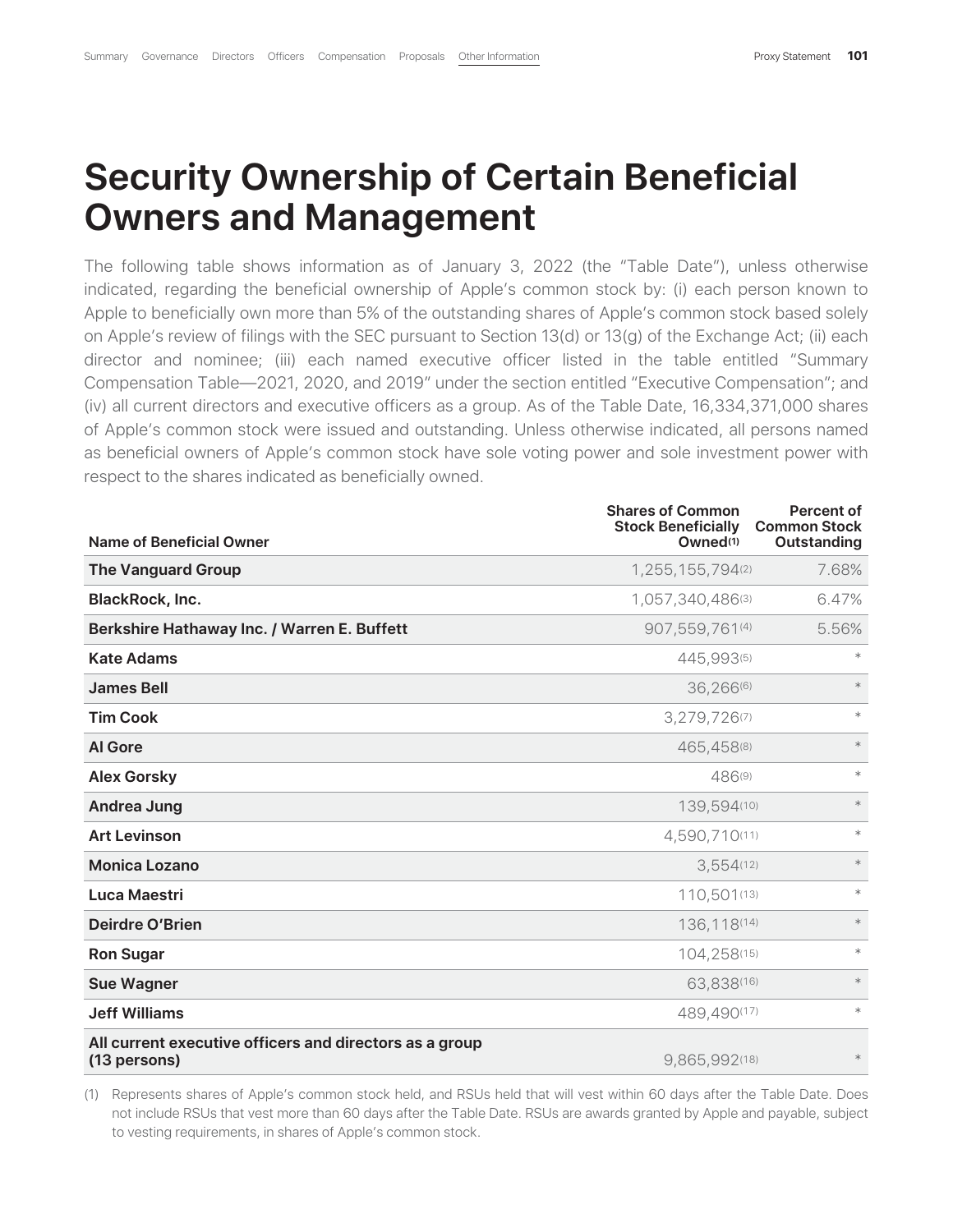# Security Ownership of Certain Beneficial Owners and Management

The following table shows information as of January 3, 2022 (the "Table Date"), unless otherwise indicated, regarding the beneficial ownership of Apple's common stock by: (i) each person known to Apple to beneficially own more than 5% of the outstanding shares of Apple's common stock based solely on Apple's review of filings with the SEC pursuant to Section 13(d) or 13(g) of the Exchange Act; (ii) each director and nominee; (iii) each named executive officer listed in the table entitled "Summary Compensation Table—2021, 2020, and 2019" under the section entitled "Executive Compensation"; and (iv) all current directors and executive officers as a group. As of the Table Date, 16,334,371,000 shares of Apple's common stock were issued and outstanding. Unless otherwise indicated, all persons named as beneficial owners of Apple's common stock have sole voting power and sole investment power with respect to the shares indicated as beneficially owned.

| Name of Beneficial Owner | Shares of Common Stock Beneficially Owned(1) | Percent of Common Stock Outstanding |
|---|---|---|
| **The Vanguard Group** | 1,255,155,794(2) | 7.68% |
| **BlackRock, Inc.** | 1,057,340,486(3) | 6.47% |
| **Berkshire Hathaway Inc. / Warren E. Buffett** | 907,559,761(4) | 5.56% |
| **Kate Adams** | 445,993(5) | * |
| **James Bell** | 36,266(6) | * |
| **Tim Cook** | 3,279,726(7) | * |
| **Al Gore** | 465,458(8) | * |
| **Alex Gorsky** | 486(9) | * |
| **Andrea Jung** | 139,594(10) | * |
| **Art Levinson** | 4,590,710(11) | * |
| **Monica Lozano** | 3,554(12) | * |
| **Luca Maestri** | 110,501(13) | * |
| **Deirdre O'Brien** | 136,118(14) | * |
| **Ron Sugar** | 104,258(15) | * |
| **Sue Wagner** | 63,838(16) | * |
| **Jeff Williams** | 489,490(17) | * |
| **All current executive officers and directors as a group (13 persons)** | 9,865,992(18) | * |

(1) Represents shares of Apple's common stock held, and RSUs held that will vest within 60 days after the Table Date. Does not include RSUs that vest more than 60 days after the Table Date. RSUs are awards granted by Apple and payable, subject to vesting requirements, in shares of Apple's common stock.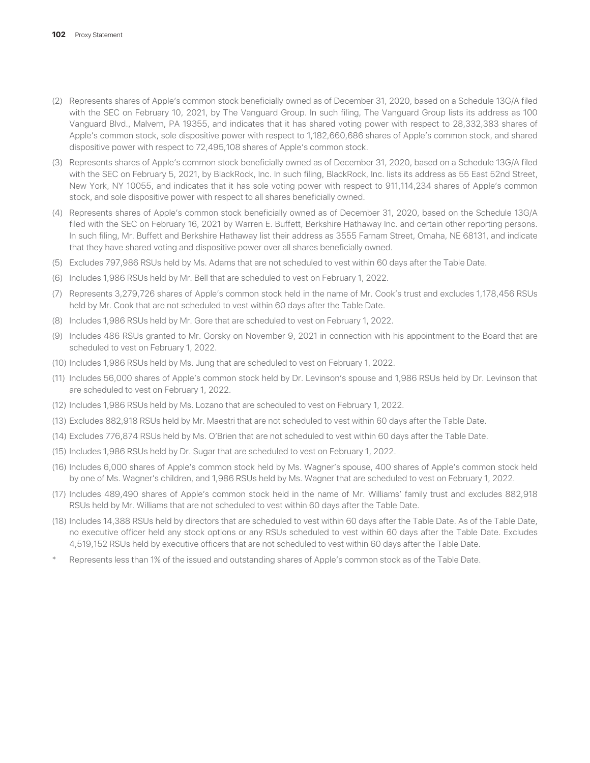(2) Represents shares of Apple's common stock beneficially owned as of December 31, 2020, based on a Schedule 13G/A filed with the SEC on February 10, 2021, by The Vanguard Group. In such filing, The Vanguard Group lists its address as 100 Vanguard Blvd., Malvern, PA 19355, and indicates that it has shared voting power with respect to 28,332,383 shares of Apple's common stock, sole dispositive power with respect to 1,182,660,686 shares of Apple's common stock, and shared dispositive power with respect to 72,495,108 shares of Apple's common stock.

(3) Represents shares of Apple's common stock beneficially owned as of December 31, 2020, based on a Schedule 13G/A filed with the SEC on February 5, 2021, by BlackRock, Inc. In such filing, BlackRock, Inc. lists its address as 55 East 52nd Street, New York, NY 10055, and indicates that it has sole voting power with respect to 911,114,234 shares of Apple's common stock, and sole dispositive power with respect to all shares beneficially owned.

(4) Represents shares of Apple's common stock beneficially owned as of December 31, 2020, based on the Schedule 13G/A filed with the SEC on February 16, 2021 by Warren E. Buffett, Berkshire Hathaway Inc. and certain other reporting persons. In such filing, Mr. Buffett and Berkshire Hathaway list their address as 3555 Farnam Street, Omaha, NE 68131, and indicate that they have shared voting and dispositive power over all shares beneficially owned.

(5) Excludes 797,986 RSUs held by Ms. Adams that are not scheduled to vest within 60 days after the Table Date.

(6) Includes 1,986 RSUs held by Mr. Bell that are scheduled to vest on February 1, 2022.

(7) Represents 3,279,726 shares of Apple's common stock held in the name of Mr. Cook's trust and excludes 1,178,456 RSUs held by Mr. Cook that are not scheduled to vest within 60 days after the Table Date.

(8) Includes 1,986 RSUs held by Mr. Gore that are scheduled to vest on February 1, 2022.

(9) Includes 486 RSUs granted to Mr. Gorsky on November 9, 2021 in connection with his appointment to the Board that are scheduled to vest on February 1, 2022.

(10) Includes 1,986 RSUs held by Ms. Jung that are scheduled to vest on February 1, 2022.

(11) Includes 56,000 shares of Apple's common stock held by Dr. Levinson's spouse and 1,986 RSUs held by Dr. Levinson that are scheduled to vest on February 1, 2022.

(12) Includes 1,986 RSUs held by Ms. Lozano that are scheduled to vest on February 1, 2022.

(13) Excludes 882,918 RSUs held by Mr. Maestri that are not scheduled to vest within 60 days after the Table Date.

(14) Excludes 776,874 RSUs held by Ms. O'Brien that are not scheduled to vest within 60 days after the Table Date.

(15) Includes 1,986 RSUs held by Dr. Sugar that are scheduled to vest on February 1, 2022.

(16) Includes 6,000 shares of Apple's common stock held by Ms. Wagner's spouse, 400 shares of Apple's common stock held by one of Ms. Wagner's children, and 1,986 RSUs held by Ms. Wagner that are scheduled to vest on February 1, 2022.

(17) Includes 489,490 shares of Apple's common stock held in the name of Mr. Williams' family trust and excludes 882,918 RSUs held by Mr. Williams that are not scheduled to vest within 60 days after the Table Date.

(18) Includes 14,388 RSUs held by directors that are scheduled to vest within 60 days after the Table Date. As of the Table Date, no executive officer held any stock options or any RSUs scheduled to vest within 60 days after the Table Date. Excludes 4,519,152 RSUs held by executive officers that are not scheduled to vest within 60 days after the Table Date.

\* Represents less than 1% of the issued and outstanding shares of Apple's common stock as of the Table Date.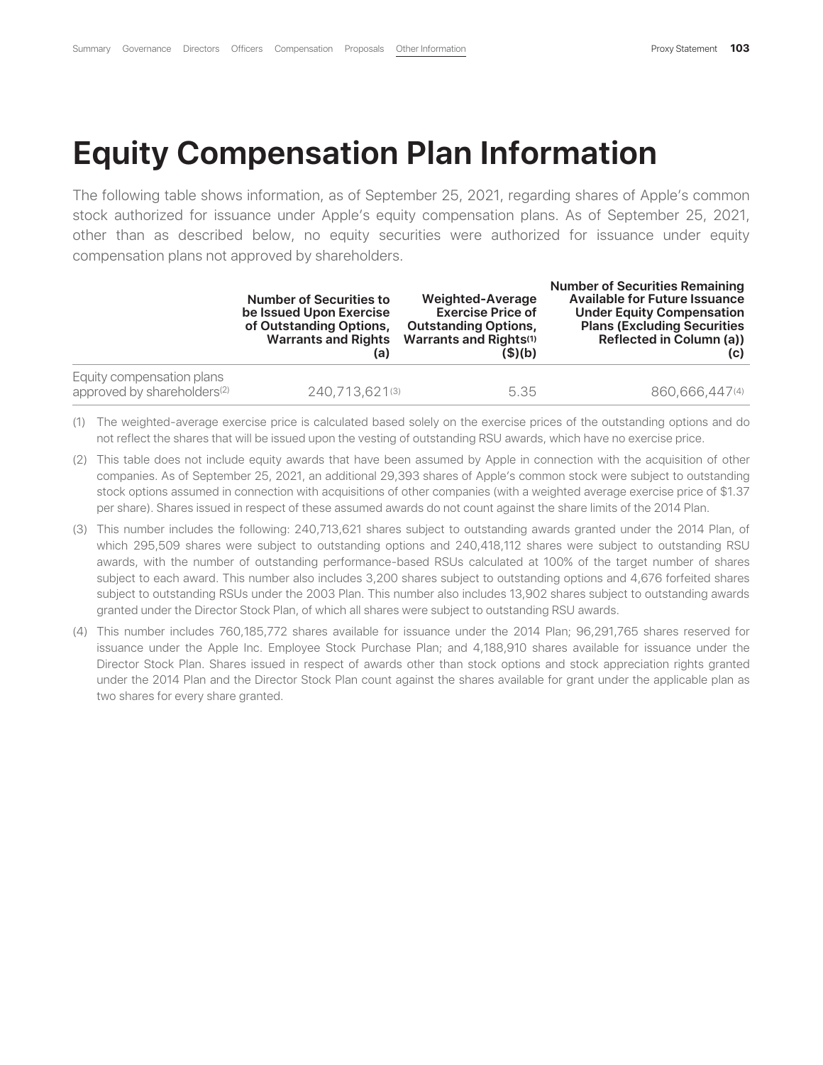# Equity Compensation Plan Information

The following table shows information, as of September 25, 2021, regarding shares of Apple's common stock authorized for issuance under Apple's equity compensation plans. As of September 25, 2021, other than as described below, no equity securities were authorized for issuance under equity compensation plans not approved by shareholders.

| | Number of Securities to be Issued Upon Exercise of Outstanding Options, Warrants and Rights (a) | Weighted-Average Exercise Price of Outstanding Options, Warrants and Rights[(1)] ($)(b) | Number of Securities Remaining Available for Future Issuance Under Equity Compensation Plans (Excluding Securities Reflected in Column (a)) (c) |
|---|---|---|---|
| Equity compensation plans approved by shareholders[(2)] | 240,713,621[(3)] | 5.35 | 860,666,447[(4)] |

(1) The weighted-average exercise price is calculated based solely on the exercise prices of the outstanding options and do not reflect the shares that will be issued upon the vesting of outstanding RSU awards, which have no exercise price.

(2) This table does not include equity awards that have been assumed by Apple in connection with the acquisition of other companies. As of September 25, 2021, an additional 29,393 shares of Apple's common stock were subject to outstanding stock options assumed in connection with acquisitions of other companies (with a weighted average exercise price of $1.37 per share). Shares issued in respect of these assumed awards do not count against the share limits of the 2014 Plan.

(3) This number includes the following: 240,713,621 shares subject to outstanding awards granted under the 2014 Plan, of which 295,509 shares were subject to outstanding options and 240,418,112 shares were subject to outstanding RSU awards, with the number of outstanding performance-based RSUs calculated at 100% of the target number of shares subject to each award. This number also includes 3,200 shares subject to outstanding options and 4,676 forfeited shares subject to outstanding RSUs under the 2003 Plan. This number also includes 13,902 shares subject to outstanding awards granted under the Director Stock Plan, of which all shares were subject to outstanding RSU awards.

(4) This number includes 760,185,772 shares available for issuance under the 2014 Plan; 96,291,765 shares reserved for issuance under the Apple Inc. Employee Stock Purchase Plan; and 4,188,910 shares available for issuance under the Director Stock Plan. Shares issued in respect of awards other than stock options and stock appreciation rights granted under the 2014 Plan and the Director Stock Plan count against the shares available for grant under the applicable plan as two shares for every share granted.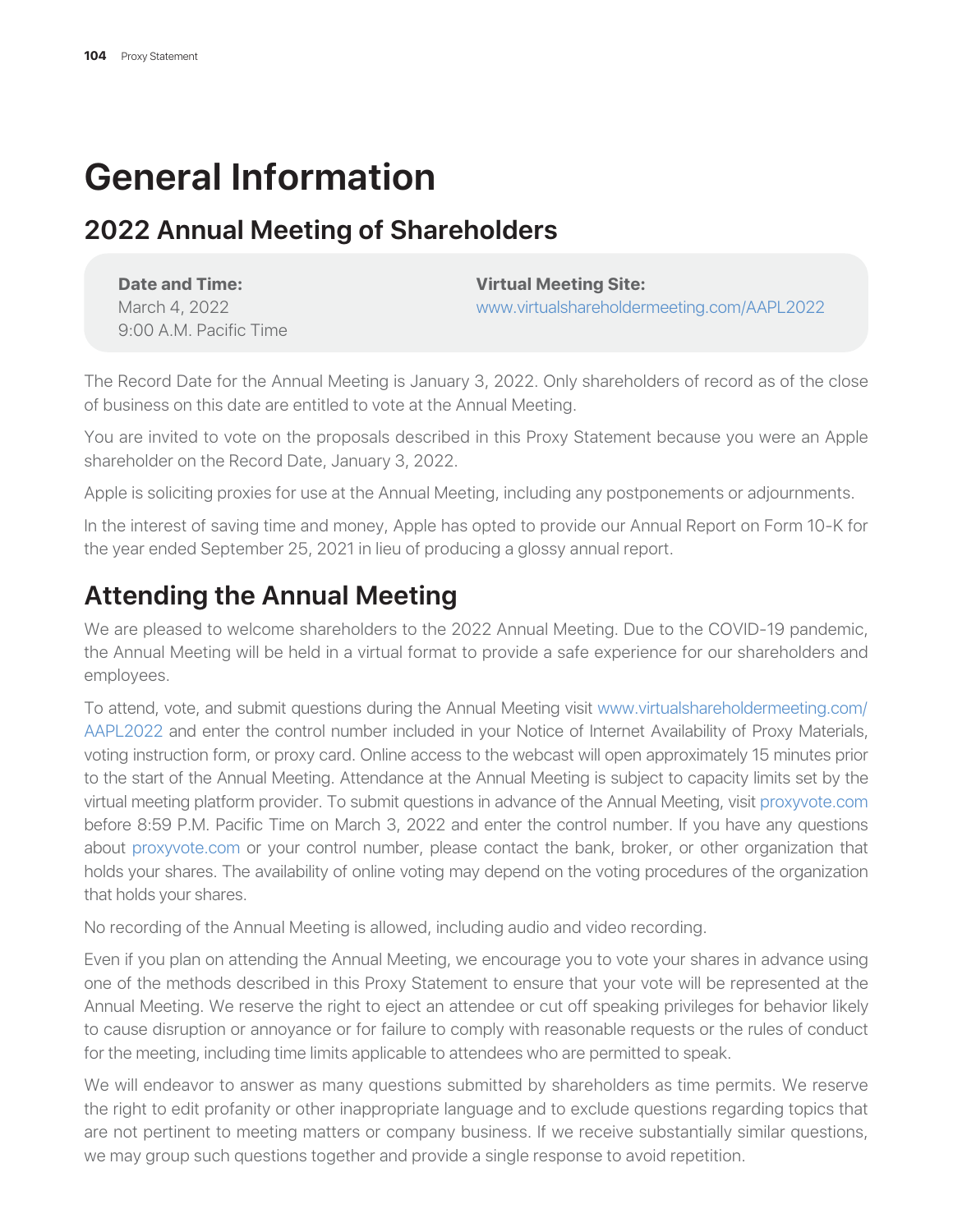# General Information

## 2022 Annual Meeting of Shareholders

**Date and Time:**
March 4, 2022
9:00 A.M. Pacific Time

**Virtual Meeting Site:**
www.virtualshareholdermeeting.com/AAPL2022

The Record Date for the Annual Meeting is January 3, 2022. Only shareholders of record as of the close of business on this date are entitled to vote at the Annual Meeting.

You are invited to vote on the proposals described in this Proxy Statement because you were an Apple shareholder on the Record Date, January 3, 2022.

Apple is soliciting proxies for use at the Annual Meeting, including any postponements or adjournments.

In the interest of saving time and money, Apple has opted to provide our Annual Report on Form 10-K for the year ended September 25, 2021 in lieu of producing a glossy annual report.

## Attending the Annual Meeting

We are pleased to welcome shareholders to the 2022 Annual Meeting. Due to the COVID-19 pandemic, the Annual Meeting will be held in a virtual format to provide a safe experience for our shareholders and employees.

To attend, vote, and submit questions during the Annual Meeting visit www.virtualshareholdermeeting.com/AAPL2022 and enter the control number included in your Notice of Internet Availability of Proxy Materials, voting instruction form, or proxy card. Online access to the webcast will open approximately 15 minutes prior to the start of the Annual Meeting. Attendance at the Annual Meeting is subject to capacity limits set by the virtual meeting platform provider. To submit questions in advance of the Annual Meeting, visit proxyvote.com before 8:59 P.M. Pacific Time on March 3, 2022 and enter the control number. If you have any questions about proxyvote.com or your control number, please contact the bank, broker, or other organization that holds your shares. The availability of online voting may depend on the voting procedures of the organization that holds your shares.

No recording of the Annual Meeting is allowed, including audio and video recording.

Even if you plan on attending the Annual Meeting, we encourage you to vote your shares in advance using one of the methods described in this Proxy Statement to ensure that your vote will be represented at the Annual Meeting. We reserve the right to eject an attendee or cut off speaking privileges for behavior likely to cause disruption or annoyance or for failure to comply with reasonable requests or the rules of conduct for the meeting, including time limits applicable to attendees who are permitted to speak.

We will endeavor to answer as many questions submitted by shareholders as time permits. We reserve the right to edit profanity or other inappropriate language and to exclude questions regarding topics that are not pertinent to meeting matters or company business. If we receive substantially similar questions, we may group such questions together and provide a single response to avoid repetition.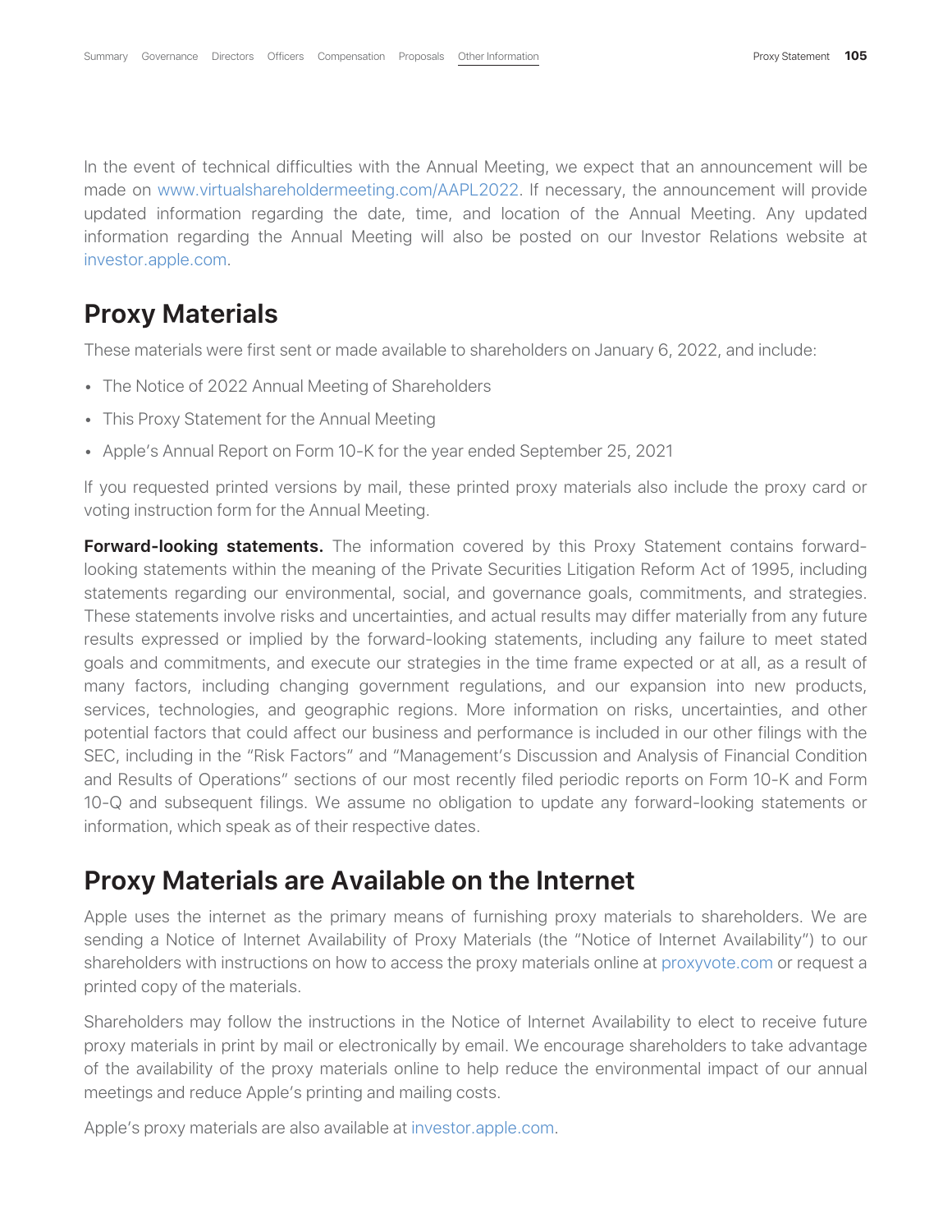In the event of technical difficulties with the Annual Meeting, we expect that an announcement will be made on www.virtualshareholdermeeting.com/AAPL2022. If necessary, the announcement will provide updated information regarding the date, time, and location of the Annual Meeting. Any updated information regarding the Annual Meeting will also be posted on our Investor Relations website at investor.apple.com.

## Proxy Materials

These materials were first sent or made available to shareholders on January 6, 2022, and include:

- The Notice of 2022 Annual Meeting of Shareholders
- This Proxy Statement for the Annual Meeting
- Apple's Annual Report on Form 10-K for the year ended September 25, 2021

If you requested printed versions by mail, these printed proxy materials also include the proxy card or voting instruction form for the Annual Meeting.

**Forward-looking statements.** The information covered by this Proxy Statement contains forward-looking statements within the meaning of the Private Securities Litigation Reform Act of 1995, including statements regarding our environmental, social, and governance goals, commitments, and strategies. These statements involve risks and uncertainties, and actual results may differ materially from any future results expressed or implied by the forward-looking statements, including any failure to meet stated goals and commitments, and execute our strategies in the time frame expected or at all, as a result of many factors, including changing government regulations, and our expansion into new products, services, technologies, and geographic regions. More information on risks, uncertainties, and other potential factors that could affect our business and performance is included in our other filings with the SEC, including in the "Risk Factors" and "Management's Discussion and Analysis of Financial Condition and Results of Operations" sections of our most recently filed periodic reports on Form 10-K and Form 10-Q and subsequent filings. We assume no obligation to update any forward-looking statements or information, which speak as of their respective dates.

## Proxy Materials are Available on the Internet

Apple uses the internet as the primary means of furnishing proxy materials to shareholders. We are sending a Notice of Internet Availability of Proxy Materials (the "Notice of Internet Availability") to our shareholders with instructions on how to access the proxy materials online at proxyvote.com or request a printed copy of the materials.

Shareholders may follow the instructions in the Notice of Internet Availability to elect to receive future proxy materials in print by mail or electronically by email. We encourage shareholders to take advantage of the availability of the proxy materials online to help reduce the environmental impact of our annual meetings and reduce Apple's printing and mailing costs.

Apple's proxy materials are also available at investor.apple.com.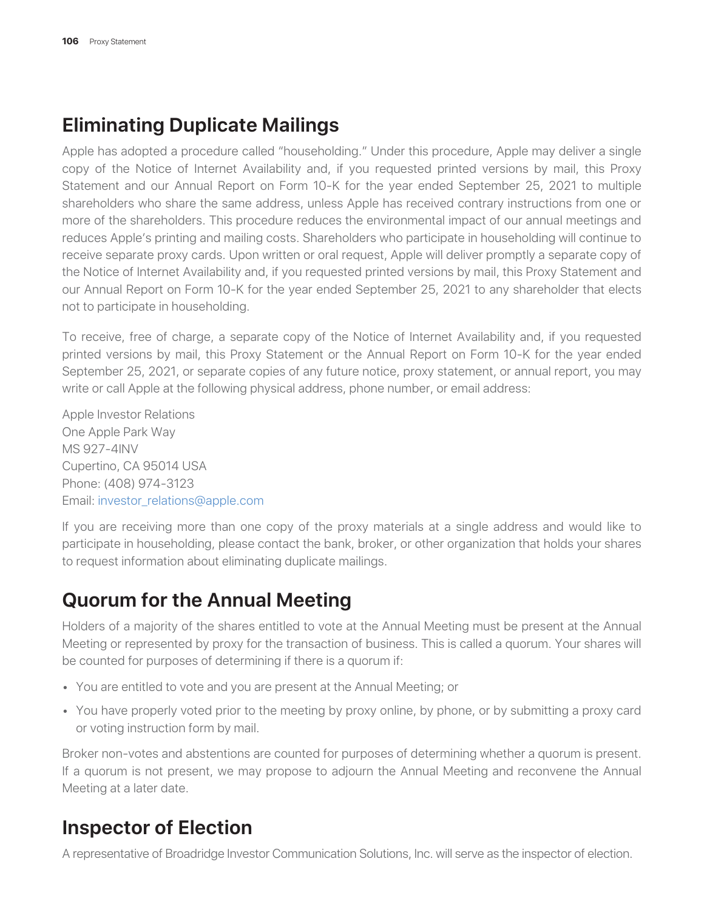## Eliminating Duplicate Mailings

Apple has adopted a procedure called "householding." Under this procedure, Apple may deliver a single copy of the Notice of Internet Availability and, if you requested printed versions by mail, this Proxy Statement and our Annual Report on Form 10-K for the year ended September 25, 2021 to multiple shareholders who share the same address, unless Apple has received contrary instructions from one or more of the shareholders. This procedure reduces the environmental impact of our annual meetings and reduces Apple's printing and mailing costs. Shareholders who participate in householding will continue to receive separate proxy cards. Upon written or oral request, Apple will deliver promptly a separate copy of the Notice of Internet Availability and, if you requested printed versions by mail, this Proxy Statement and our Annual Report on Form 10-K for the year ended September 25, 2021 to any shareholder that elects not to participate in householding.

To receive, free of charge, a separate copy of the Notice of Internet Availability and, if you requested printed versions by mail, this Proxy Statement or the Annual Report on Form 10-K for the year ended September 25, 2021, or separate copies of any future notice, proxy statement, or annual report, you may write or call Apple at the following physical address, phone number, or email address:

Apple Investor Relations
One Apple Park Way
MS 927-4INV
Cupertino, CA 95014 USA
Phone: (408) 974-3123
Email: investor_relations@apple.com

If you are receiving more than one copy of the proxy materials at a single address and would like to participate in householding, please contact the bank, broker, or other organization that holds your shares to request information about eliminating duplicate mailings.

## Quorum for the Annual Meeting

Holders of a majority of the shares entitled to vote at the Annual Meeting must be present at the Annual Meeting or represented by proxy for the transaction of business. This is called a quorum. Your shares will be counted for purposes of determining if there is a quorum if:

- You are entitled to vote and you are present at the Annual Meeting; or
- You have properly voted prior to the meeting by proxy online, by phone, or by submitting a proxy card or voting instruction form by mail.

Broker non-votes and abstentions are counted for purposes of determining whether a quorum is present. If a quorum is not present, we may propose to adjourn the Annual Meeting and reconvene the Annual Meeting at a later date.

## Inspector of Election

A representative of Broadridge Investor Communication Solutions, Inc. will serve as the inspector of election.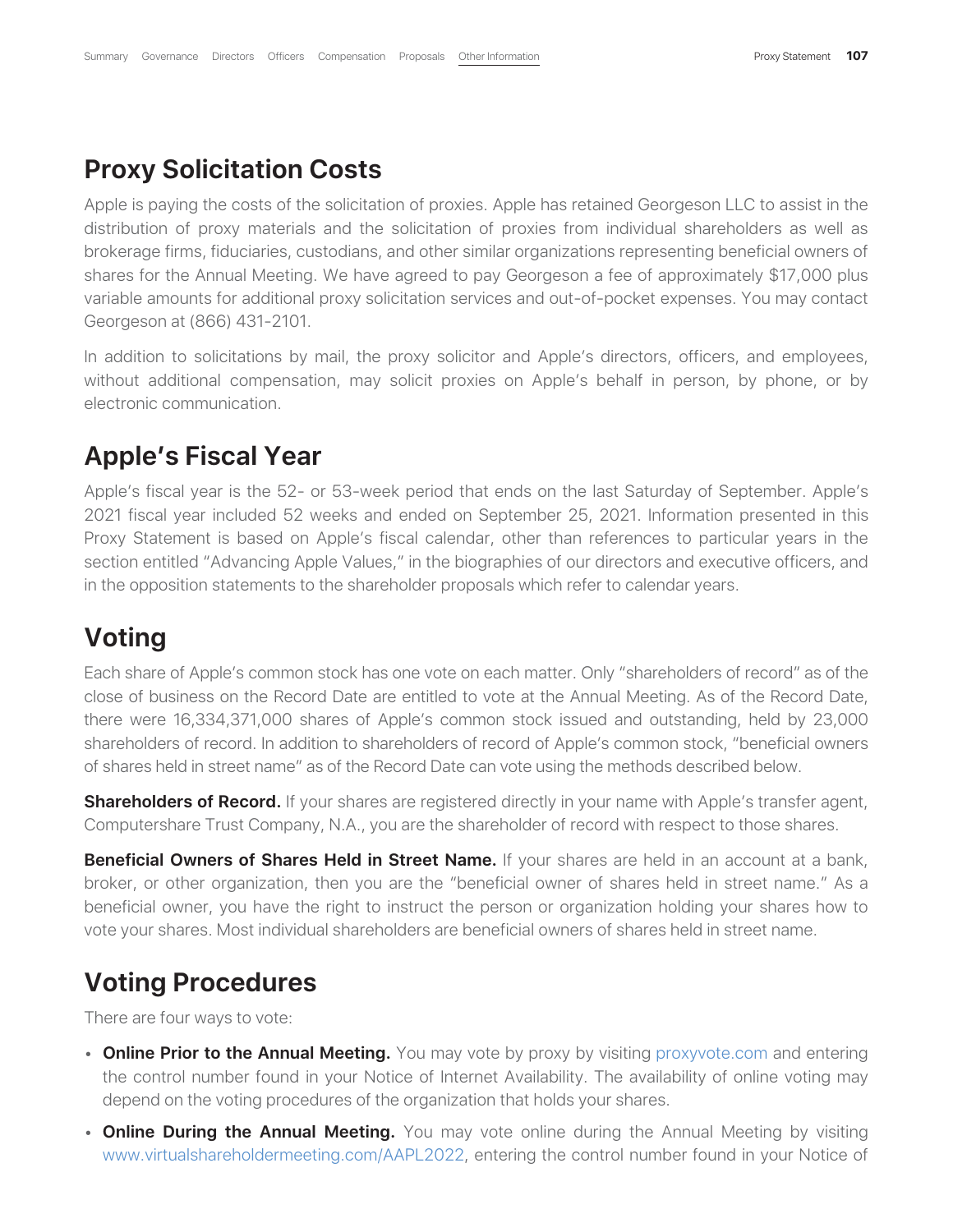## Proxy Solicitation Costs

Apple is paying the costs of the solicitation of proxies. Apple has retained Georgeson LLC to assist in the distribution of proxy materials and the solicitation of proxies from individual shareholders as well as brokerage firms, fiduciaries, custodians, and other similar organizations representing beneficial owners of shares for the Annual Meeting. We have agreed to pay Georgeson a fee of approximately $17,000 plus variable amounts for additional proxy solicitation services and out-of-pocket expenses. You may contact Georgeson at (866) 431-2101.

In addition to solicitations by mail, the proxy solicitor and Apple's directors, officers, and employees, without additional compensation, may solicit proxies on Apple's behalf in person, by phone, or by electronic communication.

## Apple's Fiscal Year

Apple's fiscal year is the 52- or 53-week period that ends on the last Saturday of September. Apple's 2021 fiscal year included 52 weeks and ended on September 25, 2021. Information presented in this Proxy Statement is based on Apple's fiscal calendar, other than references to particular years in the section entitled "Advancing Apple Values," in the biographies of our directors and executive officers, and in the opposition statements to the shareholder proposals which refer to calendar years.

## Voting

Each share of Apple's common stock has one vote on each matter. Only "shareholders of record" as of the close of business on the Record Date are entitled to vote at the Annual Meeting. As of the Record Date, there were 16,334,371,000 shares of Apple's common stock issued and outstanding, held by 23,000 shareholders of record. In addition to shareholders of record of Apple's common stock, "beneficial owners of shares held in street name" as of the Record Date can vote using the methods described below.

**Shareholders of Record.** If your shares are registered directly in your name with Apple's transfer agent, Computershare Trust Company, N.A., you are the shareholder of record with respect to those shares.

**Beneficial Owners of Shares Held in Street Name.** If your shares are held in an account at a bank, broker, or other organization, then you are the "beneficial owner of shares held in street name." As a beneficial owner, you have the right to instruct the person or organization holding your shares how to vote your shares. Most individual shareholders are beneficial owners of shares held in street name.

## Voting Procedures

There are four ways to vote:

- **Online Prior to the Annual Meeting.** You may vote by proxy by visiting proxyvote.com and entering the control number found in your Notice of Internet Availability. The availability of online voting may depend on the voting procedures of the organization that holds your shares.
- **Online During the Annual Meeting.** You may vote online during the Annual Meeting by visiting www.virtualshareholdermeeting.com/AAPL2022, entering the control number found in your Notice of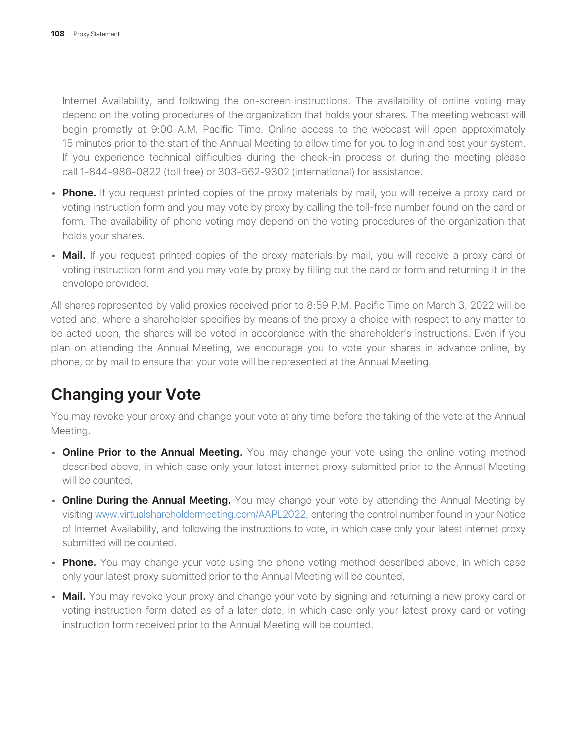Internet Availability, and following the on-screen instructions. The availability of online voting may depend on the voting procedures of the organization that holds your shares. The meeting webcast will begin promptly at 9:00 A.M. Pacific Time. Online access to the webcast will open approximately 15 minutes prior to the start of the Annual Meeting to allow time for you to log in and test your system. If you experience technical difficulties during the check-in process or during the meeting please call 1-844-986-0822 (toll free) or 303-562-9302 (international) for assistance.

- **Phone.** If you request printed copies of the proxy materials by mail, you will receive a proxy card or voting instruction form and you may vote by proxy by calling the toll-free number found on the card or form. The availability of phone voting may depend on the voting procedures of the organization that holds your shares.
- **Mail.** If you request printed copies of the proxy materials by mail, you will receive a proxy card or voting instruction form and you may vote by proxy by filling out the card or form and returning it in the envelope provided.

All shares represented by valid proxies received prior to 8:59 P.M. Pacific Time on March 3, 2022 will be voted and, where a shareholder specifies by means of the proxy a choice with respect to any matter to be acted upon, the shares will be voted in accordance with the shareholder's instructions. Even if you plan on attending the Annual Meeting, we encourage you to vote your shares in advance online, by phone, or by mail to ensure that your vote will be represented at the Annual Meeting.

## Changing your Vote

You may revoke your proxy and change your vote at any time before the taking of the vote at the Annual Meeting.

- **Online Prior to the Annual Meeting.** You may change your vote using the online voting method described above, in which case only your latest internet proxy submitted prior to the Annual Meeting will be counted.
- **Online During the Annual Meeting.** You may change your vote by attending the Annual Meeting by visiting www.virtualshareholdermeeting.com/AAPL2022, entering the control number found in your Notice of Internet Availability, and following the instructions to vote, in which case only your latest internet proxy submitted will be counted.
- **Phone.** You may change your vote using the phone voting method described above, in which case only your latest proxy submitted prior to the Annual Meeting will be counted.
- **Mail.** You may revoke your proxy and change your vote by signing and returning a new proxy card or voting instruction form dated as of a later date, in which case only your latest proxy card or voting instruction form received prior to the Annual Meeting will be counted.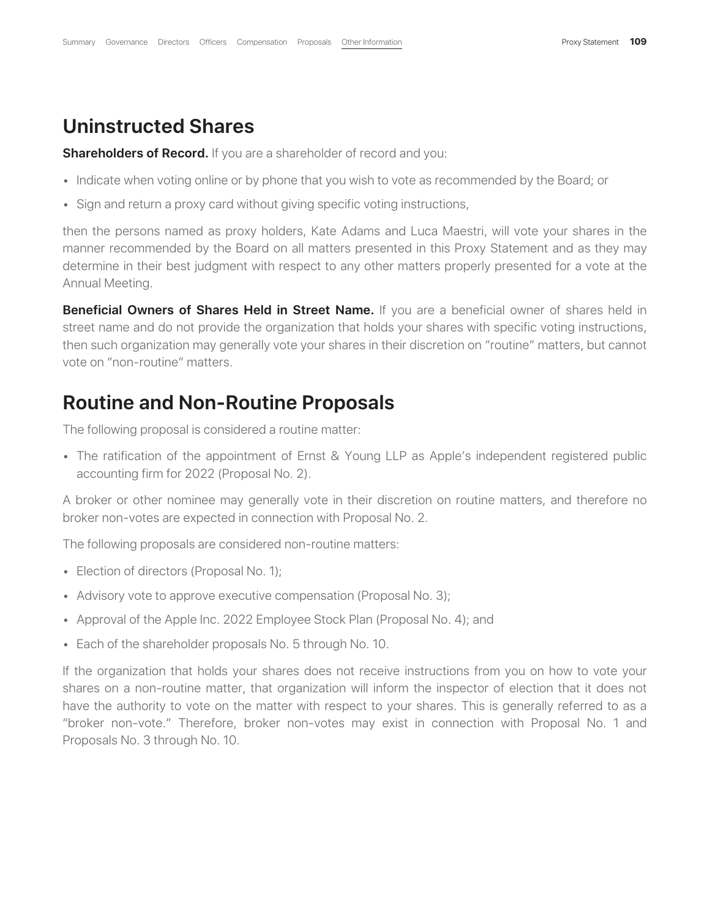## Uninstructed Shares

**Shareholders of Record.** If you are a shareholder of record and you:

- Indicate when voting online or by phone that you wish to vote as recommended by the Board; or
- Sign and return a proxy card without giving specific voting instructions,

then the persons named as proxy holders, Kate Adams and Luca Maestri, will vote your shares in the manner recommended by the Board on all matters presented in this Proxy Statement and as they may determine in their best judgment with respect to any other matters properly presented for a vote at the Annual Meeting.

**Beneficial Owners of Shares Held in Street Name.** If you are a beneficial owner of shares held in street name and do not provide the organization that holds your shares with specific voting instructions, then such organization may generally vote your shares in their discretion on "routine" matters, but cannot vote on "non-routine" matters.

## Routine and Non-Routine Proposals

The following proposal is considered a routine matter:

- The ratification of the appointment of Ernst & Young LLP as Apple's independent registered public accounting firm for 2022 (Proposal No. 2).

A broker or other nominee may generally vote in their discretion on routine matters, and therefore no broker non-votes are expected in connection with Proposal No. 2.

The following proposals are considered non-routine matters:

- Election of directors (Proposal No. 1);
- Advisory vote to approve executive compensation (Proposal No. 3);
- Approval of the Apple Inc. 2022 Employee Stock Plan (Proposal No. 4); and
- Each of the shareholder proposals No. 5 through No. 10.

If the organization that holds your shares does not receive instructions from you on how to vote your shares on a non-routine matter, that organization will inform the inspector of election that it does not have the authority to vote on the matter with respect to your shares. This is generally referred to as a "broker non-vote." Therefore, broker non-votes may exist in connection with Proposal No. 1 and Proposals No. 3 through No. 10.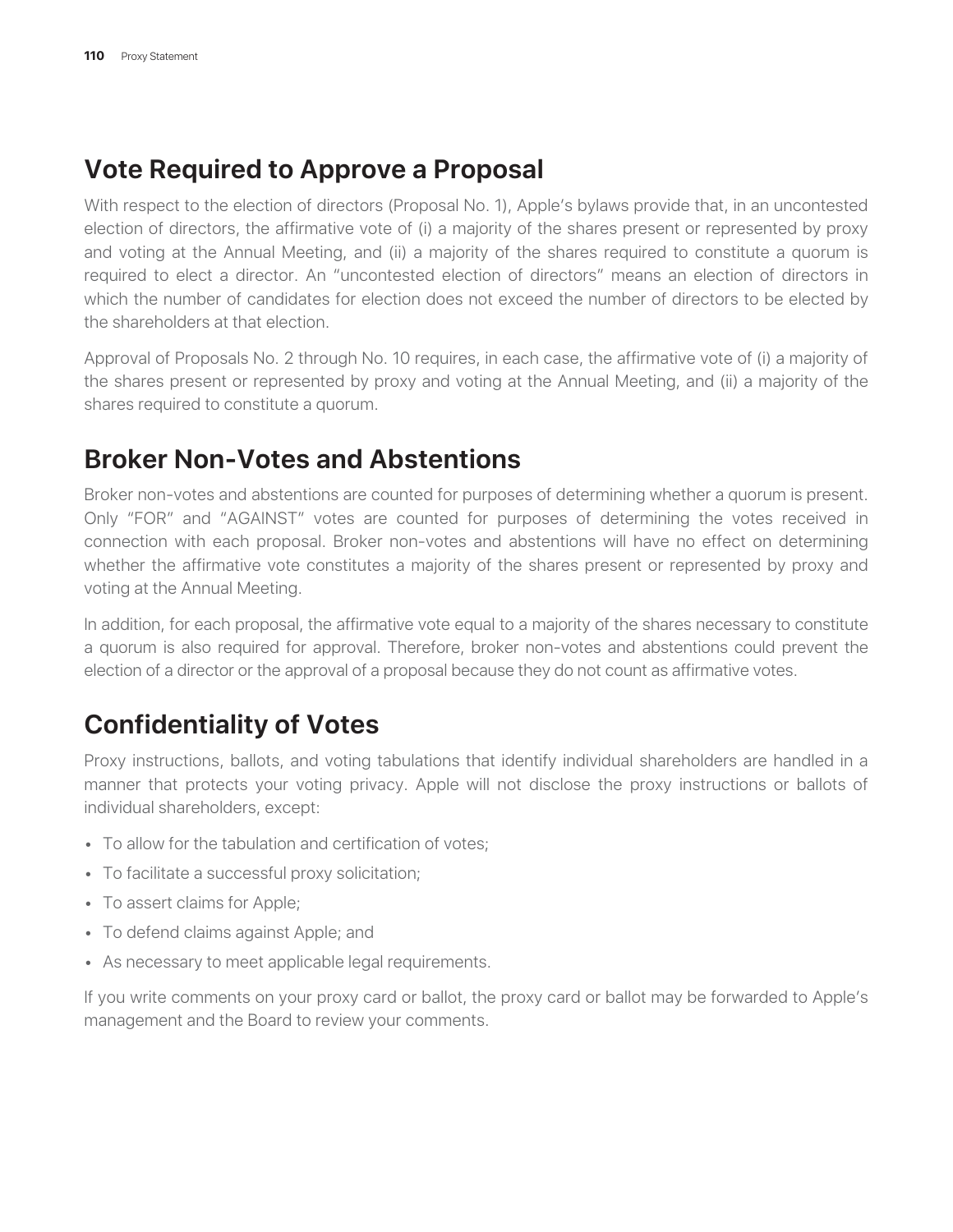## Vote Required to Approve a Proposal

With respect to the election of directors (Proposal No. 1), Apple's bylaws provide that, in an uncontested election of directors, the affirmative vote of (i) a majority of the shares present or represented by proxy and voting at the Annual Meeting, and (ii) a majority of the shares required to constitute a quorum is required to elect a director. An "uncontested election of directors" means an election of directors in which the number of candidates for election does not exceed the number of directors to be elected by the shareholders at that election.

Approval of Proposals No. 2 through No. 10 requires, in each case, the affirmative vote of (i) a majority of the shares present or represented by proxy and voting at the Annual Meeting, and (ii) a majority of the shares required to constitute a quorum.

## Broker Non-Votes and Abstentions

Broker non-votes and abstentions are counted for purposes of determining whether a quorum is present. Only "FOR" and "AGAINST" votes are counted for purposes of determining the votes received in connection with each proposal. Broker non-votes and abstentions will have no effect on determining whether the affirmative vote constitutes a majority of the shares present or represented by proxy and voting at the Annual Meeting.

In addition, for each proposal, the affirmative vote equal to a majority of the shares necessary to constitute a quorum is also required for approval. Therefore, broker non-votes and abstentions could prevent the election of a director or the approval of a proposal because they do not count as affirmative votes.

## Confidentiality of Votes

Proxy instructions, ballots, and voting tabulations that identify individual shareholders are handled in a manner that protects your voting privacy. Apple will not disclose the proxy instructions or ballots of individual shareholders, except:

- To allow for the tabulation and certification of votes;
- To facilitate a successful proxy solicitation;
- To assert claims for Apple;
- To defend claims against Apple; and
- As necessary to meet applicable legal requirements.

If you write comments on your proxy card or ballot, the proxy card or ballot may be forwarded to Apple's management and the Board to review your comments.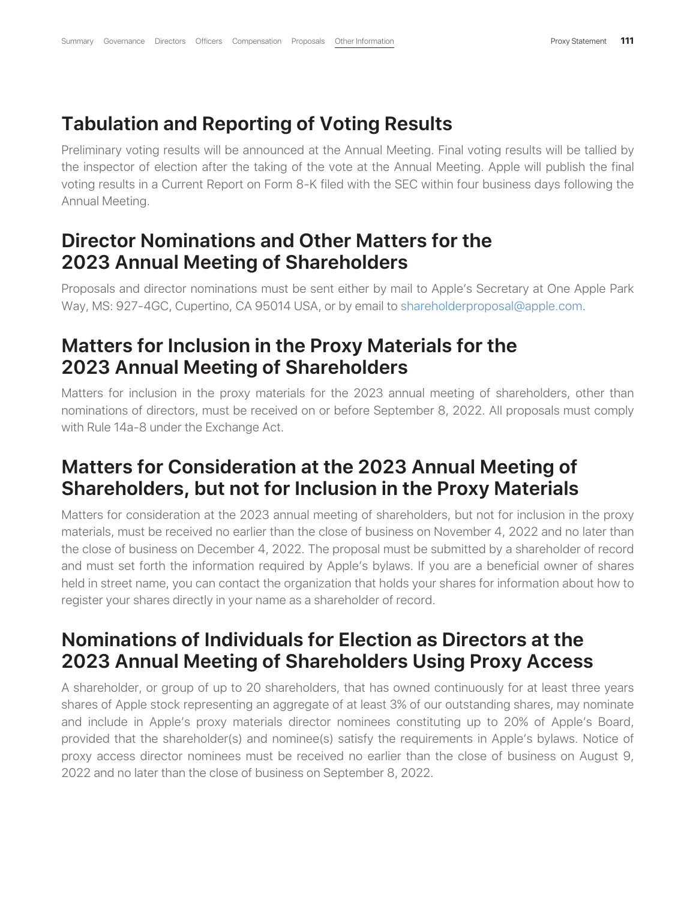## Tabulation and Reporting of Voting Results

Preliminary voting results will be announced at the Annual Meeting. Final voting results will be tallied by the inspector of election after the taking of the vote at the Annual Meeting. Apple will publish the final voting results in a Current Report on Form 8-K filed with the SEC within four business days following the Annual Meeting.

## Director Nominations and Other Matters for the 2023 Annual Meeting of Shareholders

Proposals and director nominations must be sent either by mail to Apple's Secretary at One Apple Park Way, MS: 927-4GC, Cupertino, CA 95014 USA, or by email to shareholderproposal@apple.com.

## Matters for Inclusion in the Proxy Materials for the 2023 Annual Meeting of Shareholders

Matters for inclusion in the proxy materials for the 2023 annual meeting of shareholders, other than nominations of directors, must be received on or before September 8, 2022. All proposals must comply with Rule 14a-8 under the Exchange Act.

## Matters for Consideration at the 2023 Annual Meeting of Shareholders, but not for Inclusion in the Proxy Materials

Matters for consideration at the 2023 annual meeting of shareholders, but not for inclusion in the proxy materials, must be received no earlier than the close of business on November 4, 2022 and no later than the close of business on December 4, 2022. The proposal must be submitted by a shareholder of record and must set forth the information required by Apple's bylaws. If you are a beneficial owner of shares held in street name, you can contact the organization that holds your shares for information about how to register your shares directly in your name as a shareholder of record.

## Nominations of Individuals for Election as Directors at the 2023 Annual Meeting of Shareholders Using Proxy Access

A shareholder, or group of up to 20 shareholders, that has owned continuously for at least three years shares of Apple stock representing an aggregate of at least 3% of our outstanding shares, may nominate and include in Apple's proxy materials director nominees constituting up to 20% of Apple's Board, provided that the shareholder(s) and nominee(s) satisfy the requirements in Apple's bylaws. Notice of proxy access director nominees must be received no earlier than the close of business on August 9, 2022 and no later than the close of business on September 8, 2022.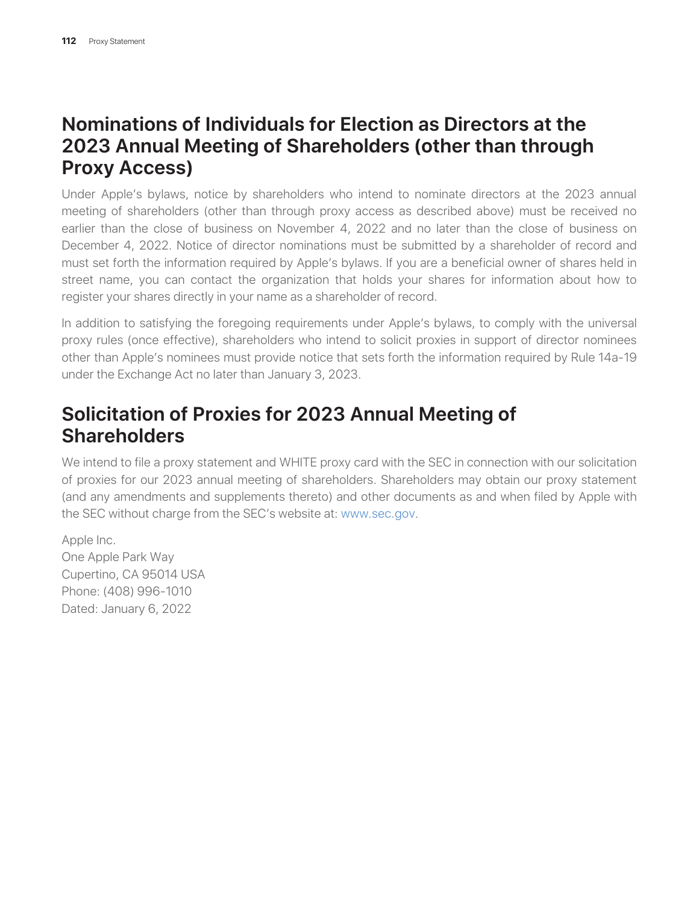## Nominations of Individuals for Election as Directors at the 2023 Annual Meeting of Shareholders (other than through Proxy Access)

Under Apple's bylaws, notice by shareholders who intend to nominate directors at the 2023 annual meeting of shareholders (other than through proxy access as described above) must be received no earlier than the close of business on November 4, 2022 and no later than the close of business on December 4, 2022. Notice of director nominations must be submitted by a shareholder of record and must set forth the information required by Apple's bylaws. If you are a beneficial owner of shares held in street name, you can contact the organization that holds your shares for information about how to register your shares directly in your name as a shareholder of record.

In addition to satisfying the foregoing requirements under Apple's bylaws, to comply with the universal proxy rules (once effective), shareholders who intend to solicit proxies in support of director nominees other than Apple's nominees must provide notice that sets forth the information required by Rule 14a-19 under the Exchange Act no later than January 3, 2023.

## Solicitation of Proxies for 2023 Annual Meeting of Shareholders

We intend to file a proxy statement and WHITE proxy card with the SEC in connection with our solicitation of proxies for our 2023 annual meeting of shareholders. Shareholders may obtain our proxy statement (and any amendments and supplements thereto) and other documents as and when filed by Apple with the SEC without charge from the SEC's website at: www.sec.gov.

Apple Inc.
One Apple Park Way
Cupertino, CA 95014 USA
Phone: (408) 996-1010
Dated: January 6, 2022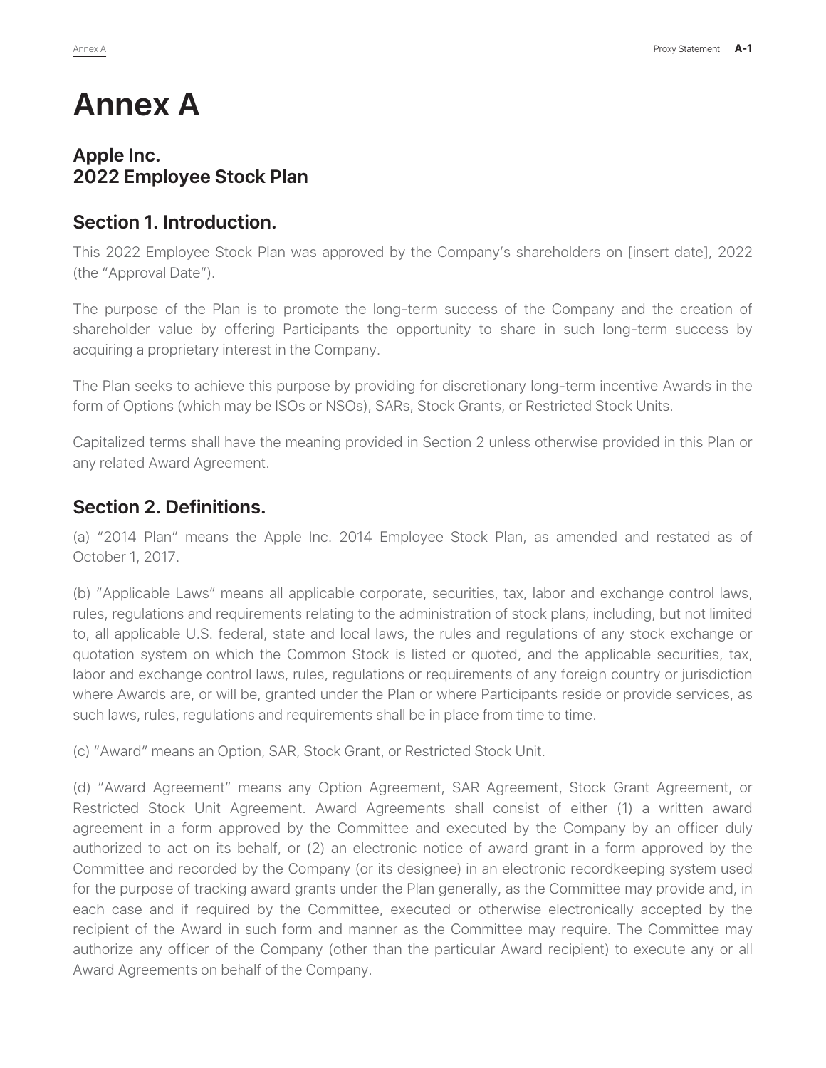# Annex A

## Apple Inc.
## 2022 Employee Stock Plan

## Section 1. Introduction.

This 2022 Employee Stock Plan was approved by the Company's shareholders on [insert date], 2022 (the "Approval Date").

The purpose of the Plan is to promote the long-term success of the Company and the creation of shareholder value by offering Participants the opportunity to share in such long-term success by acquiring a proprietary interest in the Company.

The Plan seeks to achieve this purpose by providing for discretionary long-term incentive Awards in the form of Options (which may be ISOs or NSOs), SARs, Stock Grants, or Restricted Stock Units.

Capitalized terms shall have the meaning provided in Section 2 unless otherwise provided in this Plan or any related Award Agreement.

## Section 2. Definitions.

(a) "2014 Plan" means the Apple Inc. 2014 Employee Stock Plan, as amended and restated as of October 1, 2017.

(b) "Applicable Laws" means all applicable corporate, securities, tax, labor and exchange control laws, rules, regulations and requirements relating to the administration of stock plans, including, but not limited to, all applicable U.S. federal, state and local laws, the rules and regulations of any stock exchange or quotation system on which the Common Stock is listed or quoted, and the applicable securities, tax, labor and exchange control laws, rules, regulations or requirements of any foreign country or jurisdiction where Awards are, or will be, granted under the Plan or where Participants reside or provide services, as such laws, rules, regulations and requirements shall be in place from time to time.

(c) "Award" means an Option, SAR, Stock Grant, or Restricted Stock Unit.

(d) "Award Agreement" means any Option Agreement, SAR Agreement, Stock Grant Agreement, or Restricted Stock Unit Agreement. Award Agreements shall consist of either (1) a written award agreement in a form approved by the Committee and executed by the Company by an officer duly authorized to act on its behalf, or (2) an electronic notice of award grant in a form approved by the Committee and recorded by the Company (or its designee) in an electronic recordkeeping system used for the purpose of tracking award grants under the Plan generally, as the Committee may provide and, in each case and if required by the Committee, executed or otherwise electronically accepted by the recipient of the Award in such form and manner as the Committee may require. The Committee may authorize any officer of the Company (other than the particular Award recipient) to execute any or all Award Agreements on behalf of the Company.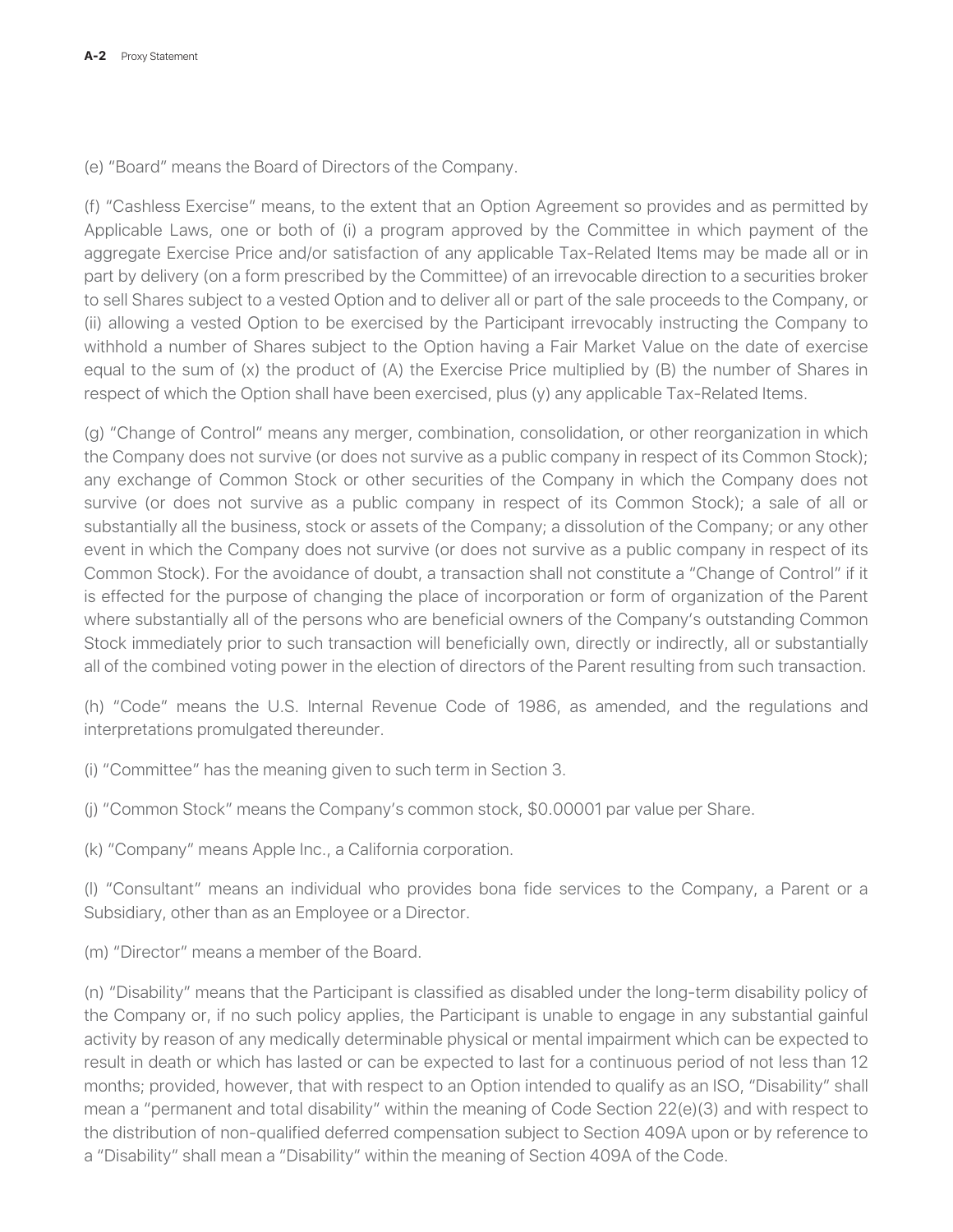(e) "Board" means the Board of Directors of the Company.

(f) "Cashless Exercise" means, to the extent that an Option Agreement so provides and as permitted by Applicable Laws, one or both of (i) a program approved by the Committee in which payment of the aggregate Exercise Price and/or satisfaction of any applicable Tax-Related Items may be made all or in part by delivery (on a form prescribed by the Committee) of an irrevocable direction to a securities broker to sell Shares subject to a vested Option and to deliver all or part of the sale proceeds to the Company, or (ii) allowing a vested Option to be exercised by the Participant irrevocably instructing the Company to withhold a number of Shares subject to the Option having a Fair Market Value on the date of exercise equal to the sum of (x) the product of (A) the Exercise Price multiplied by (B) the number of Shares in respect of which the Option shall have been exercised, plus (y) any applicable Tax-Related Items.

(g) "Change of Control" means any merger, combination, consolidation, or other reorganization in which the Company does not survive (or does not survive as a public company in respect of its Common Stock); any exchange of Common Stock or other securities of the Company in which the Company does not survive (or does not survive as a public company in respect of its Common Stock); a sale of all or substantially all the business, stock or assets of the Company; a dissolution of the Company; or any other event in which the Company does not survive (or does not survive as a public company in respect of its Common Stock). For the avoidance of doubt, a transaction shall not constitute a "Change of Control" if it is effected for the purpose of changing the place of incorporation or form of organization of the Parent where substantially all of the persons who are beneficial owners of the Company's outstanding Common Stock immediately prior to such transaction will beneficially own, directly or indirectly, all or substantially all of the combined voting power in the election of directors of the Parent resulting from such transaction.

(h) "Code" means the U.S. Internal Revenue Code of 1986, as amended, and the regulations and interpretations promulgated thereunder.

(i) "Committee" has the meaning given to such term in Section 3.

(j) "Common Stock" means the Company's common stock, $0.00001 par value per Share.

(k) "Company" means Apple Inc., a California corporation.

(l) "Consultant" means an individual who provides bona fide services to the Company, a Parent or a Subsidiary, other than as an Employee or a Director.

(m) "Director" means a member of the Board.

(n) "Disability" means that the Participant is classified as disabled under the long-term disability policy of the Company or, if no such policy applies, the Participant is unable to engage in any substantial gainful activity by reason of any medically determinable physical or mental impairment which can be expected to result in death or which has lasted or can be expected to last for a continuous period of not less than 12 months; provided, however, that with respect to an Option intended to qualify as an ISO, "Disability" shall mean a "permanent and total disability" within the meaning of Code Section 22(e)(3) and with respect to the distribution of non-qualified deferred compensation subject to Section 409A upon or by reference to a "Disability" shall mean a "Disability" within the meaning of Section 409A of the Code.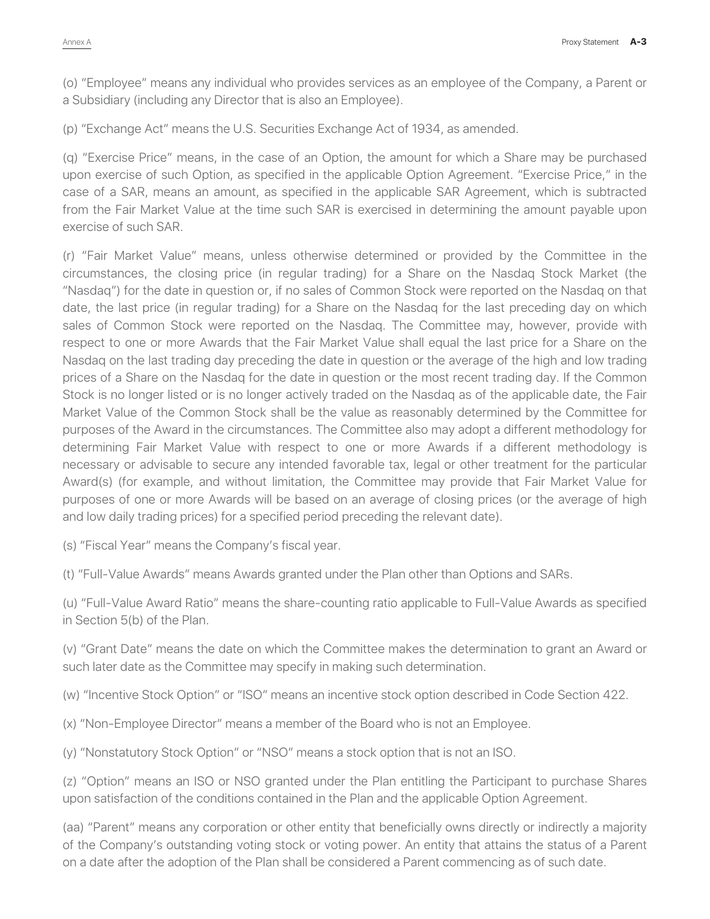(o) "Employee" means any individual who provides services as an employee of the Company, a Parent or a Subsidiary (including any Director that is also an Employee).

(p) "Exchange Act" means the U.S. Securities Exchange Act of 1934, as amended.

(q) "Exercise Price" means, in the case of an Option, the amount for which a Share may be purchased upon exercise of such Option, as specified in the applicable Option Agreement. "Exercise Price," in the case of a SAR, means an amount, as specified in the applicable SAR Agreement, which is subtracted from the Fair Market Value at the time such SAR is exercised in determining the amount payable upon exercise of such SAR.

(r) "Fair Market Value" means, unless otherwise determined or provided by the Committee in the circumstances, the closing price (in regular trading) for a Share on the Nasdaq Stock Market (the "Nasdaq") for the date in question or, if no sales of Common Stock were reported on the Nasdaq on that date, the last price (in regular trading) for a Share on the Nasdaq for the last preceding day on which sales of Common Stock were reported on the Nasdaq. The Committee may, however, provide with respect to one or more Awards that the Fair Market Value shall equal the last price for a Share on the Nasdaq on the last trading day preceding the date in question or the average of the high and low trading prices of a Share on the Nasdaq for the date in question or the most recent trading day. If the Common Stock is no longer listed or is no longer actively traded on the Nasdaq as of the applicable date, the Fair Market Value of the Common Stock shall be the value as reasonably determined by the Committee for purposes of the Award in the circumstances. The Committee also may adopt a different methodology for determining Fair Market Value with respect to one or more Awards if a different methodology is necessary or advisable to secure any intended favorable tax, legal or other treatment for the particular Award(s) (for example, and without limitation, the Committee may provide that Fair Market Value for purposes of one or more Awards will be based on an average of closing prices (or the average of high and low daily trading prices) for a specified period preceding the relevant date).

(s) "Fiscal Year" means the Company's fiscal year.

(t) "Full-Value Awards" means Awards granted under the Plan other than Options and SARs.

(u) "Full-Value Award Ratio" means the share-counting ratio applicable to Full-Value Awards as specified in Section 5(b) of the Plan.

(v) "Grant Date" means the date on which the Committee makes the determination to grant an Award or such later date as the Committee may specify in making such determination.

(w) "Incentive Stock Option" or "ISO" means an incentive stock option described in Code Section 422.

(x) "Non-Employee Director" means a member of the Board who is not an Employee.

(y) "Nonstatutory Stock Option" or "NSO" means a stock option that is not an ISO.

(z) "Option" means an ISO or NSO granted under the Plan entitling the Participant to purchase Shares upon satisfaction of the conditions contained in the Plan and the applicable Option Agreement.

(aa) "Parent" means any corporation or other entity that beneficially owns directly or indirectly a majority of the Company's outstanding voting stock or voting power. An entity that attains the status of a Parent on a date after the adoption of the Plan shall be considered a Parent commencing as of such date.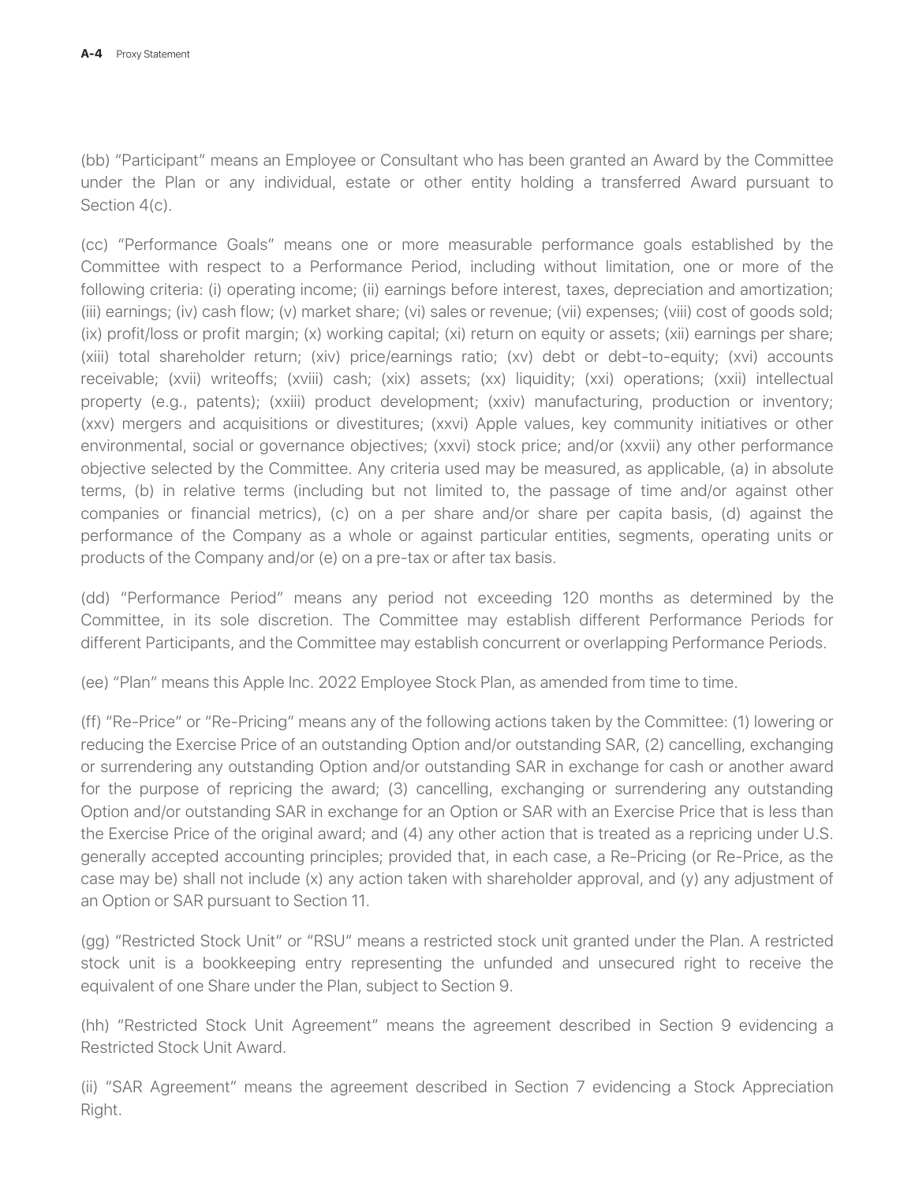(bb) "Participant" means an Employee or Consultant who has been granted an Award by the Committee under the Plan or any individual, estate or other entity holding a transferred Award pursuant to Section 4(c).

(cc) "Performance Goals" means one or more measurable performance goals established by the Committee with respect to a Performance Period, including without limitation, one or more of the following criteria: (i) operating income; (ii) earnings before interest, taxes, depreciation and amortization; (iii) earnings; (iv) cash flow; (v) market share; (vi) sales or revenue; (vii) expenses; (viii) cost of goods sold; (ix) profit/loss or profit margin; (x) working capital; (xi) return on equity or assets; (xii) earnings per share; (xiii) total shareholder return; (xiv) price/earnings ratio; (xv) debt or debt-to-equity; (xvi) accounts receivable; (xvii) writeoffs; (xviii) cash; (xix) assets; (xx) liquidity; (xxi) operations; (xxii) intellectual property (e.g., patents); (xxiii) product development; (xxiv) manufacturing, production or inventory; (xxv) mergers and acquisitions or divestitures; (xxvi) Apple values, key community initiatives or other environmental, social or governance objectives; (xxvi) stock price; and/or (xxvii) any other performance objective selected by the Committee. Any criteria used may be measured, as applicable, (a) in absolute terms, (b) in relative terms (including but not limited to, the passage of time and/or against other companies or financial metrics), (c) on a per share and/or share per capita basis, (d) against the performance of the Company as a whole or against particular entities, segments, operating units or products of the Company and/or (e) on a pre-tax or after tax basis.

(dd) "Performance Period" means any period not exceeding 120 months as determined by the Committee, in its sole discretion. The Committee may establish different Performance Periods for different Participants, and the Committee may establish concurrent or overlapping Performance Periods.

(ee) "Plan" means this Apple Inc. 2022 Employee Stock Plan, as amended from time to time.

(ff) "Re-Price" or "Re-Pricing" means any of the following actions taken by the Committee: (1) lowering or reducing the Exercise Price of an outstanding Option and/or outstanding SAR, (2) cancelling, exchanging or surrendering any outstanding Option and/or outstanding SAR in exchange for cash or another award for the purpose of repricing the award; (3) cancelling, exchanging or surrendering any outstanding Option and/or outstanding SAR in exchange for an Option or SAR with an Exercise Price that is less than the Exercise Price of the original award; and (4) any other action that is treated as a repricing under U.S. generally accepted accounting principles; provided that, in each case, a Re-Pricing (or Re-Price, as the case may be) shall not include (x) any action taken with shareholder approval, and (y) any adjustment of an Option or SAR pursuant to Section 11.

(gg) "Restricted Stock Unit" or "RSU" means a restricted stock unit granted under the Plan. A restricted stock unit is a bookkeeping entry representing the unfunded and unsecured right to receive the equivalent of one Share under the Plan, subject to Section 9.

(hh) "Restricted Stock Unit Agreement" means the agreement described in Section 9 evidencing a Restricted Stock Unit Award.

(ii) "SAR Agreement" means the agreement described in Section 7 evidencing a Stock Appreciation Right.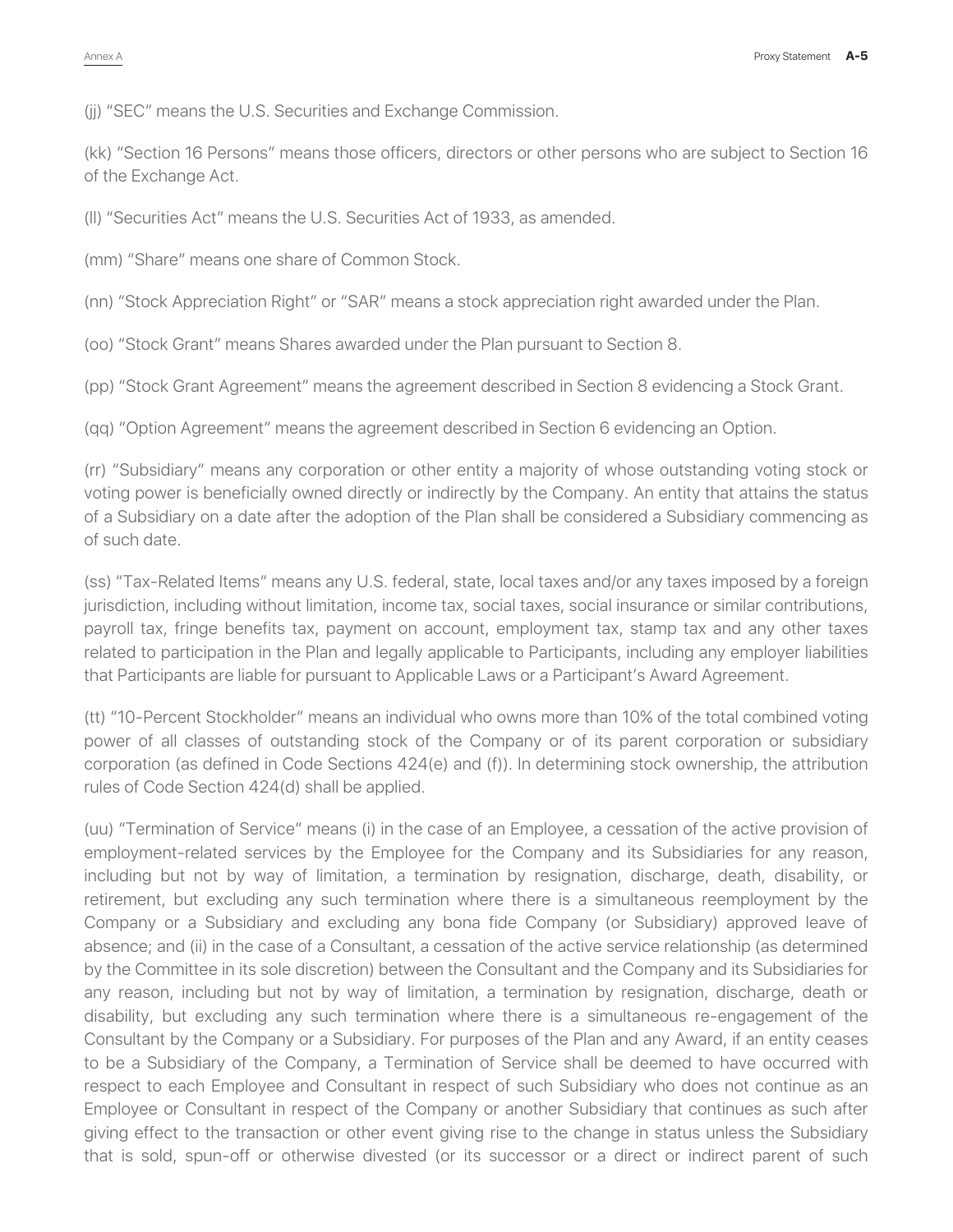(jj) "SEC" means the U.S. Securities and Exchange Commission.

(kk) "Section 16 Persons" means those officers, directors or other persons who are subject to Section 16 of the Exchange Act.

(ll) "Securities Act" means the U.S. Securities Act of 1933, as amended.

(mm) "Share" means one share of Common Stock.

(nn) "Stock Appreciation Right" or "SAR" means a stock appreciation right awarded under the Plan.

(oo) "Stock Grant" means Shares awarded under the Plan pursuant to Section 8.

(pp) "Stock Grant Agreement" means the agreement described in Section 8 evidencing a Stock Grant.

(qq) "Option Agreement" means the agreement described in Section 6 evidencing an Option.

(rr) "Subsidiary" means any corporation or other entity a majority of whose outstanding voting stock or voting power is beneficially owned directly or indirectly by the Company. An entity that attains the status of a Subsidiary on a date after the adoption of the Plan shall be considered a Subsidiary commencing as of such date.

(ss) "Tax-Related Items" means any U.S. federal, state, local taxes and/or any taxes imposed by a foreign jurisdiction, including without limitation, income tax, social taxes, social insurance or similar contributions, payroll tax, fringe benefits tax, payment on account, employment tax, stamp tax and any other taxes related to participation in the Plan and legally applicable to Participants, including any employer liabilities that Participants are liable for pursuant to Applicable Laws or a Participant's Award Agreement.

(tt) "10-Percent Stockholder" means an individual who owns more than 10% of the total combined voting power of all classes of outstanding stock of the Company or of its parent corporation or subsidiary corporation (as defined in Code Sections 424(e) and (f)). In determining stock ownership, the attribution rules of Code Section 424(d) shall be applied.

(uu) "Termination of Service" means (i) in the case of an Employee, a cessation of the active provision of employment-related services by the Employee for the Company and its Subsidiaries for any reason, including but not by way of limitation, a termination by resignation, discharge, death, disability, or retirement, but excluding any such termination where there is a simultaneous reemployment by the Company or a Subsidiary and excluding any bona fide Company (or Subsidiary) approved leave of absence; and (ii) in the case of a Consultant, a cessation of the active service relationship (as determined by the Committee in its sole discretion) between the Consultant and the Company and its Subsidiaries for any reason, including but not by way of limitation, a termination by resignation, discharge, death or disability, but excluding any such termination where there is a simultaneous re-engagement of the Consultant by the Company or a Subsidiary. For purposes of the Plan and any Award, if an entity ceases to be a Subsidiary of the Company, a Termination of Service shall be deemed to have occurred with respect to each Employee and Consultant in respect of such Subsidiary who does not continue as an Employee or Consultant in respect of the Company or another Subsidiary that continues as such after giving effect to the transaction or other event giving rise to the change in status unless the Subsidiary that is sold, spun-off or otherwise divested (or its successor or a direct or indirect parent of such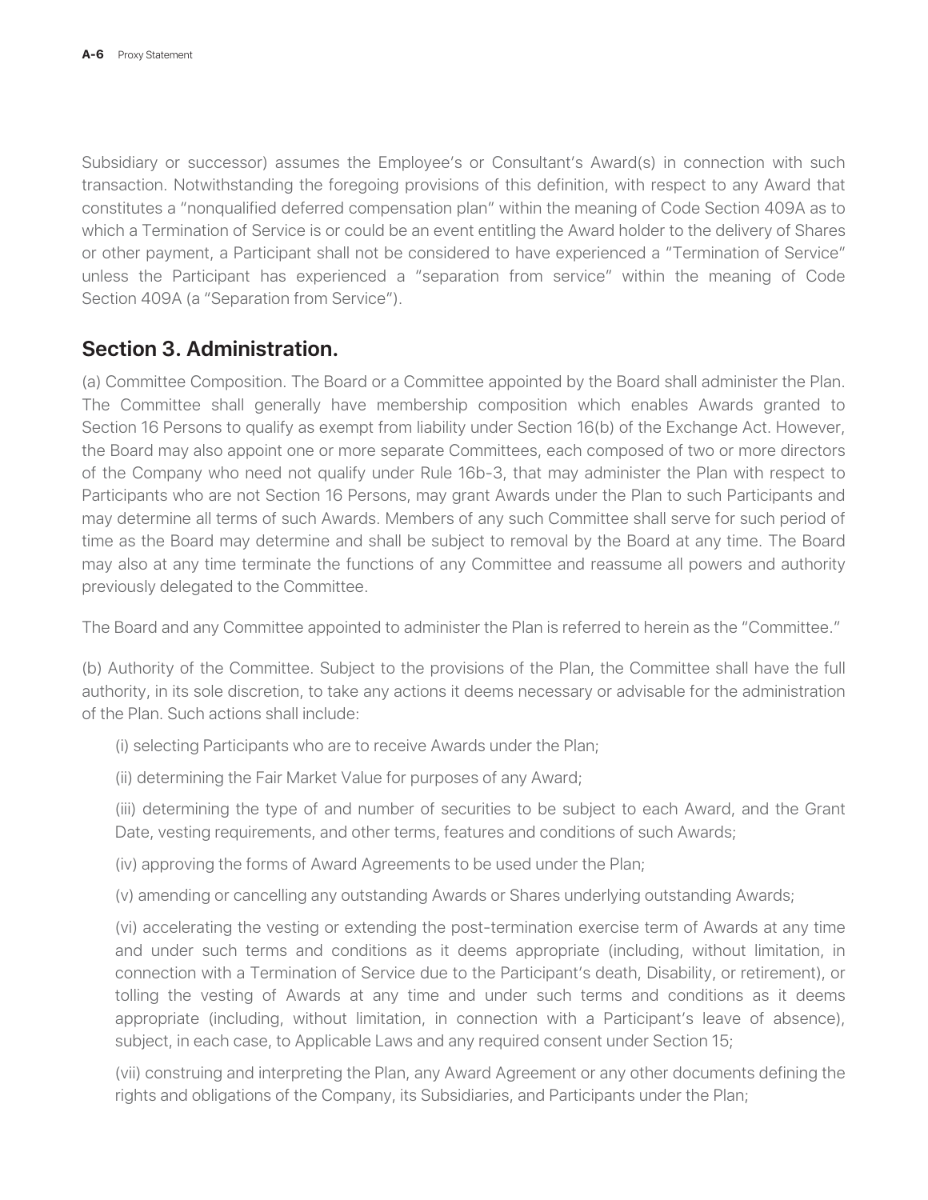Subsidiary or successor) assumes the Employee's or Consultant's Award(s) in connection with such transaction. Notwithstanding the foregoing provisions of this definition, with respect to any Award that constitutes a "nonqualified deferred compensation plan" within the meaning of Code Section 409A as to which a Termination of Service is or could be an event entitling the Award holder to the delivery of Shares or other payment, a Participant shall not be considered to have experienced a "Termination of Service" unless the Participant has experienced a "separation from service" within the meaning of Code Section 409A (a "Separation from Service").

## Section 3. Administration.

(a) Committee Composition. The Board or a Committee appointed by the Board shall administer the Plan. The Committee shall generally have membership composition which enables Awards granted to Section 16 Persons to qualify as exempt from liability under Section 16(b) of the Exchange Act. However, the Board may also appoint one or more separate Committees, each composed of two or more directors of the Company who need not qualify under Rule 16b-3, that may administer the Plan with respect to Participants who are not Section 16 Persons, may grant Awards under the Plan to such Participants and may determine all terms of such Awards. Members of any such Committee shall serve for such period of time as the Board may determine and shall be subject to removal by the Board at any time. The Board may also at any time terminate the functions of any Committee and reassume all powers and authority previously delegated to the Committee.

The Board and any Committee appointed to administer the Plan is referred to herein as the "Committee."

(b) Authority of the Committee. Subject to the provisions of the Plan, the Committee shall have the full authority, in its sole discretion, to take any actions it deems necessary or advisable for the administration of the Plan. Such actions shall include:

(i) selecting Participants who are to receive Awards under the Plan;

(ii) determining the Fair Market Value for purposes of any Award;

(iii) determining the type of and number of securities to be subject to each Award, and the Grant Date, vesting requirements, and other terms, features and conditions of such Awards;

(iv) approving the forms of Award Agreements to be used under the Plan;

(v) amending or cancelling any outstanding Awards or Shares underlying outstanding Awards;

(vi) accelerating the vesting or extending the post-termination exercise term of Awards at any time and under such terms and conditions as it deems appropriate (including, without limitation, in connection with a Termination of Service due to the Participant's death, Disability, or retirement), or tolling the vesting of Awards at any time and under such terms and conditions as it deems appropriate (including, without limitation, in connection with a Participant's leave of absence), subject, in each case, to Applicable Laws and any required consent under Section 15;

(vii) construing and interpreting the Plan, any Award Agreement or any other documents defining the rights and obligations of the Company, its Subsidiaries, and Participants under the Plan;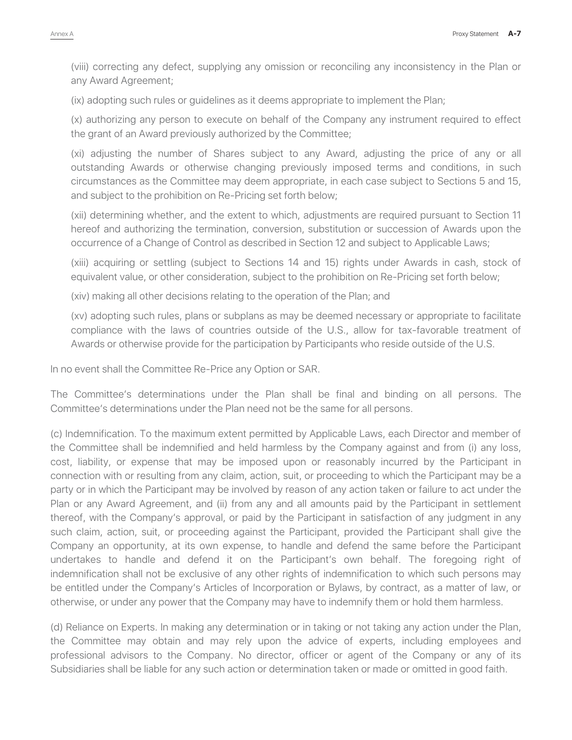(viii) correcting any defect, supplying any omission or reconciling any inconsistency in the Plan or any Award Agreement;

(ix) adopting such rules or guidelines as it deems appropriate to implement the Plan;

(x) authorizing any person to execute on behalf of the Company any instrument required to effect the grant of an Award previously authorized by the Committee;

(xi) adjusting the number of Shares subject to any Award, adjusting the price of any or all outstanding Awards or otherwise changing previously imposed terms and conditions, in such circumstances as the Committee may deem appropriate, in each case subject to Sections 5 and 15, and subject to the prohibition on Re-Pricing set forth below;

(xii) determining whether, and the extent to which, adjustments are required pursuant to Section 11 hereof and authorizing the termination, conversion, substitution or succession of Awards upon the occurrence of a Change of Control as described in Section 12 and subject to Applicable Laws;

(xiii) acquiring or settling (subject to Sections 14 and 15) rights under Awards in cash, stock of equivalent value, or other consideration, subject to the prohibition on Re-Pricing set forth below;

(xiv) making all other decisions relating to the operation of the Plan; and

(xv) adopting such rules, plans or subplans as may be deemed necessary or appropriate to facilitate compliance with the laws of countries outside of the U.S., allow for tax-favorable treatment of Awards or otherwise provide for the participation by Participants who reside outside of the U.S.

In no event shall the Committee Re-Price any Option or SAR.

The Committee's determinations under the Plan shall be final and binding on all persons. The Committee's determinations under the Plan need not be the same for all persons.

(c) Indemnification. To the maximum extent permitted by Applicable Laws, each Director and member of the Committee shall be indemnified and held harmless by the Company against and from (i) any loss, cost, liability, or expense that may be imposed upon or reasonably incurred by the Participant in connection with or resulting from any claim, action, suit, or proceeding to which the Participant may be a party or in which the Participant may be involved by reason of any action taken or failure to act under the Plan or any Award Agreement, and (ii) from any and all amounts paid by the Participant in settlement thereof, with the Company's approval, or paid by the Participant in satisfaction of any judgment in any such claim, action, suit, or proceeding against the Participant, provided the Participant shall give the Company an opportunity, at its own expense, to handle and defend the same before the Participant undertakes to handle and defend it on the Participant's own behalf. The foregoing right of indemnification shall not be exclusive of any other rights of indemnification to which such persons may be entitled under the Company's Articles of Incorporation or Bylaws, by contract, as a matter of law, or otherwise, or under any power that the Company may have to indemnify them or hold them harmless.

(d) Reliance on Experts. In making any determination or in taking or not taking any action under the Plan, the Committee may obtain and may rely upon the advice of experts, including employees and professional advisors to the Company. No director, officer or agent of the Company or any of its Subsidiaries shall be liable for any such action or determination taken or made or omitted in good faith.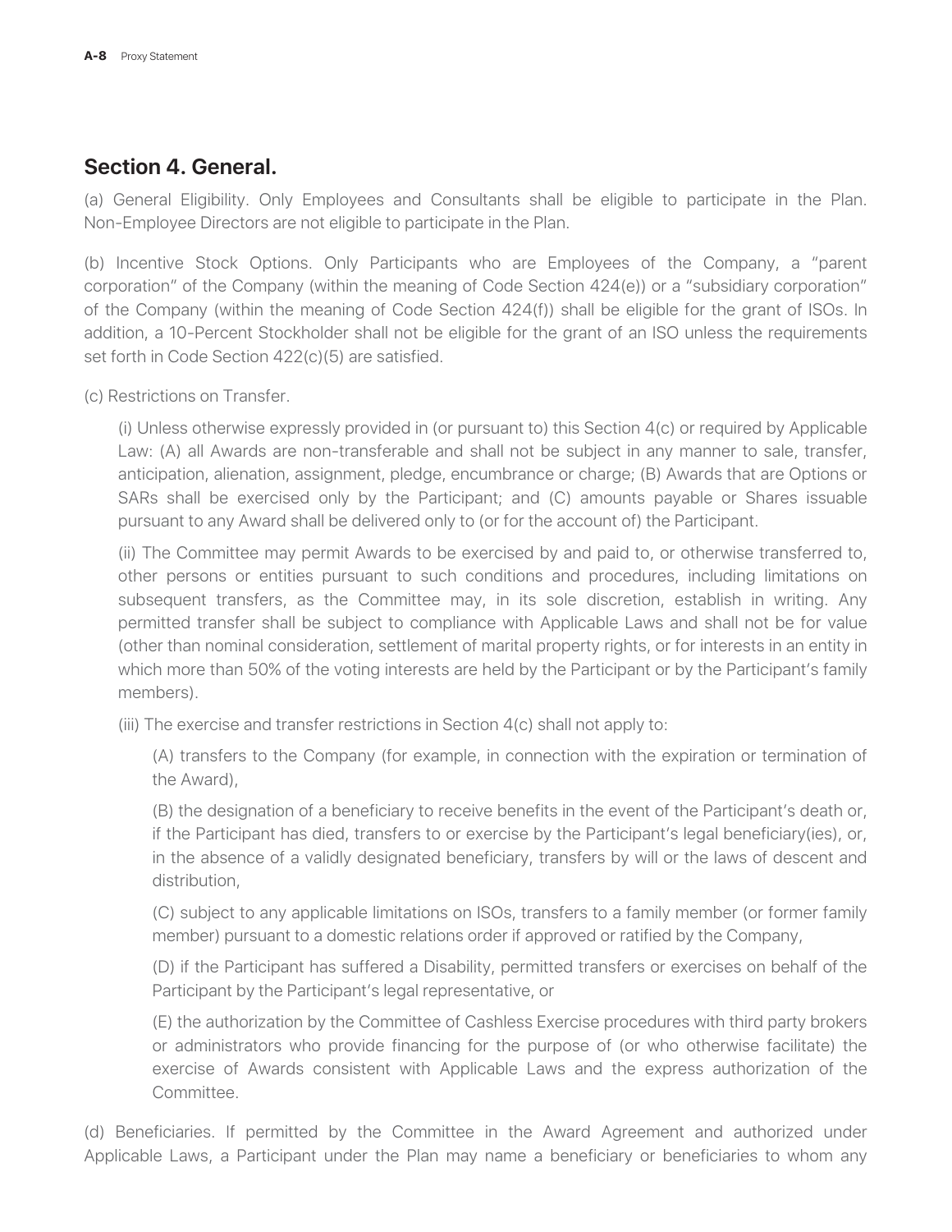## Section 4. General.

(a) General Eligibility. Only Employees and Consultants shall be eligible to participate in the Plan. Non-Employee Directors are not eligible to participate in the Plan.

(b) Incentive Stock Options. Only Participants who are Employees of the Company, a "parent corporation" of the Company (within the meaning of Code Section 424(e)) or a "subsidiary corporation" of the Company (within the meaning of Code Section 424(f)) shall be eligible for the grant of ISOs. In addition, a 10-Percent Stockholder shall not be eligible for the grant of an ISO unless the requirements set forth in Code Section 422(c)(5) are satisfied.

(c) Restrictions on Transfer.

(i) Unless otherwise expressly provided in (or pursuant to) this Section 4(c) or required by Applicable Law: (A) all Awards are non-transferable and shall not be subject in any manner to sale, transfer, anticipation, alienation, assignment, pledge, encumbrance or charge; (B) Awards that are Options or SARs shall be exercised only by the Participant; and (C) amounts payable or Shares issuable pursuant to any Award shall be delivered only to (or for the account of) the Participant.

(ii) The Committee may permit Awards to be exercised by and paid to, or otherwise transferred to, other persons or entities pursuant to such conditions and procedures, including limitations on subsequent transfers, as the Committee may, in its sole discretion, establish in writing. Any permitted transfer shall be subject to compliance with Applicable Laws and shall not be for value (other than nominal consideration, settlement of marital property rights, or for interests in an entity in which more than 50% of the voting interests are held by the Participant or by the Participant's family members).

(iii) The exercise and transfer restrictions in Section 4(c) shall not apply to:

(A) transfers to the Company (for example, in connection with the expiration or termination of the Award),

(B) the designation of a beneficiary to receive benefits in the event of the Participant's death or, if the Participant has died, transfers to or exercise by the Participant's legal beneficiary(ies), or, in the absence of a validly designated beneficiary, transfers by will or the laws of descent and distribution,

(C) subject to any applicable limitations on ISOs, transfers to a family member (or former family member) pursuant to a domestic relations order if approved or ratified by the Company,

(D) if the Participant has suffered a Disability, permitted transfers or exercises on behalf of the Participant by the Participant's legal representative, or

(E) the authorization by the Committee of Cashless Exercise procedures with third party brokers or administrators who provide financing for the purpose of (or who otherwise facilitate) the exercise of Awards consistent with Applicable Laws and the express authorization of the Committee.

(d) Beneficiaries. If permitted by the Committee in the Award Agreement and authorized under Applicable Laws, a Participant under the Plan may name a beneficiary or beneficiaries to whom any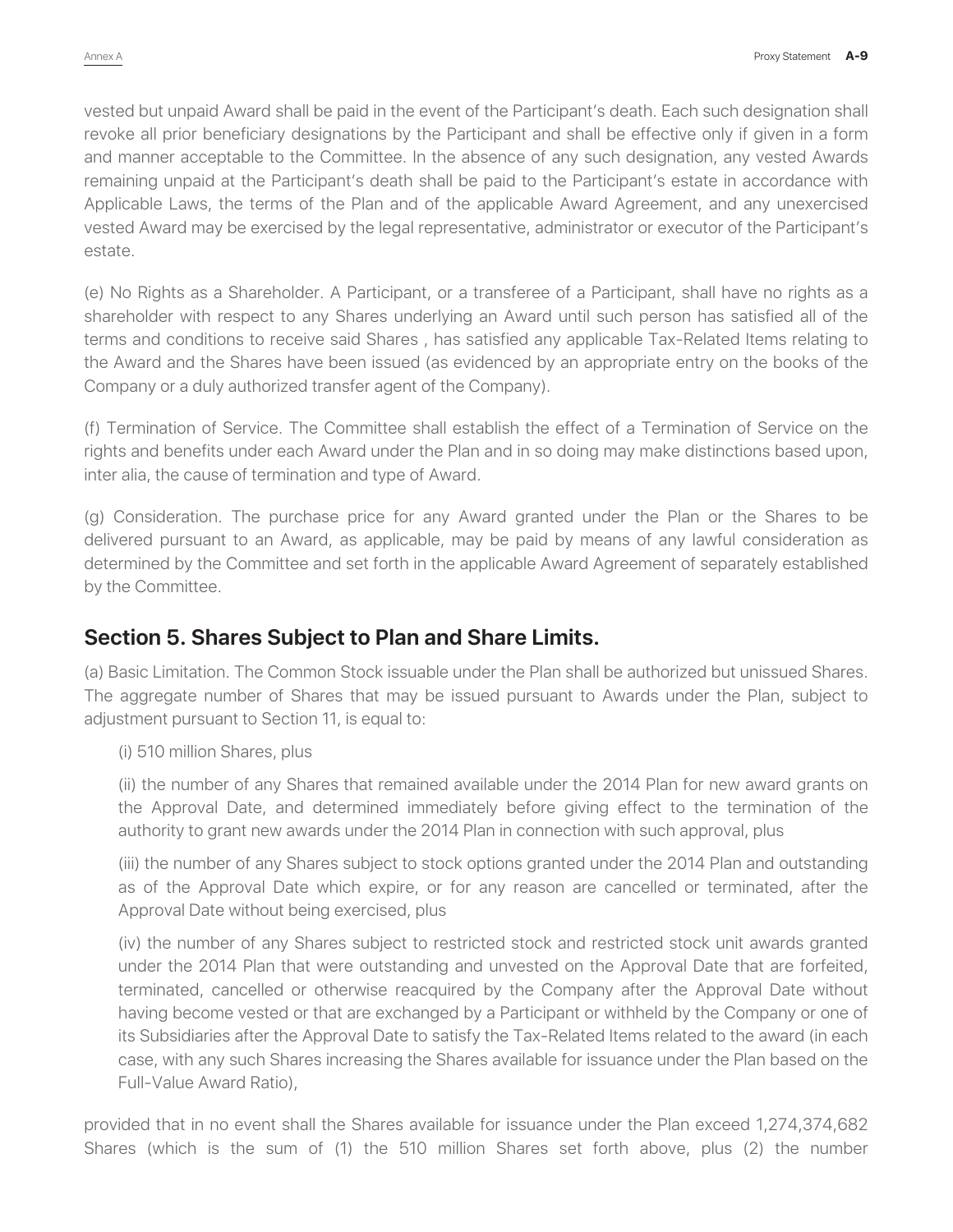vested but unpaid Award shall be paid in the event of the Participant's death. Each such designation shall revoke all prior beneficiary designations by the Participant and shall be effective only if given in a form and manner acceptable to the Committee. In the absence of any such designation, any vested Awards remaining unpaid at the Participant's death shall be paid to the Participant's estate in accordance with Applicable Laws, the terms of the Plan and of the applicable Award Agreement, and any unexercised vested Award may be exercised by the legal representative, administrator or executor of the Participant's estate.

(e) No Rights as a Shareholder. A Participant, or a transferee of a Participant, shall have no rights as a shareholder with respect to any Shares underlying an Award until such person has satisfied all of the terms and conditions to receive said Shares , has satisfied any applicable Tax-Related Items relating to the Award and the Shares have been issued (as evidenced by an appropriate entry on the books of the Company or a duly authorized transfer agent of the Company).

(f) Termination of Service. The Committee shall establish the effect of a Termination of Service on the rights and benefits under each Award under the Plan and in so doing may make distinctions based upon, inter alia, the cause of termination and type of Award.

(g) Consideration. The purchase price for any Award granted under the Plan or the Shares to be delivered pursuant to an Award, as applicable, may be paid by means of any lawful consideration as determined by the Committee and set forth in the applicable Award Agreement of separately established by the Committee.

## Section 5. Shares Subject to Plan and Share Limits.

(a) Basic Limitation. The Common Stock issuable under the Plan shall be authorized but unissued Shares. The aggregate number of Shares that may be issued pursuant to Awards under the Plan, subject to adjustment pursuant to Section 11, is equal to:

(i) 510 million Shares, plus

(ii) the number of any Shares that remained available under the 2014 Plan for new award grants on the Approval Date, and determined immediately before giving effect to the termination of the authority to grant new awards under the 2014 Plan in connection with such approval, plus

(iii) the number of any Shares subject to stock options granted under the 2014 Plan and outstanding as of the Approval Date which expire, or for any reason are cancelled or terminated, after the Approval Date without being exercised, plus

(iv) the number of any Shares subject to restricted stock and restricted stock unit awards granted under the 2014 Plan that were outstanding and unvested on the Approval Date that are forfeited, terminated, cancelled or otherwise reacquired by the Company after the Approval Date without having become vested or that are exchanged by a Participant or withheld by the Company or one of its Subsidiaries after the Approval Date to satisfy the Tax-Related Items related to the award (in each case, with any such Shares increasing the Shares available for issuance under the Plan based on the Full-Value Award Ratio),

provided that in no event shall the Shares available for issuance under the Plan exceed 1,274,374,682 Shares (which is the sum of (1) the 510 million Shares set forth above, plus (2) the number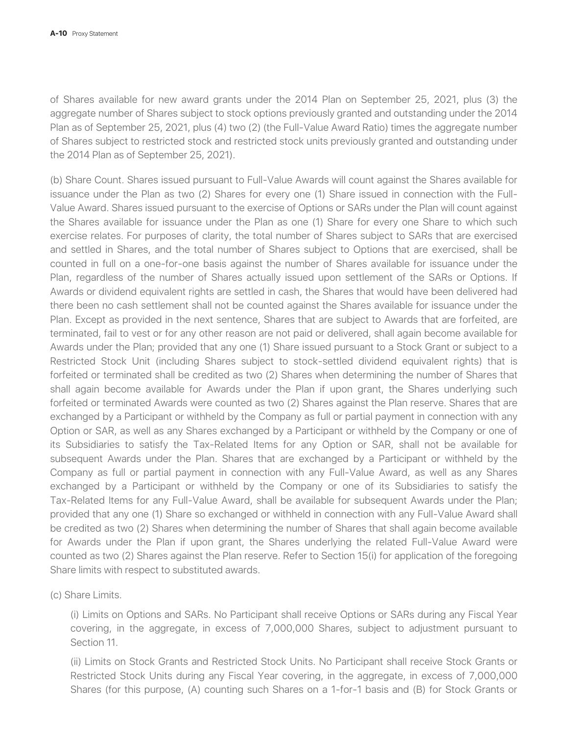of Shares available for new award grants under the 2014 Plan on September 25, 2021, plus (3) the aggregate number of Shares subject to stock options previously granted and outstanding under the 2014 Plan as of September 25, 2021, plus (4) two (2) (the Full-Value Award Ratio) times the aggregate number of Shares subject to restricted stock and restricted stock units previously granted and outstanding under the 2014 Plan as of September 25, 2021).

(b) Share Count. Shares issued pursuant to Full-Value Awards will count against the Shares available for issuance under the Plan as two (2) Shares for every one (1) Share issued in connection with the Full-Value Award. Shares issued pursuant to the exercise of Options or SARs under the Plan will count against the Shares available for issuance under the Plan as one (1) Share for every one Share to which such exercise relates. For purposes of clarity, the total number of Shares subject to SARs that are exercised and settled in Shares, and the total number of Shares subject to Options that are exercised, shall be counted in full on a one-for-one basis against the number of Shares available for issuance under the Plan, regardless of the number of Shares actually issued upon settlement of the SARs or Options. If Awards or dividend equivalent rights are settled in cash, the Shares that would have been delivered had there been no cash settlement shall not be counted against the Shares available for issuance under the Plan. Except as provided in the next sentence, Shares that are subject to Awards that are forfeited, are terminated, fail to vest or for any other reason are not paid or delivered, shall again become available for Awards under the Plan; provided that any one (1) Share issued pursuant to a Stock Grant or subject to a Restricted Stock Unit (including Shares subject to stock-settled dividend equivalent rights) that is forfeited or terminated shall be credited as two (2) Shares when determining the number of Shares that shall again become available for Awards under the Plan if upon grant, the Shares underlying such forfeited or terminated Awards were counted as two (2) Shares against the Plan reserve. Shares that are exchanged by a Participant or withheld by the Company as full or partial payment in connection with any Option or SAR, as well as any Shares exchanged by a Participant or withheld by the Company or one of its Subsidiaries to satisfy the Tax-Related Items for any Option or SAR, shall not be available for subsequent Awards under the Plan. Shares that are exchanged by a Participant or withheld by the Company as full or partial payment in connection with any Full-Value Award, as well as any Shares exchanged by a Participant or withheld by the Company or one of its Subsidiaries to satisfy the Tax-Related Items for any Full-Value Award, shall be available for subsequent Awards under the Plan; provided that any one (1) Share so exchanged or withheld in connection with any Full-Value Award shall be credited as two (2) Shares when determining the number of Shares that shall again become available for Awards under the Plan if upon grant, the Shares underlying the related Full-Value Award were counted as two (2) Shares against the Plan reserve. Refer to Section 15(i) for application of the foregoing Share limits with respect to substituted awards.

(c) Share Limits.

(i) Limits on Options and SARs. No Participant shall receive Options or SARs during any Fiscal Year covering, in the aggregate, in excess of 7,000,000 Shares, subject to adjustment pursuant to Section 11.

(ii) Limits on Stock Grants and Restricted Stock Units. No Participant shall receive Stock Grants or Restricted Stock Units during any Fiscal Year covering, in the aggregate, in excess of 7,000,000 Shares (for this purpose, (A) counting such Shares on a 1-for-1 basis and (B) for Stock Grants or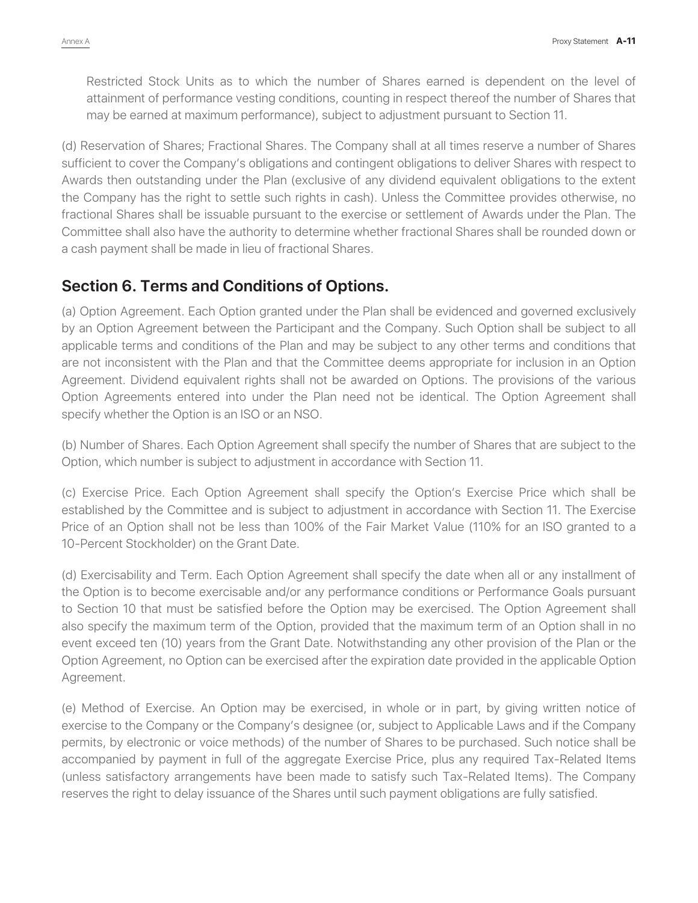Restricted Stock Units as to which the number of Shares earned is dependent on the level of attainment of performance vesting conditions, counting in respect thereof the number of Shares that may be earned at maximum performance), subject to adjustment pursuant to Section 11.

(d) Reservation of Shares; Fractional Shares. The Company shall at all times reserve a number of Shares sufficient to cover the Company's obligations and contingent obligations to deliver Shares with respect to Awards then outstanding under the Plan (exclusive of any dividend equivalent obligations to the extent the Company has the right to settle such rights in cash). Unless the Committee provides otherwise, no fractional Shares shall be issuable pursuant to the exercise or settlement of Awards under the Plan. The Committee shall also have the authority to determine whether fractional Shares shall be rounded down or a cash payment shall be made in lieu of fractional Shares.

## Section 6. Terms and Conditions of Options.

(a) Option Agreement. Each Option granted under the Plan shall be evidenced and governed exclusively by an Option Agreement between the Participant and the Company. Such Option shall be subject to all applicable terms and conditions of the Plan and may be subject to any other terms and conditions that are not inconsistent with the Plan and that the Committee deems appropriate for inclusion in an Option Agreement. Dividend equivalent rights shall not be awarded on Options. The provisions of the various Option Agreements entered into under the Plan need not be identical. The Option Agreement shall specify whether the Option is an ISO or an NSO.

(b) Number of Shares. Each Option Agreement shall specify the number of Shares that are subject to the Option, which number is subject to adjustment in accordance with Section 11.

(c) Exercise Price. Each Option Agreement shall specify the Option's Exercise Price which shall be established by the Committee and is subject to adjustment in accordance with Section 11. The Exercise Price of an Option shall not be less than 100% of the Fair Market Value (110% for an ISO granted to a 10-Percent Stockholder) on the Grant Date.

(d) Exercisability and Term. Each Option Agreement shall specify the date when all or any installment of the Option is to become exercisable and/or any performance conditions or Performance Goals pursuant to Section 10 that must be satisfied before the Option may be exercised. The Option Agreement shall also specify the maximum term of the Option, provided that the maximum term of an Option shall in no event exceed ten (10) years from the Grant Date. Notwithstanding any other provision of the Plan or the Option Agreement, no Option can be exercised after the expiration date provided in the applicable Option Agreement.

(e) Method of Exercise. An Option may be exercised, in whole or in part, by giving written notice of exercise to the Company or the Company's designee (or, subject to Applicable Laws and if the Company permits, by electronic or voice methods) of the number of Shares to be purchased. Such notice shall be accompanied by payment in full of the aggregate Exercise Price, plus any required Tax-Related Items (unless satisfactory arrangements have been made to satisfy such Tax-Related Items). The Company reserves the right to delay issuance of the Shares until such payment obligations are fully satisfied.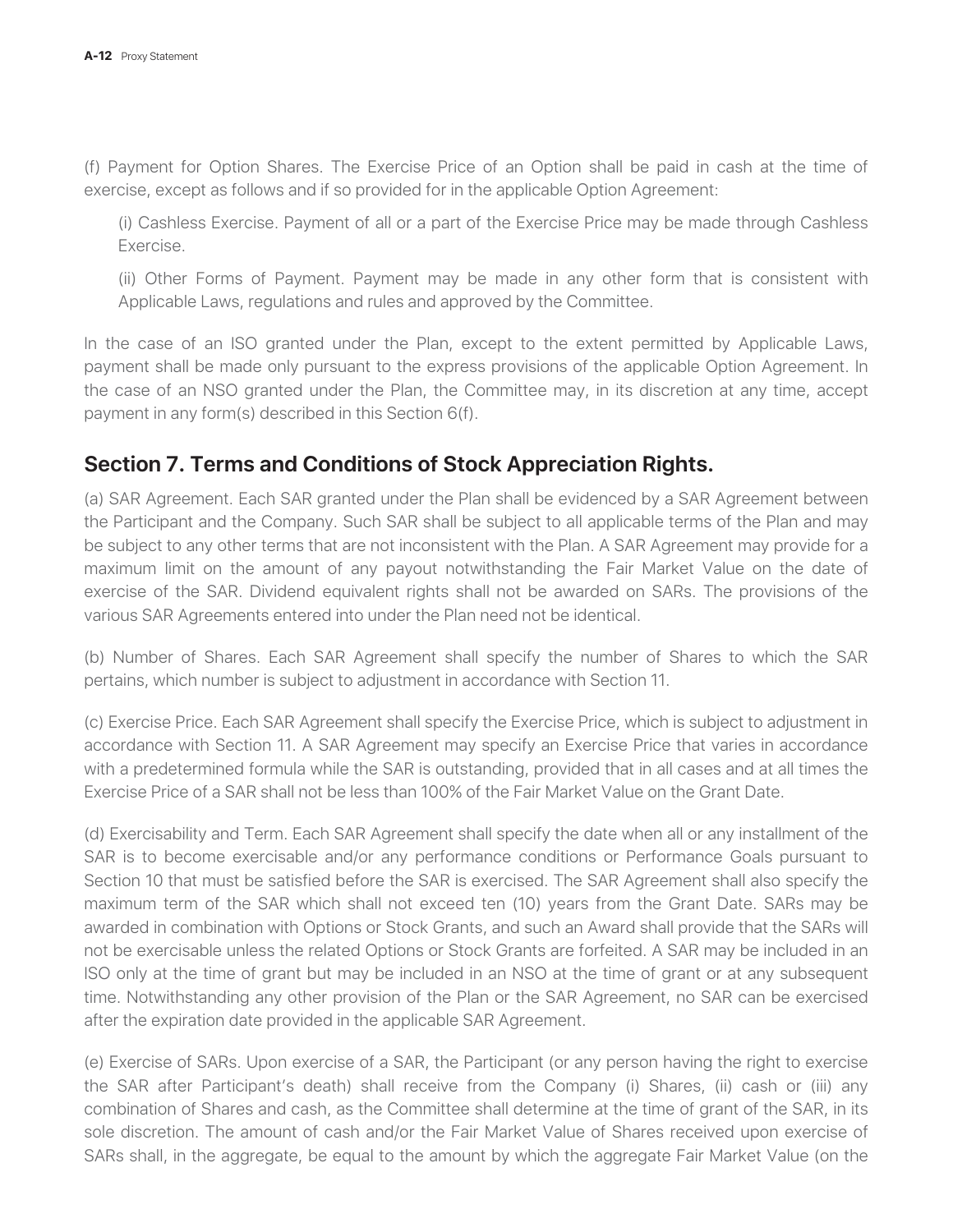(f) Payment for Option Shares. The Exercise Price of an Option shall be paid in cash at the time of exercise, except as follows and if so provided for in the applicable Option Agreement:

(i) Cashless Exercise. Payment of all or a part of the Exercise Price may be made through Cashless Exercise.

(ii) Other Forms of Payment. Payment may be made in any other form that is consistent with Applicable Laws, regulations and rules and approved by the Committee.

In the case of an ISO granted under the Plan, except to the extent permitted by Applicable Laws, payment shall be made only pursuant to the express provisions of the applicable Option Agreement. In the case of an NSO granted under the Plan, the Committee may, in its discretion at any time, accept payment in any form(s) described in this Section 6(f).

## Section 7. Terms and Conditions of Stock Appreciation Rights.

(a) SAR Agreement. Each SAR granted under the Plan shall be evidenced by a SAR Agreement between the Participant and the Company. Such SAR shall be subject to all applicable terms of the Plan and may be subject to any other terms that are not inconsistent with the Plan. A SAR Agreement may provide for a maximum limit on the amount of any payout notwithstanding the Fair Market Value on the date of exercise of the SAR. Dividend equivalent rights shall not be awarded on SARs. The provisions of the various SAR Agreements entered into under the Plan need not be identical.

(b) Number of Shares. Each SAR Agreement shall specify the number of Shares to which the SAR pertains, which number is subject to adjustment in accordance with Section 11.

(c) Exercise Price. Each SAR Agreement shall specify the Exercise Price, which is subject to adjustment in accordance with Section 11. A SAR Agreement may specify an Exercise Price that varies in accordance with a predetermined formula while the SAR is outstanding, provided that in all cases and at all times the Exercise Price of a SAR shall not be less than 100% of the Fair Market Value on the Grant Date.

(d) Exercisability and Term. Each SAR Agreement shall specify the date when all or any installment of the SAR is to become exercisable and/or any performance conditions or Performance Goals pursuant to Section 10 that must be satisfied before the SAR is exercised. The SAR Agreement shall also specify the maximum term of the SAR which shall not exceed ten (10) years from the Grant Date. SARs may be awarded in combination with Options or Stock Grants, and such an Award shall provide that the SARs will not be exercisable unless the related Options or Stock Grants are forfeited. A SAR may be included in an ISO only at the time of grant but may be included in an NSO at the time of grant or at any subsequent time. Notwithstanding any other provision of the Plan or the SAR Agreement, no SAR can be exercised after the expiration date provided in the applicable SAR Agreement.

(e) Exercise of SARs. Upon exercise of a SAR, the Participant (or any person having the right to exercise the SAR after Participant's death) shall receive from the Company (i) Shares, (ii) cash or (iii) any combination of Shares and cash, as the Committee shall determine at the time of grant of the SAR, in its sole discretion. The amount of cash and/or the Fair Market Value of Shares received upon exercise of SARs shall, in the aggregate, be equal to the amount by which the aggregate Fair Market Value (on the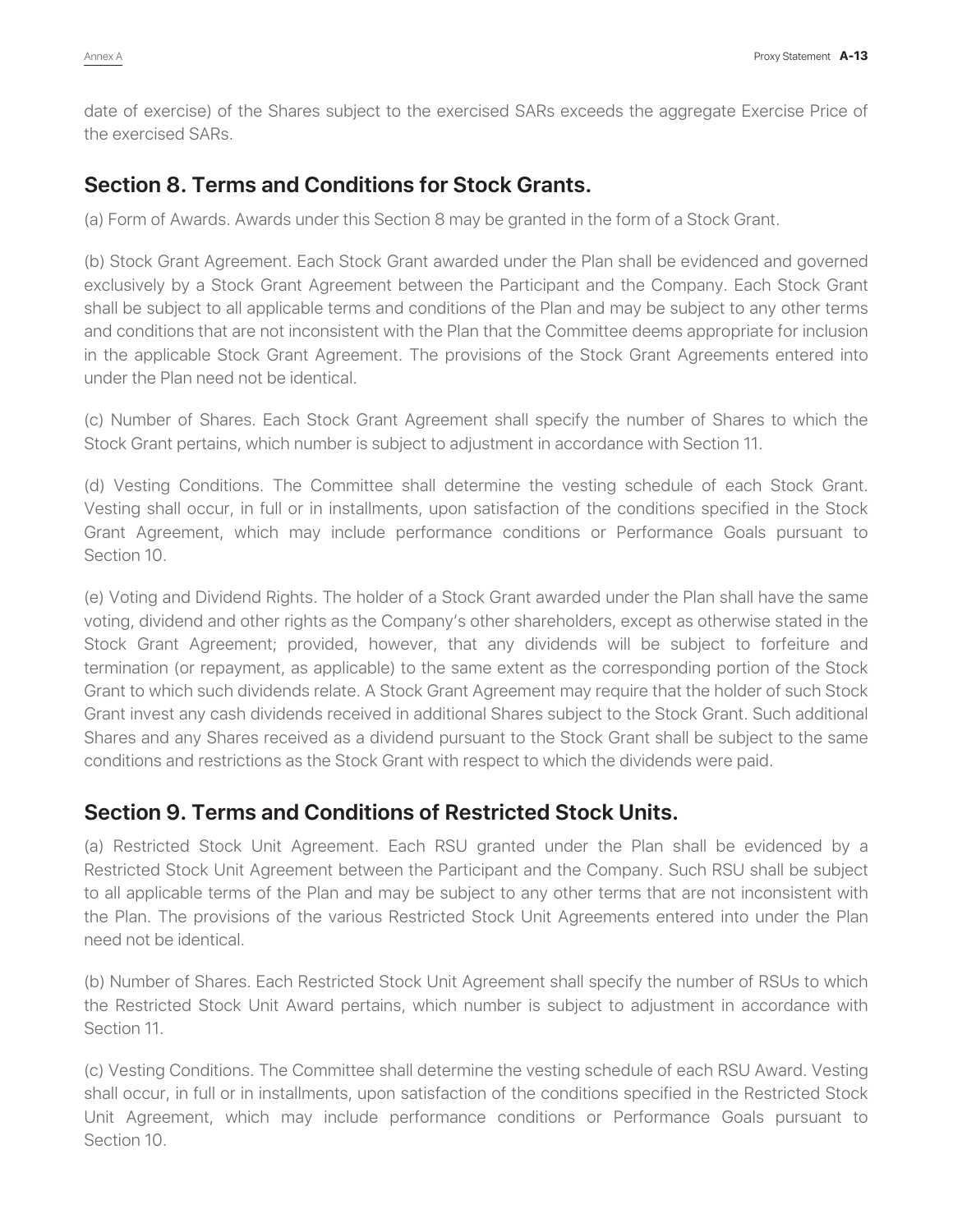date of exercise) of the Shares subject to the exercised SARs exceeds the aggregate Exercise Price of the exercised SARs.

## Section 8. Terms and Conditions for Stock Grants.

(a) Form of Awards. Awards under this Section 8 may be granted in the form of a Stock Grant.

(b) Stock Grant Agreement. Each Stock Grant awarded under the Plan shall be evidenced and governed exclusively by a Stock Grant Agreement between the Participant and the Company. Each Stock Grant shall be subject to all applicable terms and conditions of the Plan and may be subject to any other terms and conditions that are not inconsistent with the Plan that the Committee deems appropriate for inclusion in the applicable Stock Grant Agreement. The provisions of the Stock Grant Agreements entered into under the Plan need not be identical.

(c) Number of Shares. Each Stock Grant Agreement shall specify the number of Shares to which the Stock Grant pertains, which number is subject to adjustment in accordance with Section 11.

(d) Vesting Conditions. The Committee shall determine the vesting schedule of each Stock Grant. Vesting shall occur, in full or in installments, upon satisfaction of the conditions specified in the Stock Grant Agreement, which may include performance conditions or Performance Goals pursuant to Section 10.

(e) Voting and Dividend Rights. The holder of a Stock Grant awarded under the Plan shall have the same voting, dividend and other rights as the Company's other shareholders, except as otherwise stated in the Stock Grant Agreement; provided, however, that any dividends will be subject to forfeiture and termination (or repayment, as applicable) to the same extent as the corresponding portion of the Stock Grant to which such dividends relate. A Stock Grant Agreement may require that the holder of such Stock Grant invest any cash dividends received in additional Shares subject to the Stock Grant. Such additional Shares and any Shares received as a dividend pursuant to the Stock Grant shall be subject to the same conditions and restrictions as the Stock Grant with respect to which the dividends were paid.

## Section 9. Terms and Conditions of Restricted Stock Units.

(a) Restricted Stock Unit Agreement. Each RSU granted under the Plan shall be evidenced by a Restricted Stock Unit Agreement between the Participant and the Company. Such RSU shall be subject to all applicable terms of the Plan and may be subject to any other terms that are not inconsistent with the Plan. The provisions of the various Restricted Stock Unit Agreements entered into under the Plan need not be identical.

(b) Number of Shares. Each Restricted Stock Unit Agreement shall specify the number of RSUs to which the Restricted Stock Unit Award pertains, which number is subject to adjustment in accordance with Section 11.

(c) Vesting Conditions. The Committee shall determine the vesting schedule of each RSU Award. Vesting shall occur, in full or in installments, upon satisfaction of the conditions specified in the Restricted Stock Unit Agreement, which may include performance conditions or Performance Goals pursuant to Section 10.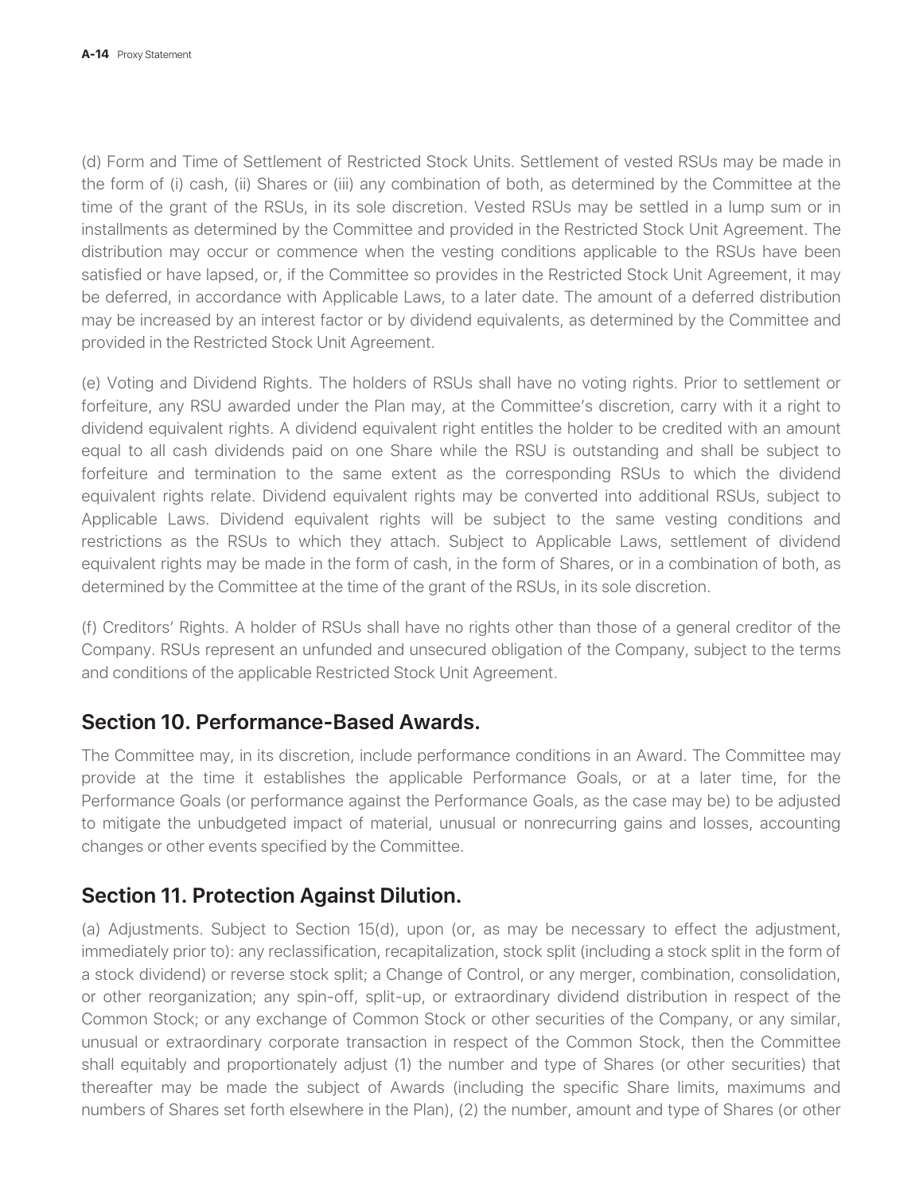(d) Form and Time of Settlement of Restricted Stock Units. Settlement of vested RSUs may be made in the form of (i) cash, (ii) Shares or (iii) any combination of both, as determined by the Committee at the time of the grant of the RSUs, in its sole discretion. Vested RSUs may be settled in a lump sum or in installments as determined by the Committee and provided in the Restricted Stock Unit Agreement. The distribution may occur or commence when the vesting conditions applicable to the RSUs have been satisfied or have lapsed, or, if the Committee so provides in the Restricted Stock Unit Agreement, it may be deferred, in accordance with Applicable Laws, to a later date. The amount of a deferred distribution may be increased by an interest factor or by dividend equivalents, as determined by the Committee and provided in the Restricted Stock Unit Agreement.

(e) Voting and Dividend Rights. The holders of RSUs shall have no voting rights. Prior to settlement or forfeiture, any RSU awarded under the Plan may, at the Committee's discretion, carry with it a right to dividend equivalent rights. A dividend equivalent right entitles the holder to be credited with an amount equal to all cash dividends paid on one Share while the RSU is outstanding and shall be subject to forfeiture and termination to the same extent as the corresponding RSUs to which the dividend equivalent rights relate. Dividend equivalent rights may be converted into additional RSUs, subject to Applicable Laws. Dividend equivalent rights will be subject to the same vesting conditions and restrictions as the RSUs to which they attach. Subject to Applicable Laws, settlement of dividend equivalent rights may be made in the form of cash, in the form of Shares, or in a combination of both, as determined by the Committee at the time of the grant of the RSUs, in its sole discretion.

(f) Creditors' Rights. A holder of RSUs shall have no rights other than those of a general creditor of the Company. RSUs represent an unfunded and unsecured obligation of the Company, subject to the terms and conditions of the applicable Restricted Stock Unit Agreement.

## Section 10. Performance-Based Awards.

The Committee may, in its discretion, include performance conditions in an Award. The Committee may provide at the time it establishes the applicable Performance Goals, or at a later time, for the Performance Goals (or performance against the Performance Goals, as the case may be) to be adjusted to mitigate the unbudgeted impact of material, unusual or nonrecurring gains and losses, accounting changes or other events specified by the Committee.

## Section 11. Protection Against Dilution.

(a) Adjustments. Subject to Section 15(d), upon (or, as may be necessary to effect the adjustment, immediately prior to): any reclassification, recapitalization, stock split (including a stock split in the form of a stock dividend) or reverse stock split; a Change of Control, or any merger, combination, consolidation, or other reorganization; any spin-off, split-up, or extraordinary dividend distribution in respect of the Common Stock; or any exchange of Common Stock or other securities of the Company, or any similar, unusual or extraordinary corporate transaction in respect of the Common Stock, then the Committee shall equitably and proportionately adjust (1) the number and type of Shares (or other securities) that thereafter may be made the subject of Awards (including the specific Share limits, maximums and numbers of Shares set forth elsewhere in the Plan), (2) the number, amount and type of Shares (or other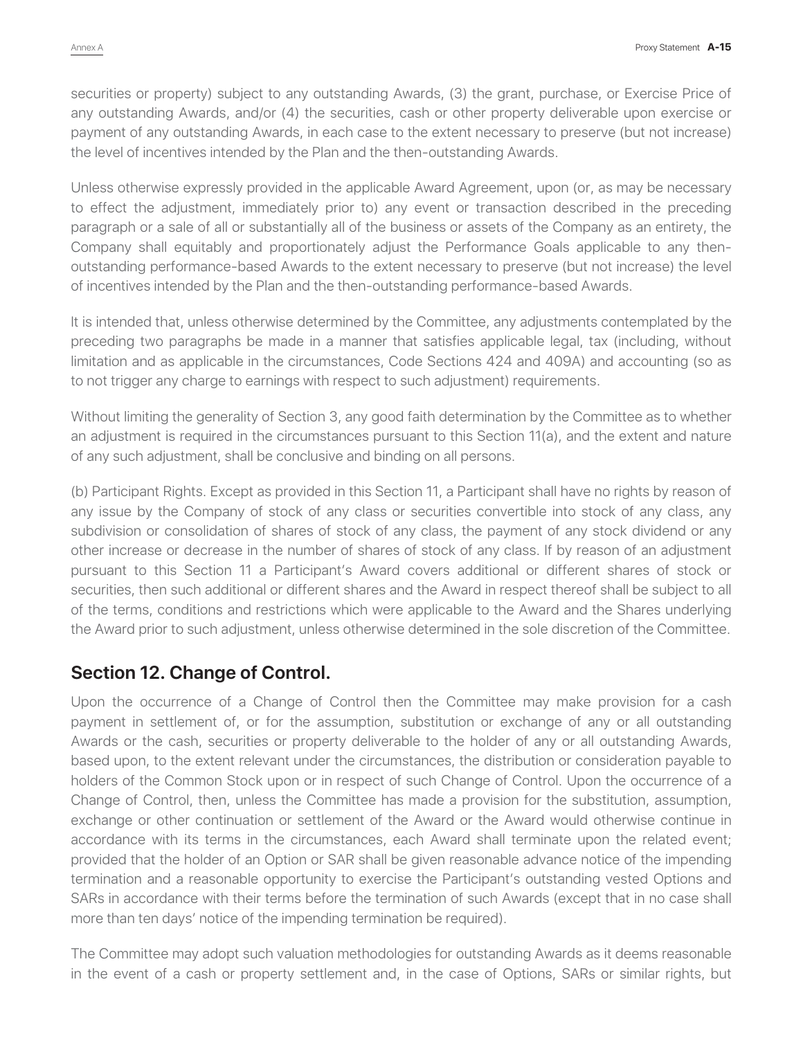securities or property) subject to any outstanding Awards, (3) the grant, purchase, or Exercise Price of any outstanding Awards, and/or (4) the securities, cash or other property deliverable upon exercise or payment of any outstanding Awards, in each case to the extent necessary to preserve (but not increase) the level of incentives intended by the Plan and the then-outstanding Awards.

Unless otherwise expressly provided in the applicable Award Agreement, upon (or, as may be necessary to effect the adjustment, immediately prior to) any event or transaction described in the preceding paragraph or a sale of all or substantially all of the business or assets of the Company as an entirety, the Company shall equitably and proportionately adjust the Performance Goals applicable to any then-outstanding performance-based Awards to the extent necessary to preserve (but not increase) the level of incentives intended by the Plan and the then-outstanding performance-based Awards.

It is intended that, unless otherwise determined by the Committee, any adjustments contemplated by the preceding two paragraphs be made in a manner that satisfies applicable legal, tax (including, without limitation and as applicable in the circumstances, Code Sections 424 and 409A) and accounting (so as to not trigger any charge to earnings with respect to such adjustment) requirements.

Without limiting the generality of Section 3, any good faith determination by the Committee as to whether an adjustment is required in the circumstances pursuant to this Section 11(a), and the extent and nature of any such adjustment, shall be conclusive and binding on all persons.

(b) Participant Rights. Except as provided in this Section 11, a Participant shall have no rights by reason of any issue by the Company of stock of any class or securities convertible into stock of any class, any subdivision or consolidation of shares of stock of any class, the payment of any stock dividend or any other increase or decrease in the number of shares of stock of any class. If by reason of an adjustment pursuant to this Section 11 a Participant's Award covers additional or different shares of stock or securities, then such additional or different shares and the Award in respect thereof shall be subject to all of the terms, conditions and restrictions which were applicable to the Award and the Shares underlying the Award prior to such adjustment, unless otherwise determined in the sole discretion of the Committee.

## Section 12. Change of Control.

Upon the occurrence of a Change of Control then the Committee may make provision for a cash payment in settlement of, or for the assumption, substitution or exchange of any or all outstanding Awards or the cash, securities or property deliverable to the holder of any or all outstanding Awards, based upon, to the extent relevant under the circumstances, the distribution or consideration payable to holders of the Common Stock upon or in respect of such Change of Control. Upon the occurrence of a Change of Control, then, unless the Committee has made a provision for the substitution, assumption, exchange or other continuation or settlement of the Award or the Award would otherwise continue in accordance with its terms in the circumstances, each Award shall terminate upon the related event; provided that the holder of an Option or SAR shall be given reasonable advance notice of the impending termination and a reasonable opportunity to exercise the Participant's outstanding vested Options and SARs in accordance with their terms before the termination of such Awards (except that in no case shall more than ten days' notice of the impending termination be required).

The Committee may adopt such valuation methodologies for outstanding Awards as it deems reasonable in the event of a cash or property settlement and, in the case of Options, SARs or similar rights, but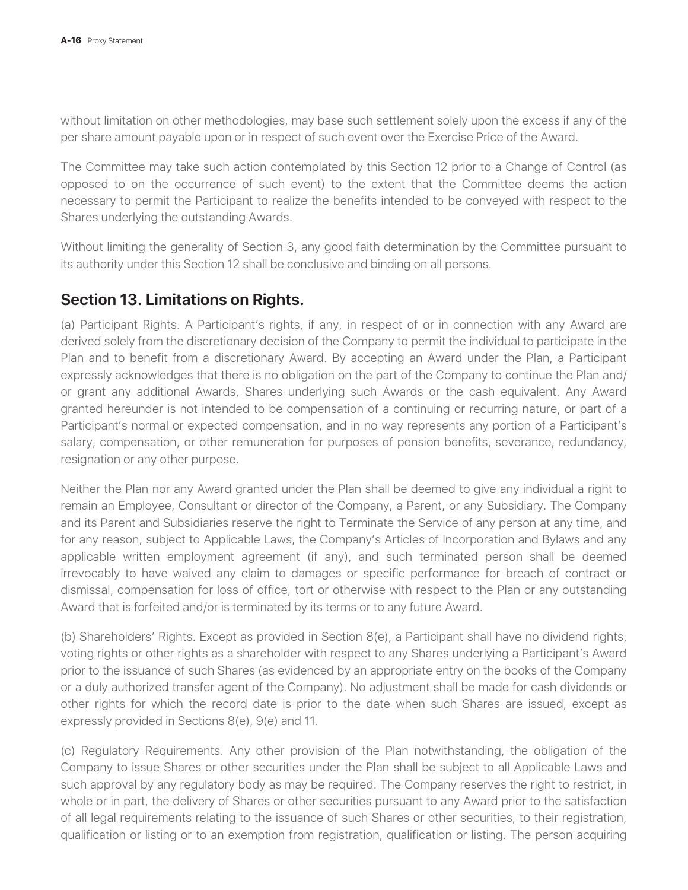without limitation on other methodologies, may base such settlement solely upon the excess if any of the per share amount payable upon or in respect of such event over the Exercise Price of the Award.

The Committee may take such action contemplated by this Section 12 prior to a Change of Control (as opposed to on the occurrence of such event) to the extent that the Committee deems the action necessary to permit the Participant to realize the benefits intended to be conveyed with respect to the Shares underlying the outstanding Awards.

Without limiting the generality of Section 3, any good faith determination by the Committee pursuant to its authority under this Section 12 shall be conclusive and binding on all persons.

## Section 13. Limitations on Rights.

(a) Participant Rights. A Participant's rights, if any, in respect of or in connection with any Award are derived solely from the discretionary decision of the Company to permit the individual to participate in the Plan and to benefit from a discretionary Award. By accepting an Award under the Plan, a Participant expressly acknowledges that there is no obligation on the part of the Company to continue the Plan and/or grant any additional Awards, Shares underlying such Awards or the cash equivalent. Any Award granted hereunder is not intended to be compensation of a continuing or recurring nature, or part of a Participant's normal or expected compensation, and in no way represents any portion of a Participant's salary, compensation, or other remuneration for purposes of pension benefits, severance, redundancy, resignation or any other purpose.

Neither the Plan nor any Award granted under the Plan shall be deemed to give any individual a right to remain an Employee, Consultant or director of the Company, a Parent, or any Subsidiary. The Company and its Parent and Subsidiaries reserve the right to Terminate the Service of any person at any time, and for any reason, subject to Applicable Laws, the Company's Articles of Incorporation and Bylaws and any applicable written employment agreement (if any), and such terminated person shall be deemed irrevocably to have waived any claim to damages or specific performance for breach of contract or dismissal, compensation for loss of office, tort or otherwise with respect to the Plan or any outstanding Award that is forfeited and/or is terminated by its terms or to any future Award.

(b) Shareholders' Rights. Except as provided in Section 8(e), a Participant shall have no dividend rights, voting rights or other rights as a shareholder with respect to any Shares underlying a Participant's Award prior to the issuance of such Shares (as evidenced by an appropriate entry on the books of the Company or a duly authorized transfer agent of the Company). No adjustment shall be made for cash dividends or other rights for which the record date is prior to the date when such Shares are issued, except as expressly provided in Sections 8(e), 9(e) and 11.

(c) Regulatory Requirements. Any other provision of the Plan notwithstanding, the obligation of the Company to issue Shares or other securities under the Plan shall be subject to all Applicable Laws and such approval by any regulatory body as may be required. The Company reserves the right to restrict, in whole or in part, the delivery of Shares or other securities pursuant to any Award prior to the satisfaction of all legal requirements relating to the issuance of such Shares or other securities, to their registration, qualification or listing or to an exemption from registration, qualification or listing. The person acquiring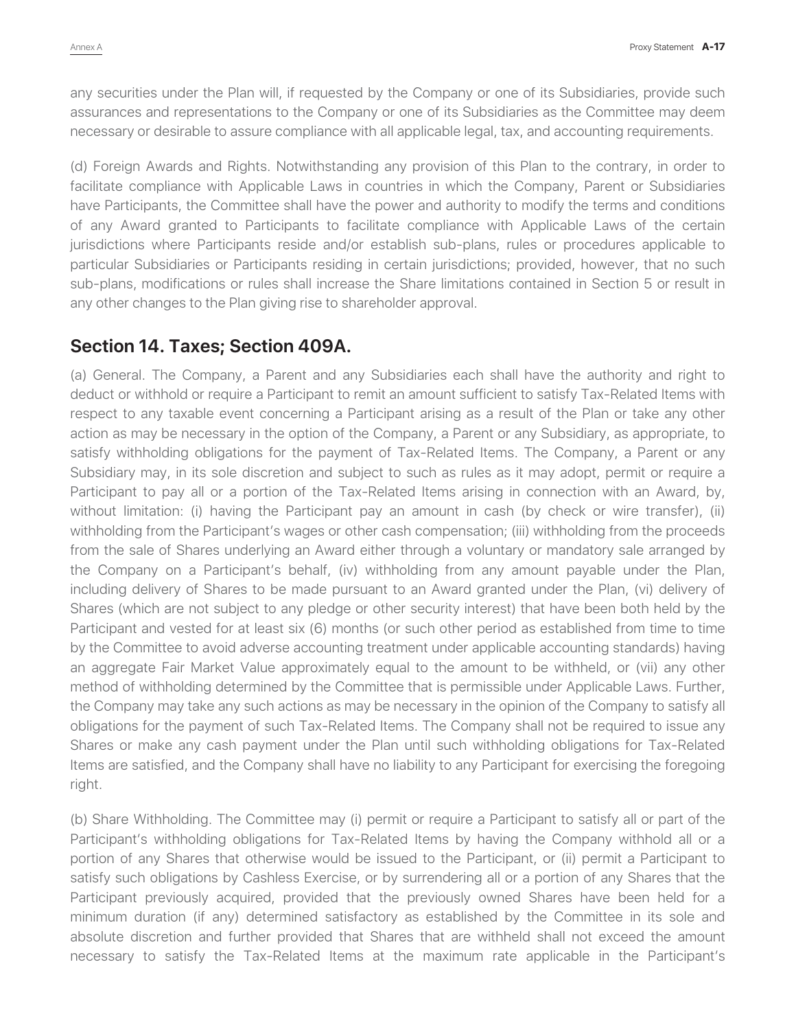any securities under the Plan will, if requested by the Company or one of its Subsidiaries, provide such assurances and representations to the Company or one of its Subsidiaries as the Committee may deem necessary or desirable to assure compliance with all applicable legal, tax, and accounting requirements.

(d) Foreign Awards and Rights. Notwithstanding any provision of this Plan to the contrary, in order to facilitate compliance with Applicable Laws in countries in which the Company, Parent or Subsidiaries have Participants, the Committee shall have the power and authority to modify the terms and conditions of any Award granted to Participants to facilitate compliance with Applicable Laws of the certain jurisdictions where Participants reside and/or establish sub-plans, rules or procedures applicable to particular Subsidiaries or Participants residing in certain jurisdictions; provided, however, that no such sub-plans, modifications or rules shall increase the Share limitations contained in Section 5 or result in any other changes to the Plan giving rise to shareholder approval.

## Section 14. Taxes; Section 409A.

(a) General. The Company, a Parent and any Subsidiaries each shall have the authority and right to deduct or withhold or require a Participant to remit an amount sufficient to satisfy Tax-Related Items with respect to any taxable event concerning a Participant arising as a result of the Plan or take any other action as may be necessary in the option of the Company, a Parent or any Subsidiary, as appropriate, to satisfy withholding obligations for the payment of Tax-Related Items. The Company, a Parent or any Subsidiary may, in its sole discretion and subject to such as rules as it may adopt, permit or require a Participant to pay all or a portion of the Tax-Related Items arising in connection with an Award, by, without limitation: (i) having the Participant pay an amount in cash (by check or wire transfer), (ii) withholding from the Participant's wages or other cash compensation; (iii) withholding from the proceeds from the sale of Shares underlying an Award either through a voluntary or mandatory sale arranged by the Company on a Participant's behalf, (iv) withholding from any amount payable under the Plan, including delivery of Shares to be made pursuant to an Award granted under the Plan, (vi) delivery of Shares (which are not subject to any pledge or other security interest) that have been both held by the Participant and vested for at least six (6) months (or such other period as established from time to time by the Committee to avoid adverse accounting treatment under applicable accounting standards) having an aggregate Fair Market Value approximately equal to the amount to be withheld, or (vii) any other method of withholding determined by the Committee that is permissible under Applicable Laws. Further, the Company may take any such actions as may be necessary in the opinion of the Company to satisfy all obligations for the payment of such Tax-Related Items. The Company shall not be required to issue any Shares or make any cash payment under the Plan until such withholding obligations for Tax-Related Items are satisfied, and the Company shall have no liability to any Participant for exercising the foregoing right.

(b) Share Withholding. The Committee may (i) permit or require a Participant to satisfy all or part of the Participant's withholding obligations for Tax-Related Items by having the Company withhold all or a portion of any Shares that otherwise would be issued to the Participant, or (ii) permit a Participant to satisfy such obligations by Cashless Exercise, or by surrendering all or a portion of any Shares that the Participant previously acquired, provided that the previously owned Shares have been held for a minimum duration (if any) determined satisfactory as established by the Committee in its sole and absolute discretion and further provided that Shares that are withheld shall not exceed the amount necessary to satisfy the Tax-Related Items at the maximum rate applicable in the Participant's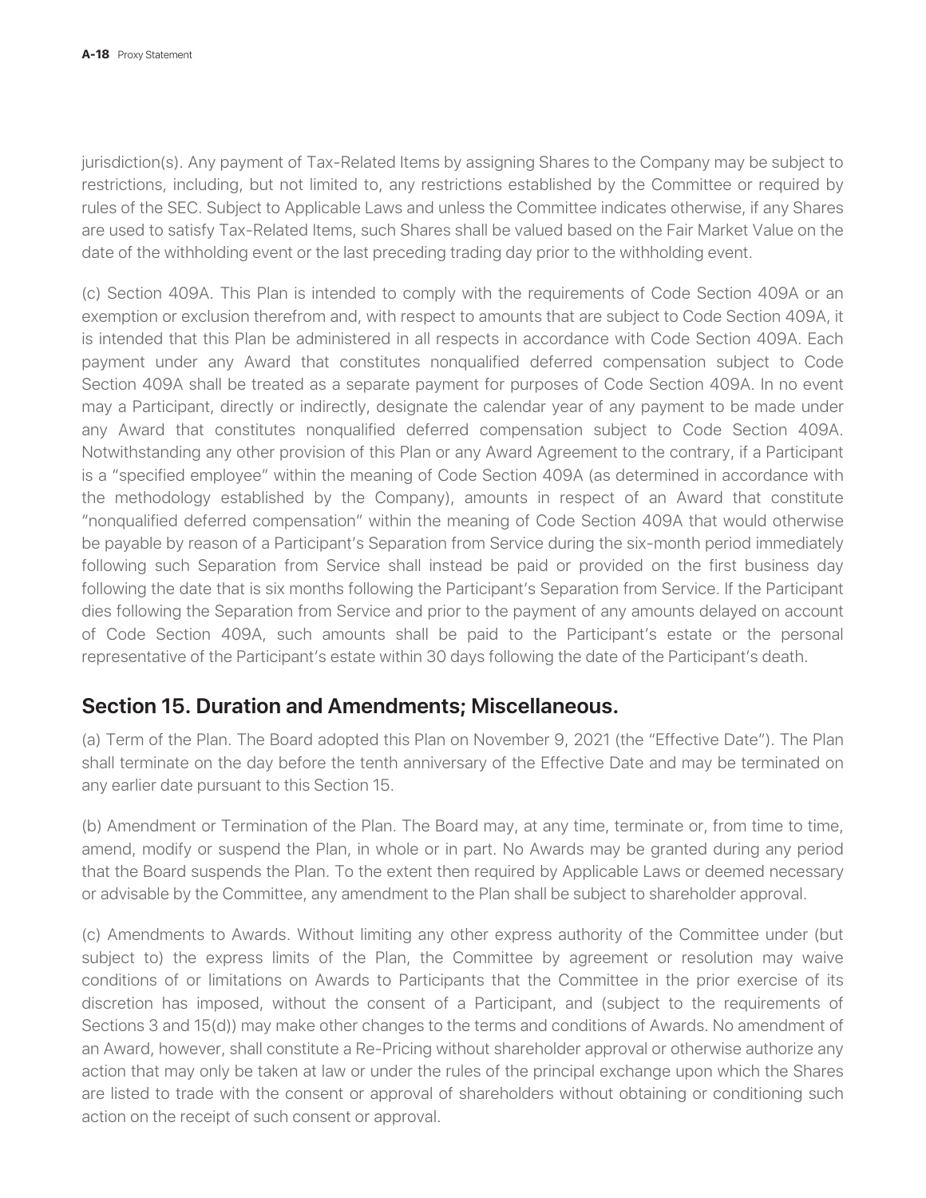jurisdiction(s). Any payment of Tax-Related Items by assigning Shares to the Company may be subject to restrictions, including, but not limited to, any restrictions established by the Committee or required by rules of the SEC. Subject to Applicable Laws and unless the Committee indicates otherwise, if any Shares are used to satisfy Tax-Related Items, such Shares shall be valued based on the Fair Market Value on the date of the withholding event or the last preceding trading day prior to the withholding event.

(c) Section 409A. This Plan is intended to comply with the requirements of Code Section 409A or an exemption or exclusion therefrom and, with respect to amounts that are subject to Code Section 409A, it is intended that this Plan be administered in all respects in accordance with Code Section 409A. Each payment under any Award that constitutes nonqualified deferred compensation subject to Code Section 409A shall be treated as a separate payment for purposes of Code Section 409A. In no event may a Participant, directly or indirectly, designate the calendar year of any payment to be made under any Award that constitutes nonqualified deferred compensation subject to Code Section 409A. Notwithstanding any other provision of this Plan or any Award Agreement to the contrary, if a Participant is a "specified employee" within the meaning of Code Section 409A (as determined in accordance with the methodology established by the Company), amounts in respect of an Award that constitute "nonqualified deferred compensation" within the meaning of Code Section 409A that would otherwise be payable by reason of a Participant's Separation from Service during the six-month period immediately following such Separation from Service shall instead be paid or provided on the first business day following the date that is six months following the Participant's Separation from Service. If the Participant dies following the Separation from Service and prior to the payment of any amounts delayed on account of Code Section 409A, such amounts shall be paid to the Participant's estate or the personal representative of the Participant's estate within 30 days following the date of the Participant's death.

## Section 15. Duration and Amendments; Miscellaneous.

(a) Term of the Plan. The Board adopted this Plan on November 9, 2021 (the "Effective Date"). The Plan shall terminate on the day before the tenth anniversary of the Effective Date and may be terminated on any earlier date pursuant to this Section 15.

(b) Amendment or Termination of the Plan. The Board may, at any time, terminate or, from time to time, amend, modify or suspend the Plan, in whole or in part. No Awards may be granted during any period that the Board suspends the Plan. To the extent then required by Applicable Laws or deemed necessary or advisable by the Committee, any amendment to the Plan shall be subject to shareholder approval.

(c) Amendments to Awards. Without limiting any other express authority of the Committee under (but subject to) the express limits of the Plan, the Committee by agreement or resolution may waive conditions of or limitations on Awards to Participants that the Committee in the prior exercise of its discretion has imposed, without the consent of a Participant, and (subject to the requirements of Sections 3 and 15(d)) may make other changes to the terms and conditions of Awards. No amendment of an Award, however, shall constitute a Re-Pricing without shareholder approval or otherwise authorize any action that may only be taken at law or under the rules of the principal exchange upon which the Shares are listed to trade with the consent or approval of shareholders without obtaining or conditioning such action on the receipt of such consent or approval.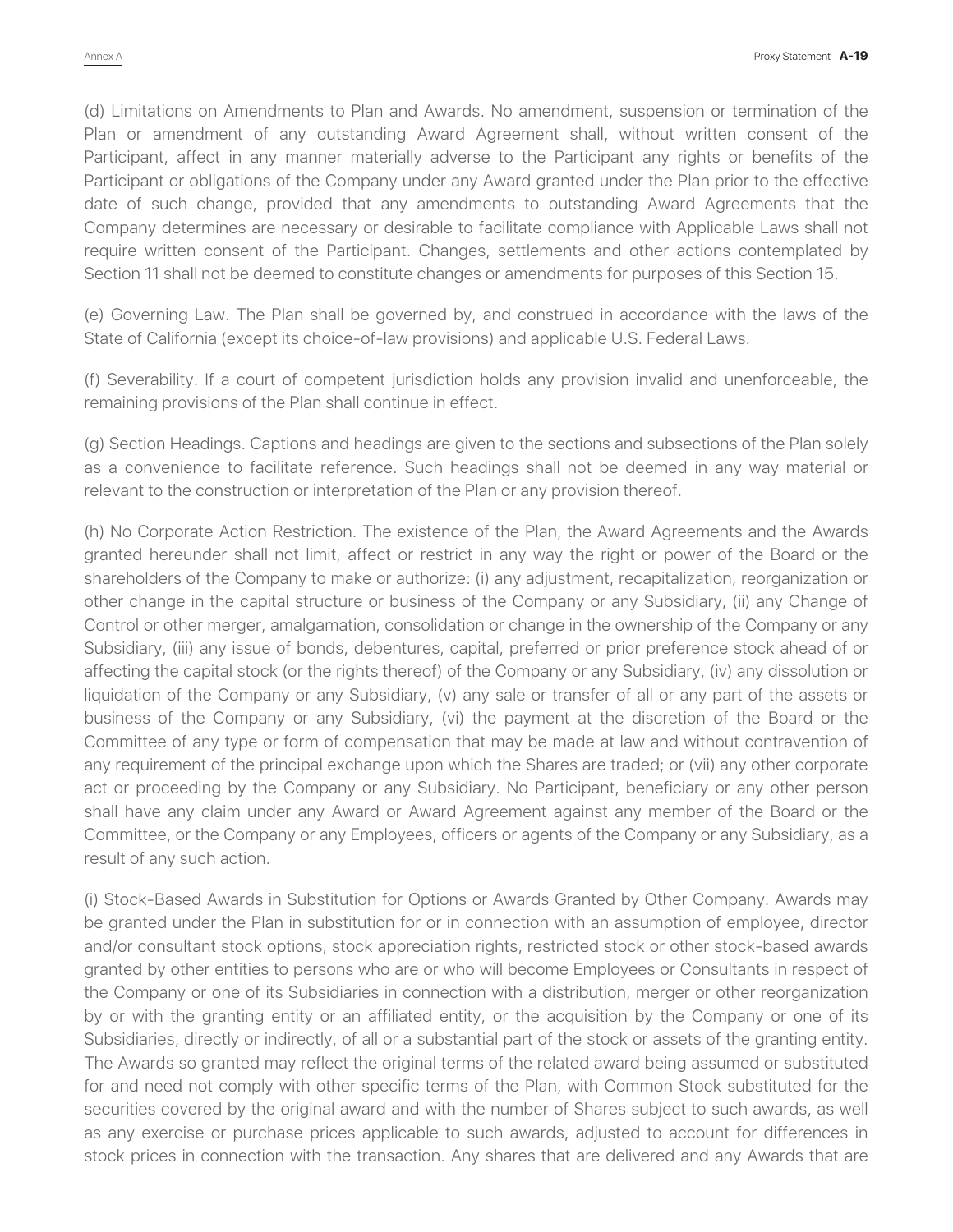(d) Limitations on Amendments to Plan and Awards. No amendment, suspension or termination of the Plan or amendment of any outstanding Award Agreement shall, without written consent of the Participant, affect in any manner materially adverse to the Participant any rights or benefits of the Participant or obligations of the Company under any Award granted under the Plan prior to the effective date of such change, provided that any amendments to outstanding Award Agreements that the Company determines are necessary or desirable to facilitate compliance with Applicable Laws shall not require written consent of the Participant. Changes, settlements and other actions contemplated by Section 11 shall not be deemed to constitute changes or amendments for purposes of this Section 15.

(e) Governing Law. The Plan shall be governed by, and construed in accordance with the laws of the State of California (except its choice-of-law provisions) and applicable U.S. Federal Laws.

(f) Severability. If a court of competent jurisdiction holds any provision invalid and unenforceable, the remaining provisions of the Plan shall continue in effect.

(g) Section Headings. Captions and headings are given to the sections and subsections of the Plan solely as a convenience to facilitate reference. Such headings shall not be deemed in any way material or relevant to the construction or interpretation of the Plan or any provision thereof.

(h) No Corporate Action Restriction. The existence of the Plan, the Award Agreements and the Awards granted hereunder shall not limit, affect or restrict in any way the right or power of the Board or the shareholders of the Company to make or authorize: (i) any adjustment, recapitalization, reorganization or other change in the capital structure or business of the Company or any Subsidiary, (ii) any Change of Control or other merger, amalgamation, consolidation or change in the ownership of the Company or any Subsidiary, (iii) any issue of bonds, debentures, capital, preferred or prior preference stock ahead of or affecting the capital stock (or the rights thereof) of the Company or any Subsidiary, (iv) any dissolution or liquidation of the Company or any Subsidiary, (v) any sale or transfer of all or any part of the assets or business of the Company or any Subsidiary, (vi) the payment at the discretion of the Board or the Committee of any type or form of compensation that may be made at law and without contravention of any requirement of the principal exchange upon which the Shares are traded; or (vii) any other corporate act or proceeding by the Company or any Subsidiary. No Participant, beneficiary or any other person shall have any claim under any Award or Award Agreement against any member of the Board or the Committee, or the Company or any Employees, officers or agents of the Company or any Subsidiary, as a result of any such action.

(i) Stock-Based Awards in Substitution for Options or Awards Granted by Other Company. Awards may be granted under the Plan in substitution for or in connection with an assumption of employee, director and/or consultant stock options, stock appreciation rights, restricted stock or other stock-based awards granted by other entities to persons who are or who will become Employees or Consultants in respect of the Company or one of its Subsidiaries in connection with a distribution, merger or other reorganization by or with the granting entity or an affiliated entity, or the acquisition by the Company or one of its Subsidiaries, directly or indirectly, of all or a substantial part of the stock or assets of the granting entity. The Awards so granted may reflect the original terms of the related award being assumed or substituted for and need not comply with other specific terms of the Plan, with Common Stock substituted for the securities covered by the original award and with the number of Shares subject to such awards, as well as any exercise or purchase prices applicable to such awards, adjusted to account for differences in stock prices in connection with the transaction. Any shares that are delivered and any Awards that are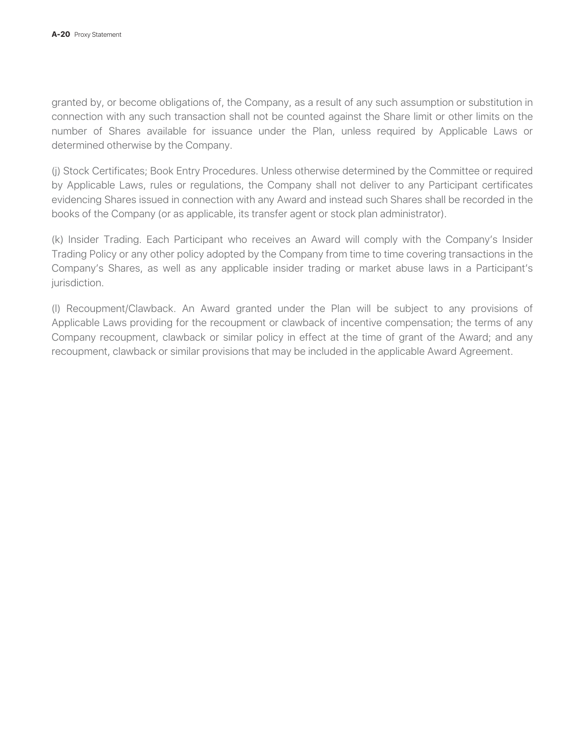granted by, or become obligations of, the Company, as a result of any such assumption or substitution in connection with any such transaction shall not be counted against the Share limit or other limits on the number of Shares available for issuance under the Plan, unless required by Applicable Laws or determined otherwise by the Company.

(j) Stock Certificates; Book Entry Procedures. Unless otherwise determined by the Committee or required by Applicable Laws, rules or regulations, the Company shall not deliver to any Participant certificates evidencing Shares issued in connection with any Award and instead such Shares shall be recorded in the books of the Company (or as applicable, its transfer agent or stock plan administrator).

(k) Insider Trading. Each Participant who receives an Award will comply with the Company's Insider Trading Policy or any other policy adopted by the Company from time to time covering transactions in the Company's Shares, as well as any applicable insider trading or market abuse laws in a Participant's jurisdiction.

(l) Recoupment/Clawback. An Award granted under the Plan will be subject to any provisions of Applicable Laws providing for the recoupment or clawback of incentive compensation; the terms of any Company recoupment, clawback or similar policy in effect at the time of grant of the Award; and any recoupment, clawback or similar provisions that may be included in the applicable Award Agreement.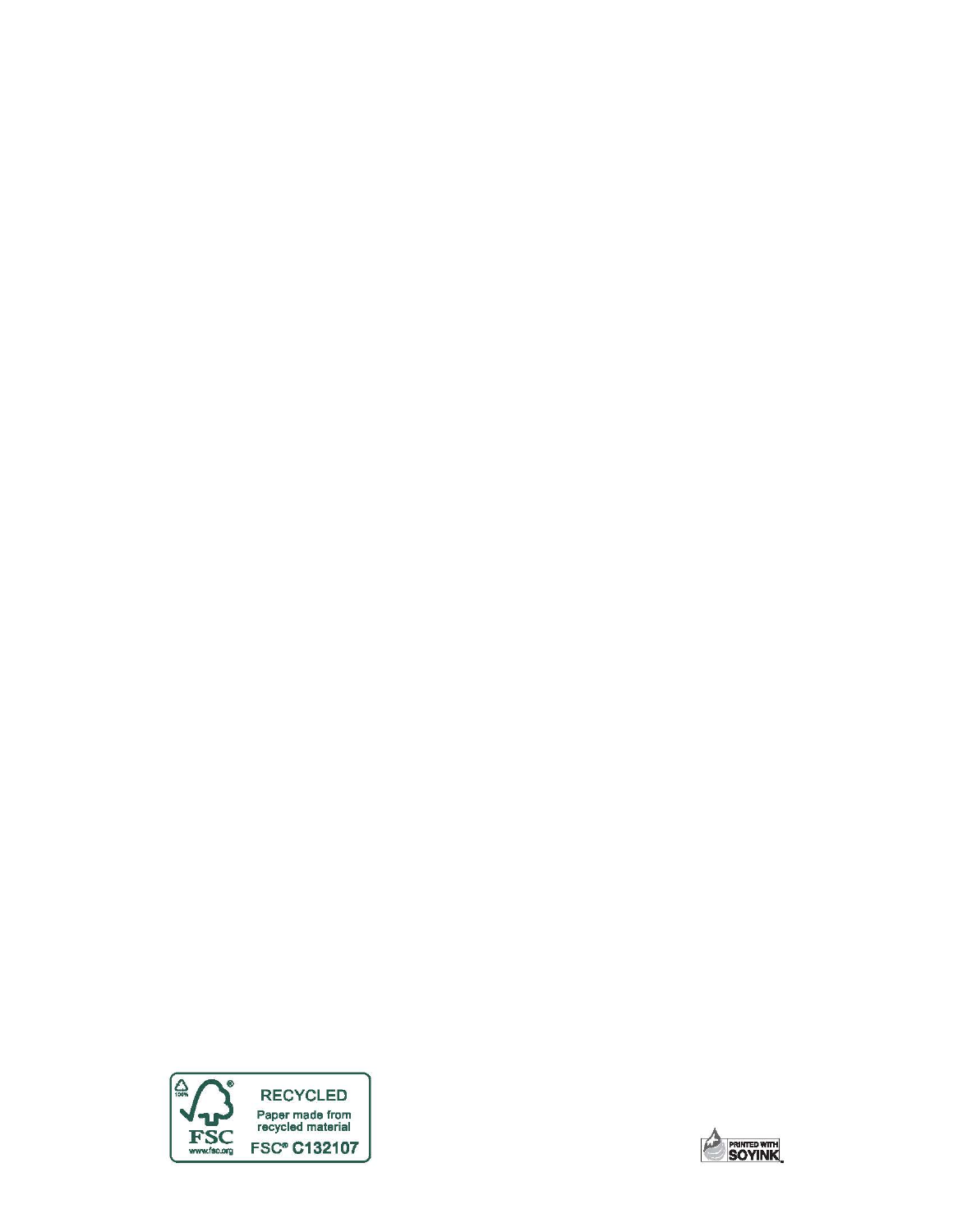RECYCLED

Paper made from recycled material

FSC® C132107

www.fsc.org

PRINTED WITH SOYINK